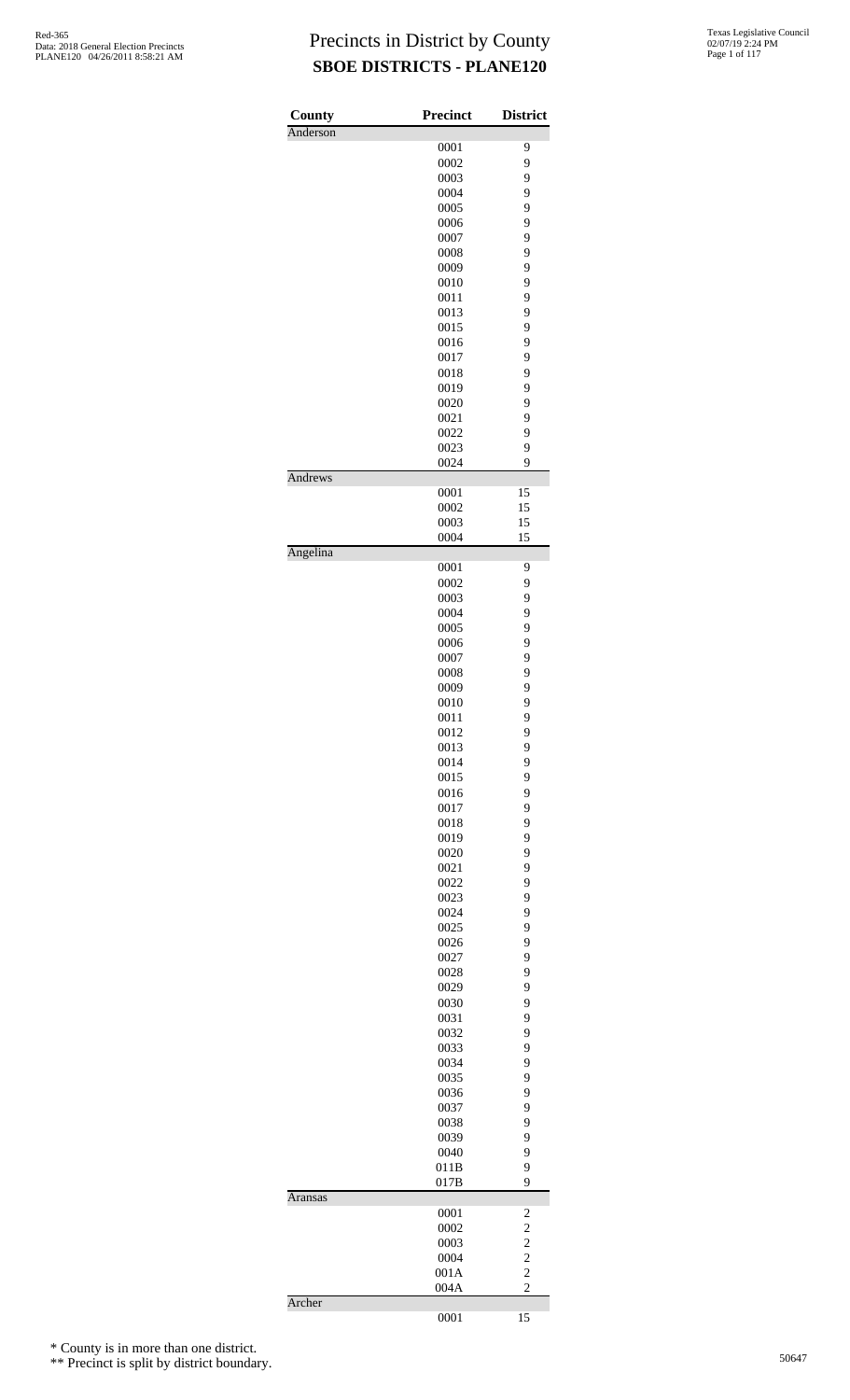Red-365
Data: 2018 General Election Precincts
PLANE120 04/26/2011 8:58:21 AM

# Precincts in District by County
## SBOE DISTRICTS - PLANE120

Texas Legislative Council
02/07/19 2:24 PM

| County | Precinct | District |
|---|---|---|
| Anderson | | |
| | 0001 | 9 |
| | 0002 | 9 |
| | 0003 | 9 |
| | 0004 | 9 |
| | 0005 | 9 |
| | 0006 | 9 |
| | 0007 | 9 |
| | 0008 | 9 |
| | 0009 | 9 |
| | 0010 | 9 |
| | 0011 | 9 |
| | 0013 | 9 |
| | 0015 | 9 |
| | 0016 | 9 |
| | 0017 | 9 |
| | 0018 | 9 |
| | 0019 | 9 |
| | 0020 | 9 |
| | 0021 | 9 |
| | 0022 | 9 |
| | 0023 | 9 |
| | 0024 | 9 |
| Andrews | | |
| | 0001 | 15 |
| | 0002 | 15 |
| | 0003 | 15 |
| | 0004 | 15 |
| Angelina | | |
| | 0001 | 9 |
| | 0002 | 9 |
| | 0003 | 9 |
| | 0004 | 9 |
| | 0005 | 9 |
| | 0006 | 9 |
| | 0007 | 9 |
| | 0008 | 9 |
| | 0009 | 9 |
| | 0010 | 9 |
| | 0011 | 9 |
| | 0012 | 9 |
| | 0013 | 9 |
| | 0014 | 9 |
| | 0015 | 9 |
| | 0016 | 9 |
| | 0017 | 9 |
| | 0018 | 9 |
| | 0019 | 9 |
| | 0020 | 9 |
| | 0021 | 9 |
| | 0022 | 9 |
| | 0023 | 9 |
| | 0024 | 9 |
| | 0025 | 9 |
| | 0026 | 9 |
| | 0027 | 9 |
| | 0028 | 9 |
| | 0029 | 9 |
| | 0030 | 9 |
| | 0031 | 9 |
| | 0032 | 9 |
| | 0033 | 9 |
| | 0034 | 9 |
| | 0035 | 9 |
| | 0036 | 9 |
| | 0037 | 9 |
| | 0038 | 9 |
| | 0039 | 9 |
| | 0040 | 9 |
| | 011B | 9 |
| | 017B | 9 |
| Aransas | | |
| | 0001 | 2 |
| | 0002 | 2 |
| | 0003 | 2 |
| | 0004 | 2 |
| | 001A | 2 |
| | 004A | 2 |
| Archer | | |
| | 0001 | 15 |

\* County is in more than one district.

\*\* Precinct is split by district boundary.

50647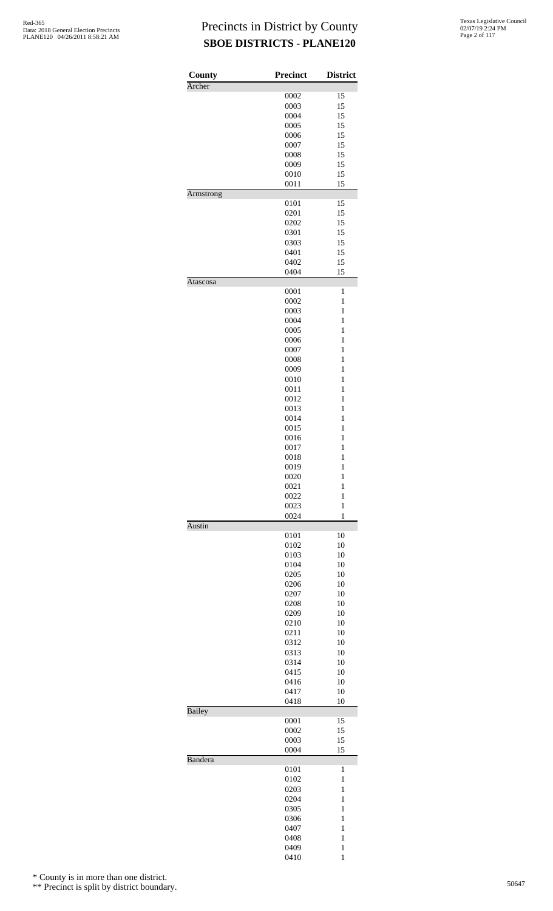# Precincts in District by County

## SBOE DISTRICTS - PLANE120

Red-365
Data: 2018 General Election Precincts
PLANE120 04/26/2011 8:58:21 AM

Texas Legislative Council
02/07/19 2:24 PM

| County | Precinct | District |
|---|---|---|
| Archer | | |
| | 0002 | 15 |
| | 0003 | 15 |
| | 0004 | 15 |
| | 0005 | 15 |
| | 0006 | 15 |
| | 0007 | 15 |
| | 0008 | 15 |
| | 0009 | 15 |
| | 0010 | 15 |
| | 0011 | 15 |
| Armstrong | | |
| | 0101 | 15 |
| | 0201 | 15 |
| | 0202 | 15 |
| | 0301 | 15 |
| | 0303 | 15 |
| | 0401 | 15 |
| | 0402 | 15 |
| | 0404 | 15 |
| Atascosa | | |
| | 0001 | 1 |
| | 0002 | 1 |
| | 0003 | 1 |
| | 0004 | 1 |
| | 0005 | 1 |
| | 0006 | 1 |
| | 0007 | 1 |
| | 0008 | 1 |
| | 0009 | 1 |
| | 0010 | 1 |
| | 0011 | 1 |
| | 0012 | 1 |
| | 0013 | 1 |
| | 0014 | 1 |
| | 0015 | 1 |
| | 0016 | 1 |
| | 0017 | 1 |
| | 0018 | 1 |
| | 0019 | 1 |
| | 0020 | 1 |
| | 0021 | 1 |
| | 0022 | 1 |
| | 0023 | 1 |
| | 0024 | 1 |
| Austin | | |
| | 0101 | 10 |
| | 0102 | 10 |
| | 0103 | 10 |
| | 0104 | 10 |
| | 0205 | 10 |
| | 0206 | 10 |
| | 0207 | 10 |
| | 0208 | 10 |
| | 0209 | 10 |
| | 0210 | 10 |
| | 0211 | 10 |
| | 0312 | 10 |
| | 0313 | 10 |
| | 0314 | 10 |
| | 0415 | 10 |
| | 0416 | 10 |
| | 0417 | 10 |
| | 0418 | 10 |
| Bailey | | |
| | 0001 | 15 |
| | 0002 | 15 |
| | 0003 | 15 |
| | 0004 | 15 |
| Bandera | | |
| | 0101 | 1 |
| | 0102 | 1 |
| | 0203 | 1 |
| | 0204 | 1 |
| | 0305 | 1 |
| | 0306 | 1 |
| | 0407 | 1 |
| | 0408 | 1 |
| | 0409 | 1 |
| | 0410 | 1 |

\* County is in more than one district.

\*\* Precinct is split by district boundary.

50647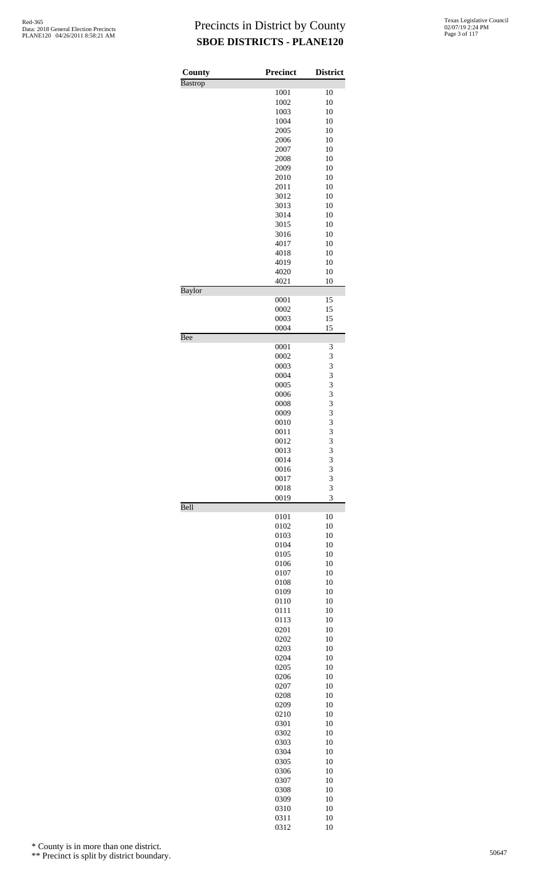# Precincts in District by County
## SBOE DISTRICTS - PLANE120

| County | Precinct | District |
|---|---|---|
| Bastrop | | |
| | 1001 | 10 |
| | 1002 | 10 |
| | 1003 | 10 |
| | 1004 | 10 |
| | 2005 | 10 |
| | 2006 | 10 |
| | 2007 | 10 |
| | 2008 | 10 |
| | 2009 | 10 |
| | 2010 | 10 |
| | 2011 | 10 |
| | 3012 | 10 |
| | 3013 | 10 |
| | 3014 | 10 |
| | 3015 | 10 |
| | 3016 | 10 |
| | 4017 | 10 |
| | 4018 | 10 |
| | 4019 | 10 |
| | 4020 | 10 |
| | 4021 | 10 |
| Baylor | | |
| | 0001 | 15 |
| | 0002 | 15 |
| | 0003 | 15 |
| | 0004 | 15 |
| Bee | | |
| | 0001 | 3 |
| | 0002 | 3 |
| | 0003 | 3 |
| | 0004 | 3 |
| | 0005 | 3 |
| | 0006 | 3 |
| | 0008 | 3 |
| | 0009 | 3 |
| | 0010 | 3 |
| | 0011 | 3 |
| | 0012 | 3 |
| | 0013 | 3 |
| | 0014 | 3 |
| | 0016 | 3 |
| | 0017 | 3 |
| | 0018 | 3 |
| | 0019 | 3 |
| Bell | | |
| | 0101 | 10 |
| | 0102 | 10 |
| | 0103 | 10 |
| | 0104 | 10 |
| | 0105 | 10 |
| | 0106 | 10 |
| | 0107 | 10 |
| | 0108 | 10 |
| | 0109 | 10 |
| | 0110 | 10 |
| | 0111 | 10 |
| | 0113 | 10 |
| | 0201 | 10 |
| | 0202 | 10 |
| | 0203 | 10 |
| | 0204 | 10 |
| | 0205 | 10 |
| | 0206 | 10 |
| | 0207 | 10 |
| | 0208 | 10 |
| | 0209 | 10 |
| | 0210 | 10 |
| | 0301 | 10 |
| | 0302 | 10 |
| | 0303 | 10 |
| | 0304 | 10 |
| | 0305 | 10 |
| | 0306 | 10 |
| | 0307 | 10 |
| | 0308 | 10 |
| | 0309 | 10 |
| | 0310 | 10 |
| | 0311 | 10 |
| | 0312 | 10 |

\* County is in more than one district.

\*\* Precinct is split by district boundary.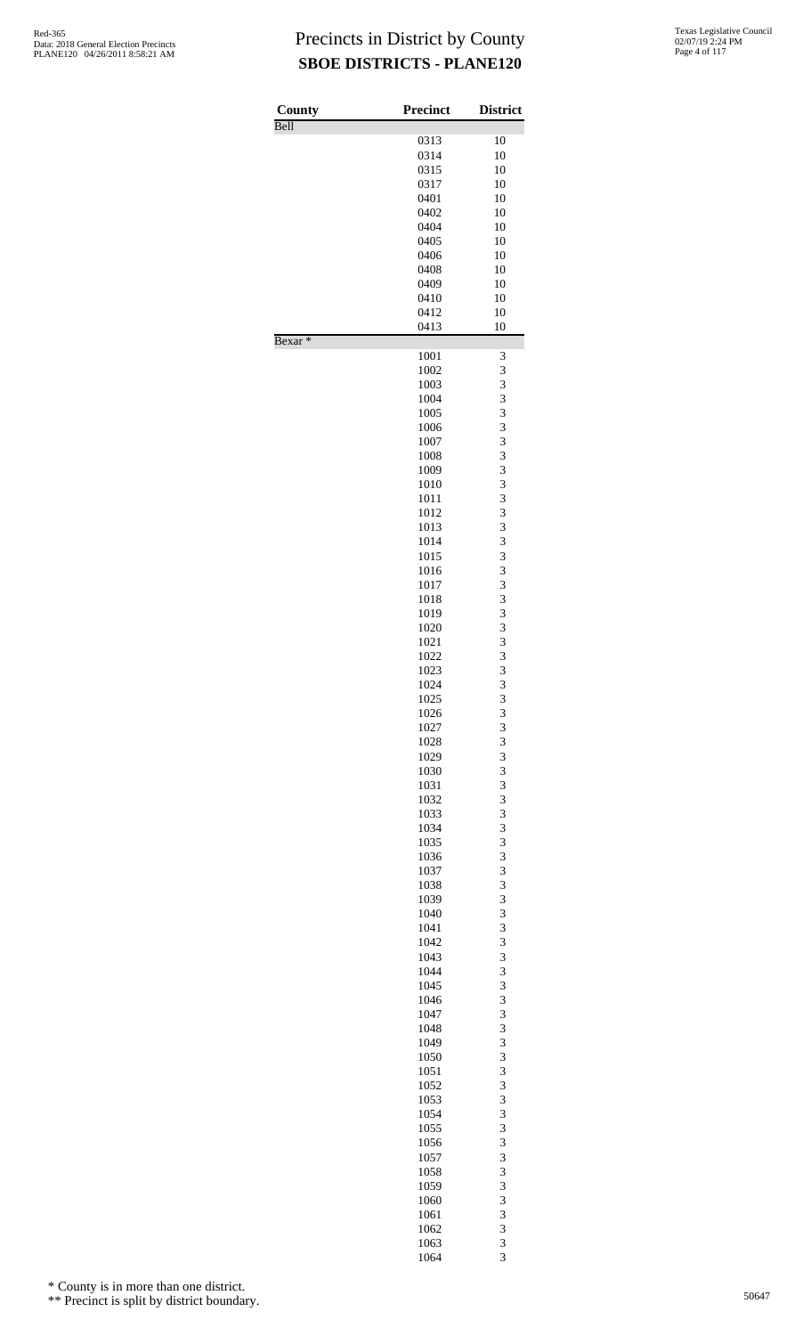# Precincts in District by County
## SBOE DISTRICTS - PLANE120

| County | Precinct | District |
|---|---|---|
| Bell | | |
| | 0313 | 10 |
| | 0314 | 10 |
| | 0315 | 10 |
| | 0317 | 10 |
| | 0401 | 10 |
| | 0402 | 10 |
| | 0404 | 10 |
| | 0405 | 10 |
| | 0406 | 10 |
| | 0408 | 10 |
| | 0409 | 10 |
| | 0410 | 10 |
| | 0412 | 10 |
| | 0413 | 10 |
| Bexar * | | |
| | 1001 | 3 |
| | 1002 | 3 |
| | 1003 | 3 |
| | 1004 | 3 |
| | 1005 | 3 |
| | 1006 | 3 |
| | 1007 | 3 |
| | 1008 | 3 |
| | 1009 | 3 |
| | 1010 | 3 |
| | 1011 | 3 |
| | 1012 | 3 |
| | 1013 | 3 |
| | 1014 | 3 |
| | 1015 | 3 |
| | 1016 | 3 |
| | 1017 | 3 |
| | 1018 | 3 |
| | 1019 | 3 |
| | 1020 | 3 |
| | 1021 | 3 |
| | 1022 | 3 |
| | 1023 | 3 |
| | 1024 | 3 |
| | 1025 | 3 |
| | 1026 | 3 |
| | 1027 | 3 |
| | 1028 | 3 |
| | 1029 | 3 |
| | 1030 | 3 |
| | 1031 | 3 |
| | 1032 | 3 |
| | 1033 | 3 |
| | 1034 | 3 |
| | 1035 | 3 |
| | 1036 | 3 |
| | 1037 | 3 |
| | 1038 | 3 |
| | 1039 | 3 |
| | 1040 | 3 |
| | 1041 | 3 |
| | 1042 | 3 |
| | 1043 | 3 |
| | 1044 | 3 |
| | 1045 | 3 |
| | 1046 | 3 |
| | 1047 | 3 |
| | 1048 | 3 |
| | 1049 | 3 |
| | 1050 | 3 |
| | 1051 | 3 |
| | 1052 | 3 |
| | 1053 | 3 |
| | 1054 | 3 |
| | 1055 | 3 |
| | 1056 | 3 |
| | 1057 | 3 |
| | 1058 | 3 |
| | 1059 | 3 |
| | 1060 | 3 |
| | 1061 | 3 |
| | 1062 | 3 |
| | 1063 | 3 |
| | 1064 | 3 |

\* County is in more than one district.

\*\* Precinct is split by district boundary.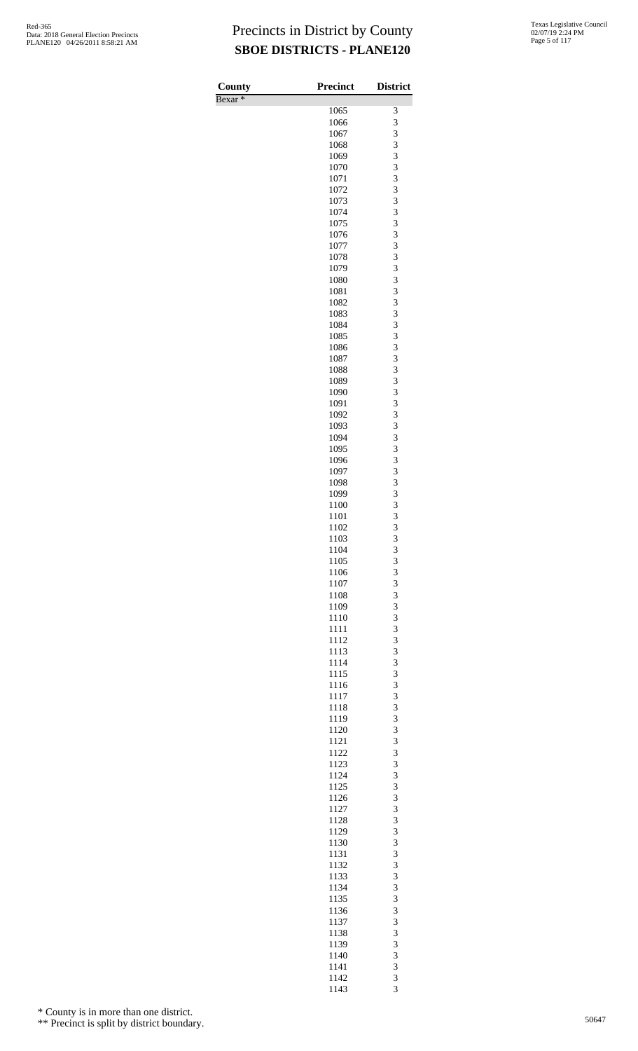# Precincts in District by County
## SBOE DISTRICTS - PLANE120

| County | Precinct | District |
|---|---|---|
| Bexar * | | |
| | 1065 | 3 |
| | 1066 | 3 |
| | 1067 | 3 |
| | 1068 | 3 |
| | 1069 | 3 |
| | 1070 | 3 |
| | 1071 | 3 |
| | 1072 | 3 |
| | 1073 | 3 |
| | 1074 | 3 |
| | 1075 | 3 |
| | 1076 | 3 |
| | 1077 | 3 |
| | 1078 | 3 |
| | 1079 | 3 |
| | 1080 | 3 |
| | 1081 | 3 |
| | 1082 | 3 |
| | 1083 | 3 |
| | 1084 | 3 |
| | 1085 | 3 |
| | 1086 | 3 |
| | 1087 | 3 |
| | 1088 | 3 |
| | 1089 | 3 |
| | 1090 | 3 |
| | 1091 | 3 |
| | 1092 | 3 |
| | 1093 | 3 |
| | 1094 | 3 |
| | 1095 | 3 |
| | 1096 | 3 |
| | 1097 | 3 |
| | 1098 | 3 |
| | 1099 | 3 |
| | 1100 | 3 |
| | 1101 | 3 |
| | 1102 | 3 |
| | 1103 | 3 |
| | 1104 | 3 |
| | 1105 | 3 |
| | 1106 | 3 |
| | 1107 | 3 |
| | 1108 | 3 |
| | 1109 | 3 |
| | 1110 | 3 |
| | 1111 | 3 |
| | 1112 | 3 |
| | 1113 | 3 |
| | 1114 | 3 |
| | 1115 | 3 |
| | 1116 | 3 |
| | 1117 | 3 |
| | 1118 | 3 |
| | 1119 | 3 |
| | 1120 | 3 |
| | 1121 | 3 |
| | 1122 | 3 |
| | 1123 | 3 |
| | 1124 | 3 |
| | 1125 | 3 |
| | 1126 | 3 |
| | 1127 | 3 |
| | 1128 | 3 |
| | 1129 | 3 |
| | 1130 | 3 |
| | 1131 | 3 |
| | 1132 | 3 |
| | 1133 | 3 |
| | 1134 | 3 |
| | 1135 | 3 |
| | 1136 | 3 |
| | 1137 | 3 |
| | 1138 | 3 |
| | 1139 | 3 |
| | 1140 | 3 |
| | 1141 | 3 |
| | 1142 | 3 |
| | 1143 | 3 |

\* County is in more than one district.

\*\* Precinct is split by district boundary.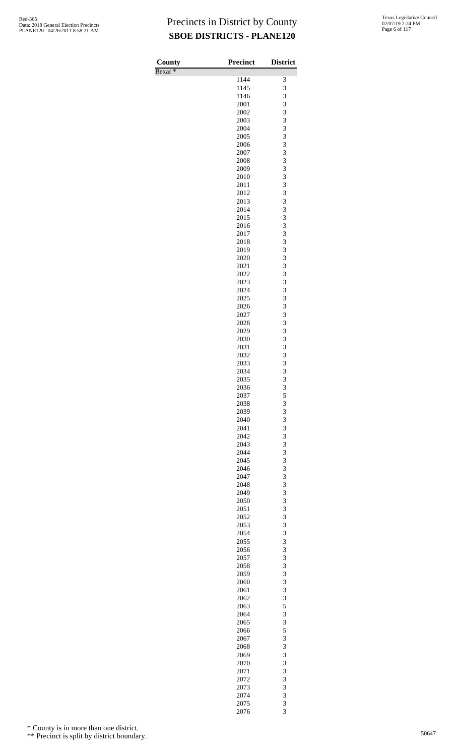# Precincts in District by County

## SBOE DISTRICTS - PLANE120

Red-365
Data: 2018 General Election Precincts
PLANE120 04/26/2011 8:58:21 AM

Texas Legislative Council
02/07/19 2:24 PM

| County | Precinct | District |
|---|---|---|
| Bexar * | | |
| | 1144 | 3 |
| | 1145 | 3 |
| | 1146 | 3 |
| | 2001 | 3 |
| | 2002 | 3 |
| | 2003 | 3 |
| | 2004 | 3 |
| | 2005 | 3 |
| | 2006 | 3 |
| | 2007 | 3 |
| | 2008 | 3 |
| | 2009 | 3 |
| | 2010 | 3 |
| | 2011 | 3 |
| | 2012 | 3 |
| | 2013 | 3 |
| | 2014 | 3 |
| | 2015 | 3 |
| | 2016 | 3 |
| | 2017 | 3 |
| | 2018 | 3 |
| | 2019 | 3 |
| | 2020 | 3 |
| | 2021 | 3 |
| | 2022 | 3 |
| | 2023 | 3 |
| | 2024 | 3 |
| | 2025 | 3 |
| | 2026 | 3 |
| | 2027 | 3 |
| | 2028 | 3 |
| | 2029 | 3 |
| | 2030 | 3 |
| | 2031 | 3 |
| | 2032 | 3 |
| | 2033 | 3 |
| | 2034 | 3 |
| | 2035 | 3 |
| | 2036 | 3 |
| | 2037 | 5 |
| | 2038 | 3 |
| | 2039 | 3 |
| | 2040 | 3 |
| | 2041 | 3 |
| | 2042 | 3 |
| | 2043 | 3 |
| | 2044 | 3 |
| | 2045 | 3 |
| | 2046 | 3 |
| | 2047 | 3 |
| | 2048 | 3 |
| | 2049 | 3 |
| | 2050 | 3 |
| | 2051 | 3 |
| | 2052 | 3 |
| | 2053 | 3 |
| | 2054 | 3 |
| | 2055 | 3 |
| | 2056 | 3 |
| | 2057 | 3 |
| | 2058 | 3 |
| | 2059 | 3 |
| | 2060 | 3 |
| | 2061 | 3 |
| | 2062 | 3 |
| | 2063 | 5 |
| | 2064 | 3 |
| | 2065 | 3 |
| | 2066 | 5 |
| | 2067 | 3 |
| | 2068 | 3 |
| | 2069 | 3 |
| | 2070 | 3 |
| | 2071 | 3 |
| | 2072 | 3 |
| | 2073 | 3 |
| | 2074 | 3 |
| | 2075 | 3 |
| | 2076 | 3 |

\* County is in more than one district.

\*\* Precinct is split by district boundary.

50647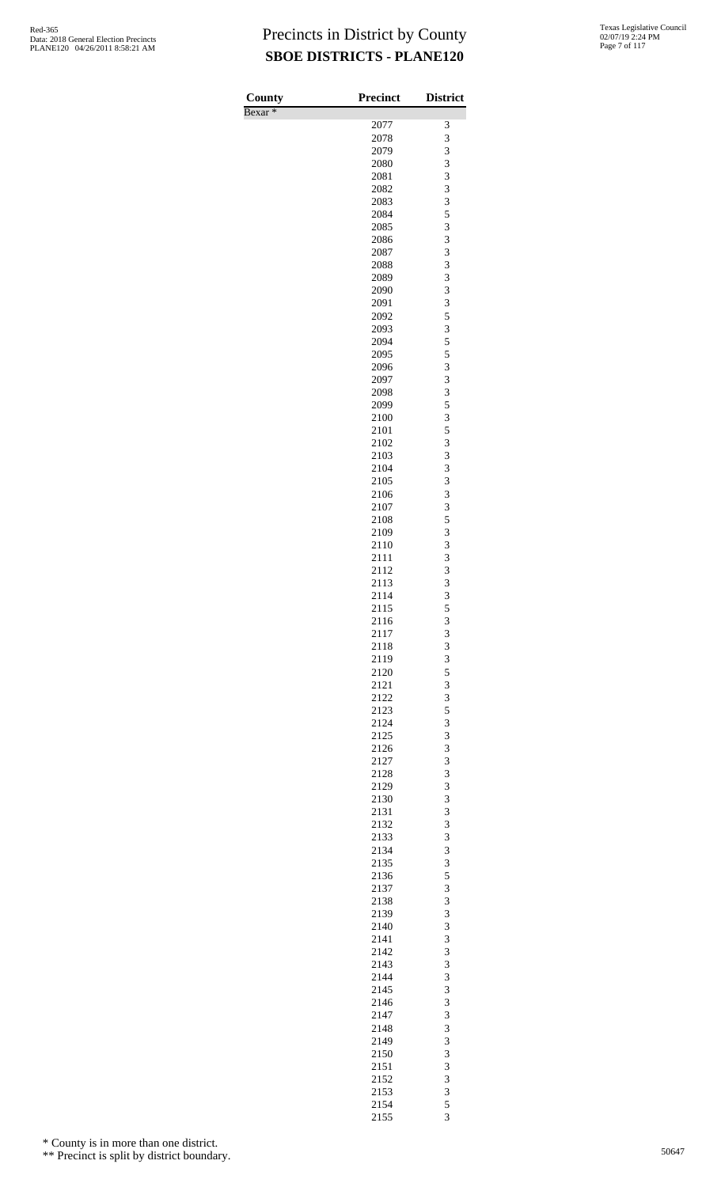# Precincts in District by County
## SBOE DISTRICTS - PLANE120

| County | Precinct | District |
|---|---|---|
| Bexar * | | |
| | 2077 | 3 |
| | 2078 | 3 |
| | 2079 | 3 |
| | 2080 | 3 |
| | 2081 | 3 |
| | 2082 | 3 |
| | 2083 | 3 |
| | 2084 | 5 |
| | 2085 | 3 |
| | 2086 | 3 |
| | 2087 | 3 |
| | 2088 | 3 |
| | 2089 | 3 |
| | 2090 | 3 |
| | 2091 | 3 |
| | 2092 | 5 |
| | 2093 | 3 |
| | 2094 | 5 |
| | 2095 | 5 |
| | 2096 | 3 |
| | 2097 | 3 |
| | 2098 | 3 |
| | 2099 | 5 |
| | 2100 | 3 |
| | 2101 | 5 |
| | 2102 | 3 |
| | 2103 | 3 |
| | 2104 | 3 |
| | 2105 | 3 |
| | 2106 | 3 |
| | 2107 | 3 |
| | 2108 | 5 |
| | 2109 | 3 |
| | 2110 | 3 |
| | 2111 | 3 |
| | 2112 | 3 |
| | 2113 | 3 |
| | 2114 | 3 |
| | 2115 | 5 |
| | 2116 | 3 |
| | 2117 | 3 |
| | 2118 | 3 |
| | 2119 | 3 |
| | 2120 | 5 |
| | 2121 | 3 |
| | 2122 | 3 |
| | 2123 | 5 |
| | 2124 | 3 |
| | 2125 | 3 |
| | 2126 | 3 |
| | 2127 | 3 |
| | 2128 | 3 |
| | 2129 | 3 |
| | 2130 | 3 |
| | 2131 | 3 |
| | 2132 | 3 |
| | 2133 | 3 |
| | 2134 | 3 |
| | 2135 | 3 |
| | 2136 | 5 |
| | 2137 | 3 |
| | 2138 | 3 |
| | 2139 | 3 |
| | 2140 | 3 |
| | 2141 | 3 |
| | 2142 | 3 |
| | 2143 | 3 |
| | 2144 | 3 |
| | 2145 | 3 |
| | 2146 | 3 |
| | 2147 | 3 |
| | 2148 | 3 |
| | 2149 | 3 |
| | 2150 | 3 |
| | 2151 | 3 |
| | 2152 | 3 |
| | 2153 | 3 |
| | 2154 | 5 |
| | 2155 | 3 |

\* County is in more than one district.

\*\* Precinct is split by district boundary.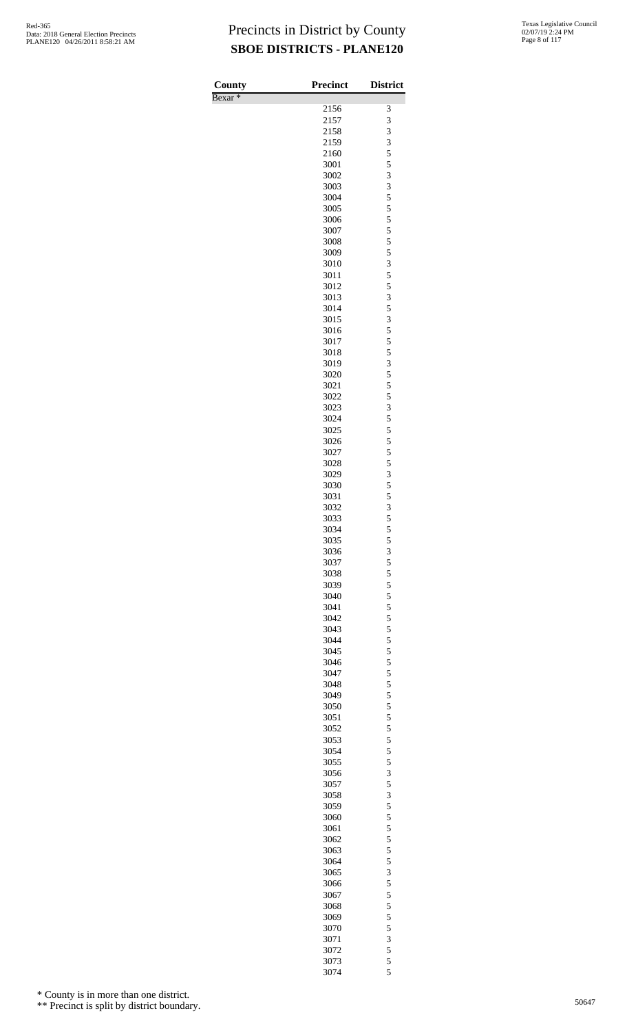# Precincts in District by County
## SBOE DISTRICTS - PLANE120

| County | Precinct | District |
|---|---|---|
| Bexar * | | |
| | 2156 | 3 |
| | 2157 | 3 |
| | 2158 | 3 |
| | 2159 | 3 |
| | 2160 | 5 |
| | 3001 | 5 |
| | 3002 | 3 |
| | 3003 | 3 |
| | 3004 | 5 |
| | 3005 | 5 |
| | 3006 | 5 |
| | 3007 | 5 |
| | 3008 | 5 |
| | 3009 | 5 |
| | 3010 | 3 |
| | 3011 | 5 |
| | 3012 | 5 |
| | 3013 | 3 |
| | 3014 | 5 |
| | 3015 | 3 |
| | 3016 | 5 |
| | 3017 | 5 |
| | 3018 | 5 |
| | 3019 | 3 |
| | 3020 | 5 |
| | 3021 | 5 |
| | 3022 | 5 |
| | 3023 | 3 |
| | 3024 | 5 |
| | 3025 | 5 |
| | 3026 | 5 |
| | 3027 | 5 |
| | 3028 | 5 |
| | 3029 | 3 |
| | 3030 | 5 |
| | 3031 | 5 |
| | 3032 | 3 |
| | 3033 | 5 |
| | 3034 | 5 |
| | 3035 | 5 |
| | 3036 | 3 |
| | 3037 | 5 |
| | 3038 | 5 |
| | 3039 | 5 |
| | 3040 | 5 |
| | 3041 | 5 |
| | 3042 | 5 |
| | 3043 | 5 |
| | 3044 | 5 |
| | 3045 | 5 |
| | 3046 | 5 |
| | 3047 | 5 |
| | 3048 | 5 |
| | 3049 | 5 |
| | 3050 | 5 |
| | 3051 | 5 |
| | 3052 | 5 |
| | 3053 | 5 |
| | 3054 | 5 |
| | 3055 | 5 |
| | 3056 | 3 |
| | 3057 | 5 |
| | 3058 | 3 |
| | 3059 | 5 |
| | 3060 | 5 |
| | 3061 | 5 |
| | 3062 | 5 |
| | 3063 | 5 |
| | 3064 | 5 |
| | 3065 | 3 |
| | 3066 | 5 |
| | 3067 | 5 |
| | 3068 | 5 |
| | 3069 | 5 |
| | 3070 | 5 |
| | 3071 | 3 |
| | 3072 | 5 |
| | 3073 | 5 |
| | 3074 | 5 |

\* County is in more than one district.

\** Precinct is split by district boundary.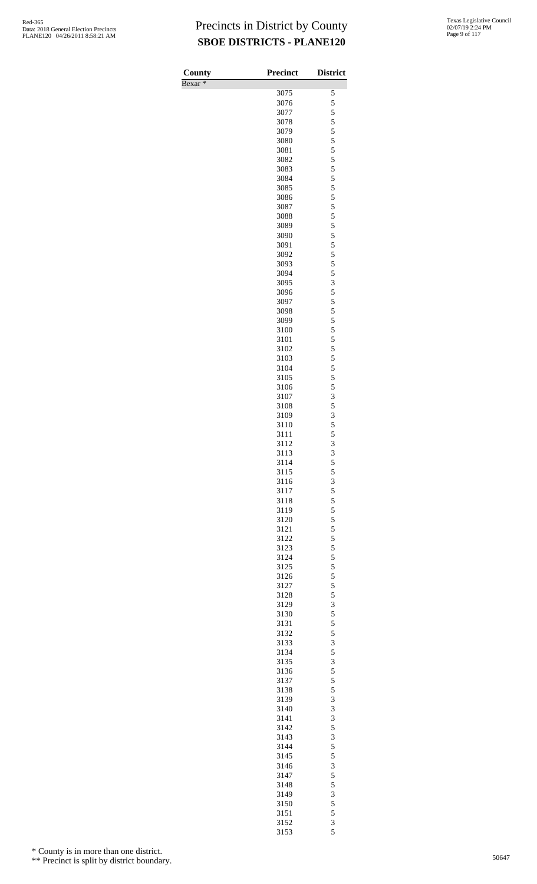# Precincts in District by County

## SBOE DISTRICTS - PLANE120

| County | Precinct | District |
|---|---|---|
| Bexar * | | |
| | 3075 | 5 |
| | 3076 | 5 |
| | 3077 | 5 |
| | 3078 | 5 |
| | 3079 | 5 |
| | 3080 | 5 |
| | 3081 | 5 |
| | 3082 | 5 |
| | 3083 | 5 |
| | 3084 | 5 |
| | 3085 | 5 |
| | 3086 | 5 |
| | 3087 | 5 |
| | 3088 | 5 |
| | 3089 | 5 |
| | 3090 | 5 |
| | 3091 | 5 |
| | 3092 | 5 |
| | 3093 | 5 |
| | 3094 | 5 |
| | 3095 | 3 |
| | 3096 | 5 |
| | 3097 | 5 |
| | 3098 | 5 |
| | 3099 | 5 |
| | 3100 | 5 |
| | 3101 | 5 |
| | 3102 | 5 |
| | 3103 | 5 |
| | 3104 | 5 |
| | 3105 | 5 |
| | 3106 | 5 |
| | 3107 | 3 |
| | 3108 | 5 |
| | 3109 | 3 |
| | 3110 | 5 |
| | 3111 | 5 |
| | 3112 | 3 |
| | 3113 | 3 |
| | 3114 | 5 |
| | 3115 | 5 |
| | 3116 | 3 |
| | 3117 | 5 |
| | 3118 | 5 |
| | 3119 | 5 |
| | 3120 | 5 |
| | 3121 | 5 |
| | 3122 | 5 |
| | 3123 | 5 |
| | 3124 | 5 |
| | 3125 | 5 |
| | 3126 | 5 |
| | 3127 | 5 |
| | 3128 | 5 |
| | 3129 | 3 |
| | 3130 | 5 |
| | 3131 | 5 |
| | 3132 | 5 |
| | 3133 | 3 |
| | 3134 | 5 |
| | 3135 | 3 |
| | 3136 | 5 |
| | 3137 | 5 |
| | 3138 | 5 |
| | 3139 | 3 |
| | 3140 | 3 |
| | 3141 | 3 |
| | 3142 | 5 |
| | 3143 | 3 |
| | 3144 | 5 |
| | 3145 | 5 |
| | 3146 | 3 |
| | 3147 | 5 |
| | 3148 | 5 |
| | 3149 | 3 |
| | 3150 | 5 |
| | 3151 | 5 |
| | 3152 | 3 |
| | 3153 | 5 |

\* County is in more than one district.

\** Precinct is split by district boundary.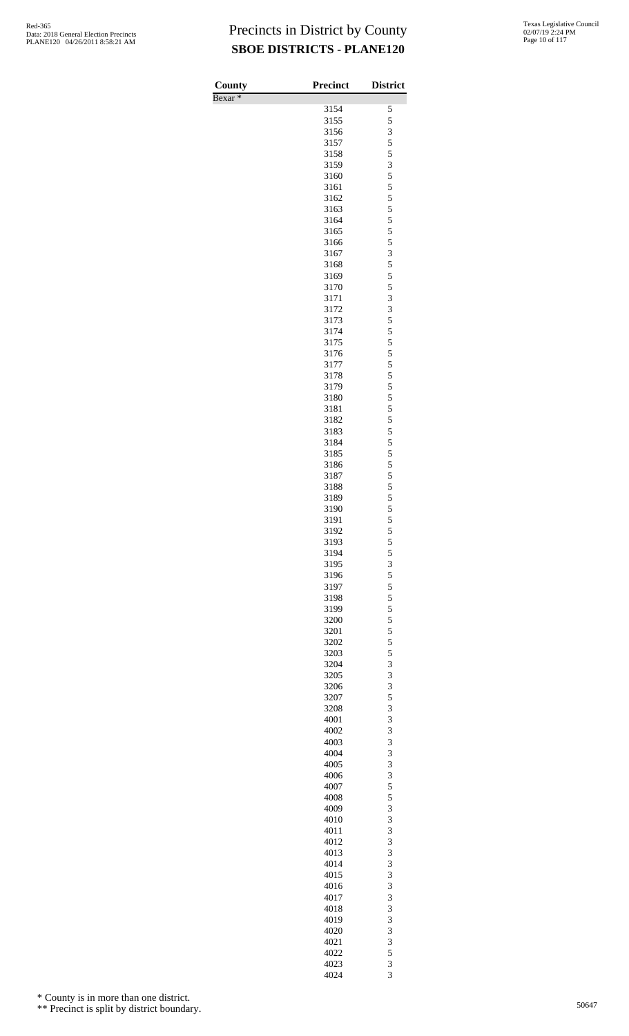# Precincts in District by County
## SBOE DISTRICTS - PLANE120

Red-365
Data: 2018 General Election Precincts
PLANE120 04/26/2011 8:58:21 AM

Texas Legislative Council
02/07/19 2:24 PM

| County | Precinct | District |
|---|---|---|
| Bexar * | | |
| | 3154 | 5 |
| | 3155 | 5 |
| | 3156 | 3 |
| | 3157 | 5 |
| | 3158 | 5 |
| | 3159 | 3 |
| | 3160 | 5 |
| | 3161 | 5 |
| | 3162 | 5 |
| | 3163 | 5 |
| | 3164 | 5 |
| | 3165 | 5 |
| | 3166 | 5 |
| | 3167 | 3 |
| | 3168 | 5 |
| | 3169 | 5 |
| | 3170 | 5 |
| | 3171 | 3 |
| | 3172 | 3 |
| | 3173 | 5 |
| | 3174 | 5 |
| | 3175 | 5 |
| | 3176 | 5 |
| | 3177 | 5 |
| | 3178 | 5 |
| | 3179 | 5 |
| | 3180 | 5 |
| | 3181 | 5 |
| | 3182 | 5 |
| | 3183 | 5 |
| | 3184 | 5 |
| | 3185 | 5 |
| | 3186 | 5 |
| | 3187 | 5 |
| | 3188 | 5 |
| | 3189 | 5 |
| | 3190 | 5 |
| | 3191 | 5 |
| | 3192 | 5 |
| | 3193 | 5 |
| | 3194 | 5 |
| | 3195 | 3 |
| | 3196 | 5 |
| | 3197 | 5 |
| | 3198 | 5 |
| | 3199 | 5 |
| | 3200 | 5 |
| | 3201 | 5 |
| | 3202 | 5 |
| | 3203 | 5 |
| | 3204 | 3 |
| | 3205 | 3 |
| | 3206 | 3 |
| | 3207 | 5 |
| | 3208 | 3 |
| | 4001 | 3 |
| | 4002 | 3 |
| | 4003 | 3 |
| | 4004 | 3 |
| | 4005 | 3 |
| | 4006 | 3 |
| | 4007 | 5 |
| | 4008 | 5 |
| | 4009 | 3 |
| | 4010 | 3 |
| | 4011 | 3 |
| | 4012 | 3 |
| | 4013 | 3 |
| | 4014 | 3 |
| | 4015 | 3 |
| | 4016 | 3 |
| | 4017 | 3 |
| | 4018 | 3 |
| | 4019 | 3 |
| | 4020 | 3 |
| | 4021 | 3 |
| | 4022 | 5 |
| | 4023 | 3 |
| | 4024 | 3 |

\* County is in more than one district.

\*\* Precinct is split by district boundary.

50647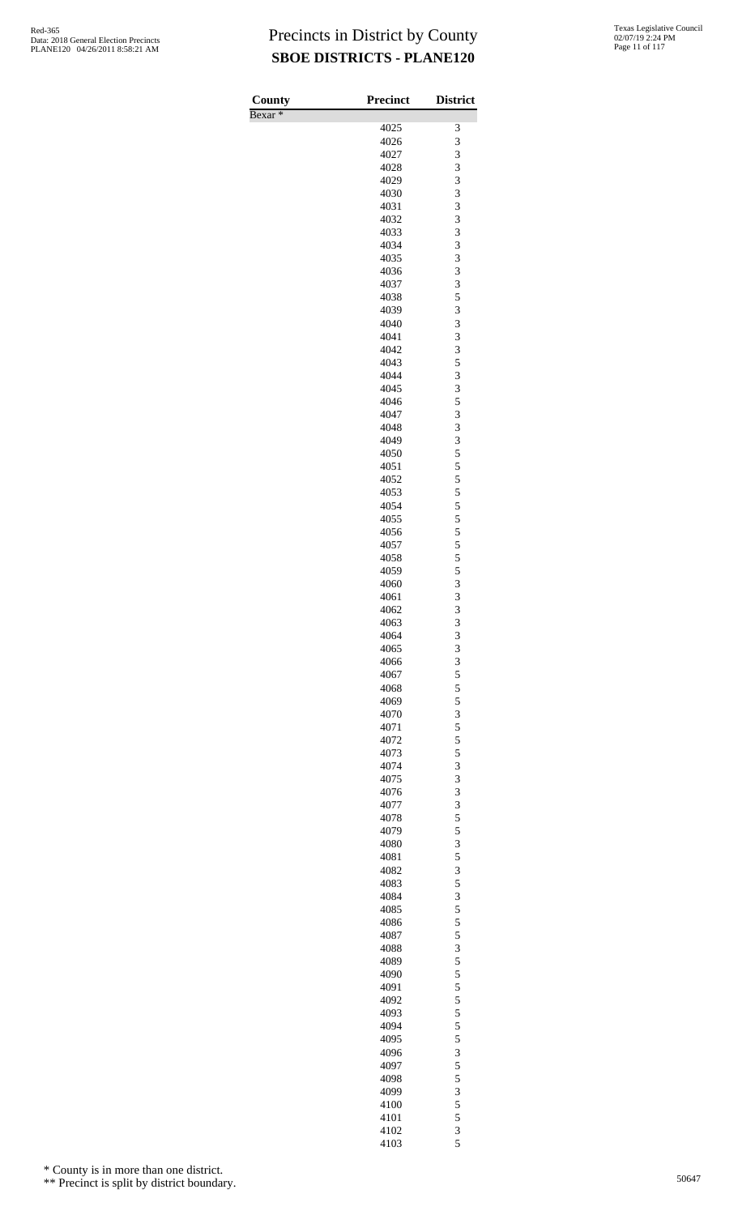# Precincts in District by County

## SBOE DISTRICTS - PLANE120

| County | Precinct | District |
|---|---|---|
| Bexar * | | |
| | 4025 | 3 |
| | 4026 | 3 |
| | 4027 | 3 |
| | 4028 | 3 |
| | 4029 | 3 |
| | 4030 | 3 |
| | 4031 | 3 |
| | 4032 | 3 |
| | 4033 | 3 |
| | 4034 | 3 |
| | 4035 | 3 |
| | 4036 | 3 |
| | 4037 | 3 |
| | 4038 | 5 |
| | 4039 | 3 |
| | 4040 | 3 |
| | 4041 | 3 |
| | 4042 | 3 |
| | 4043 | 5 |
| | 4044 | 3 |
| | 4045 | 3 |
| | 4046 | 5 |
| | 4047 | 3 |
| | 4048 | 3 |
| | 4049 | 3 |
| | 4050 | 5 |
| | 4051 | 5 |
| | 4052 | 5 |
| | 4053 | 5 |
| | 4054 | 5 |
| | 4055 | 5 |
| | 4056 | 5 |
| | 4057 | 5 |
| | 4058 | 5 |
| | 4059 | 5 |
| | 4060 | 3 |
| | 4061 | 3 |
| | 4062 | 3 |
| | 4063 | 3 |
| | 4064 | 3 |
| | 4065 | 3 |
| | 4066 | 3 |
| | 4067 | 5 |
| | 4068 | 5 |
| | 4069 | 5 |
| | 4070 | 3 |
| | 4071 | 5 |
| | 4072 | 5 |
| | 4073 | 5 |
| | 4074 | 3 |
| | 4075 | 3 |
| | 4076 | 3 |
| | 4077 | 3 |
| | 4078 | 5 |
| | 4079 | 5 |
| | 4080 | 3 |
| | 4081 | 5 |
| | 4082 | 3 |
| | 4083 | 5 |
| | 4084 | 3 |
| | 4085 | 5 |
| | 4086 | 5 |
| | 4087 | 5 |
| | 4088 | 3 |
| | 4089 | 5 |
| | 4090 | 5 |
| | 4091 | 5 |
| | 4092 | 5 |
| | 4093 | 5 |
| | 4094 | 5 |
| | 4095 | 5 |
| | 4096 | 3 |
| | 4097 | 5 |
| | 4098 | 5 |
| | 4099 | 3 |
| | 4100 | 5 |
| | 4101 | 5 |
| | 4102 | 3 |
| | 4103 | 5 |

\* County is in more than one district.

\*\* Precinct is split by district boundary.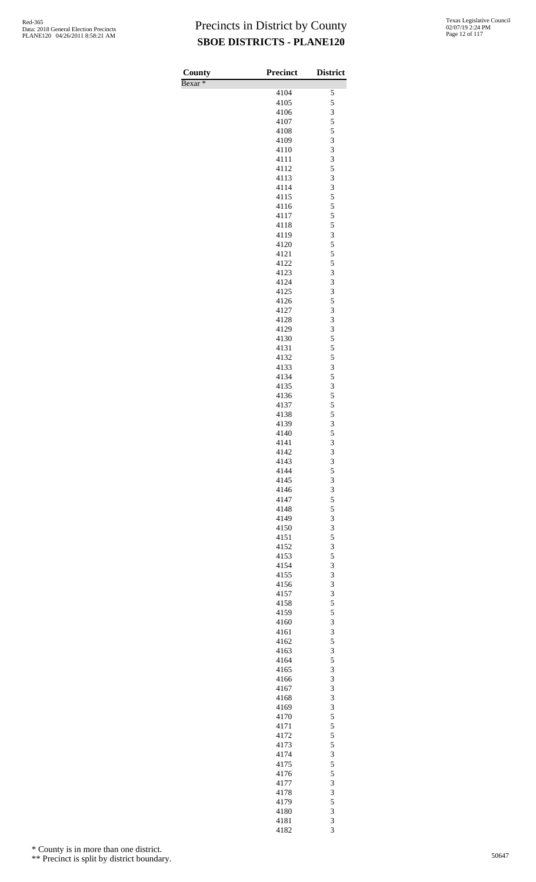# Precincts in District by County
## SBOE DISTRICTS - PLANE120

| County | Precinct | District |
|---|---|---|
| Bexar * | | |
| | 4104 | 5 |
| | 4105 | 5 |
| | 4106 | 3 |
| | 4107 | 5 |
| | 4108 | 5 |
| | 4109 | 3 |
| | 4110 | 3 |
| | 4111 | 3 |
| | 4112 | 5 |
| | 4113 | 3 |
| | 4114 | 3 |
| | 4115 | 5 |
| | 4116 | 5 |
| | 4117 | 5 |
| | 4118 | 5 |
| | 4119 | 3 |
| | 4120 | 5 |
| | 4121 | 5 |
| | 4122 | 5 |
| | 4123 | 3 |
| | 4124 | 3 |
| | 4125 | 3 |
| | 4126 | 5 |
| | 4127 | 3 |
| | 4128 | 3 |
| | 4129 | 3 |
| | 4130 | 5 |
| | 4131 | 5 |
| | 4132 | 5 |
| | 4133 | 3 |
| | 4134 | 5 |
| | 4135 | 3 |
| | 4136 | 5 |
| | 4137 | 5 |
| | 4138 | 5 |
| | 4139 | 3 |
| | 4140 | 5 |
| | 4141 | 3 |
| | 4142 | 3 |
| | 4143 | 3 |
| | 4144 | 5 |
| | 4145 | 3 |
| | 4146 | 3 |
| | 4147 | 5 |
| | 4148 | 5 |
| | 4149 | 3 |
| | 4150 | 3 |
| | 4151 | 5 |
| | 4152 | 3 |
| | 4153 | 5 |
| | 4154 | 3 |
| | 4155 | 3 |
| | 4156 | 3 |
| | 4157 | 3 |
| | 4158 | 5 |
| | 4159 | 5 |
| | 4160 | 3 |
| | 4161 | 3 |
| | 4162 | 5 |
| | 4163 | 3 |
| | 4164 | 5 |
| | 4165 | 3 |
| | 4166 | 3 |
| | 4167 | 3 |
| | 4168 | 3 |
| | 4169 | 3 |
| | 4170 | 5 |
| | 4171 | 5 |
| | 4172 | 5 |
| | 4173 | 5 |
| | 4174 | 3 |
| | 4175 | 5 |
| | 4176 | 5 |
| | 4177 | 3 |
| | 4178 | 3 |
| | 4179 | 5 |
| | 4180 | 3 |
| | 4181 | 3 |
| | 4182 | 3 |

\* County is in more than one district.

\*\* Precinct is split by district boundary.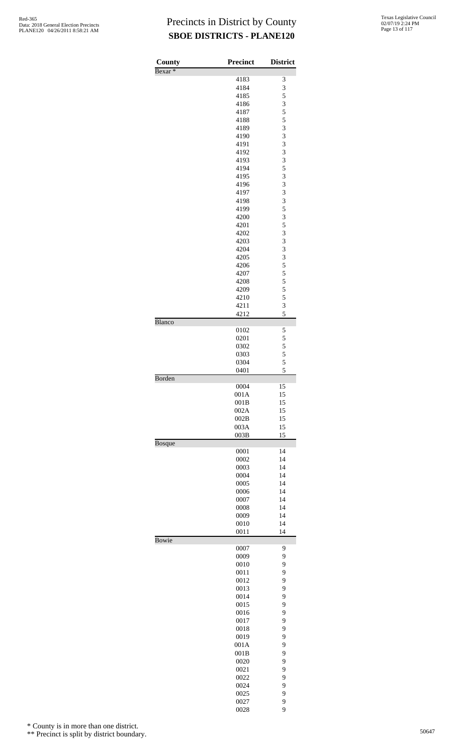# Precincts in District by County
## SBOE DISTRICTS - PLANE120

| County | Precinct | District |
|---|---|---|
| Bexar * | | |
| | 4183 | 3 |
| | 4184 | 3 |
| | 4185 | 5 |
| | 4186 | 3 |
| | 4187 | 5 |
| | 4188 | 5 |
| | 4189 | 3 |
| | 4190 | 3 |
| | 4191 | 3 |
| | 4192 | 3 |
| | 4193 | 3 |
| | 4194 | 5 |
| | 4195 | 3 |
| | 4196 | 3 |
| | 4197 | 3 |
| | 4198 | 3 |
| | 4199 | 5 |
| | 4200 | 3 |
| | 4201 | 5 |
| | 4202 | 3 |
| | 4203 | 3 |
| | 4204 | 3 |
| | 4205 | 3 |
| | 4206 | 5 |
| | 4207 | 5 |
| | 4208 | 5 |
| | 4209 | 5 |
| | 4210 | 5 |
| | 4211 | 3 |
| | 4212 | 5 |
| Blanco | | |
| | 0102 | 5 |
| | 0201 | 5 |
| | 0302 | 5 |
| | 0303 | 5 |
| | 0304 | 5 |
| | 0401 | 5 |
| Borden | | |
| | 0004 | 15 |
| | 001A | 15 |
| | 001B | 15 |
| | 002A | 15 |
| | 002B | 15 |
| | 003A | 15 |
| | 003B | 15 |
| Bosque | | |
| | 0001 | 14 |
| | 0002 | 14 |
| | 0003 | 14 |
| | 0004 | 14 |
| | 0005 | 14 |
| | 0006 | 14 |
| | 0007 | 14 |
| | 0008 | 14 |
| | 0009 | 14 |
| | 0010 | 14 |
| | 0011 | 14 |
| Bowie | | |
| | 0007 | 9 |
| | 0009 | 9 |
| | 0010 | 9 |
| | 0011 | 9 |
| | 0012 | 9 |
| | 0013 | 9 |
| | 0014 | 9 |
| | 0015 | 9 |
| | 0016 | 9 |
| | 0017 | 9 |
| | 0018 | 9 |
| | 0019 | 9 |
| | 001A | 9 |
| | 001B | 9 |
| | 0020 | 9 |
| | 0021 | 9 |
| | 0022 | 9 |
| | 0024 | 9 |
| | 0025 | 9 |
| | 0027 | 9 |
| | 0028 | 9 |

\* County is in more than one district.

\*\* Precinct is split by district boundary.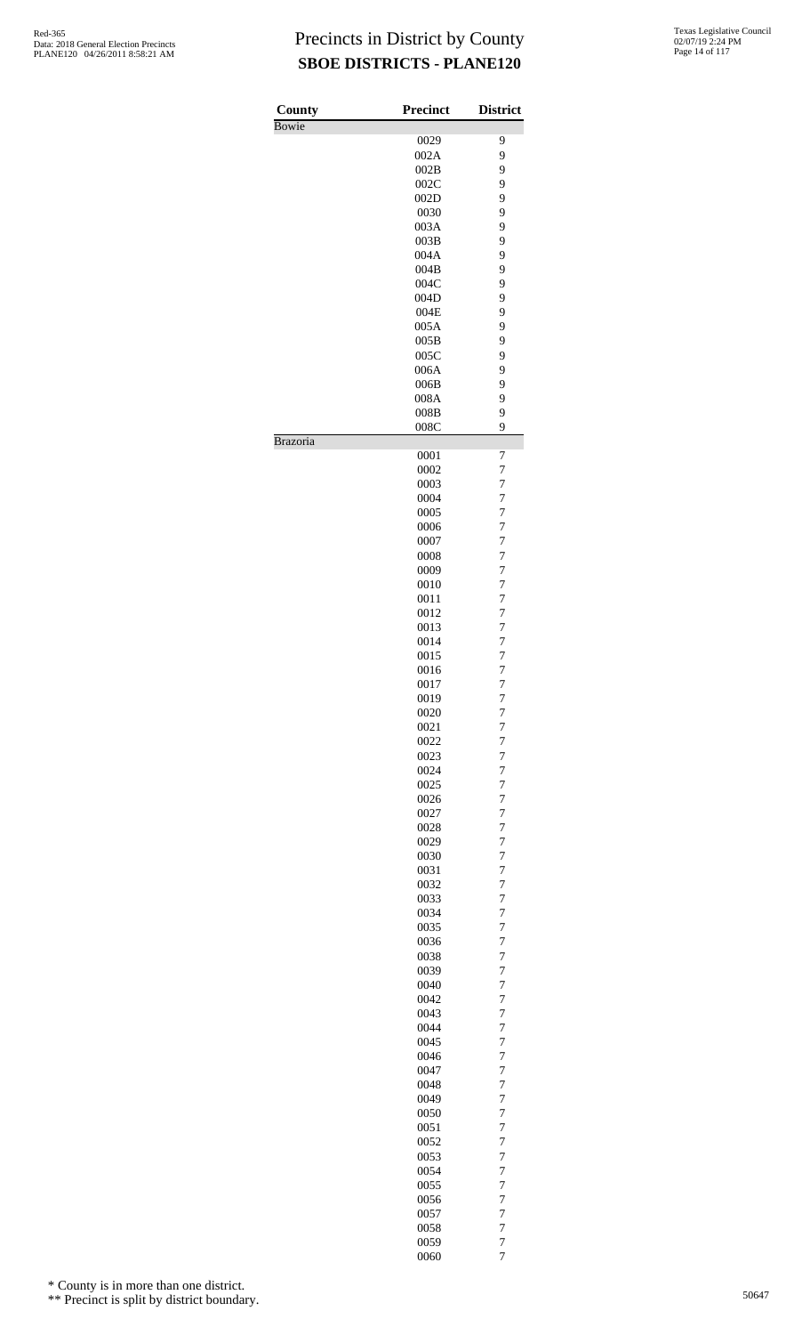# Precincts in District by County

**SBOE DISTRICTS - PLANE120**

| County | Precinct | District |
|---|---|---|
| Bowie | | |
| | 0029 | 9 |
| | 002A | 9 |
| | 002B | 9 |
| | 002C | 9 |
| | 002D | 9 |
| | 0030 | 9 |
| | 003A | 9 |
| | 003B | 9 |
| | 004A | 9 |
| | 004B | 9 |
| | 004C | 9 |
| | 004D | 9 |
| | 004E | 9 |
| | 005A | 9 |
| | 005B | 9 |
| | 005C | 9 |
| | 006A | 9 |
| | 006B | 9 |
| | 008A | 9 |
| | 008B | 9 |
| | 008C | 9 |
| Brazoria | | |
| | 0001 | 7 |
| | 0002 | 7 |
| | 0003 | 7 |
| | 0004 | 7 |
| | 0005 | 7 |
| | 0006 | 7 |
| | 0007 | 7 |
| | 0008 | 7 |
| | 0009 | 7 |
| | 0010 | 7 |
| | 0011 | 7 |
| | 0012 | 7 |
| | 0013 | 7 |
| | 0014 | 7 |
| | 0015 | 7 |
| | 0016 | 7 |
| | 0017 | 7 |
| | 0019 | 7 |
| | 0020 | 7 |
| | 0021 | 7 |
| | 0022 | 7 |
| | 0023 | 7 |
| | 0024 | 7 |
| | 0025 | 7 |
| | 0026 | 7 |
| | 0027 | 7 |
| | 0028 | 7 |
| | 0029 | 7 |
| | 0030 | 7 |
| | 0031 | 7 |
| | 0032 | 7 |
| | 0033 | 7 |
| | 0034 | 7 |
| | 0035 | 7 |
| | 0036 | 7 |
| | 0038 | 7 |
| | 0039 | 7 |
| | 0040 | 7 |
| | 0042 | 7 |
| | 0043 | 7 |
| | 0044 | 7 |
| | 0045 | 7 |
| | 0046 | 7 |
| | 0047 | 7 |
| | 0048 | 7 |
| | 0049 | 7 |
| | 0050 | 7 |
| | 0051 | 7 |
| | 0052 | 7 |
| | 0053 | 7 |
| | 0054 | 7 |
| | 0055 | 7 |
| | 0056 | 7 |
| | 0057 | 7 |
| | 0058 | 7 |
| | 0059 | 7 |
| | 0060 | 7 |

\* County is in more than one district.

\*\* Precinct is split by district boundary.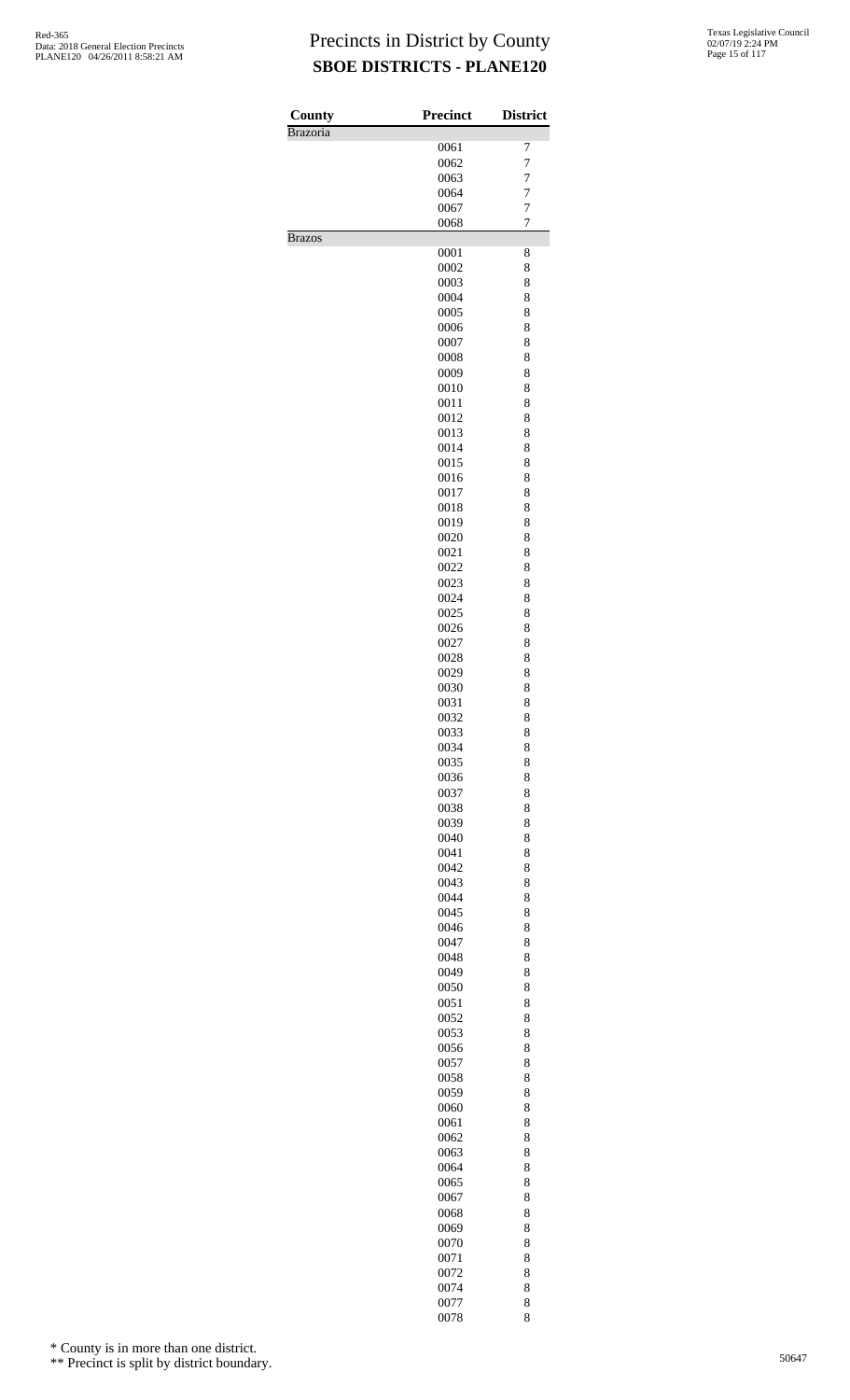# Precincts in District by County

## SBOE DISTRICTS - PLANE120

| County | Precinct | District |
|---|---|---|
| Brazoria | | |
| | 0061 | 7 |
| | 0062 | 7 |
| | 0063 | 7 |
| | 0064 | 7 |
| | 0067 | 7 |
| | 0068 | 7 |
| Brazos | | |
| | 0001 | 8 |
| | 0002 | 8 |
| | 0003 | 8 |
| | 0004 | 8 |
| | 0005 | 8 |
| | 0006 | 8 |
| | 0007 | 8 |
| | 0008 | 8 |
| | 0009 | 8 |
| | 0010 | 8 |
| | 0011 | 8 |
| | 0012 | 8 |
| | 0013 | 8 |
| | 0014 | 8 |
| | 0015 | 8 |
| | 0016 | 8 |
| | 0017 | 8 |
| | 0018 | 8 |
| | 0019 | 8 |
| | 0020 | 8 |
| | 0021 | 8 |
| | 0022 | 8 |
| | 0023 | 8 |
| | 0024 | 8 |
| | 0025 | 8 |
| | 0026 | 8 |
| | 0027 | 8 |
| | 0028 | 8 |
| | 0029 | 8 |
| | 0030 | 8 |
| | 0031 | 8 |
| | 0032 | 8 |
| | 0033 | 8 |
| | 0034 | 8 |
| | 0035 | 8 |
| | 0036 | 8 |
| | 0037 | 8 |
| | 0038 | 8 |
| | 0039 | 8 |
| | 0040 | 8 |
| | 0041 | 8 |
| | 0042 | 8 |
| | 0043 | 8 |
| | 0044 | 8 |
| | 0045 | 8 |
| | 0046 | 8 |
| | 0047 | 8 |
| | 0048 | 8 |
| | 0049 | 8 |
| | 0050 | 8 |
| | 0051 | 8 |
| | 0052 | 8 |
| | 0053 | 8 |
| | 0056 | 8 |
| | 0057 | 8 |
| | 0058 | 8 |
| | 0059 | 8 |
| | 0060 | 8 |
| | 0061 | 8 |
| | 0062 | 8 |
| | 0063 | 8 |
| | 0064 | 8 |
| | 0065 | 8 |
| | 0067 | 8 |
| | 0068 | 8 |
| | 0069 | 8 |
| | 0070 | 8 |
| | 0071 | 8 |
| | 0072 | 8 |
| | 0074 | 8 |
| | 0077 | 8 |
| | 0078 | 8 |

\* County is in more than one district.

\*\* Precinct is split by district boundary.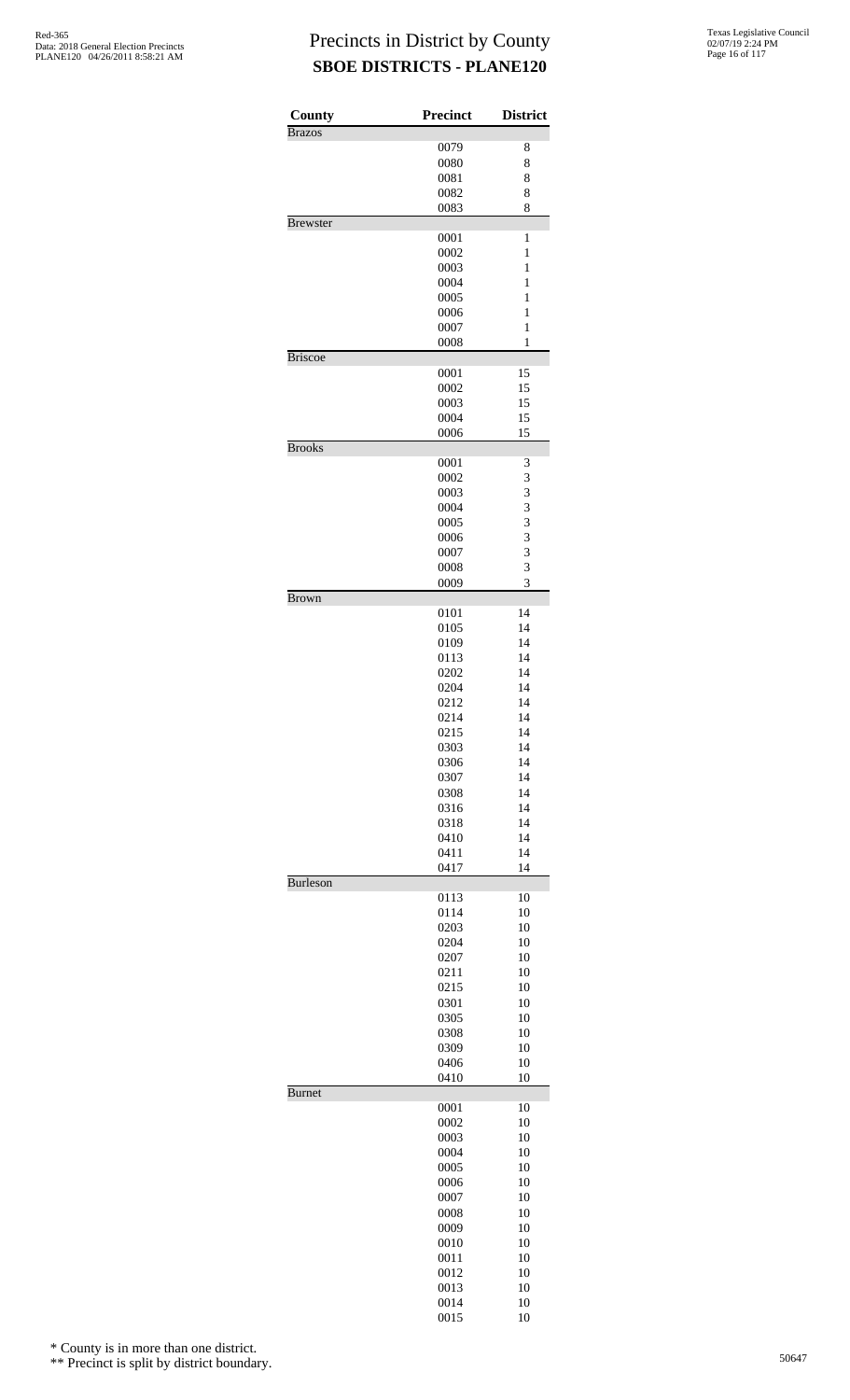# Precincts in District by County
## SBOE DISTRICTS - PLANE120

| County | Precinct | District |
|---|---|---|
| Brazos | | |
| | 0079 | 8 |
| | 0080 | 8 |
| | 0081 | 8 |
| | 0082 | 8 |
| | 0083 | 8 |
| Brewster | | |
| | 0001 | 1 |
| | 0002 | 1 |
| | 0003 | 1 |
| | 0004 | 1 |
| | 0005 | 1 |
| | 0006 | 1 |
| | 0007 | 1 |
| | 0008 | 1 |
| Briscoe | | |
| | 0001 | 15 |
| | 0002 | 15 |
| | 0003 | 15 |
| | 0004 | 15 |
| | 0006 | 15 |
| Brooks | | |
| | 0001 | 3 |
| | 0002 | 3 |
| | 0003 | 3 |
| | 0004 | 3 |
| | 0005 | 3 |
| | 0006 | 3 |
| | 0007 | 3 |
| | 0008 | 3 |
| | 0009 | 3 |
| Brown | | |
| | 0101 | 14 |
| | 0105 | 14 |
| | 0109 | 14 |
| | 0113 | 14 |
| | 0202 | 14 |
| | 0204 | 14 |
| | 0212 | 14 |
| | 0214 | 14 |
| | 0215 | 14 |
| | 0303 | 14 |
| | 0306 | 14 |
| | 0307 | 14 |
| | 0308 | 14 |
| | 0316 | 14 |
| | 0318 | 14 |
| | 0410 | 14 |
| | 0411 | 14 |
| | 0417 | 14 |
| Burleson | | |
| | 0113 | 10 |
| | 0114 | 10 |
| | 0203 | 10 |
| | 0204 | 10 |
| | 0207 | 10 |
| | 0211 | 10 |
| | 0215 | 10 |
| | 0301 | 10 |
| | 0305 | 10 |
| | 0308 | 10 |
| | 0309 | 10 |
| | 0406 | 10 |
| | 0410 | 10 |
| Burnet | | |
| | 0001 | 10 |
| | 0002 | 10 |
| | 0003 | 10 |
| | 0004 | 10 |
| | 0005 | 10 |
| | 0006 | 10 |
| | 0007 | 10 |
| | 0008 | 10 |
| | 0009 | 10 |
| | 0010 | 10 |
| | 0011 | 10 |
| | 0012 | 10 |
| | 0013 | 10 |
| | 0014 | 10 |
| | 0015 | 10 |

\* County is in more than one district.

\*\* Precinct is split by district boundary.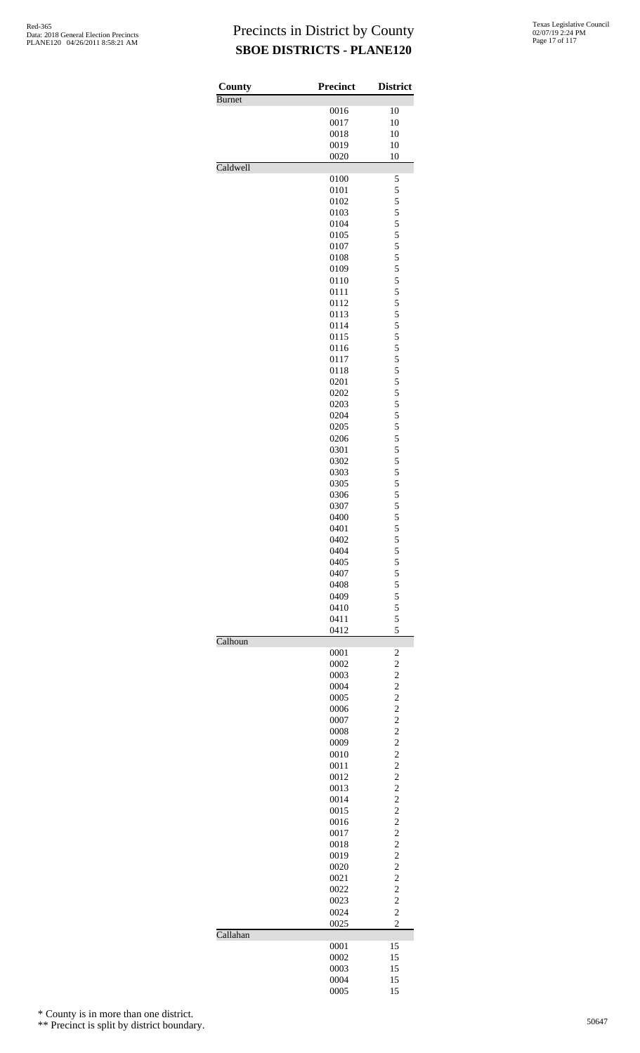# Precincts in District by County

## SBOE DISTRICTS - PLANE120

Red-365
Data: 2018 General Election Precincts
PLANE120 04/26/2011 8:58:21 AM

Texas Legislative Council
02/07/19 2:24 PM

| County | Precinct | District |
|---|---|---|
| Burnet | | |
| | 0016 | 10 |
| | 0017 | 10 |
| | 0018 | 10 |
| | 0019 | 10 |
| | 0020 | 10 |
| Caldwell | | |
| | 0100 | 5 |
| | 0101 | 5 |
| | 0102 | 5 |
| | 0103 | 5 |
| | 0104 | 5 |
| | 0105 | 5 |
| | 0107 | 5 |
| | 0108 | 5 |
| | 0109 | 5 |
| | 0110 | 5 |
| | 0111 | 5 |
| | 0112 | 5 |
| | 0113 | 5 |
| | 0114 | 5 |
| | 0115 | 5 |
| | 0116 | 5 |
| | 0117 | 5 |
| | 0118 | 5 |
| | 0201 | 5 |
| | 0202 | 5 |
| | 0203 | 5 |
| | 0204 | 5 |
| | 0205 | 5 |
| | 0206 | 5 |
| | 0301 | 5 |
| | 0302 | 5 |
| | 0303 | 5 |
| | 0305 | 5 |
| | 0306 | 5 |
| | 0307 | 5 |
| | 0400 | 5 |
| | 0401 | 5 |
| | 0402 | 5 |
| | 0404 | 5 |
| | 0405 | 5 |
| | 0407 | 5 |
| | 0408 | 5 |
| | 0409 | 5 |
| | 0410 | 5 |
| | 0411 | 5 |
| | 0412 | 5 |
| Calhoun | | |
| | 0001 | 2 |
| | 0002 | 2 |
| | 0003 | 2 |
| | 0004 | 2 |
| | 0005 | 2 |
| | 0006 | 2 |
| | 0007 | 2 |
| | 0008 | 2 |
| | 0009 | 2 |
| | 0010 | 2 |
| | 0011 | 2 |
| | 0012 | 2 |
| | 0013 | 2 |
| | 0014 | 2 |
| | 0015 | 2 |
| | 0016 | 2 |
| | 0017 | 2 |
| | 0018 | 2 |
| | 0019 | 2 |
| | 0020 | 2 |
| | 0021 | 2 |
| | 0022 | 2 |
| | 0023 | 2 |
| | 0024 | 2 |
| | 0025 | 2 |
| Callahan | | |
| | 0001 | 15 |
| | 0002 | 15 |
| | 0003 | 15 |
| | 0004 | 15 |
| | 0005 | 15 |

\* County is in more than one district.

\*\* Precinct is split by district boundary.

50647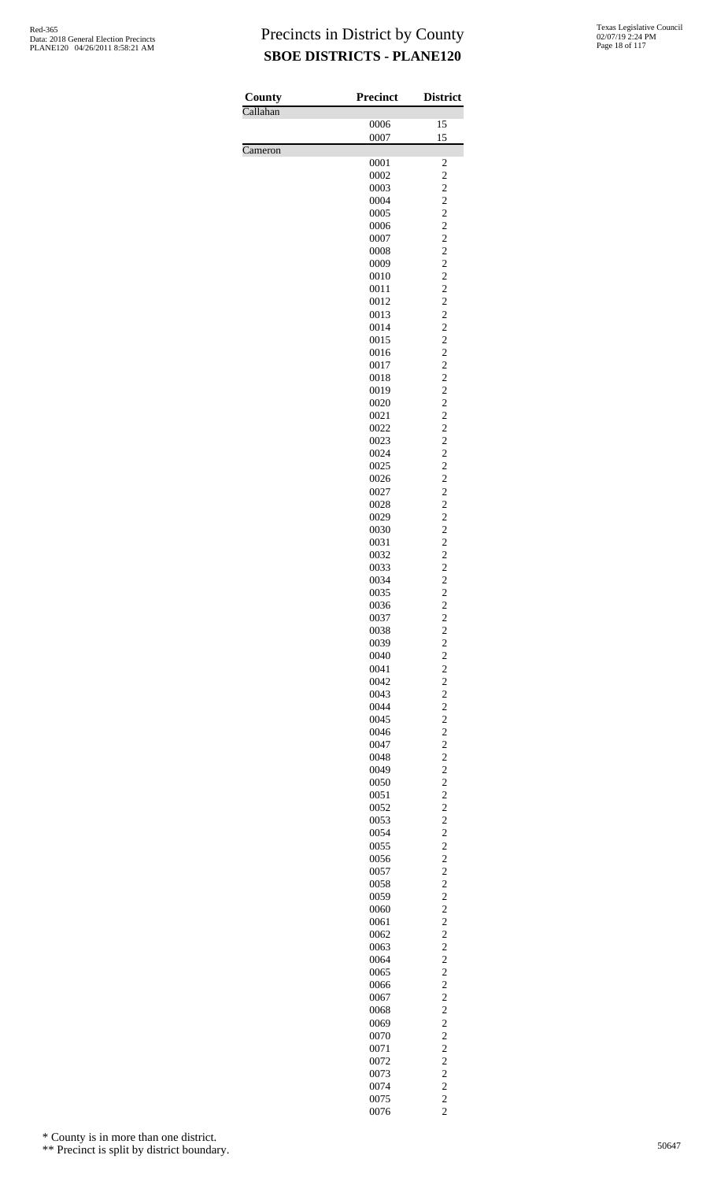# Precincts in District by County

## SBOE DISTRICTS - PLANE120

| County | Precinct | District |
|---|---|---|
| Callahan | | |
| | 0006 | 15 |
| | 0007 | 15 |
| Cameron | | |
| | 0001 | 2 |
| | 0002 | 2 |
| | 0003 | 2 |
| | 0004 | 2 |
| | 0005 | 2 |
| | 0006 | 2 |
| | 0007 | 2 |
| | 0008 | 2 |
| | 0009 | 2 |
| | 0010 | 2 |
| | 0011 | 2 |
| | 0012 | 2 |
| | 0013 | 2 |
| | 0014 | 2 |
| | 0015 | 2 |
| | 0016 | 2 |
| | 0017 | 2 |
| | 0018 | 2 |
| | 0019 | 2 |
| | 0020 | 2 |
| | 0021 | 2 |
| | 0022 | 2 |
| | 0023 | 2 |
| | 0024 | 2 |
| | 0025 | 2 |
| | 0026 | 2 |
| | 0027 | 2 |
| | 0028 | 2 |
| | 0029 | 2 |
| | 0030 | 2 |
| | 0031 | 2 |
| | 0032 | 2 |
| | 0033 | 2 |
| | 0034 | 2 |
| | 0035 | 2 |
| | 0036 | 2 |
| | 0037 | 2 |
| | 0038 | 2 |
| | 0039 | 2 |
| | 0040 | 2 |
| | 0041 | 2 |
| | 0042 | 2 |
| | 0043 | 2 |
| | 0044 | 2 |
| | 0045 | 2 |
| | 0046 | 2 |
| | 0047 | 2 |
| | 0048 | 2 |
| | 0049 | 2 |
| | 0050 | 2 |
| | 0051 | 2 |
| | 0052 | 2 |
| | 0053 | 2 |
| | 0054 | 2 |
| | 0055 | 2 |
| | 0056 | 2 |
| | 0057 | 2 |
| | 0058 | 2 |
| | 0059 | 2 |
| | 0060 | 2 |
| | 0061 | 2 |
| | 0062 | 2 |
| | 0063 | 2 |
| | 0064 | 2 |
| | 0065 | 2 |
| | 0066 | 2 |
| | 0067 | 2 |
| | 0068 | 2 |
| | 0069 | 2 |
| | 0070 | 2 |
| | 0071 | 2 |
| | 0072 | 2 |
| | 0073 | 2 |
| | 0074 | 2 |
| | 0075 | 2 |
| | 0076 | 2 |

\* County is in more than one district.

\*\* Precinct is split by district boundary.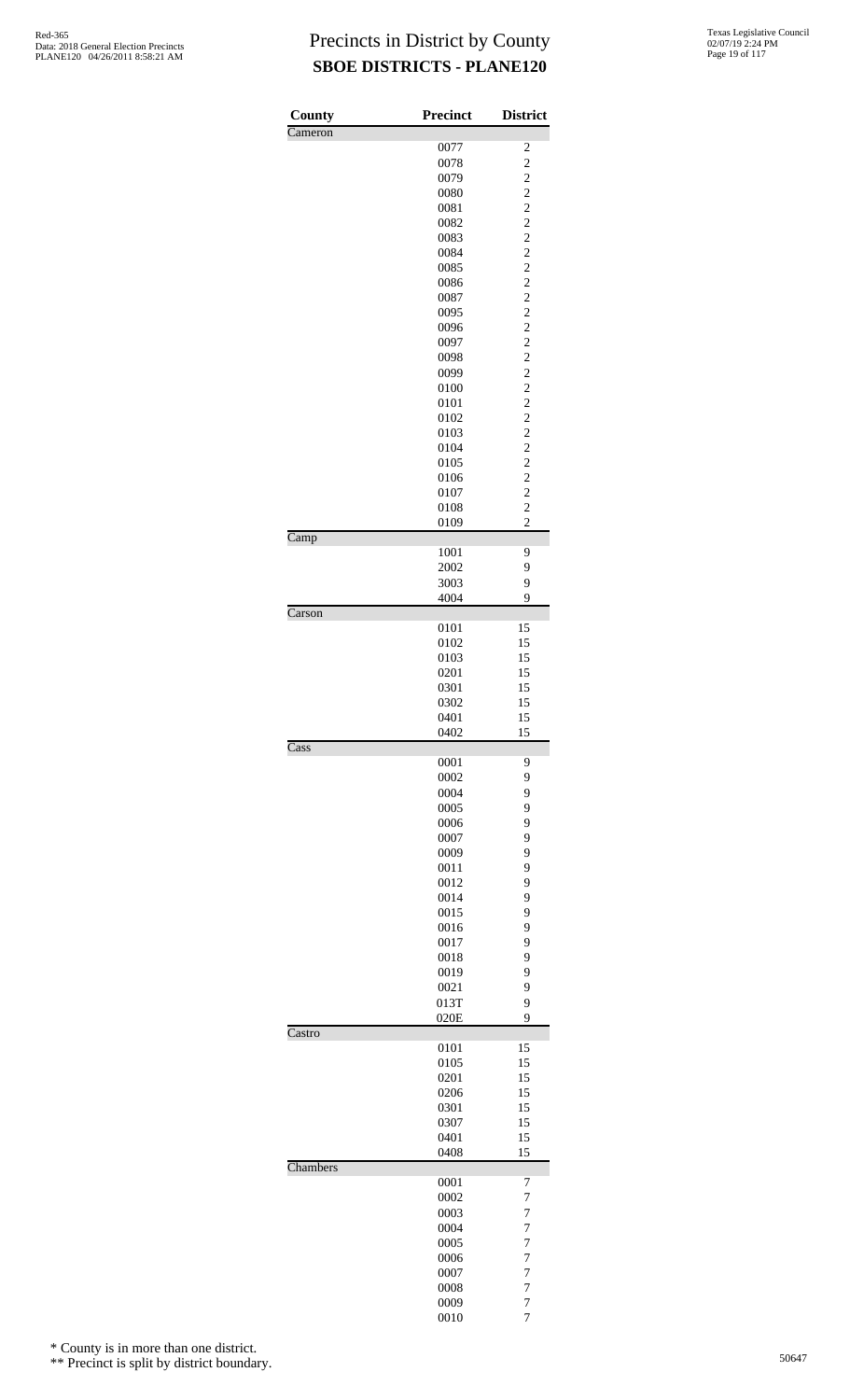# Precincts in District by County

## SBOE DISTRICTS - PLANE120

| County | Precinct | District |
|---|---|---|
| Cameron | | |
| | 0077 | 2 |
| | 0078 | 2 |
| | 0079 | 2 |
| | 0080 | 2 |
| | 0081 | 2 |
| | 0082 | 2 |
| | 0083 | 2 |
| | 0084 | 2 |
| | 0085 | 2 |
| | 0086 | 2 |
| | 0087 | 2 |
| | 0095 | 2 |
| | 0096 | 2 |
| | 0097 | 2 |
| | 0098 | 2 |
| | 0099 | 2 |
| | 0100 | 2 |
| | 0101 | 2 |
| | 0102 | 2 |
| | 0103 | 2 |
| | 0104 | 2 |
| | 0105 | 2 |
| | 0106 | 2 |
| | 0107 | 2 |
| | 0108 | 2 |
| | 0109 | 2 |
| Camp | | |
| | 1001 | 9 |
| | 2002 | 9 |
| | 3003 | 9 |
| | 4004 | 9 |
| Carson | | |
| | 0101 | 15 |
| | 0102 | 15 |
| | 0103 | 15 |
| | 0201 | 15 |
| | 0301 | 15 |
| | 0302 | 15 |
| | 0401 | 15 |
| | 0402 | 15 |
| Cass | | |
| | 0001 | 9 |
| | 0002 | 9 |
| | 0004 | 9 |
| | 0005 | 9 |
| | 0006 | 9 |
| | 0007 | 9 |
| | 0009 | 9 |
| | 0011 | 9 |
| | 0012 | 9 |
| | 0014 | 9 |
| | 0015 | 9 |
| | 0016 | 9 |
| | 0017 | 9 |
| | 0018 | 9 |
| | 0019 | 9 |
| | 0021 | 9 |
| | 013T | 9 |
| | 020E | 9 |
| Castro | | |
| | 0101 | 15 |
| | 0105 | 15 |
| | 0201 | 15 |
| | 0206 | 15 |
| | 0301 | 15 |
| | 0307 | 15 |
| | 0401 | 15 |
| | 0408 | 15 |
| Chambers | | |
| | 0001 | 7 |
| | 0002 | 7 |
| | 0003 | 7 |
| | 0004 | 7 |
| | 0005 | 7 |
| | 0006 | 7 |
| | 0007 | 7 |
| | 0008 | 7 |
| | 0009 | 7 |
| | 0010 | 7 |

\* County is in more than one district.

\*\* Precinct is split by district boundary.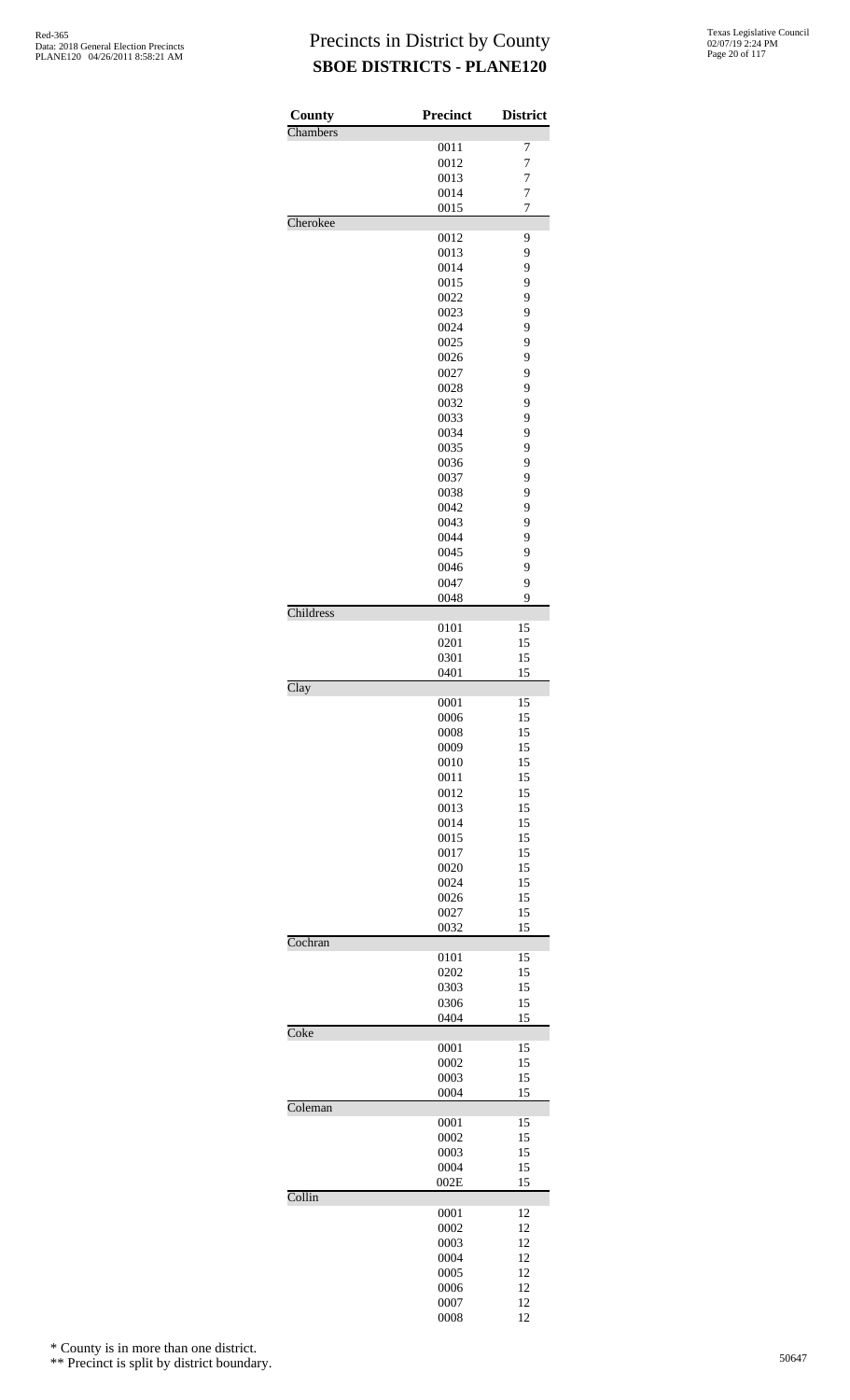# Precincts in District by County

## SBOE DISTRICTS - PLANE120

| County | Precinct | District |
|---|---|---|
| Chambers | | |
| | 0011 | 7 |
| | 0012 | 7 |
| | 0013 | 7 |
| | 0014 | 7 |
| | 0015 | 7 |
| Cherokee | | |
| | 0012 | 9 |
| | 0013 | 9 |
| | 0014 | 9 |
| | 0015 | 9 |
| | 0022 | 9 |
| | 0023 | 9 |
| | 0024 | 9 |
| | 0025 | 9 |
| | 0026 | 9 |
| | 0027 | 9 |
| | 0028 | 9 |
| | 0032 | 9 |
| | 0033 | 9 |
| | 0034 | 9 |
| | 0035 | 9 |
| | 0036 | 9 |
| | 0037 | 9 |
| | 0038 | 9 |
| | 0042 | 9 |
| | 0043 | 9 |
| | 0044 | 9 |
| | 0045 | 9 |
| | 0046 | 9 |
| | 0047 | 9 |
| | 0048 | 9 |
| Childress | | |
| | 0101 | 15 |
| | 0201 | 15 |
| | 0301 | 15 |
| | 0401 | 15 |
| Clay | | |
| | 0001 | 15 |
| | 0006 | 15 |
| | 0008 | 15 |
| | 0009 | 15 |
| | 0010 | 15 |
| | 0011 | 15 |
| | 0012 | 15 |
| | 0013 | 15 |
| | 0014 | 15 |
| | 0015 | 15 |
| | 0017 | 15 |
| | 0020 | 15 |
| | 0024 | 15 |
| | 0026 | 15 |
| | 0027 | 15 |
| | 0032 | 15 |
| Cochran | | |
| | 0101 | 15 |
| | 0202 | 15 |
| | 0303 | 15 |
| | 0306 | 15 |
| | 0404 | 15 |
| Coke | | |
| | 0001 | 15 |
| | 0002 | 15 |
| | 0003 | 15 |
| | 0004 | 15 |
| Coleman | | |
| | 0001 | 15 |
| | 0002 | 15 |
| | 0003 | 15 |
| | 0004 | 15 |
| | 002E | 15 |
| Collin | | |
| | 0001 | 12 |
| | 0002 | 12 |
| | 0003 | 12 |
| | 0004 | 12 |
| | 0005 | 12 |
| | 0006 | 12 |
| | 0007 | 12 |
| | 0008 | 12 |

\* County is in more than one district.

\*\* Precinct is split by district boundary.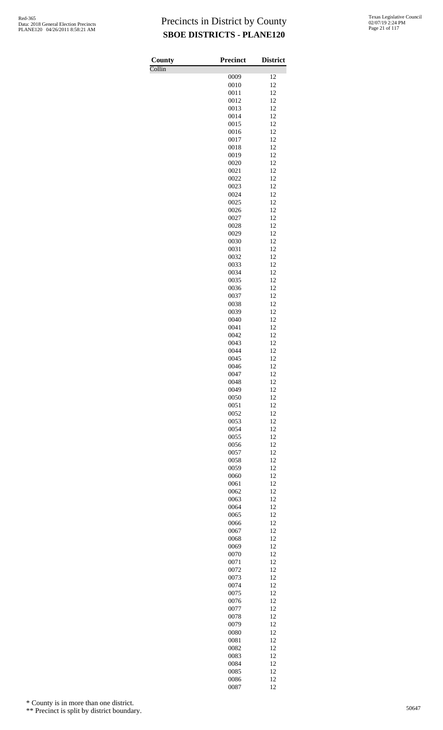# Precincts in District by County

## SBOE DISTRICTS - PLANE120

| County | Precinct | District |
|---|---|---|
| Collin | | |
| | 0009 | 12 |
| | 0010 | 12 |
| | 0011 | 12 |
| | 0012 | 12 |
| | 0013 | 12 |
| | 0014 | 12 |
| | 0015 | 12 |
| | 0016 | 12 |
| | 0017 | 12 |
| | 0018 | 12 |
| | 0019 | 12 |
| | 0020 | 12 |
| | 0021 | 12 |
| | 0022 | 12 |
| | 0023 | 12 |
| | 0024 | 12 |
| | 0025 | 12 |
| | 0026 | 12 |
| | 0027 | 12 |
| | 0028 | 12 |
| | 0029 | 12 |
| | 0030 | 12 |
| | 0031 | 12 |
| | 0032 | 12 |
| | 0033 | 12 |
| | 0034 | 12 |
| | 0035 | 12 |
| | 0036 | 12 |
| | 0037 | 12 |
| | 0038 | 12 |
| | 0039 | 12 |
| | 0040 | 12 |
| | 0041 | 12 |
| | 0042 | 12 |
| | 0043 | 12 |
| | 0044 | 12 |
| | 0045 | 12 |
| | 0046 | 12 |
| | 0047 | 12 |
| | 0048 | 12 |
| | 0049 | 12 |
| | 0050 | 12 |
| | 0051 | 12 |
| | 0052 | 12 |
| | 0053 | 12 |
| | 0054 | 12 |
| | 0055 | 12 |
| | 0056 | 12 |
| | 0057 | 12 |
| | 0058 | 12 |
| | 0059 | 12 |
| | 0060 | 12 |
| | 0061 | 12 |
| | 0062 | 12 |
| | 0063 | 12 |
| | 0064 | 12 |
| | 0065 | 12 |
| | 0066 | 12 |
| | 0067 | 12 |
| | 0068 | 12 |
| | 0069 | 12 |
| | 0070 | 12 |
| | 0071 | 12 |
| | 0072 | 12 |
| | 0073 | 12 |
| | 0074 | 12 |
| | 0075 | 12 |
| | 0076 | 12 |
| | 0077 | 12 |
| | 0078 | 12 |
| | 0079 | 12 |
| | 0080 | 12 |
| | 0081 | 12 |
| | 0082 | 12 |
| | 0083 | 12 |
| | 0084 | 12 |
| | 0085 | 12 |
| | 0086 | 12 |
| | 0087 | 12 |

\* County is in more than one district.

\*\* Precinct is split by district boundary.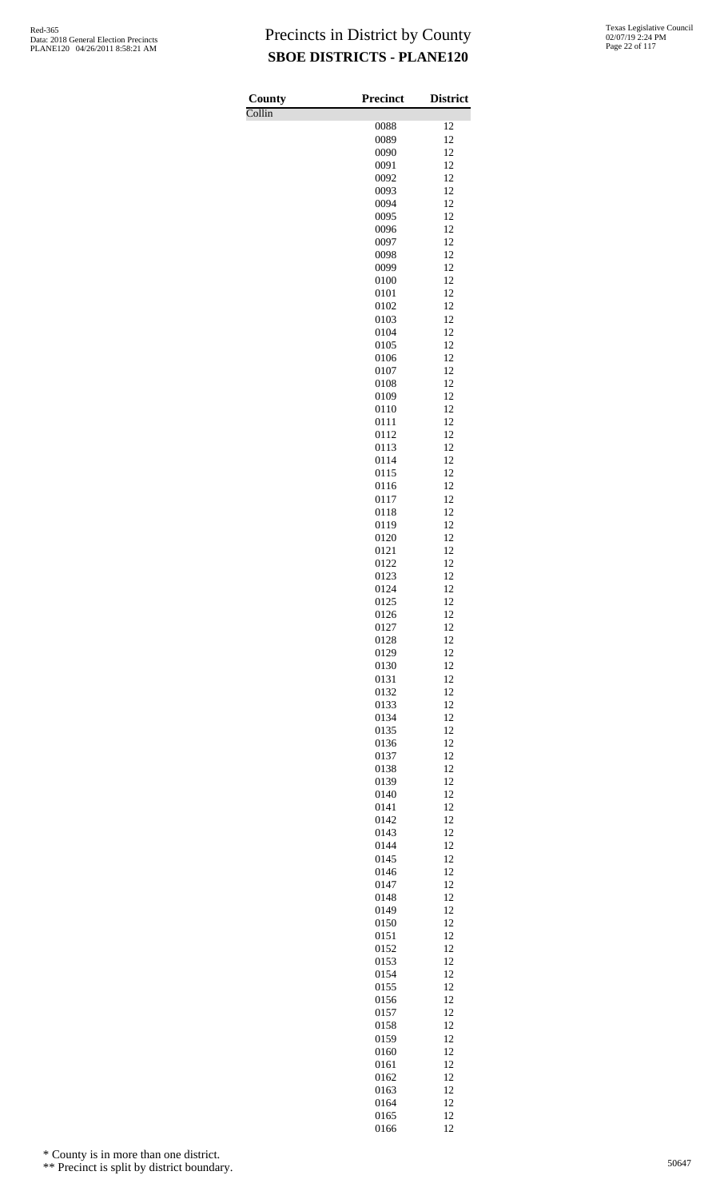# Precincts in District by County

## SBOE DISTRICTS - PLANE120

Red-365
Data: 2018 General Election Precincts
PLANE120 04/26/2011 8:58:21 AM

Texas Legislative Council
02/07/19 2:24 PM

| County | Precinct | District |
|---|---|---|
| Collin | | |
| | 0088 | 12 |
| | 0089 | 12 |
| | 0090 | 12 |
| | 0091 | 12 |
| | 0092 | 12 |
| | 0093 | 12 |
| | 0094 | 12 |
| | 0095 | 12 |
| | 0096 | 12 |
| | 0097 | 12 |
| | 0098 | 12 |
| | 0099 | 12 |
| | 0100 | 12 |
| | 0101 | 12 |
| | 0102 | 12 |
| | 0103 | 12 |
| | 0104 | 12 |
| | 0105 | 12 |
| | 0106 | 12 |
| | 0107 | 12 |
| | 0108 | 12 |
| | 0109 | 12 |
| | 0110 | 12 |
| | 0111 | 12 |
| | 0112 | 12 |
| | 0113 | 12 |
| | 0114 | 12 |
| | 0115 | 12 |
| | 0116 | 12 |
| | 0117 | 12 |
| | 0118 | 12 |
| | 0119 | 12 |
| | 0120 | 12 |
| | 0121 | 12 |
| | 0122 | 12 |
| | 0123 | 12 |
| | 0124 | 12 |
| | 0125 | 12 |
| | 0126 | 12 |
| | 0127 | 12 |
| | 0128 | 12 |
| | 0129 | 12 |
| | 0130 | 12 |
| | 0131 | 12 |
| | 0132 | 12 |
| | 0133 | 12 |
| | 0134 | 12 |
| | 0135 | 12 |
| | 0136 | 12 |
| | 0137 | 12 |
| | 0138 | 12 |
| | 0139 | 12 |
| | 0140 | 12 |
| | 0141 | 12 |
| | 0142 | 12 |
| | 0143 | 12 |
| | 0144 | 12 |
| | 0145 | 12 |
| | 0146 | 12 |
| | 0147 | 12 |
| | 0148 | 12 |
| | 0149 | 12 |
| | 0150 | 12 |
| | 0151 | 12 |
| | 0152 | 12 |
| | 0153 | 12 |
| | 0154 | 12 |
| | 0155 | 12 |
| | 0156 | 12 |
| | 0157 | 12 |
| | 0158 | 12 |
| | 0159 | 12 |
| | 0160 | 12 |
| | 0161 | 12 |
| | 0162 | 12 |
| | 0163 | 12 |
| | 0164 | 12 |
| | 0165 | 12 |
| | 0166 | 12 |

* County is in more than one district.

** Precinct is split by district boundary.

50647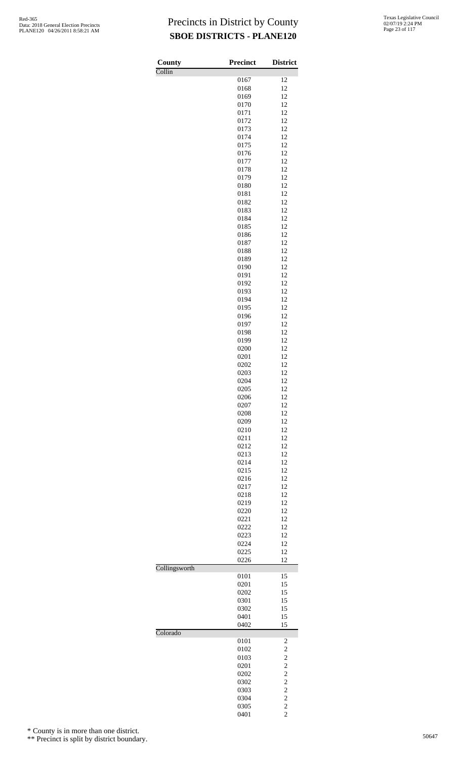# Precincts in District by County
## SBOE DISTRICTS - PLANE120

Red-365
Data: 2018 General Election Precincts
PLANE120 04/26/2011 8:58:21 AM

Texas Legislative Council
02/07/19 2:24 PM

| County | Precinct | District |
|---|---|---|
| Collin | | |
| | 0167 | 12 |
| | 0168 | 12 |
| | 0169 | 12 |
| | 0170 | 12 |
| | 0171 | 12 |
| | 0172 | 12 |
| | 0173 | 12 |
| | 0174 | 12 |
| | 0175 | 12 |
| | 0176 | 12 |
| | 0177 | 12 |
| | 0178 | 12 |
| | 0179 | 12 |
| | 0180 | 12 |
| | 0181 | 12 |
| | 0182 | 12 |
| | 0183 | 12 |
| | 0184 | 12 |
| | 0185 | 12 |
| | 0186 | 12 |
| | 0187 | 12 |
| | 0188 | 12 |
| | 0189 | 12 |
| | 0190 | 12 |
| | 0191 | 12 |
| | 0192 | 12 |
| | 0193 | 12 |
| | 0194 | 12 |
| | 0195 | 12 |
| | 0196 | 12 |
| | 0197 | 12 |
| | 0198 | 12 |
| | 0199 | 12 |
| | 0200 | 12 |
| | 0201 | 12 |
| | 0202 | 12 |
| | 0203 | 12 |
| | 0204 | 12 |
| | 0205 | 12 |
| | 0206 | 12 |
| | 0207 | 12 |
| | 0208 | 12 |
| | 0209 | 12 |
| | 0210 | 12 |
| | 0211 | 12 |
| | 0212 | 12 |
| | 0213 | 12 |
| | 0214 | 12 |
| | 0215 | 12 |
| | 0216 | 12 |
| | 0217 | 12 |
| | 0218 | 12 |
| | 0219 | 12 |
| | 0220 | 12 |
| | 0221 | 12 |
| | 0222 | 12 |
| | 0223 | 12 |
| | 0224 | 12 |
| | 0225 | 12 |
| | 0226 | 12 |
| Collingsworth | | |
| | 0101 | 15 |
| | 0201 | 15 |
| | 0202 | 15 |
| | 0301 | 15 |
| | 0302 | 15 |
| | 0401 | 15 |
| | 0402 | 15 |
| Colorado | | |
| | 0101 | 2 |
| | 0102 | 2 |
| | 0103 | 2 |
| | 0201 | 2 |
| | 0202 | 2 |
| | 0302 | 2 |
| | 0303 | 2 |
| | 0304 | 2 |
| | 0305 | 2 |
| | 0401 | 2 |

\* County is in more than one district.

\** Precinct is split by district boundary.

50647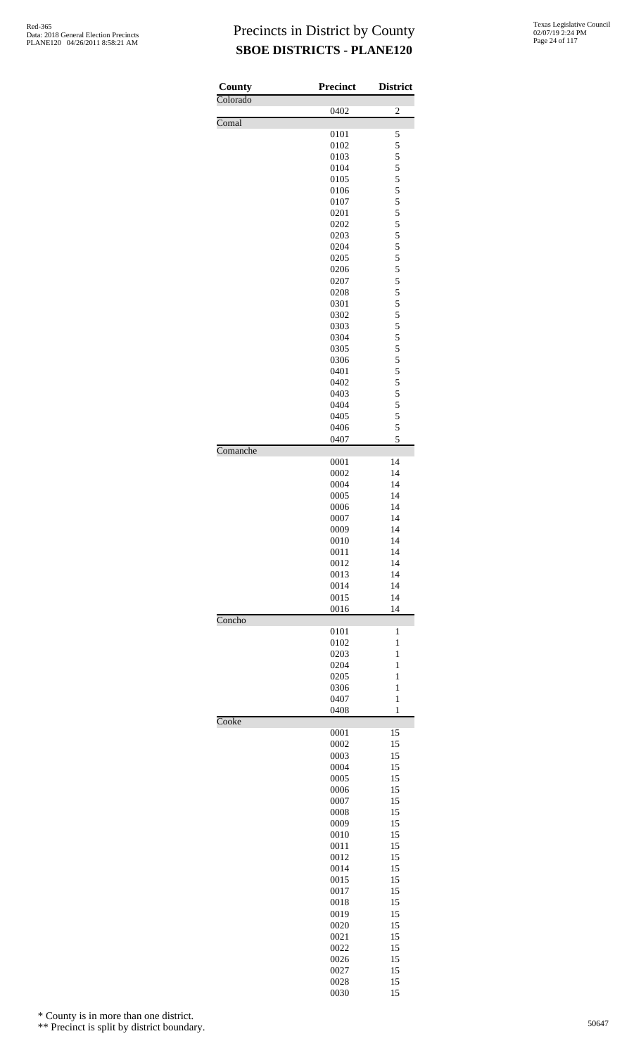# Precincts in District by County

## SBOE DISTRICTS - PLANE120

| County | Precinct | District |
|---|---|---|
| Colorado | | |
| | 0402 | 2 |
| Comal | | |
| | 0101 | 5 |
| | 0102 | 5 |
| | 0103 | 5 |
| | 0104 | 5 |
| | 0105 | 5 |
| | 0106 | 5 |
| | 0107 | 5 |
| | 0201 | 5 |
| | 0202 | 5 |
| | 0203 | 5 |
| | 0204 | 5 |
| | 0205 | 5 |
| | 0206 | 5 |
| | 0207 | 5 |
| | 0208 | 5 |
| | 0301 | 5 |
| | 0302 | 5 |
| | 0303 | 5 |
| | 0304 | 5 |
| | 0305 | 5 |
| | 0306 | 5 |
| | 0401 | 5 |
| | 0402 | 5 |
| | 0403 | 5 |
| | 0404 | 5 |
| | 0405 | 5 |
| | 0406 | 5 |
| | 0407 | 5 |
| Comanche | | |
| | 0001 | 14 |
| | 0002 | 14 |
| | 0004 | 14 |
| | 0005 | 14 |
| | 0006 | 14 |
| | 0007 | 14 |
| | 0009 | 14 |
| | 0010 | 14 |
| | 0011 | 14 |
| | 0012 | 14 |
| | 0013 | 14 |
| | 0014 | 14 |
| | 0015 | 14 |
| | 0016 | 14 |
| Concho | | |
| | 0101 | 1 |
| | 0102 | 1 |
| | 0203 | 1 |
| | 0204 | 1 |
| | 0205 | 1 |
| | 0306 | 1 |
| | 0407 | 1 |
| | 0408 | 1 |
| Cooke | | |
| | 0001 | 15 |
| | 0002 | 15 |
| | 0003 | 15 |
| | 0004 | 15 |
| | 0005 | 15 |
| | 0006 | 15 |
| | 0007 | 15 |
| | 0008 | 15 |
| | 0009 | 15 |
| | 0010 | 15 |
| | 0011 | 15 |
| | 0012 | 15 |
| | 0014 | 15 |
| | 0015 | 15 |
| | 0017 | 15 |
| | 0018 | 15 |
| | 0019 | 15 |
| | 0020 | 15 |
| | 0021 | 15 |
| | 0022 | 15 |
| | 0026 | 15 |
| | 0027 | 15 |
| | 0028 | 15 |
| | 0030 | 15 |

\* County is in more than one district.

\*\* Precinct is split by district boundary.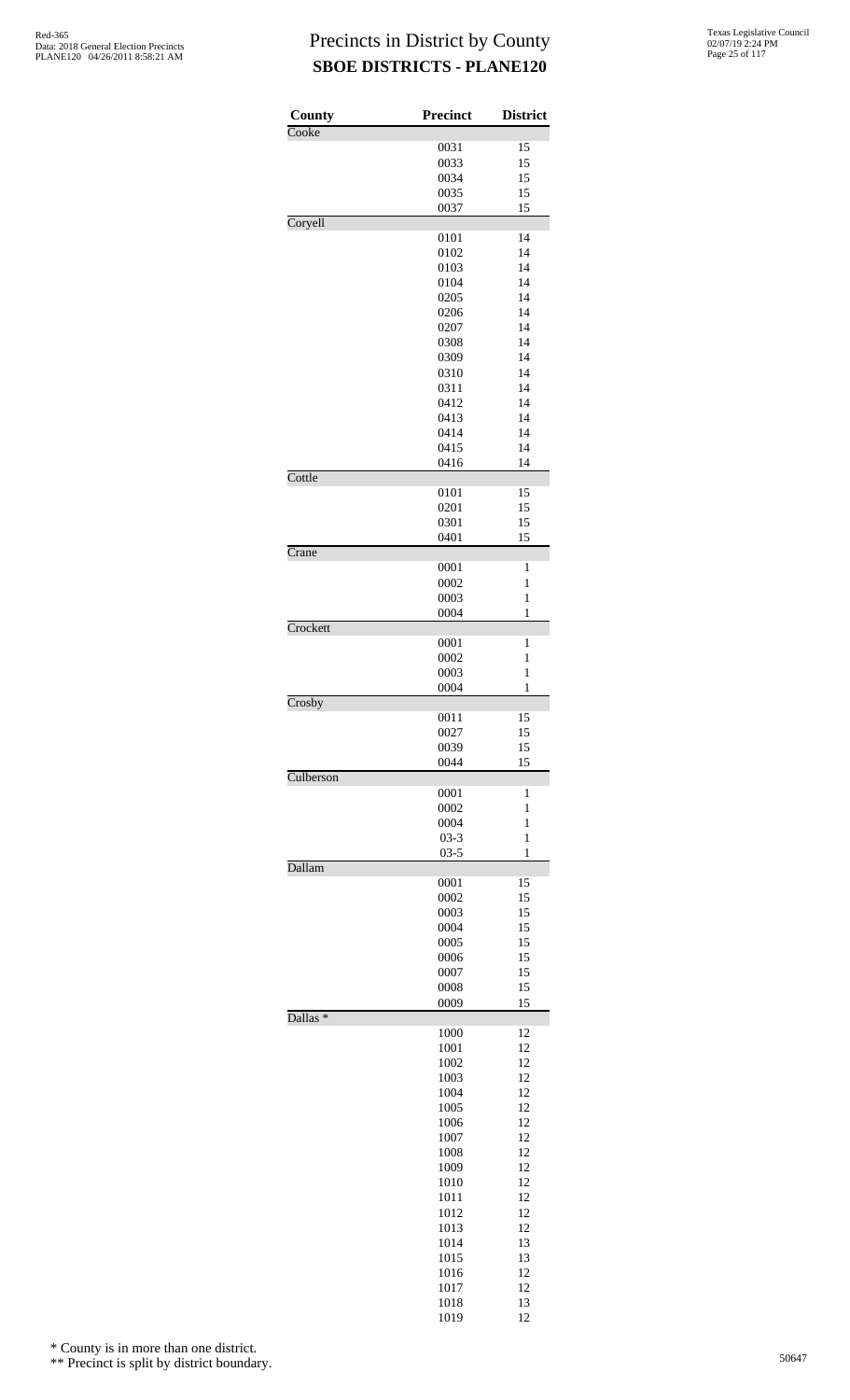# Precincts in District by County
## SBOE DISTRICTS - PLANE120

| County | Precinct | District |
|---|---|---|
| Cooke | | |
| | 0031 | 15 |
| | 0033 | 15 |
| | 0034 | 15 |
| | 0035 | 15 |
| | 0037 | 15 |
| Coryell | | |
| | 0101 | 14 |
| | 0102 | 14 |
| | 0103 | 14 |
| | 0104 | 14 |
| | 0205 | 14 |
| | 0206 | 14 |
| | 0207 | 14 |
| | 0308 | 14 |
| | 0309 | 14 |
| | 0310 | 14 |
| | 0311 | 14 |
| | 0412 | 14 |
| | 0413 | 14 |
| | 0414 | 14 |
| | 0415 | 14 |
| | 0416 | 14 |
| Cottle | | |
| | 0101 | 15 |
| | 0201 | 15 |
| | 0301 | 15 |
| | 0401 | 15 |
| Crane | | |
| | 0001 | 1 |
| | 0002 | 1 |
| | 0003 | 1 |
| | 0004 | 1 |
| Crockett | | |
| | 0001 | 1 |
| | 0002 | 1 |
| | 0003 | 1 |
| | 0004 | 1 |
| Crosby | | |
| | 0011 | 15 |
| | 0027 | 15 |
| | 0039 | 15 |
| | 0044 | 15 |
| Culberson | | |
| | 0001 | 1 |
| | 0002 | 1 |
| | 0004 | 1 |
| | 03-3 | 1 |
| | 03-5 | 1 |
| Dallam | | |
| | 0001 | 15 |
| | 0002 | 15 |
| | 0003 | 15 |
| | 0004 | 15 |
| | 0005 | 15 |
| | 0006 | 15 |
| | 0007 | 15 |
| | 0008 | 15 |
| | 0009 | 15 |
| Dallas * | | |
| | 1000 | 12 |
| | 1001 | 12 |
| | 1002 | 12 |
| | 1003 | 12 |
| | 1004 | 12 |
| | 1005 | 12 |
| | 1006 | 12 |
| | 1007 | 12 |
| | 1008 | 12 |
| | 1009 | 12 |
| | 1010 | 12 |
| | 1011 | 12 |
| | 1012 | 12 |
| | 1013 | 12 |
| | 1014 | 13 |
| | 1015 | 13 |
| | 1016 | 12 |
| | 1017 | 12 |
| | 1018 | 13 |
| | 1019 | 12 |

\* County is in more than one district.

\*\* Precinct is split by district boundary.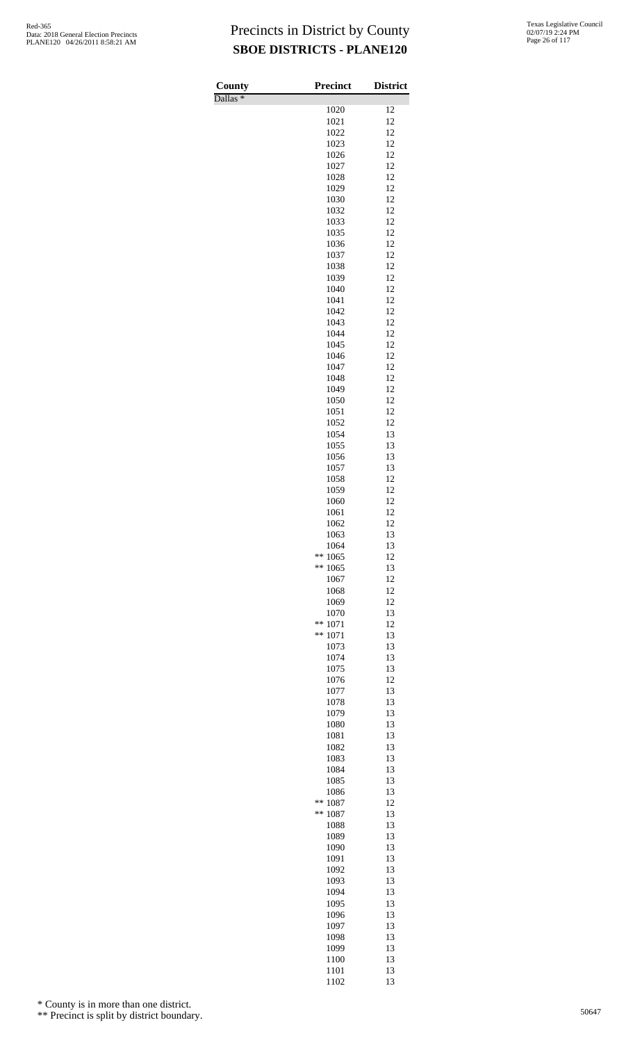# Precincts in District by County

## SBOE DISTRICTS - PLANE120

| County | Precinct | District |
|---|---|---|
| Dallas * | | |
| | 1020 | 12 |
| | 1021 | 12 |
| | 1022 | 12 |
| | 1023 | 12 |
| | 1026 | 12 |
| | 1027 | 12 |
| | 1028 | 12 |
| | 1029 | 12 |
| | 1030 | 12 |
| | 1032 | 12 |
| | 1033 | 12 |
| | 1035 | 12 |
| | 1036 | 12 |
| | 1037 | 12 |
| | 1038 | 12 |
| | 1039 | 12 |
| | 1040 | 12 |
| | 1041 | 12 |
| | 1042 | 12 |
| | 1043 | 12 |
| | 1044 | 12 |
| | 1045 | 12 |
| | 1046 | 12 |
| | 1047 | 12 |
| | 1048 | 12 |
| | 1049 | 12 |
| | 1050 | 12 |
| | 1051 | 12 |
| | 1052 | 12 |
| | 1054 | 13 |
| | 1055 | 13 |
| | 1056 | 13 |
| | 1057 | 13 |
| | 1058 | 12 |
| | 1059 | 12 |
| | 1060 | 12 |
| | 1061 | 12 |
| | 1062 | 12 |
| | 1063 | 13 |
| | 1064 | 13 |
| | ** 1065 | 12 |
| | ** 1065 | 13 |
| | 1067 | 12 |
| | 1068 | 12 |
| | 1069 | 12 |
| | 1070 | 13 |
| | ** 1071 | 12 |
| | ** 1071 | 13 |
| | 1073 | 13 |
| | 1074 | 13 |
| | 1075 | 13 |
| | 1076 | 12 |
| | 1077 | 13 |
| | 1078 | 13 |
| | 1079 | 13 |
| | 1080 | 13 |
| | 1081 | 13 |
| | 1082 | 13 |
| | 1083 | 13 |
| | 1084 | 13 |
| | 1085 | 13 |
| | 1086 | 13 |
| | ** 1087 | 12 |
| | ** 1087 | 13 |
| | 1088 | 13 |
| | 1089 | 13 |
| | 1090 | 13 |
| | 1091 | 13 |
| | 1092 | 13 |
| | 1093 | 13 |
| | 1094 | 13 |
| | 1095 | 13 |
| | 1096 | 13 |
| | 1097 | 13 |
| | 1098 | 13 |
| | 1099 | 13 |
| | 1100 | 13 |
| | 1101 | 13 |
| | 1102 | 13 |

\* County is in more than one district.

\*\* Precinct is split by district boundary.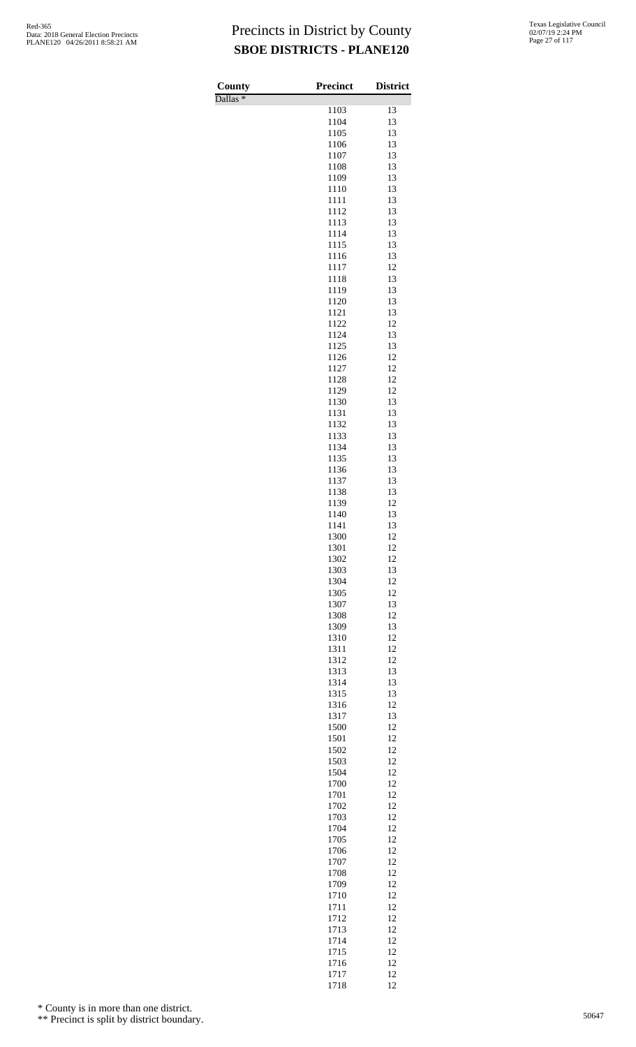# Precincts in District by County

## SBOE DISTRICTS - PLANE120

Red-365
Data: 2018 General Election Precincts
PLANE120 04/26/2011 8:58:21 AM

Texas Legislative Council
02/07/19 2:24 PM

| County | Precinct | District |
|---|---|---|
| Dallas * | | |
| | 1103 | 13 |
| | 1104 | 13 |
| | 1105 | 13 |
| | 1106 | 13 |
| | 1107 | 13 |
| | 1108 | 13 |
| | 1109 | 13 |
| | 1110 | 13 |
| | 1111 | 13 |
| | 1112 | 13 |
| | 1113 | 13 |
| | 1114 | 13 |
| | 1115 | 13 |
| | 1116 | 13 |
| | 1117 | 12 |
| | 1118 | 13 |
| | 1119 | 13 |
| | 1120 | 13 |
| | 1121 | 13 |
| | 1122 | 12 |
| | 1124 | 13 |
| | 1125 | 13 |
| | 1126 | 12 |
| | 1127 | 12 |
| | 1128 | 12 |
| | 1129 | 12 |
| | 1130 | 13 |
| | 1131 | 13 |
| | 1132 | 13 |
| | 1133 | 13 |
| | 1134 | 13 |
| | 1135 | 13 |
| | 1136 | 13 |
| | 1137 | 13 |
| | 1138 | 13 |
| | 1139 | 12 |
| | 1140 | 13 |
| | 1141 | 13 |
| | 1300 | 12 |
| | 1301 | 12 |
| | 1302 | 12 |
| | 1303 | 13 |
| | 1304 | 12 |
| | 1305 | 12 |
| | 1307 | 13 |
| | 1308 | 12 |
| | 1309 | 13 |
| | 1310 | 12 |
| | 1311 | 12 |
| | 1312 | 12 |
| | 1313 | 13 |
| | 1314 | 13 |
| | 1315 | 13 |
| | 1316 | 12 |
| | 1317 | 13 |
| | 1500 | 12 |
| | 1501 | 12 |
| | 1502 | 12 |
| | 1503 | 12 |
| | 1504 | 12 |
| | 1700 | 12 |
| | 1701 | 12 |
| | 1702 | 12 |
| | 1703 | 12 |
| | 1704 | 12 |
| | 1705 | 12 |
| | 1706 | 12 |
| | 1707 | 12 |
| | 1708 | 12 |
| | 1709 | 12 |
| | 1710 | 12 |
| | 1711 | 12 |
| | 1712 | 12 |
| | 1713 | 12 |
| | 1714 | 12 |
| | 1715 | 12 |
| | 1716 | 12 |
| | 1717 | 12 |
| | 1718 | 12 |

\* County is in more than one district.

\*\* Precinct is split by district boundary.

50647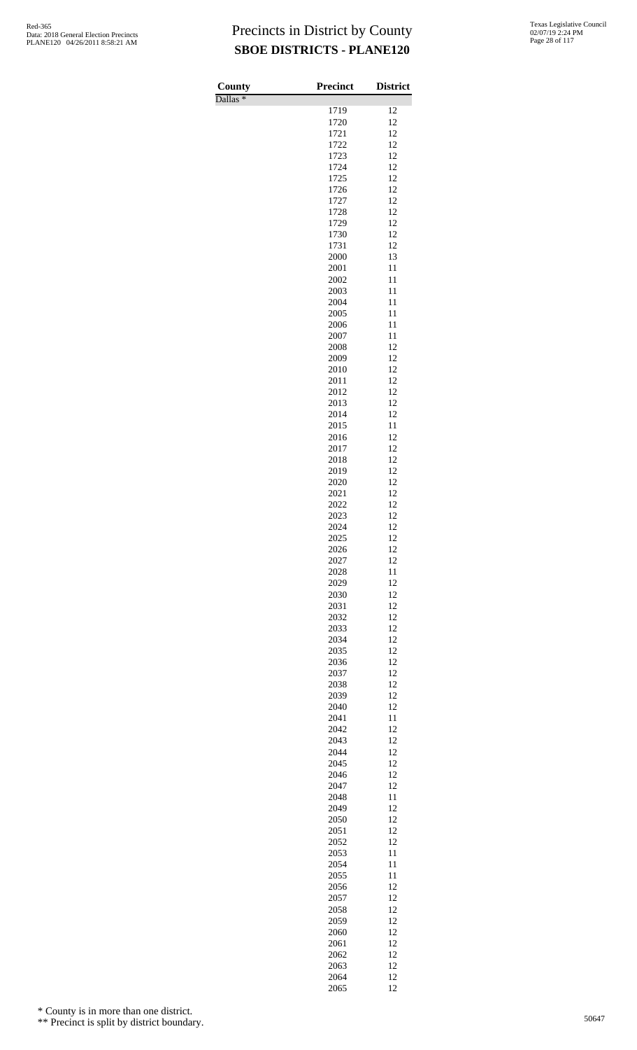# Precincts in District by County
## SBOE DISTRICTS - PLANE120

Red-365
Data: 2018 General Election Precincts
PLANE120 04/26/2011 8:58:21 AM

Texas Legislative Council
02/07/19 2:24 PM

| County | Precinct | District |
|---|---|---|
| Dallas * | | |
| | 1719 | 12 |
| | 1720 | 12 |
| | 1721 | 12 |
| | 1722 | 12 |
| | 1723 | 12 |
| | 1724 | 12 |
| | 1725 | 12 |
| | 1726 | 12 |
| | 1727 | 12 |
| | 1728 | 12 |
| | 1729 | 12 |
| | 1730 | 12 |
| | 1731 | 12 |
| | 2000 | 13 |
| | 2001 | 11 |
| | 2002 | 11 |
| | 2003 | 11 |
| | 2004 | 11 |
| | 2005 | 11 |
| | 2006 | 11 |
| | 2007 | 11 |
| | 2008 | 12 |
| | 2009 | 12 |
| | 2010 | 12 |
| | 2011 | 12 |
| | 2012 | 12 |
| | 2013 | 12 |
| | 2014 | 12 |
| | 2015 | 11 |
| | 2016 | 12 |
| | 2017 | 12 |
| | 2018 | 12 |
| | 2019 | 12 |
| | 2020 | 12 |
| | 2021 | 12 |
| | 2022 | 12 |
| | 2023 | 12 |
| | 2024 | 12 |
| | 2025 | 12 |
| | 2026 | 12 |
| | 2027 | 12 |
| | 2028 | 11 |
| | 2029 | 12 |
| | 2030 | 12 |
| | 2031 | 12 |
| | 2032 | 12 |
| | 2033 | 12 |
| | 2034 | 12 |
| | 2035 | 12 |
| | 2036 | 12 |
| | 2037 | 12 |
| | 2038 | 12 |
| | 2039 | 12 |
| | 2040 | 12 |
| | 2041 | 11 |
| | 2042 | 12 |
| | 2043 | 12 |
| | 2044 | 12 |
| | 2045 | 12 |
| | 2046 | 12 |
| | 2047 | 12 |
| | 2048 | 11 |
| | 2049 | 12 |
| | 2050 | 12 |
| | 2051 | 12 |
| | 2052 | 12 |
| | 2053 | 11 |
| | 2054 | 11 |
| | 2055 | 11 |
| | 2056 | 12 |
| | 2057 | 12 |
| | 2058 | 12 |
| | 2059 | 12 |
| | 2060 | 12 |
| | 2061 | 12 |
| | 2062 | 12 |
| | 2063 | 12 |
| | 2064 | 12 |
| | 2065 | 12 |

\* County is in more than one district.

\*\* Precinct is split by district boundary.

50647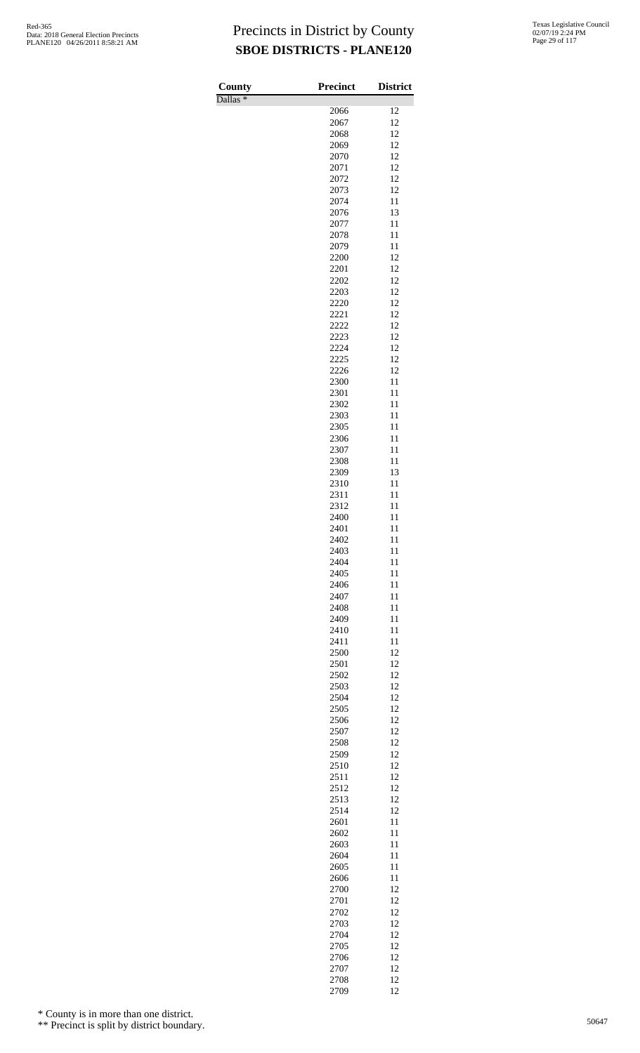# Precincts in District by County
## SBOE DISTRICTS - PLANE120

Red-365
Data: 2018 General Election Precincts
PLANE120 04/26/2011 8:58:21 AM

Texas Legislative Council
02/07/19 2:24 PM

| County | Precinct | District |
|---|---|---|
| Dallas * | | |
| | 2066 | 12 |
| | 2067 | 12 |
| | 2068 | 12 |
| | 2069 | 12 |
| | 2070 | 12 |
| | 2071 | 12 |
| | 2072 | 12 |
| | 2073 | 12 |
| | 2074 | 11 |
| | 2076 | 13 |
| | 2077 | 11 |
| | 2078 | 11 |
| | 2079 | 11 |
| | 2200 | 12 |
| | 2201 | 12 |
| | 2202 | 12 |
| | 2203 | 12 |
| | 2220 | 12 |
| | 2221 | 12 |
| | 2222 | 12 |
| | 2223 | 12 |
| | 2224 | 12 |
| | 2225 | 12 |
| | 2226 | 12 |
| | 2300 | 11 |
| | 2301 | 11 |
| | 2302 | 11 |
| | 2303 | 11 |
| | 2305 | 11 |
| | 2306 | 11 |
| | 2307 | 11 |
| | 2308 | 11 |
| | 2309 | 13 |
| | 2310 | 11 |
| | 2311 | 11 |
| | 2312 | 11 |
| | 2400 | 11 |
| | 2401 | 11 |
| | 2402 | 11 |
| | 2403 | 11 |
| | 2404 | 11 |
| | 2405 | 11 |
| | 2406 | 11 |
| | 2407 | 11 |
| | 2408 | 11 |
| | 2409 | 11 |
| | 2410 | 11 |
| | 2411 | 11 |
| | 2500 | 12 |
| | 2501 | 12 |
| | 2502 | 12 |
| | 2503 | 12 |
| | 2504 | 12 |
| | 2505 | 12 |
| | 2506 | 12 |
| | 2507 | 12 |
| | 2508 | 12 |
| | 2509 | 12 |
| | 2510 | 12 |
| | 2511 | 12 |
| | 2512 | 12 |
| | 2513 | 12 |
| | 2514 | 12 |
| | 2601 | 11 |
| | 2602 | 11 |
| | 2603 | 11 |
| | 2604 | 11 |
| | 2605 | 11 |
| | 2606 | 11 |
| | 2700 | 12 |
| | 2701 | 12 |
| | 2702 | 12 |
| | 2703 | 12 |
| | 2704 | 12 |
| | 2705 | 12 |
| | 2706 | 12 |
| | 2707 | 12 |
| | 2708 | 12 |
| | 2709 | 12 |

\* County is in more than one district.

\*\* Precinct is split by district boundary.

50647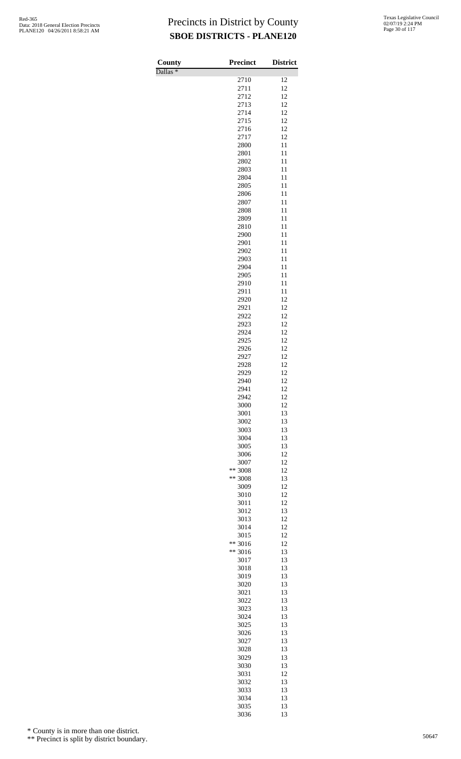# Precincts in District by County

## SBOE DISTRICTS - PLANE120

| County | Precinct | District |
|---|---|---|
| Dallas * | | |
| | 2710 | 12 |
| | 2711 | 12 |
| | 2712 | 12 |
| | 2713 | 12 |
| | 2714 | 12 |
| | 2715 | 12 |
| | 2716 | 12 |
| | 2717 | 12 |
| | 2800 | 11 |
| | 2801 | 11 |
| | 2802 | 11 |
| | 2803 | 11 |
| | 2804 | 11 |
| | 2805 | 11 |
| | 2806 | 11 |
| | 2807 | 11 |
| | 2808 | 11 |
| | 2809 | 11 |
| | 2810 | 11 |
| | 2900 | 11 |
| | 2901 | 11 |
| | 2902 | 11 |
| | 2903 | 11 |
| | 2904 | 11 |
| | 2905 | 11 |
| | 2910 | 11 |
| | 2911 | 11 |
| | 2920 | 12 |
| | 2921 | 12 |
| | 2922 | 12 |
| | 2923 | 12 |
| | 2924 | 12 |
| | 2925 | 12 |
| | 2926 | 12 |
| | 2927 | 12 |
| | 2928 | 12 |
| | 2929 | 12 |
| | 2940 | 12 |
| | 2941 | 12 |
| | 2942 | 12 |
| | 3000 | 12 |
| | 3001 | 13 |
| | 3002 | 13 |
| | 3003 | 13 |
| | 3004 | 13 |
| | 3005 | 13 |
| | 3006 | 12 |
| | 3007 | 12 |
| | ** 3008 | 12 |
| | ** 3008 | 13 |
| | 3009 | 12 |
| | 3010 | 12 |
| | 3011 | 12 |
| | 3012 | 13 |
| | 3013 | 12 |
| | 3014 | 12 |
| | 3015 | 12 |
| | ** 3016 | 12 |
| | ** 3016 | 13 |
| | 3017 | 13 |
| | 3018 | 13 |
| | 3019 | 13 |
| | 3020 | 13 |
| | 3021 | 13 |
| | 3022 | 13 |
| | 3023 | 13 |
| | 3024 | 13 |
| | 3025 | 13 |
| | 3026 | 13 |
| | 3027 | 13 |
| | 3028 | 13 |
| | 3029 | 13 |
| | 3030 | 13 |
| | 3031 | 12 |
| | 3032 | 13 |
| | 3033 | 13 |
| | 3034 | 13 |
| | 3035 | 13 |
| | 3036 | 13 |

\* County is in more than one district.

\*\* Precinct is split by district boundary.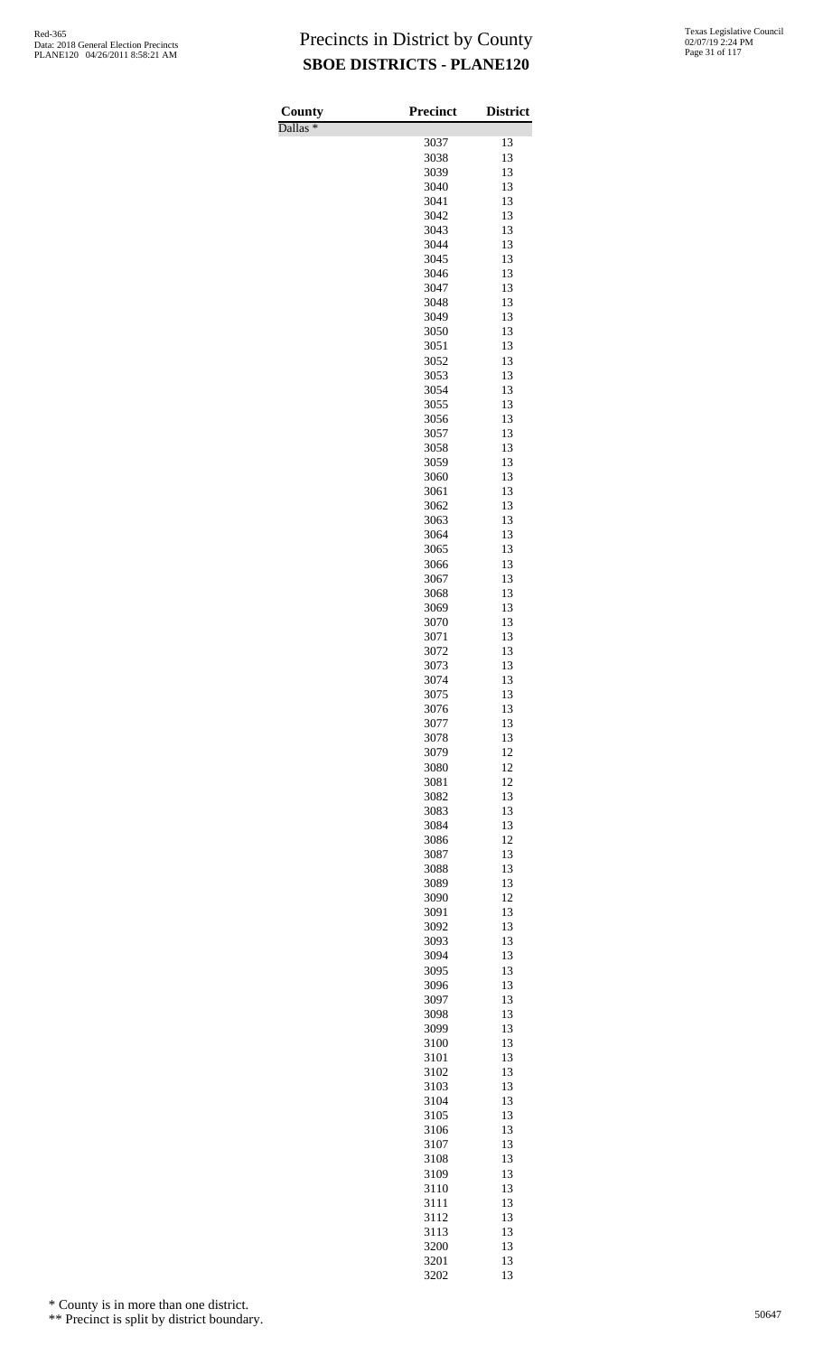# Precincts in District by County

## SBOE DISTRICTS - PLANE120

Red-365
Data: 2018 General Election Precincts
PLANE120 04/26/2011 8:58:21 AM

Texas Legislative Council
02/07/19 2:24 PM

| County | Precinct | District |
|---|---|---|
| Dallas * | | |
| | 3037 | 13 |
| | 3038 | 13 |
| | 3039 | 13 |
| | 3040 | 13 |
| | 3041 | 13 |
| | 3042 | 13 |
| | 3043 | 13 |
| | 3044 | 13 |
| | 3045 | 13 |
| | 3046 | 13 |
| | 3047 | 13 |
| | 3048 | 13 |
| | 3049 | 13 |
| | 3050 | 13 |
| | 3051 | 13 |
| | 3052 | 13 |
| | 3053 | 13 |
| | 3054 | 13 |
| | 3055 | 13 |
| | 3056 | 13 |
| | 3057 | 13 |
| | 3058 | 13 |
| | 3059 | 13 |
| | 3060 | 13 |
| | 3061 | 13 |
| | 3062 | 13 |
| | 3063 | 13 |
| | 3064 | 13 |
| | 3065 | 13 |
| | 3066 | 13 |
| | 3067 | 13 |
| | 3068 | 13 |
| | 3069 | 13 |
| | 3070 | 13 |
| | 3071 | 13 |
| | 3072 | 13 |
| | 3073 | 13 |
| | 3074 | 13 |
| | 3075 | 13 |
| | 3076 | 13 |
| | 3077 | 13 |
| | 3078 | 13 |
| | 3079 | 12 |
| | 3080 | 12 |
| | 3081 | 12 |
| | 3082 | 13 |
| | 3083 | 13 |
| | 3084 | 13 |
| | 3086 | 12 |
| | 3087 | 13 |
| | 3088 | 13 |
| | 3089 | 13 |
| | 3090 | 12 |
| | 3091 | 13 |
| | 3092 | 13 |
| | 3093 | 13 |
| | 3094 | 13 |
| | 3095 | 13 |
| | 3096 | 13 |
| | 3097 | 13 |
| | 3098 | 13 |
| | 3099 | 13 |
| | 3100 | 13 |
| | 3101 | 13 |
| | 3102 | 13 |
| | 3103 | 13 |
| | 3104 | 13 |
| | 3105 | 13 |
| | 3106 | 13 |
| | 3107 | 13 |
| | 3108 | 13 |
| | 3109 | 13 |
| | 3110 | 13 |
| | 3111 | 13 |
| | 3112 | 13 |
| | 3113 | 13 |
| | 3200 | 13 |
| | 3201 | 13 |
| | 3202 | 13 |

\* County is in more than one district.

\*\* Precinct is split by district boundary.

50647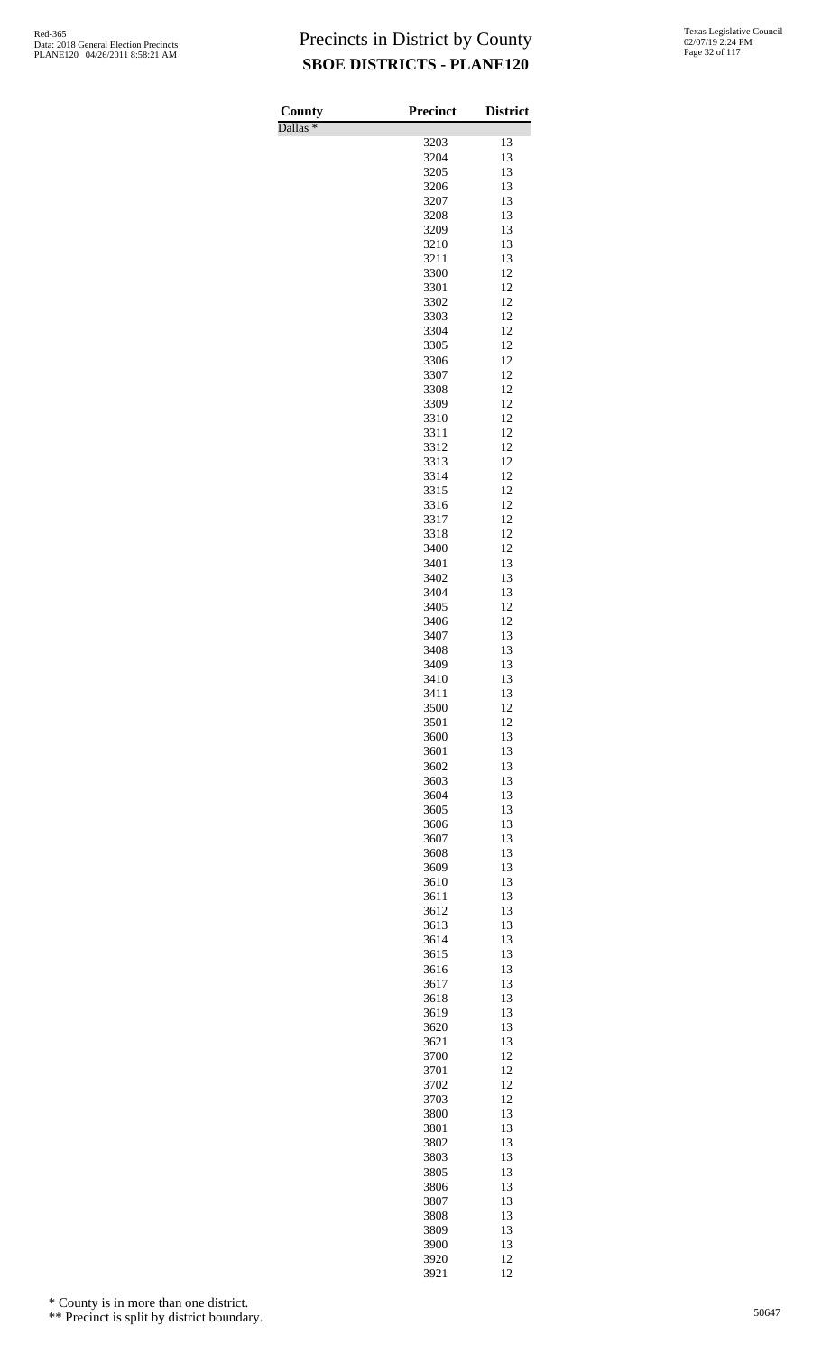# Precincts in District by County
## SBOE DISTRICTS - PLANE120

Red-365
Data: 2018 General Election Precincts
PLANE120 04/26/2011 8:58:21 AM

Texas Legislative Council
02/07/19 2:24 PM

| County | Precinct | District |
|---|---|---|
| Dallas * | | |
| | 3203 | 13 |
| | 3204 | 13 |
| | 3205 | 13 |
| | 3206 | 13 |
| | 3207 | 13 |
| | 3208 | 13 |
| | 3209 | 13 |
| | 3210 | 13 |
| | 3211 | 13 |
| | 3300 | 12 |
| | 3301 | 12 |
| | 3302 | 12 |
| | 3303 | 12 |
| | 3304 | 12 |
| | 3305 | 12 |
| | 3306 | 12 |
| | 3307 | 12 |
| | 3308 | 12 |
| | 3309 | 12 |
| | 3310 | 12 |
| | 3311 | 12 |
| | 3312 | 12 |
| | 3313 | 12 |
| | 3314 | 12 |
| | 3315 | 12 |
| | 3316 | 12 |
| | 3317 | 12 |
| | 3318 | 12 |
| | 3400 | 12 |
| | 3401 | 13 |
| | 3402 | 13 |
| | 3404 | 13 |
| | 3405 | 12 |
| | 3406 | 12 |
| | 3407 | 13 |
| | 3408 | 13 |
| | 3409 | 13 |
| | 3410 | 13 |
| | 3411 | 13 |
| | 3500 | 12 |
| | 3501 | 12 |
| | 3600 | 13 |
| | 3601 | 13 |
| | 3602 | 13 |
| | 3603 | 13 |
| | 3604 | 13 |
| | 3605 | 13 |
| | 3606 | 13 |
| | 3607 | 13 |
| | 3608 | 13 |
| | 3609 | 13 |
| | 3610 | 13 |
| | 3611 | 13 |
| | 3612 | 13 |
| | 3613 | 13 |
| | 3614 | 13 |
| | 3615 | 13 |
| | 3616 | 13 |
| | 3617 | 13 |
| | 3618 | 13 |
| | 3619 | 13 |
| | 3620 | 13 |
| | 3621 | 13 |
| | 3700 | 12 |
| | 3701 | 12 |
| | 3702 | 12 |
| | 3703 | 12 |
| | 3800 | 13 |
| | 3801 | 13 |
| | 3802 | 13 |
| | 3803 | 13 |
| | 3805 | 13 |
| | 3806 | 13 |
| | 3807 | 13 |
| | 3808 | 13 |
| | 3809 | 13 |
| | 3900 | 13 |
| | 3920 | 12 |
| | 3921 | 12 |

\* County is in more than one district.

\*\* Precinct is split by district boundary.

50647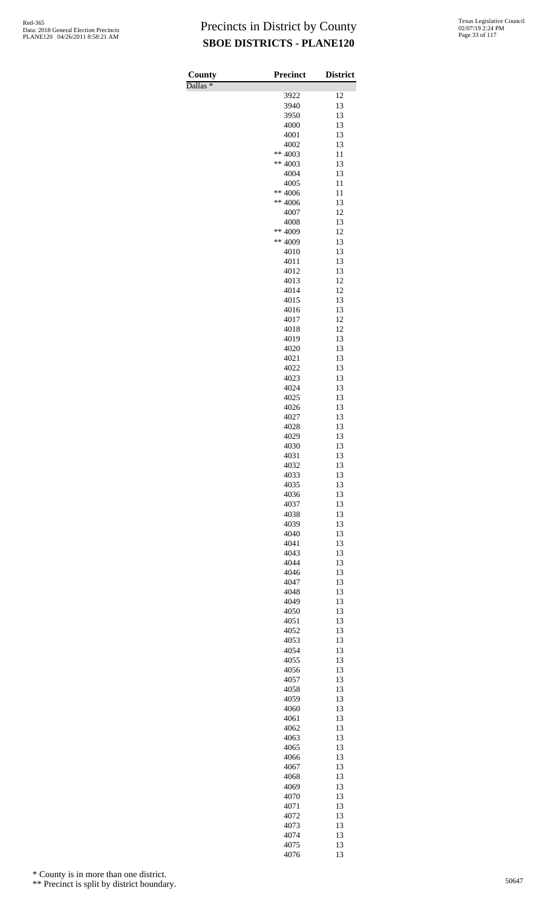# Precincts in District by County
## SBOE DISTRICTS - PLANE120

| County | Precinct | District |
|---|---|---|
| Dallas * | | |
| | 3922 | 12 |
| | 3940 | 13 |
| | 3950 | 13 |
| | 4000 | 13 |
| | 4001 | 13 |
| | 4002 | 13 |
| | ** 4003 | 11 |
| | ** 4003 | 13 |
| | 4004 | 13 |
| | 4005 | 11 |
| | ** 4006 | 11 |
| | ** 4006 | 13 |
| | 4007 | 12 |
| | 4008 | 13 |
| | ** 4009 | 12 |
| | ** 4009 | 13 |
| | 4010 | 13 |
| | 4011 | 13 |
| | 4012 | 13 |
| | 4013 | 12 |
| | 4014 | 12 |
| | 4015 | 13 |
| | 4016 | 13 |
| | 4017 | 12 |
| | 4018 | 12 |
| | 4019 | 13 |
| | 4020 | 13 |
| | 4021 | 13 |
| | 4022 | 13 |
| | 4023 | 13 |
| | 4024 | 13 |
| | 4025 | 13 |
| | 4026 | 13 |
| | 4027 | 13 |
| | 4028 | 13 |
| | 4029 | 13 |
| | 4030 | 13 |
| | 4031 | 13 |
| | 4032 | 13 |
| | 4033 | 13 |
| | 4035 | 13 |
| | 4036 | 13 |
| | 4037 | 13 |
| | 4038 | 13 |
| | 4039 | 13 |
| | 4040 | 13 |
| | 4041 | 13 |
| | 4043 | 13 |
| | 4044 | 13 |
| | 4046 | 13 |
| | 4047 | 13 |
| | 4048 | 13 |
| | 4049 | 13 |
| | 4050 | 13 |
| | 4051 | 13 |
| | 4052 | 13 |
| | 4053 | 13 |
| | 4054 | 13 |
| | 4055 | 13 |
| | 4056 | 13 |
| | 4057 | 13 |
| | 4058 | 13 |
| | 4059 | 13 |
| | 4060 | 13 |
| | 4061 | 13 |
| | 4062 | 13 |
| | 4063 | 13 |
| | 4065 | 13 |
| | 4066 | 13 |
| | 4067 | 13 |
| | 4068 | 13 |
| | 4069 | 13 |
| | 4070 | 13 |
| | 4071 | 13 |
| | 4072 | 13 |
| | 4073 | 13 |
| | 4074 | 13 |
| | 4075 | 13 |
| | 4076 | 13 |

\* County is in more than one district.

\*\* Precinct is split by district boundary.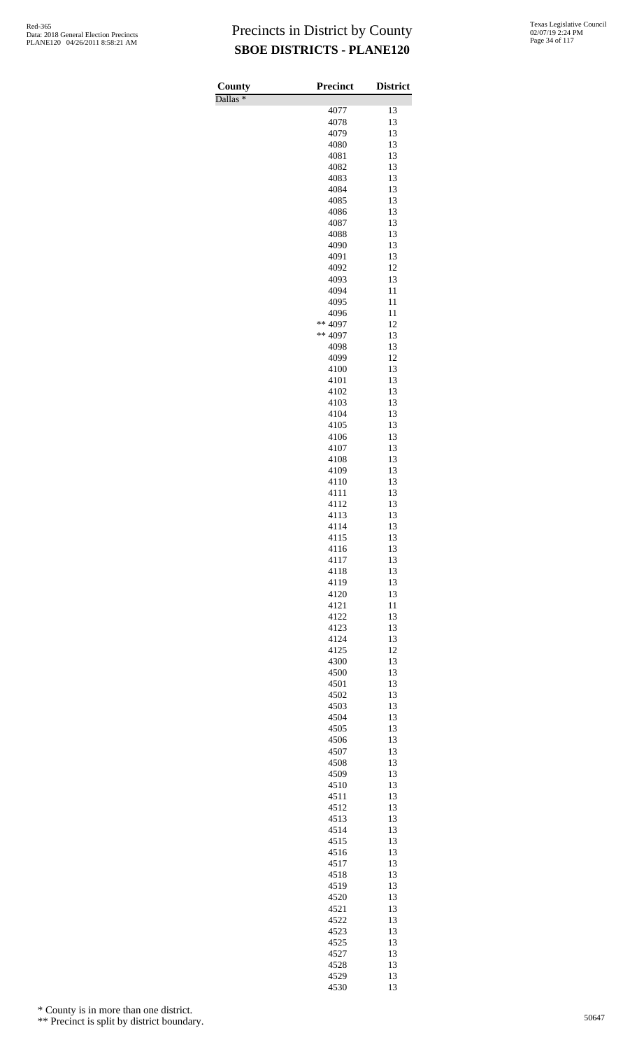# Precincts in District by County

## SBOE DISTRICTS - PLANE120

| County | Precinct | District |
|---|---|---|
| Dallas * | | |
| | 4077 | 13 |
| | 4078 | 13 |
| | 4079 | 13 |
| | 4080 | 13 |
| | 4081 | 13 |
| | 4082 | 13 |
| | 4083 | 13 |
| | 4084 | 13 |
| | 4085 | 13 |
| | 4086 | 13 |
| | 4087 | 13 |
| | 4088 | 13 |
| | 4090 | 13 |
| | 4091 | 13 |
| | 4092 | 12 |
| | 4093 | 13 |
| | 4094 | 11 |
| | 4095 | 11 |
| | 4096 | 11 |
| | ** 4097 | 12 |
| | ** 4097 | 13 |
| | 4098 | 13 |
| | 4099 | 12 |
| | 4100 | 13 |
| | 4101 | 13 |
| | 4102 | 13 |
| | 4103 | 13 |
| | 4104 | 13 |
| | 4105 | 13 |
| | 4106 | 13 |
| | 4107 | 13 |
| | 4108 | 13 |
| | 4109 | 13 |
| | 4110 | 13 |
| | 4111 | 13 |
| | 4112 | 13 |
| | 4113 | 13 |
| | 4114 | 13 |
| | 4115 | 13 |
| | 4116 | 13 |
| | 4117 | 13 |
| | 4118 | 13 |
| | 4119 | 13 |
| | 4120 | 13 |
| | 4121 | 11 |
| | 4122 | 13 |
| | 4123 | 13 |
| | 4124 | 13 |
| | 4125 | 12 |
| | 4300 | 13 |
| | 4500 | 13 |
| | 4501 | 13 |
| | 4502 | 13 |
| | 4503 | 13 |
| | 4504 | 13 |
| | 4505 | 13 |
| | 4506 | 13 |
| | 4507 | 13 |
| | 4508 | 13 |
| | 4509 | 13 |
| | 4510 | 13 |
| | 4511 | 13 |
| | 4512 | 13 |
| | 4513 | 13 |
| | 4514 | 13 |
| | 4515 | 13 |
| | 4516 | 13 |
| | 4517 | 13 |
| | 4518 | 13 |
| | 4519 | 13 |
| | 4520 | 13 |
| | 4521 | 13 |
| | 4522 | 13 |
| | 4523 | 13 |
| | 4525 | 13 |
| | 4527 | 13 |
| | 4528 | 13 |
| | 4529 | 13 |
| | 4530 | 13 |

* County is in more than one district.

** Precinct is split by district boundary.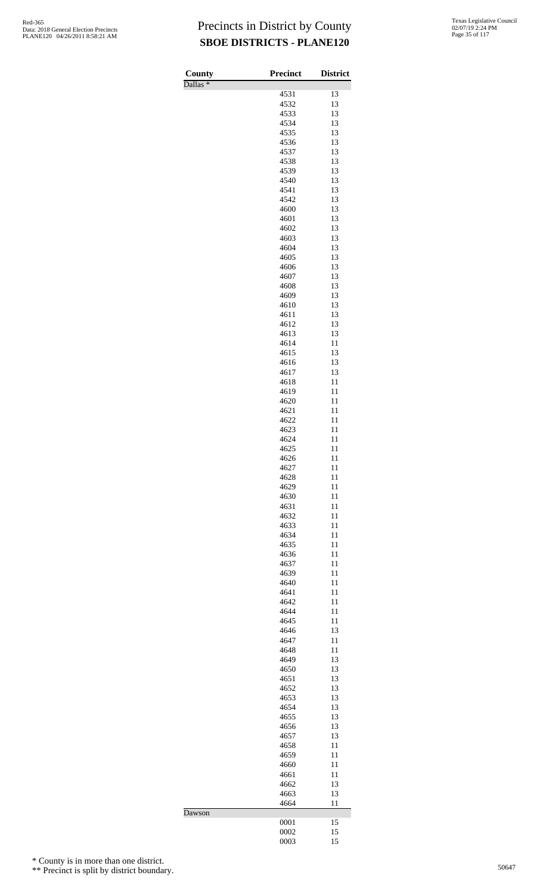# Precincts in District by County

## SBOE DISTRICTS - PLANE120

| County | Precinct | District |
|---|---|---|
| Dallas * | | |
| | 4531 | 13 |
| | 4532 | 13 |
| | 4533 | 13 |
| | 4534 | 13 |
| | 4535 | 13 |
| | 4536 | 13 |
| | 4537 | 13 |
| | 4538 | 13 |
| | 4539 | 13 |
| | 4540 | 13 |
| | 4541 | 13 |
| | 4542 | 13 |
| | 4600 | 13 |
| | 4601 | 13 |
| | 4602 | 13 |
| | 4603 | 13 |
| | 4604 | 13 |
| | 4605 | 13 |
| | 4606 | 13 |
| | 4607 | 13 |
| | 4608 | 13 |
| | 4609 | 13 |
| | 4610 | 13 |
| | 4611 | 13 |
| | 4612 | 13 |
| | 4613 | 13 |
| | 4614 | 11 |
| | 4615 | 13 |
| | 4616 | 13 |
| | 4617 | 13 |
| | 4618 | 11 |
| | 4619 | 11 |
| | 4620 | 11 |
| | 4621 | 11 |
| | 4622 | 11 |
| | 4623 | 11 |
| | 4624 | 11 |
| | 4625 | 11 |
| | 4626 | 11 |
| | 4627 | 11 |
| | 4628 | 11 |
| | 4629 | 11 |
| | 4630 | 11 |
| | 4631 | 11 |
| | 4632 | 11 |
| | 4633 | 11 |
| | 4634 | 11 |
| | 4635 | 11 |
| | 4636 | 11 |
| | 4637 | 11 |
| | 4639 | 11 |
| | 4640 | 11 |
| | 4641 | 11 |
| | 4642 | 11 |
| | 4644 | 11 |
| | 4645 | 11 |
| | 4646 | 13 |
| | 4647 | 11 |
| | 4648 | 11 |
| | 4649 | 13 |
| | 4650 | 13 |
| | 4651 | 13 |
| | 4652 | 13 |
| | 4653 | 13 |
| | 4654 | 13 |
| | 4655 | 13 |
| | 4656 | 13 |
| | 4657 | 13 |
| | 4658 | 11 |
| | 4659 | 11 |
| | 4660 | 11 |
| | 4661 | 11 |
| | 4662 | 13 |
| | 4663 | 13 |
| | 4664 | 11 |
| Dawson | | |
| | 0001 | 15 |
| | 0002 | 15 |
| | 0003 | 15 |

\* County is in more than one district.

\*\* Precinct is split by district boundary.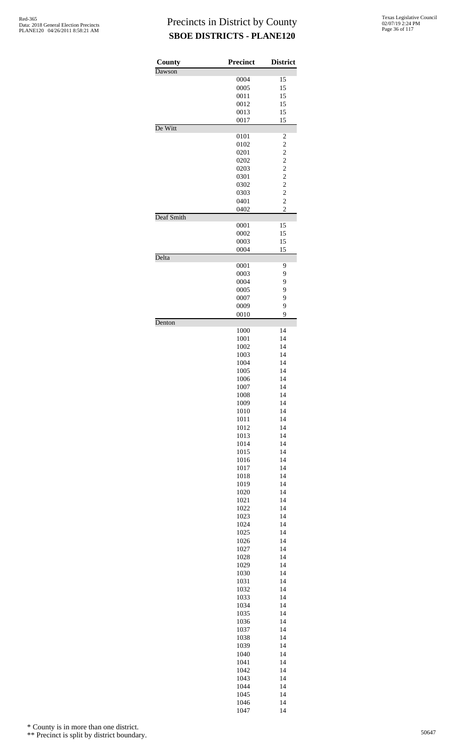# Precincts in District by County
## SBOE DISTRICTS - PLANE120

Red-365
Data: 2018 General Election Precincts
PLANE120 04/26/2011 8:58:21 AM

Texas Legislative Council
02/07/19 2:24 PM

| County | Precinct | District |
|---|---|---|
| Dawson | | |
| | 0004 | 15 |
| | 0005 | 15 |
| | 0011 | 15 |
| | 0012 | 15 |
| | 0013 | 15 |
| | 0017 | 15 |
| De Witt | | |
| | 0101 | 2 |
| | 0102 | 2 |
| | 0201 | 2 |
| | 0202 | 2 |
| | 0203 | 2 |
| | 0301 | 2 |
| | 0302 | 2 |
| | 0303 | 2 |
| | 0401 | 2 |
| | 0402 | 2 |
| Deaf Smith | | |
| | 0001 | 15 |
| | 0002 | 15 |
| | 0003 | 15 |
| | 0004 | 15 |
| Delta | | |
| | 0001 | 9 |
| | 0003 | 9 |
| | 0004 | 9 |
| | 0005 | 9 |
| | 0007 | 9 |
| | 0009 | 9 |
| | 0010 | 9 |
| Denton | | |
| | 1000 | 14 |
| | 1001 | 14 |
| | 1002 | 14 |
| | 1003 | 14 |
| | 1004 | 14 |
| | 1005 | 14 |
| | 1006 | 14 |
| | 1007 | 14 |
| | 1008 | 14 |
| | 1009 | 14 |
| | 1010 | 14 |
| | 1011 | 14 |
| | 1012 | 14 |
| | 1013 | 14 |
| | 1014 | 14 |
| | 1015 | 14 |
| | 1016 | 14 |
| | 1017 | 14 |
| | 1018 | 14 |
| | 1019 | 14 |
| | 1020 | 14 |
| | 1021 | 14 |
| | 1022 | 14 |
| | 1023 | 14 |
| | 1024 | 14 |
| | 1025 | 14 |
| | 1026 | 14 |
| | 1027 | 14 |
| | 1028 | 14 |
| | 1029 | 14 |
| | 1030 | 14 |
| | 1031 | 14 |
| | 1032 | 14 |
| | 1033 | 14 |
| | 1034 | 14 |
| | 1035 | 14 |
| | 1036 | 14 |
| | 1037 | 14 |
| | 1038 | 14 |
| | 1039 | 14 |
| | 1040 | 14 |
| | 1041 | 14 |
| | 1042 | 14 |
| | 1043 | 14 |
| | 1044 | 14 |
| | 1045 | 14 |
| | 1046 | 14 |
| | 1047 | 14 |

\* County is in more than one district.

\*\* Precinct is split by district boundary.

50647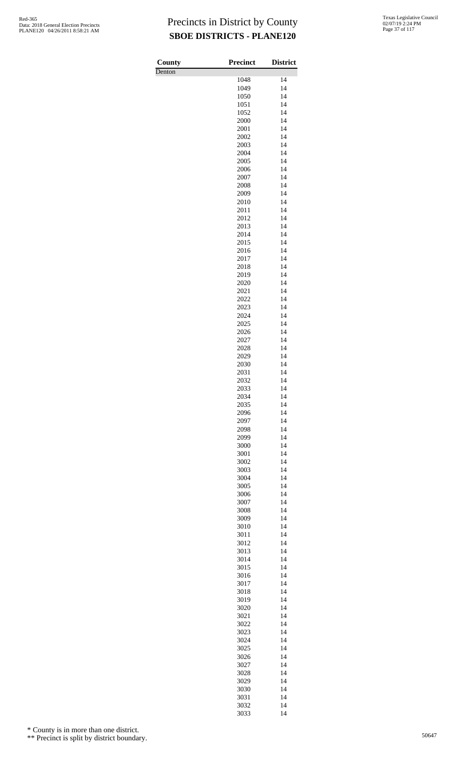# Precincts in District by County

## SBOE DISTRICTS - PLANE120

| County | Precinct | District |
|---|---|---|
| Denton | | |
| | 1048 | 14 |
| | 1049 | 14 |
| | 1050 | 14 |
| | 1051 | 14 |
| | 1052 | 14 |
| | 2000 | 14 |
| | 2001 | 14 |
| | 2002 | 14 |
| | 2003 | 14 |
| | 2004 | 14 |
| | 2005 | 14 |
| | 2006 | 14 |
| | 2007 | 14 |
| | 2008 | 14 |
| | 2009 | 14 |
| | 2010 | 14 |
| | 2011 | 14 |
| | 2012 | 14 |
| | 2013 | 14 |
| | 2014 | 14 |
| | 2015 | 14 |
| | 2016 | 14 |
| | 2017 | 14 |
| | 2018 | 14 |
| | 2019 | 14 |
| | 2020 | 14 |
| | 2021 | 14 |
| | 2022 | 14 |
| | 2023 | 14 |
| | 2024 | 14 |
| | 2025 | 14 |
| | 2026 | 14 |
| | 2027 | 14 |
| | 2028 | 14 |
| | 2029 | 14 |
| | 2030 | 14 |
| | 2031 | 14 |
| | 2032 | 14 |
| | 2033 | 14 |
| | 2034 | 14 |
| | 2035 | 14 |
| | 2096 | 14 |
| | 2097 | 14 |
| | 2098 | 14 |
| | 2099 | 14 |
| | 3000 | 14 |
| | 3001 | 14 |
| | 3002 | 14 |
| | 3003 | 14 |
| | 3004 | 14 |
| | 3005 | 14 |
| | 3006 | 14 |
| | 3007 | 14 |
| | 3008 | 14 |
| | 3009 | 14 |
| | 3010 | 14 |
| | 3011 | 14 |
| | 3012 | 14 |
| | 3013 | 14 |
| | 3014 | 14 |
| | 3015 | 14 |
| | 3016 | 14 |
| | 3017 | 14 |
| | 3018 | 14 |
| | 3019 | 14 |
| | 3020 | 14 |
| | 3021 | 14 |
| | 3022 | 14 |
| | 3023 | 14 |
| | 3024 | 14 |
| | 3025 | 14 |
| | 3026 | 14 |
| | 3027 | 14 |
| | 3028 | 14 |
| | 3029 | 14 |
| | 3030 | 14 |
| | 3031 | 14 |
| | 3032 | 14 |
| | 3033 | 14 |

* County is in more than one district.

** Precinct is split by district boundary.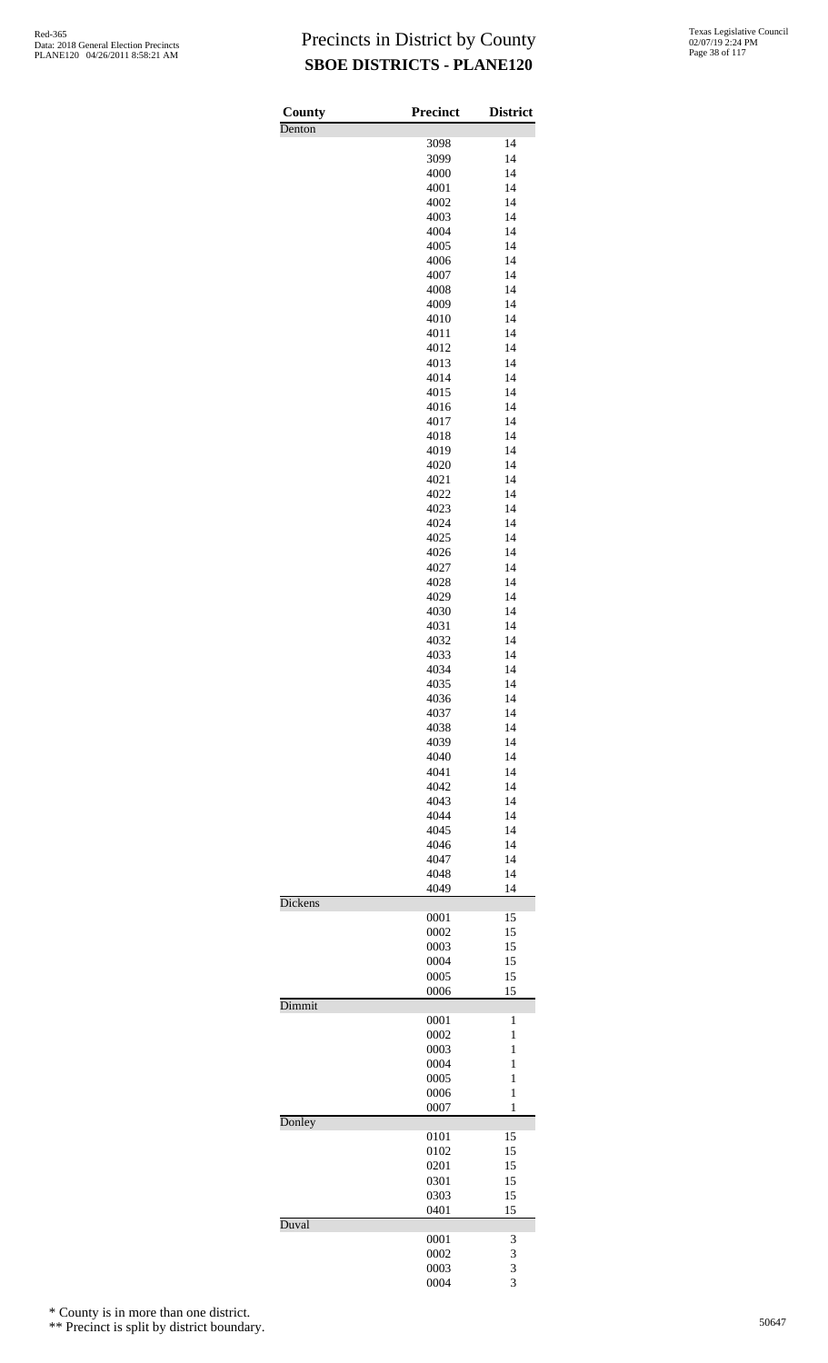# Precincts in District by County

## SBOE DISTRICTS - PLANE120

Red-365
Data: 2018 General Election Precincts
PLANE120 04/26/2011 8:58:21 AM

Texas Legislative Council
02/07/19 2:24 PM

| County | Precinct | District |
|---|---|---|
| Denton | | |
| | 3098 | 14 |
| | 3099 | 14 |
| | 4000 | 14 |
| | 4001 | 14 |
| | 4002 | 14 |
| | 4003 | 14 |
| | 4004 | 14 |
| | 4005 | 14 |
| | 4006 | 14 |
| | 4007 | 14 |
| | 4008 | 14 |
| | 4009 | 14 |
| | 4010 | 14 |
| | 4011 | 14 |
| | 4012 | 14 |
| | 4013 | 14 |
| | 4014 | 14 |
| | 4015 | 14 |
| | 4016 | 14 |
| | 4017 | 14 |
| | 4018 | 14 |
| | 4019 | 14 |
| | 4020 | 14 |
| | 4021 | 14 |
| | 4022 | 14 |
| | 4023 | 14 |
| | 4024 | 14 |
| | 4025 | 14 |
| | 4026 | 14 |
| | 4027 | 14 |
| | 4028 | 14 |
| | 4029 | 14 |
| | 4030 | 14 |
| | 4031 | 14 |
| | 4032 | 14 |
| | 4033 | 14 |
| | 4034 | 14 |
| | 4035 | 14 |
| | 4036 | 14 |
| | 4037 | 14 |
| | 4038 | 14 |
| | 4039 | 14 |
| | 4040 | 14 |
| | 4041 | 14 |
| | 4042 | 14 |
| | 4043 | 14 |
| | 4044 | 14 |
| | 4045 | 14 |
| | 4046 | 14 |
| | 4047 | 14 |
| | 4048 | 14 |
| | 4049 | 14 |
| Dickens | | |
| | 0001 | 15 |
| | 0002 | 15 |
| | 0003 | 15 |
| | 0004 | 15 |
| | 0005 | 15 |
| | 0006 | 15 |
| Dimmit | | |
| | 0001 | 1 |
| | 0002 | 1 |
| | 0003 | 1 |
| | 0004 | 1 |
| | 0005 | 1 |
| | 0006 | 1 |
| | 0007 | 1 |
| Donley | | |
| | 0101 | 15 |
| | 0102 | 15 |
| | 0201 | 15 |
| | 0301 | 15 |
| | 0303 | 15 |
| | 0401 | 15 |
| Duval | | |
| | 0001 | 3 |
| | 0002 | 3 |
| | 0003 | 3 |
| | 0004 | 3 |

\* County is in more than one district.

\*\* Precinct is split by district boundary.

50647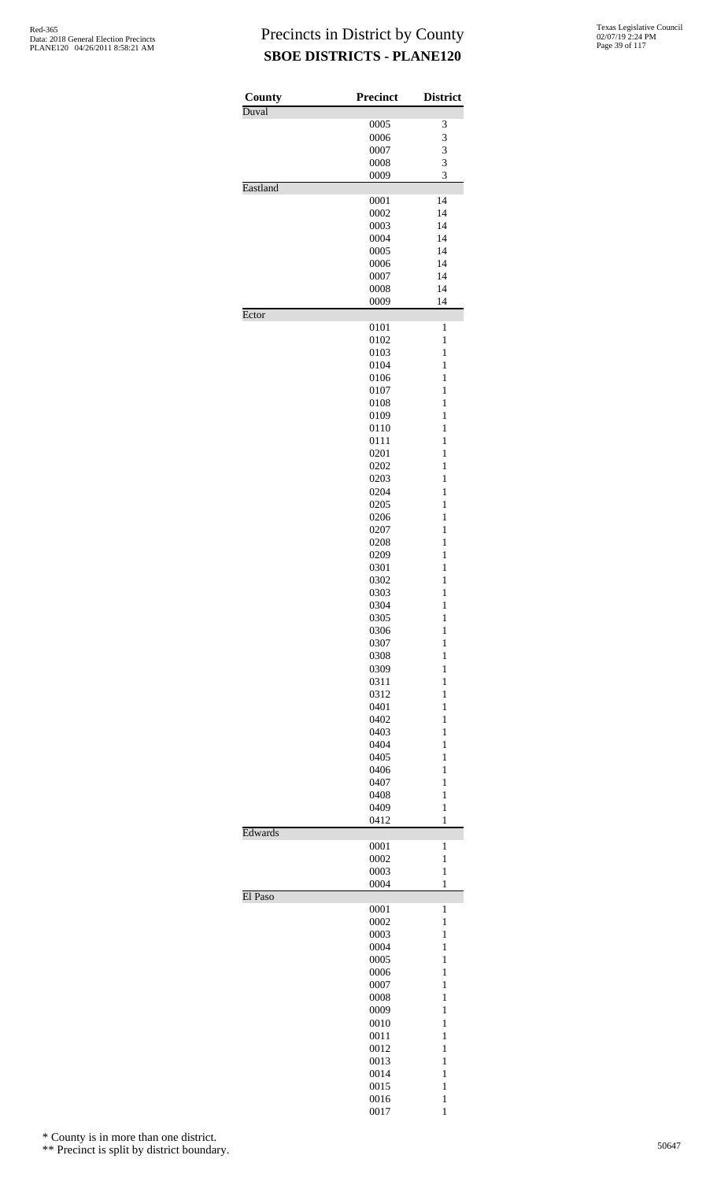# Precincts in District by County

## SBOE DISTRICTS - PLANE120

| County | Precinct | District |
|---|---|---|
| Duval | | |
| | 0005 | 3 |
| | 0006 | 3 |
| | 0007 | 3 |
| | 0008 | 3 |
| | 0009 | 3 |
| Eastland | | |
| | 0001 | 14 |
| | 0002 | 14 |
| | 0003 | 14 |
| | 0004 | 14 |
| | 0005 | 14 |
| | 0006 | 14 |
| | 0007 | 14 |
| | 0008 | 14 |
| | 0009 | 14 |
| Ector | | |
| | 0101 | 1 |
| | 0102 | 1 |
| | 0103 | 1 |
| | 0104 | 1 |
| | 0106 | 1 |
| | 0107 | 1 |
| | 0108 | 1 |
| | 0109 | 1 |
| | 0110 | 1 |
| | 0111 | 1 |
| | 0201 | 1 |
| | 0202 | 1 |
| | 0203 | 1 |
| | 0204 | 1 |
| | 0205 | 1 |
| | 0206 | 1 |
| | 0207 | 1 |
| | 0208 | 1 |
| | 0209 | 1 |
| | 0301 | 1 |
| | 0302 | 1 |
| | 0303 | 1 |
| | 0304 | 1 |
| | 0305 | 1 |
| | 0306 | 1 |
| | 0307 | 1 |
| | 0308 | 1 |
| | 0309 | 1 |
| | 0311 | 1 |
| | 0312 | 1 |
| | 0401 | 1 |
| | 0402 | 1 |
| | 0403 | 1 |
| | 0404 | 1 |
| | 0405 | 1 |
| | 0406 | 1 |
| | 0407 | 1 |
| | 0408 | 1 |
| | 0409 | 1 |
| | 0412 | 1 |
| Edwards | | |
| | 0001 | 1 |
| | 0002 | 1 |
| | 0003 | 1 |
| | 0004 | 1 |
| El Paso | | |
| | 0001 | 1 |
| | 0002 | 1 |
| | 0003 | 1 |
| | 0004 | 1 |
| | 0005 | 1 |
| | 0006 | 1 |
| | 0007 | 1 |
| | 0008 | 1 |
| | 0009 | 1 |
| | 0010 | 1 |
| | 0011 | 1 |
| | 0012 | 1 |
| | 0013 | 1 |
| | 0014 | 1 |
| | 0015 | 1 |
| | 0016 | 1 |
| | 0017 | 1 |

\* County is in more than one district.

\*\* Precinct is split by district boundary.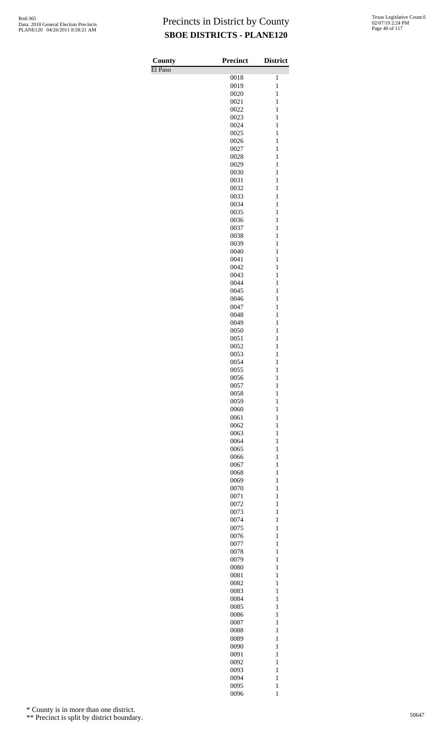# Precincts in District by County
## SBOE DISTRICTS - PLANE120

| County | Precinct | District |
|---|---|---|
| El Paso | | |
| | 0018 | 1 |
| | 0019 | 1 |
| | 0020 | 1 |
| | 0021 | 1 |
| | 0022 | 1 |
| | 0023 | 1 |
| | 0024 | 1 |
| | 0025 | 1 |
| | 0026 | 1 |
| | 0027 | 1 |
| | 0028 | 1 |
| | 0029 | 1 |
| | 0030 | 1 |
| | 0031 | 1 |
| | 0032 | 1 |
| | 0033 | 1 |
| | 0034 | 1 |
| | 0035 | 1 |
| | 0036 | 1 |
| | 0037 | 1 |
| | 0038 | 1 |
| | 0039 | 1 |
| | 0040 | 1 |
| | 0041 | 1 |
| | 0042 | 1 |
| | 0043 | 1 |
| | 0044 | 1 |
| | 0045 | 1 |
| | 0046 | 1 |
| | 0047 | 1 |
| | 0048 | 1 |
| | 0049 | 1 |
| | 0050 | 1 |
| | 0051 | 1 |
| | 0052 | 1 |
| | 0053 | 1 |
| | 0054 | 1 |
| | 0055 | 1 |
| | 0056 | 1 |
| | 0057 | 1 |
| | 0058 | 1 |
| | 0059 | 1 |
| | 0060 | 1 |
| | 0061 | 1 |
| | 0062 | 1 |
| | 0063 | 1 |
| | 0064 | 1 |
| | 0065 | 1 |
| | 0066 | 1 |
| | 0067 | 1 |
| | 0068 | 1 |
| | 0069 | 1 |
| | 0070 | 1 |
| | 0071 | 1 |
| | 0072 | 1 |
| | 0073 | 1 |
| | 0074 | 1 |
| | 0075 | 1 |
| | 0076 | 1 |
| | 0077 | 1 |
| | 0078 | 1 |
| | 0079 | 1 |
| | 0080 | 1 |
| | 0081 | 1 |
| | 0082 | 1 |
| | 0083 | 1 |
| | 0084 | 1 |
| | 0085 | 1 |
| | 0086 | 1 |
| | 0087 | 1 |
| | 0088 | 1 |
| | 0089 | 1 |
| | 0090 | 1 |
| | 0091 | 1 |
| | 0092 | 1 |
| | 0093 | 1 |
| | 0094 | 1 |
| | 0095 | 1 |
| | 0096 | 1 |

\* County is in more than one district.

\*\* Precinct is split by district boundary.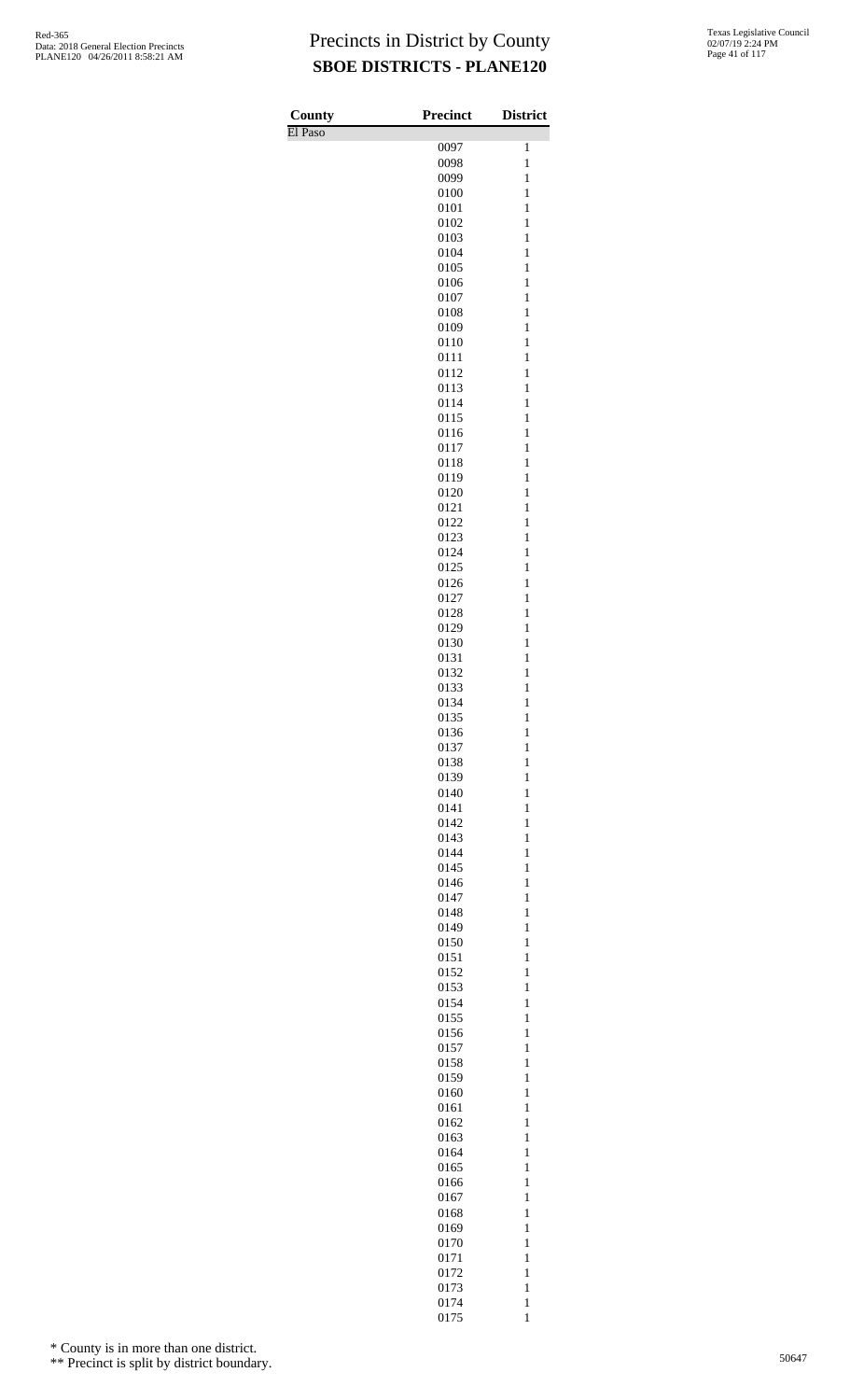# Precincts in District by County

## SBOE DISTRICTS - PLANE120

Red-365
Data: 2018 General Election Precincts
PLANE120 04/26/2011 8:58:21 AM

Texas Legislative Council
02/07/19 2:24 PM

| County | Precinct | District |
|---|---|---|
| El Paso | | |
| | 0097 | 1 |
| | 0098 | 1 |
| | 0099 | 1 |
| | 0100 | 1 |
| | 0101 | 1 |
| | 0102 | 1 |
| | 0103 | 1 |
| | 0104 | 1 |
| | 0105 | 1 |
| | 0106 | 1 |
| | 0107 | 1 |
| | 0108 | 1 |
| | 0109 | 1 |
| | 0110 | 1 |
| | 0111 | 1 |
| | 0112 | 1 |
| | 0113 | 1 |
| | 0114 | 1 |
| | 0115 | 1 |
| | 0116 | 1 |
| | 0117 | 1 |
| | 0118 | 1 |
| | 0119 | 1 |
| | 0120 | 1 |
| | 0121 | 1 |
| | 0122 | 1 |
| | 0123 | 1 |
| | 0124 | 1 |
| | 0125 | 1 |
| | 0126 | 1 |
| | 0127 | 1 |
| | 0128 | 1 |
| | 0129 | 1 |
| | 0130 | 1 |
| | 0131 | 1 |
| | 0132 | 1 |
| | 0133 | 1 |
| | 0134 | 1 |
| | 0135 | 1 |
| | 0136 | 1 |
| | 0137 | 1 |
| | 0138 | 1 |
| | 0139 | 1 |
| | 0140 | 1 |
| | 0141 | 1 |
| | 0142 | 1 |
| | 0143 | 1 |
| | 0144 | 1 |
| | 0145 | 1 |
| | 0146 | 1 |
| | 0147 | 1 |
| | 0148 | 1 |
| | 0149 | 1 |
| | 0150 | 1 |
| | 0151 | 1 |
| | 0152 | 1 |
| | 0153 | 1 |
| | 0154 | 1 |
| | 0155 | 1 |
| | 0156 | 1 |
| | 0157 | 1 |
| | 0158 | 1 |
| | 0159 | 1 |
| | 0160 | 1 |
| | 0161 | 1 |
| | 0162 | 1 |
| | 0163 | 1 |
| | 0164 | 1 |
| | 0165 | 1 |
| | 0166 | 1 |
| | 0167 | 1 |
| | 0168 | 1 |
| | 0169 | 1 |
| | 0170 | 1 |
| | 0171 | 1 |
| | 0172 | 1 |
| | 0173 | 1 |
| | 0174 | 1 |
| | 0175 | 1 |

\* County is in more than one district.

\*\* Precinct is split by district boundary.

50647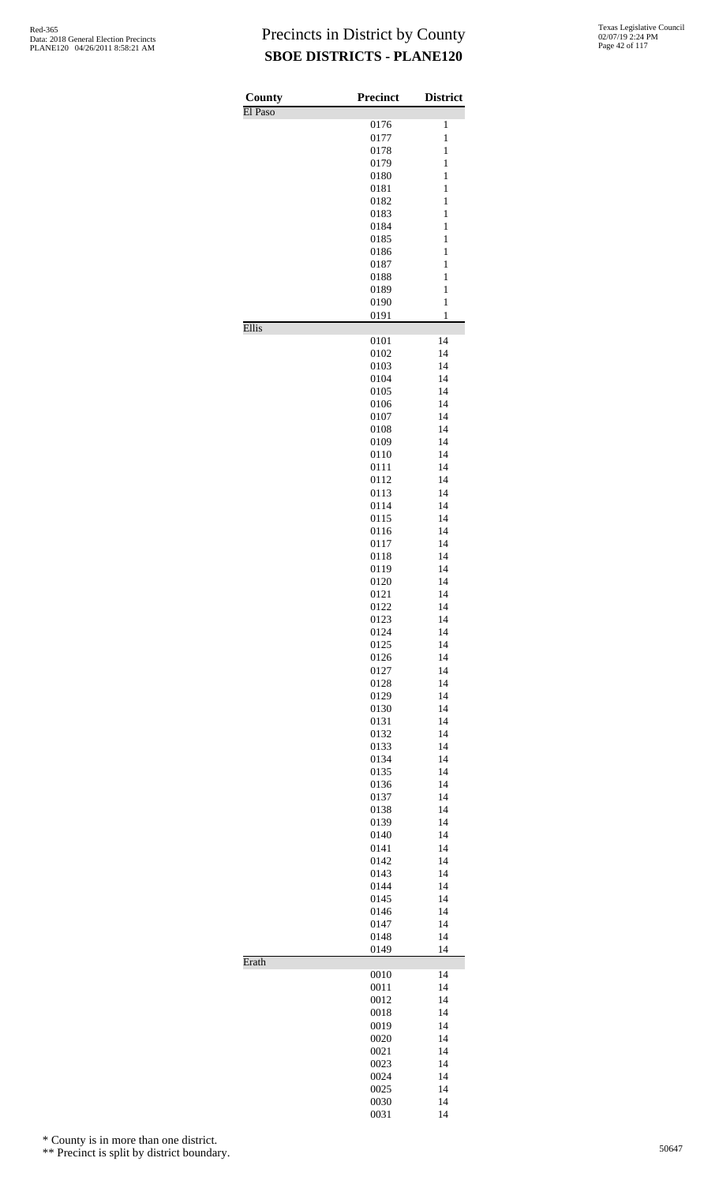# Precincts in District by County
## SBOE DISTRICTS - PLANE120

Red-365
Data: 2018 General Election Precincts
PLANE120 04/26/2011 8:58:21 AM

Texas Legislative Council
02/07/19 2:24 PM

| County | Precinct | District |
|---|---|---|
| El Paso | | |
| | 0176 | 1 |
| | 0177 | 1 |
| | 0178 | 1 |
| | 0179 | 1 |
| | 0180 | 1 |
| | 0181 | 1 |
| | 0182 | 1 |
| | 0183 | 1 |
| | 0184 | 1 |
| | 0185 | 1 |
| | 0186 | 1 |
| | 0187 | 1 |
| | 0188 | 1 |
| | 0189 | 1 |
| | 0190 | 1 |
| | 0191 | 1 |
| Ellis | | |
| | 0101 | 14 |
| | 0102 | 14 |
| | 0103 | 14 |
| | 0104 | 14 |
| | 0105 | 14 |
| | 0106 | 14 |
| | 0107 | 14 |
| | 0108 | 14 |
| | 0109 | 14 |
| | 0110 | 14 |
| | 0111 | 14 |
| | 0112 | 14 |
| | 0113 | 14 |
| | 0114 | 14 |
| | 0115 | 14 |
| | 0116 | 14 |
| | 0117 | 14 |
| | 0118 | 14 |
| | 0119 | 14 |
| | 0120 | 14 |
| | 0121 | 14 |
| | 0122 | 14 |
| | 0123 | 14 |
| | 0124 | 14 |
| | 0125 | 14 |
| | 0126 | 14 |
| | 0127 | 14 |
| | 0128 | 14 |
| | 0129 | 14 |
| | 0130 | 14 |
| | 0131 | 14 |
| | 0132 | 14 |
| | 0133 | 14 |
| | 0134 | 14 |
| | 0135 | 14 |
| | 0136 | 14 |
| | 0137 | 14 |
| | 0138 | 14 |
| | 0139 | 14 |
| | 0140 | 14 |
| | 0141 | 14 |
| | 0142 | 14 |
| | 0143 | 14 |
| | 0144 | 14 |
| | 0145 | 14 |
| | 0146 | 14 |
| | 0147 | 14 |
| | 0148 | 14 |
| | 0149 | 14 |
| Erath | | |
| | 0010 | 14 |
| | 0011 | 14 |
| | 0012 | 14 |
| | 0018 | 14 |
| | 0019 | 14 |
| | 0020 | 14 |
| | 0021 | 14 |
| | 0023 | 14 |
| | 0024 | 14 |
| | 0025 | 14 |
| | 0030 | 14 |
| | 0031 | 14 |

\* County is in more than one district.

\*\* Precinct is split by district boundary.

50647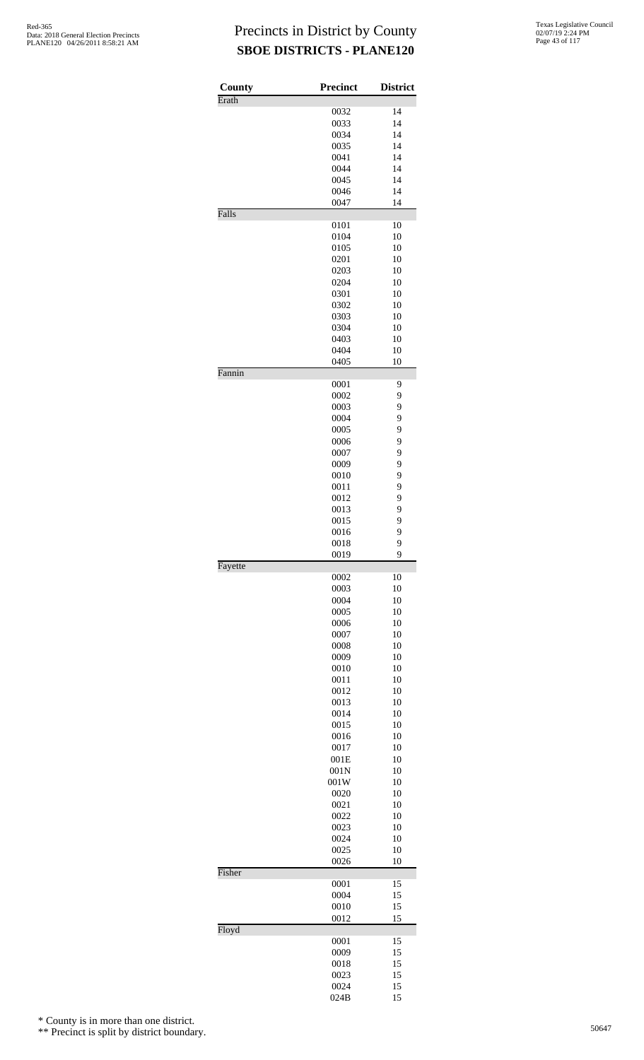# Precincts in District by County

## SBOE DISTRICTS - PLANE120

| County | Precinct | District |
|---|---|---|
| Erath | | |
| | 0032 | 14 |
| | 0033 | 14 |
| | 0034 | 14 |
| | 0035 | 14 |
| | 0041 | 14 |
| | 0044 | 14 |
| | 0045 | 14 |
| | 0046 | 14 |
| | 0047 | 14 |
| Falls | | |
| | 0101 | 10 |
| | 0104 | 10 |
| | 0105 | 10 |
| | 0201 | 10 |
| | 0203 | 10 |
| | 0204 | 10 |
| | 0301 | 10 |
| | 0302 | 10 |
| | 0303 | 10 |
| | 0304 | 10 |
| | 0403 | 10 |
| | 0404 | 10 |
| | 0405 | 10 |
| Fannin | | |
| | 0001 | 9 |
| | 0002 | 9 |
| | 0003 | 9 |
| | 0004 | 9 |
| | 0005 | 9 |
| | 0006 | 9 |
| | 0007 | 9 |
| | 0009 | 9 |
| | 0010 | 9 |
| | 0011 | 9 |
| | 0012 | 9 |
| | 0013 | 9 |
| | 0015 | 9 |
| | 0016 | 9 |
| | 0018 | 9 |
| | 0019 | 9 |
| Fayette | | |
| | 0002 | 10 |
| | 0003 | 10 |
| | 0004 | 10 |
| | 0005 | 10 |
| | 0006 | 10 |
| | 0007 | 10 |
| | 0008 | 10 |
| | 0009 | 10 |
| | 0010 | 10 |
| | 0011 | 10 |
| | 0012 | 10 |
| | 0013 | 10 |
| | 0014 | 10 |
| | 0015 | 10 |
| | 0016 | 10 |
| | 0017 | 10 |
| | 001E | 10 |
| | 001N | 10 |
| | 001W | 10 |
| | 0020 | 10 |
| | 0021 | 10 |
| | 0022 | 10 |
| | 0023 | 10 |
| | 0024 | 10 |
| | 0025 | 10 |
| | 0026 | 10 |
| Fisher | | |
| | 0001 | 15 |
| | 0004 | 15 |
| | 0010 | 15 |
| | 0012 | 15 |
| Floyd | | |
| | 0001 | 15 |
| | 0009 | 15 |
| | 0018 | 15 |
| | 0023 | 15 |
| | 0024 | 15 |
| | 024B | 15 |

\* County is in more than one district.

\*\* Precinct is split by district boundary.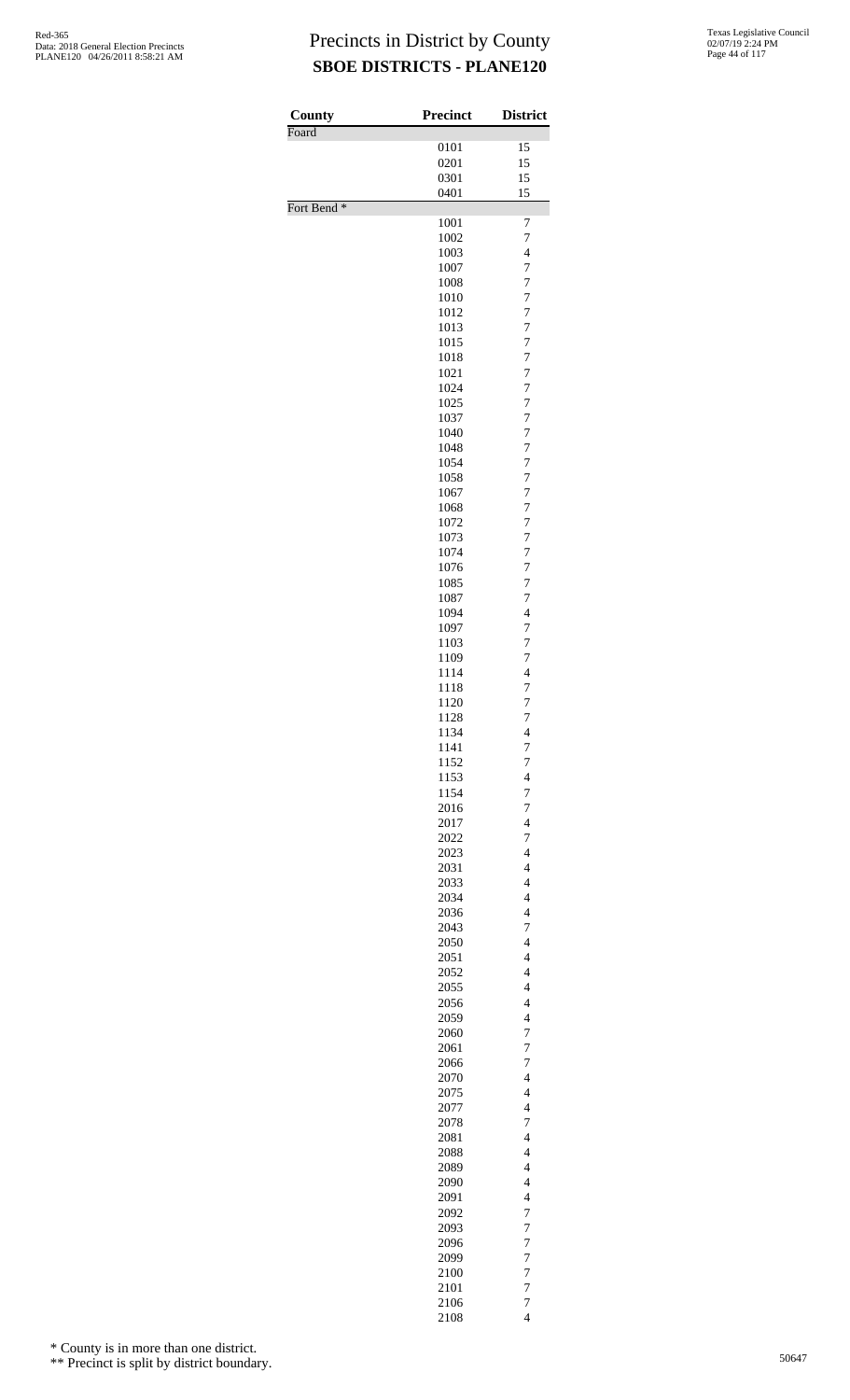# Precincts in District by County
## SBOE DISTRICTS - PLANE120

| County | Precinct | District |
|---|---|---|
| Foard | | |
| | 0101 | 15 |
| | 0201 | 15 |
| | 0301 | 15 |
| | 0401 | 15 |
| Fort Bend * | | |
| | 1001 | 7 |
| | 1002 | 7 |
| | 1003 | 4 |
| | 1007 | 7 |
| | 1008 | 7 |
| | 1010 | 7 |
| | 1012 | 7 |
| | 1013 | 7 |
| | 1015 | 7 |
| | 1018 | 7 |
| | 1021 | 7 |
| | 1024 | 7 |
| | 1025 | 7 |
| | 1037 | 7 |
| | 1040 | 7 |
| | 1048 | 7 |
| | 1054 | 7 |
| | 1058 | 7 |
| | 1067 | 7 |
| | 1068 | 7 |
| | 1072 | 7 |
| | 1073 | 7 |
| | 1074 | 7 |
| | 1076 | 7 |
| | 1085 | 7 |
| | 1087 | 7 |
| | 1094 | 4 |
| | 1097 | 7 |
| | 1103 | 7 |
| | 1109 | 7 |
| | 1114 | 4 |
| | 1118 | 7 |
| | 1120 | 7 |
| | 1128 | 7 |
| | 1134 | 4 |
| | 1141 | 7 |
| | 1152 | 7 |
| | 1153 | 4 |
| | 1154 | 7 |
| | 2016 | 7 |
| | 2017 | 4 |
| | 2022 | 7 |
| | 2023 | 4 |
| | 2031 | 4 |
| | 2033 | 4 |
| | 2034 | 4 |
| | 2036 | 4 |
| | 2043 | 7 |
| | 2050 | 4 |
| | 2051 | 4 |
| | 2052 | 4 |
| | 2055 | 4 |
| | 2056 | 4 |
| | 2059 | 4 |
| | 2060 | 7 |
| | 2061 | 7 |
| | 2066 | 7 |
| | 2070 | 4 |
| | 2075 | 4 |
| | 2077 | 4 |
| | 2078 | 7 |
| | 2081 | 4 |
| | 2088 | 4 |
| | 2089 | 4 |
| | 2090 | 4 |
| | 2091 | 4 |
| | 2092 | 7 |
| | 2093 | 7 |
| | 2096 | 7 |
| | 2099 | 7 |
| | 2100 | 7 |
| | 2101 | 7 |
| | 2106 | 7 |
| | 2108 | 4 |

\* County is in more than one district.

\*\* Precinct is split by district boundary.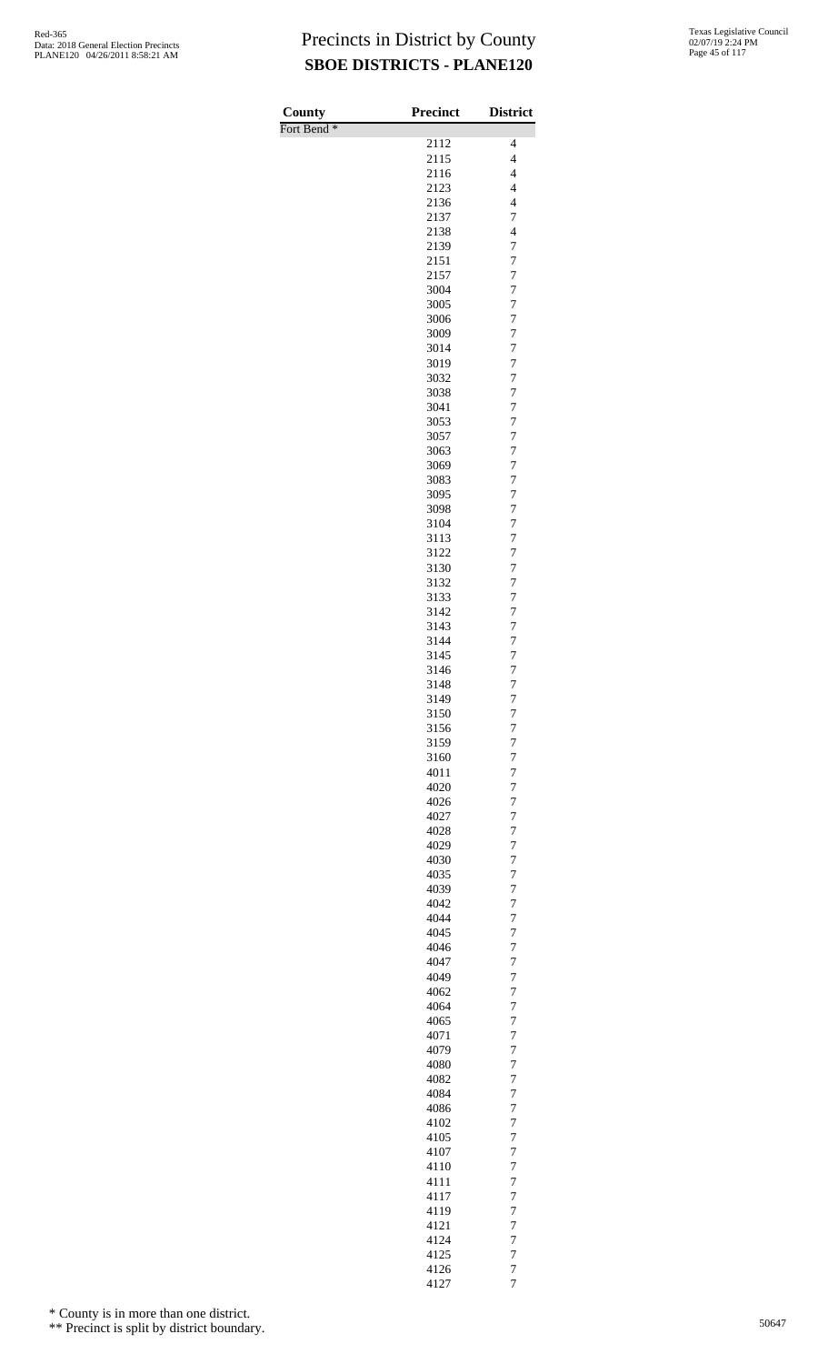# Precincts in District by County

## SBOE DISTRICTS - PLANE120

Red-365
Data: 2018 General Election Precincts
PLANE120 04/26/2011 8:58:21 AM

Texas Legislative Council
02/07/19 2:24 PM

| County | Precinct | District |
|---|---|---|
| Fort Bend * | | |
| | 2112 | 4 |
| | 2115 | 4 |
| | 2116 | 4 |
| | 2123 | 4 |
| | 2136 | 4 |
| | 2137 | 7 |
| | 2138 | 4 |
| | 2139 | 7 |
| | 2151 | 7 |
| | 2157 | 7 |
| | 3004 | 7 |
| | 3005 | 7 |
| | 3006 | 7 |
| | 3009 | 7 |
| | 3014 | 7 |
| | 3019 | 7 |
| | 3032 | 7 |
| | 3038 | 7 |
| | 3041 | 7 |
| | 3053 | 7 |
| | 3057 | 7 |
| | 3063 | 7 |
| | 3069 | 7 |
| | 3083 | 7 |
| | 3095 | 7 |
| | 3098 | 7 |
| | 3104 | 7 |
| | 3113 | 7 |
| | 3122 | 7 |
| | 3130 | 7 |
| | 3132 | 7 |
| | 3133 | 7 |
| | 3142 | 7 |
| | 3143 | 7 |
| | 3144 | 7 |
| | 3145 | 7 |
| | 3146 | 7 |
| | 3148 | 7 |
| | 3149 | 7 |
| | 3150 | 7 |
| | 3156 | 7 |
| | 3159 | 7 |
| | 3160 | 7 |
| | 4011 | 7 |
| | 4020 | 7 |
| | 4026 | 7 |
| | 4027 | 7 |
| | 4028 | 7 |
| | 4029 | 7 |
| | 4030 | 7 |
| | 4035 | 7 |
| | 4039 | 7 |
| | 4042 | 7 |
| | 4044 | 7 |
| | 4045 | 7 |
| | 4046 | 7 |
| | 4047 | 7 |
| | 4049 | 7 |
| | 4062 | 7 |
| | 4064 | 7 |
| | 4065 | 7 |
| | 4071 | 7 |
| | 4079 | 7 |
| | 4080 | 7 |
| | 4082 | 7 |
| | 4084 | 7 |
| | 4086 | 7 |
| | 4102 | 7 |
| | 4105 | 7 |
| | 4107 | 7 |
| | 4110 | 7 |
| | 4111 | 7 |
| | 4117 | 7 |
| | 4119 | 7 |
| | 4121 | 7 |
| | 4124 | 7 |
| | 4125 | 7 |
| | 4126 | 7 |
| | 4127 | 7 |

\* County is in more than one district.

\*\* Precinct is split by district boundary.

50647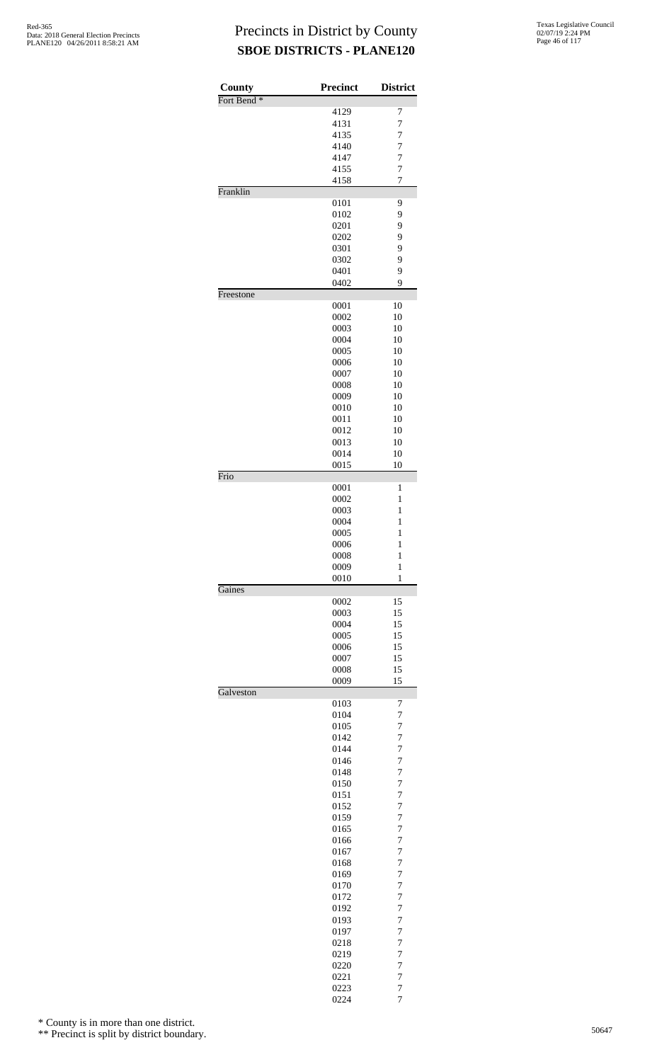# Precincts in District by County
## SBOE DISTRICTS - PLANE120

| County | Precinct | District |
|---|---|---|
| Fort Bend * | | |
| | 4129 | 7 |
| | 4131 | 7 |
| | 4135 | 7 |
| | 4140 | 7 |
| | 4147 | 7 |
| | 4155 | 7 |
| | 4158 | 7 |
| Franklin | | |
| | 0101 | 9 |
| | 0102 | 9 |
| | 0201 | 9 |
| | 0202 | 9 |
| | 0301 | 9 |
| | 0302 | 9 |
| | 0401 | 9 |
| | 0402 | 9 |
| Freestone | | |
| | 0001 | 10 |
| | 0002 | 10 |
| | 0003 | 10 |
| | 0004 | 10 |
| | 0005 | 10 |
| | 0006 | 10 |
| | 0007 | 10 |
| | 0008 | 10 |
| | 0009 | 10 |
| | 0010 | 10 |
| | 0011 | 10 |
| | 0012 | 10 |
| | 0013 | 10 |
| | 0014 | 10 |
| | 0015 | 10 |
| Frio | | |
| | 0001 | 1 |
| | 0002 | 1 |
| | 0003 | 1 |
| | 0004 | 1 |
| | 0005 | 1 |
| | 0006 | 1 |
| | 0008 | 1 |
| | 0009 | 1 |
| | 0010 | 1 |
| Gaines | | |
| | 0002 | 15 |
| | 0003 | 15 |
| | 0004 | 15 |
| | 0005 | 15 |
| | 0006 | 15 |
| | 0007 | 15 |
| | 0008 | 15 |
| | 0009 | 15 |
| Galveston | | |
| | 0103 | 7 |
| | 0104 | 7 |
| | 0105 | 7 |
| | 0142 | 7 |
| | 0144 | 7 |
| | 0146 | 7 |
| | 0148 | 7 |
| | 0150 | 7 |
| | 0151 | 7 |
| | 0152 | 7 |
| | 0159 | 7 |
| | 0165 | 7 |
| | 0166 | 7 |
| | 0167 | 7 |
| | 0168 | 7 |
| | 0169 | 7 |
| | 0170 | 7 |
| | 0172 | 7 |
| | 0192 | 7 |
| | 0193 | 7 |
| | 0197 | 7 |
| | 0218 | 7 |
| | 0219 | 7 |
| | 0220 | 7 |
| | 0221 | 7 |
| | 0223 | 7 |
| | 0224 | 7 |

\* County is in more than one district.

\*\* Precinct is split by district boundary.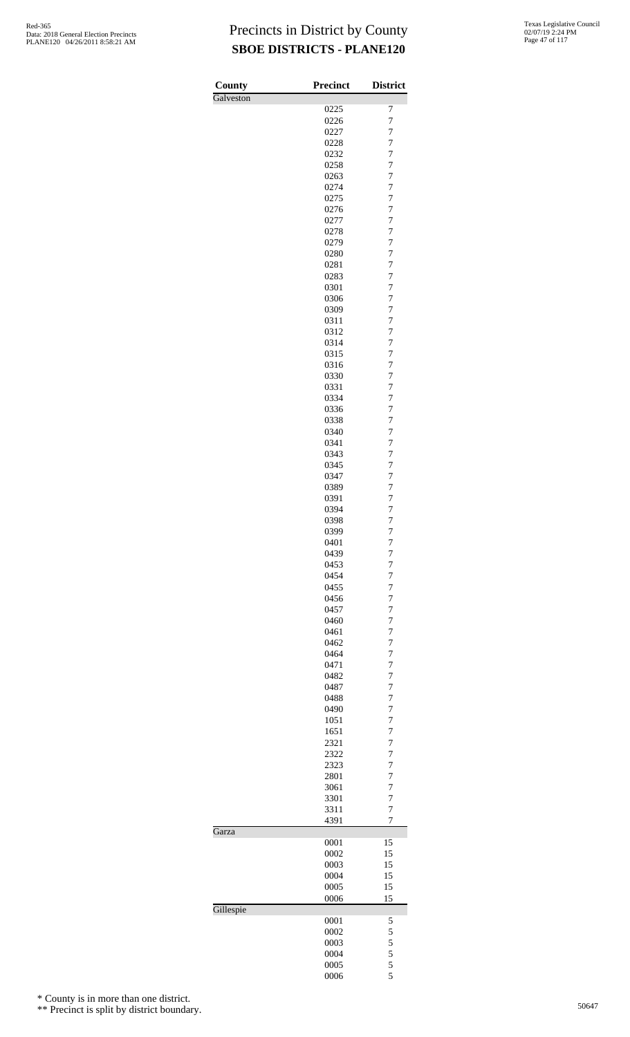# Precincts in District by County
## SBOE DISTRICTS - PLANE120

| County | Precinct | District |
|---|---|---|
| Galveston | | |
| | 0225 | 7 |
| | 0226 | 7 |
| | 0227 | 7 |
| | 0228 | 7 |
| | 0232 | 7 |
| | 0258 | 7 |
| | 0263 | 7 |
| | 0274 | 7 |
| | 0275 | 7 |
| | 0276 | 7 |
| | 0277 | 7 |
| | 0278 | 7 |
| | 0279 | 7 |
| | 0280 | 7 |
| | 0281 | 7 |
| | 0283 | 7 |
| | 0301 | 7 |
| | 0306 | 7 |
| | 0309 | 7 |
| | 0311 | 7 |
| | 0312 | 7 |
| | 0314 | 7 |
| | 0315 | 7 |
| | 0316 | 7 |
| | 0330 | 7 |
| | 0331 | 7 |
| | 0334 | 7 |
| | 0336 | 7 |
| | 0338 | 7 |
| | 0340 | 7 |
| | 0341 | 7 |
| | 0343 | 7 |
| | 0345 | 7 |
| | 0347 | 7 |
| | 0389 | 7 |
| | 0391 | 7 |
| | 0394 | 7 |
| | 0398 | 7 |
| | 0399 | 7 |
| | 0401 | 7 |
| | 0439 | 7 |
| | 0453 | 7 |
| | 0454 | 7 |
| | 0455 | 7 |
| | 0456 | 7 |
| | 0457 | 7 |
| | 0460 | 7 |
| | 0461 | 7 |
| | 0462 | 7 |
| | 0464 | 7 |
| | 0471 | 7 |
| | 0482 | 7 |
| | 0487 | 7 |
| | 0488 | 7 |
| | 0490 | 7 |
| | 1051 | 7 |
| | 1651 | 7 |
| | 2321 | 7 |
| | 2322 | 7 |
| | 2323 | 7 |
| | 2801 | 7 |
| | 3061 | 7 |
| | 3301 | 7 |
| | 3311 | 7 |
| | 4391 | 7 |
| Garza | | |
| | 0001 | 15 |
| | 0002 | 15 |
| | 0003 | 15 |
| | 0004 | 15 |
| | 0005 | 15 |
| | 0006 | 15 |
| Gillespie | | |
| | 0001 | 5 |
| | 0002 | 5 |
| | 0003 | 5 |
| | 0004 | 5 |
| | 0005 | 5 |
| | 0006 | 5 |

\* County is in more than one district.

\*\* Precinct is split by district boundary.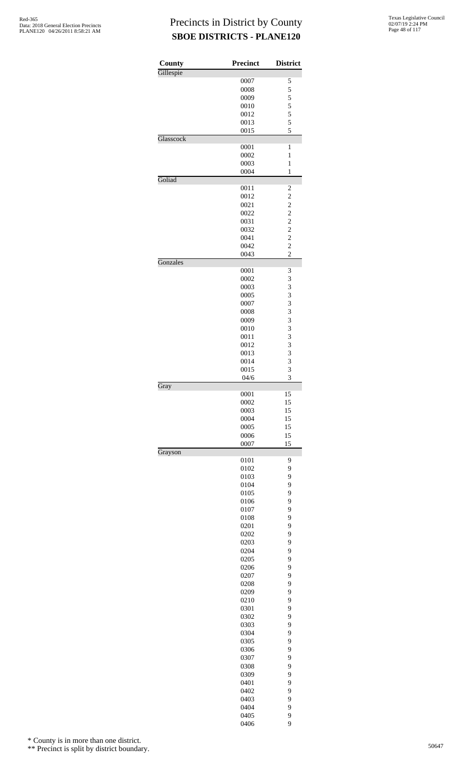# Precincts in District by County
## SBOE DISTRICTS - PLANE120

Red-365
Data: 2018 General Election Precincts
PLANE120 04/26/2011 8:58:21 AM

Texas Legislative Council
02/07/19 2:24 PM

| County | Precinct | District |
|---|---|---|
| Gillespie | | |
| | 0007 | 5 |
| | 0008 | 5 |
| | 0009 | 5 |
| | 0010 | 5 |
| | 0012 | 5 |
| | 0013 | 5 |
| | 0015 | 5 |
| Glasscock | | |
| | 0001 | 1 |
| | 0002 | 1 |
| | 0003 | 1 |
| | 0004 | 1 |
| Goliad | | |
| | 0011 | 2 |
| | 0012 | 2 |
| | 0021 | 2 |
| | 0022 | 2 |
| | 0031 | 2 |
| | 0032 | 2 |
| | 0041 | 2 |
| | 0042 | 2 |
| | 0043 | 2 |
| Gonzales | | |
| | 0001 | 3 |
| | 0002 | 3 |
| | 0003 | 3 |
| | 0005 | 3 |
| | 0007 | 3 |
| | 0008 | 3 |
| | 0009 | 3 |
| | 0010 | 3 |
| | 0011 | 3 |
| | 0012 | 3 |
| | 0013 | 3 |
| | 0014 | 3 |
| | 0015 | 3 |
| | 04/6 | 3 |
| Gray | | |
| | 0001 | 15 |
| | 0002 | 15 |
| | 0003 | 15 |
| | 0004 | 15 |
| | 0005 | 15 |
| | 0006 | 15 |
| | 0007 | 15 |
| Grayson | | |
| | 0101 | 9 |
| | 0102 | 9 |
| | 0103 | 9 |
| | 0104 | 9 |
| | 0105 | 9 |
| | 0106 | 9 |
| | 0107 | 9 |
| | 0108 | 9 |
| | 0201 | 9 |
| | 0202 | 9 |
| | 0203 | 9 |
| | 0204 | 9 |
| | 0205 | 9 |
| | 0206 | 9 |
| | 0207 | 9 |
| | 0208 | 9 |
| | 0209 | 9 |
| | 0210 | 9 |
| | 0301 | 9 |
| | 0302 | 9 |
| | 0303 | 9 |
| | 0304 | 9 |
| | 0305 | 9 |
| | 0306 | 9 |
| | 0307 | 9 |
| | 0308 | 9 |
| | 0309 | 9 |
| | 0401 | 9 |
| | 0402 | 9 |
| | 0403 | 9 |
| | 0404 | 9 |
| | 0405 | 9 |
| | 0406 | 9 |

\* County is in more than one district.

\*\* Precinct is split by district boundary.

50647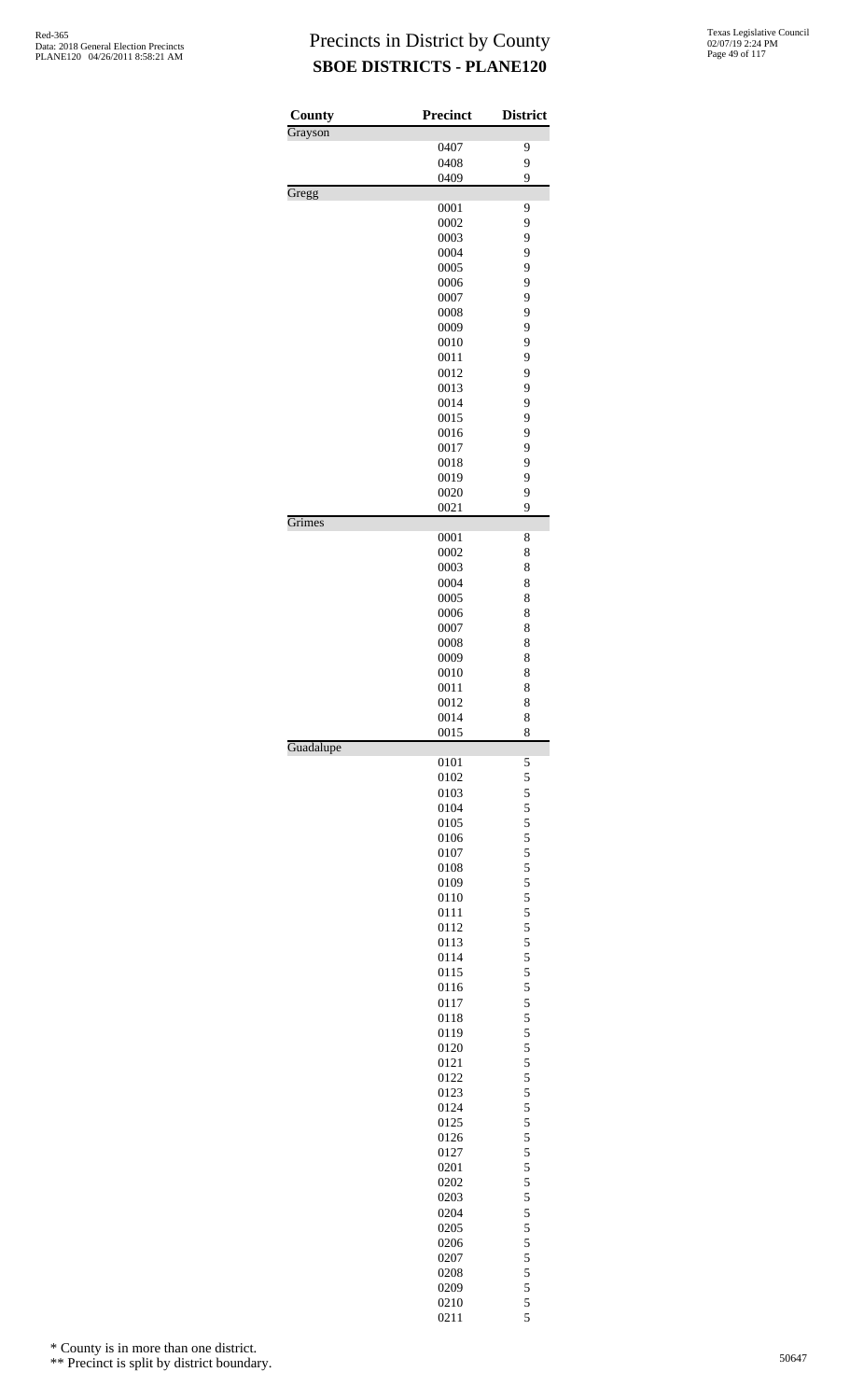# Precincts in District by County

## SBOE DISTRICTS - PLANE120

| County | Precinct | District |
|---|---|---|
| Grayson | | |
| | 0407 | 9 |
| | 0408 | 9 |
| | 0409 | 9 |
| Gregg | | |
| | 0001 | 9 |
| | 0002 | 9 |
| | 0003 | 9 |
| | 0004 | 9 |
| | 0005 | 9 |
| | 0006 | 9 |
| | 0007 | 9 |
| | 0008 | 9 |
| | 0009 | 9 |
| | 0010 | 9 |
| | 0011 | 9 |
| | 0012 | 9 |
| | 0013 | 9 |
| | 0014 | 9 |
| | 0015 | 9 |
| | 0016 | 9 |
| | 0017 | 9 |
| | 0018 | 9 |
| | 0019 | 9 |
| | 0020 | 9 |
| | 0021 | 9 |
| Grimes | | |
| | 0001 | 8 |
| | 0002 | 8 |
| | 0003 | 8 |
| | 0004 | 8 |
| | 0005 | 8 |
| | 0006 | 8 |
| | 0007 | 8 |
| | 0008 | 8 |
| | 0009 | 8 |
| | 0010 | 8 |
| | 0011 | 8 |
| | 0012 | 8 |
| | 0014 | 8 |
| | 0015 | 8 |
| Guadalupe | | |
| | 0101 | 5 |
| | 0102 | 5 |
| | 0103 | 5 |
| | 0104 | 5 |
| | 0105 | 5 |
| | 0106 | 5 |
| | 0107 | 5 |
| | 0108 | 5 |
| | 0109 | 5 |
| | 0110 | 5 |
| | 0111 | 5 |
| | 0112 | 5 |
| | 0113 | 5 |
| | 0114 | 5 |
| | 0115 | 5 |
| | 0116 | 5 |
| | 0117 | 5 |
| | 0118 | 5 |
| | 0119 | 5 |
| | 0120 | 5 |
| | 0121 | 5 |
| | 0122 | 5 |
| | 0123 | 5 |
| | 0124 | 5 |
| | 0125 | 5 |
| | 0126 | 5 |
| | 0127 | 5 |
| | 0201 | 5 |
| | 0202 | 5 |
| | 0203 | 5 |
| | 0204 | 5 |
| | 0205 | 5 |
| | 0206 | 5 |
| | 0207 | 5 |
| | 0208 | 5 |
| | 0209 | 5 |
| | 0210 | 5 |
| | 0211 | 5 |

\* County is in more than one district.

\** Precinct is split by district boundary.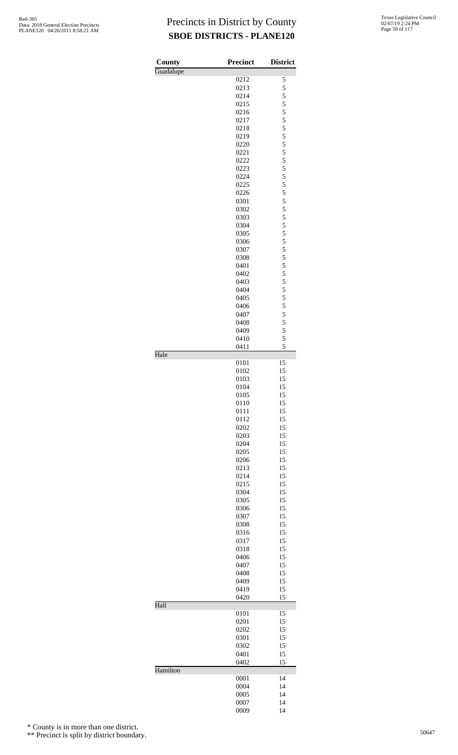# Precincts in District by County

## SBOE DISTRICTS - PLANE120

Red-365
Data: 2018 General Election Precincts
PLANE120 04/26/2011 8:58:21 AM

Texas Legislative Council
02/07/19 2:24 PM

| County | Precinct | District |
|---|---|---|
| Guadalupe | | |
| | 0212 | 5 |
| | 0213 | 5 |
| | 0214 | 5 |
| | 0215 | 5 |
| | 0216 | 5 |
| | 0217 | 5 |
| | 0218 | 5 |
| | 0219 | 5 |
| | 0220 | 5 |
| | 0221 | 5 |
| | 0222 | 5 |
| | 0223 | 5 |
| | 0224 | 5 |
| | 0225 | 5 |
| | 0226 | 5 |
| | 0301 | 5 |
| | 0302 | 5 |
| | 0303 | 5 |
| | 0304 | 5 |
| | 0305 | 5 |
| | 0306 | 5 |
| | 0307 | 5 |
| | 0308 | 5 |
| | 0401 | 5 |
| | 0402 | 5 |
| | 0403 | 5 |
| | 0404 | 5 |
| | 0405 | 5 |
| | 0406 | 5 |
| | 0407 | 5 |
| | 0408 | 5 |
| | 0409 | 5 |
| | 0410 | 5 |
| | 0411 | 5 |
| Hale | | |
| | 0101 | 15 |
| | 0102 | 15 |
| | 0103 | 15 |
| | 0104 | 15 |
| | 0105 | 15 |
| | 0110 | 15 |
| | 0111 | 15 |
| | 0112 | 15 |
| | 0202 | 15 |
| | 0203 | 15 |
| | 0204 | 15 |
| | 0205 | 15 |
| | 0206 | 15 |
| | 0213 | 15 |
| | 0214 | 15 |
| | 0215 | 15 |
| | 0304 | 15 |
| | 0305 | 15 |
| | 0306 | 15 |
| | 0307 | 15 |
| | 0308 | 15 |
| | 0316 | 15 |
| | 0317 | 15 |
| | 0318 | 15 |
| | 0406 | 15 |
| | 0407 | 15 |
| | 0408 | 15 |
| | 0409 | 15 |
| | 0419 | 15 |
| | 0420 | 15 |
| Hall | | |
| | 0101 | 15 |
| | 0201 | 15 |
| | 0202 | 15 |
| | 0301 | 15 |
| | 0302 | 15 |
| | 0401 | 15 |
| | 0402 | 15 |
| Hamilton | | |
| | 0001 | 14 |
| | 0004 | 14 |
| | 0005 | 14 |
| | 0007 | 14 |
| | 0009 | 14 |

\* County is in more than one district.

\*\* Precinct is split by district boundary.

50647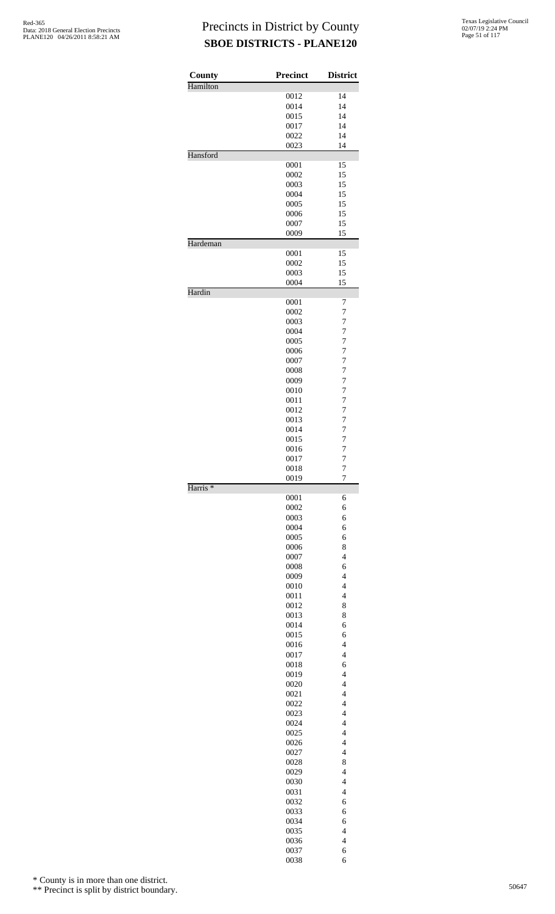# Precincts in District by County
## SBOE DISTRICTS - PLANE120

Red-365
Data: 2018 General Election Precincts
PLANE120 04/26/2011 8:58:21 AM

Texas Legislative Council
02/07/19 2:24 PM

| County | Precinct | District |
|---|---|---|
| Hamilton | | |
| | 0012 | 14 |
| | 0014 | 14 |
| | 0015 | 14 |
| | 0017 | 14 |
| | 0022 | 14 |
| | 0023 | 14 |
| Hansford | | |
| | 0001 | 15 |
| | 0002 | 15 |
| | 0003 | 15 |
| | 0004 | 15 |
| | 0005 | 15 |
| | 0006 | 15 |
| | 0007 | 15 |
| | 0009 | 15 |
| Hardeman | | |
| | 0001 | 15 |
| | 0002 | 15 |
| | 0003 | 15 |
| | 0004 | 15 |
| Hardin | | |
| | 0001 | 7 |
| | 0002 | 7 |
| | 0003 | 7 |
| | 0004 | 7 |
| | 0005 | 7 |
| | 0006 | 7 |
| | 0007 | 7 |
| | 0008 | 7 |
| | 0009 | 7 |
| | 0010 | 7 |
| | 0011 | 7 |
| | 0012 | 7 |
| | 0013 | 7 |
| | 0014 | 7 |
| | 0015 | 7 |
| | 0016 | 7 |
| | 0017 | 7 |
| | 0018 | 7 |
| | 0019 | 7 |
| Harris * | | |
| | 0001 | 6 |
| | 0002 | 6 |
| | 0003 | 6 |
| | 0004 | 6 |
| | 0005 | 6 |
| | 0006 | 8 |
| | 0007 | 4 |
| | 0008 | 6 |
| | 0009 | 4 |
| | 0010 | 4 |
| | 0011 | 4 |
| | 0012 | 8 |
| | 0013 | 8 |
| | 0014 | 6 |
| | 0015 | 6 |
| | 0016 | 4 |
| | 0017 | 4 |
| | 0018 | 6 |
| | 0019 | 4 |
| | 0020 | 4 |
| | 0021 | 4 |
| | 0022 | 4 |
| | 0023 | 4 |
| | 0024 | 4 |
| | 0025 | 4 |
| | 0026 | 4 |
| | 0027 | 4 |
| | 0028 | 8 |
| | 0029 | 4 |
| | 0030 | 4 |
| | 0031 | 4 |
| | 0032 | 6 |
| | 0033 | 6 |
| | 0034 | 6 |
| | 0035 | 4 |
| | 0036 | 4 |
| | 0037 | 6 |
| | 0038 | 6 |

\* County is in more than one district.

\*\* Precinct is split by district boundary.

50647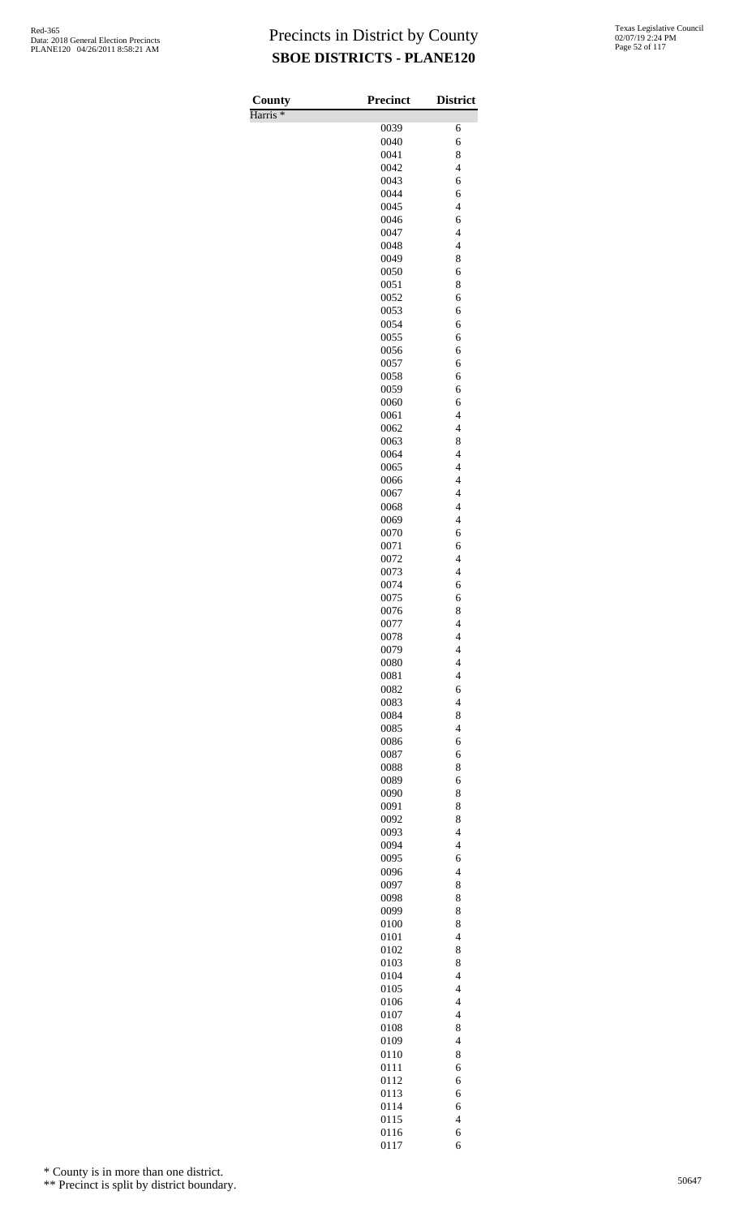# Precincts in District by County
## SBOE DISTRICTS - PLANE120

Red-365
Data: 2018 General Election Precincts
PLANE120 04/26/2011 8:58:21 AM

Texas Legislative Council
02/07/19 2:24 PM

| County | Precinct | District |
|---|---|---|
| Harris * | | |
| | 0039 | 6 |
| | 0040 | 6 |
| | 0041 | 8 |
| | 0042 | 4 |
| | 0043 | 6 |
| | 0044 | 6 |
| | 0045 | 4 |
| | 0046 | 6 |
| | 0047 | 4 |
| | 0048 | 4 |
| | 0049 | 8 |
| | 0050 | 6 |
| | 0051 | 8 |
| | 0052 | 6 |
| | 0053 | 6 |
| | 0054 | 6 |
| | 0055 | 6 |
| | 0056 | 6 |
| | 0057 | 6 |
| | 0058 | 6 |
| | 0059 | 6 |
| | 0060 | 6 |
| | 0061 | 4 |
| | 0062 | 4 |
| | 0063 | 8 |
| | 0064 | 4 |
| | 0065 | 4 |
| | 0066 | 4 |
| | 0067 | 4 |
| | 0068 | 4 |
| | 0069 | 4 |
| | 0070 | 6 |
| | 0071 | 6 |
| | 0072 | 4 |
| | 0073 | 4 |
| | 0074 | 6 |
| | 0075 | 6 |
| | 0076 | 8 |
| | 0077 | 4 |
| | 0078 | 4 |
| | 0079 | 4 |
| | 0080 | 4 |
| | 0081 | 4 |
| | 0082 | 6 |
| | 0083 | 4 |
| | 0084 | 8 |
| | 0085 | 4 |
| | 0086 | 6 |
| | 0087 | 6 |
| | 0088 | 8 |
| | 0089 | 6 |
| | 0090 | 8 |
| | 0091 | 8 |
| | 0092 | 8 |
| | 0093 | 4 |
| | 0094 | 4 |
| | 0095 | 6 |
| | 0096 | 4 |
| | 0097 | 8 |
| | 0098 | 8 |
| | 0099 | 8 |
| | 0100 | 8 |
| | 0101 | 4 |
| | 0102 | 8 |
| | 0103 | 8 |
| | 0104 | 4 |
| | 0105 | 4 |
| | 0106 | 4 |
| | 0107 | 4 |
| | 0108 | 8 |
| | 0109 | 4 |
| | 0110 | 8 |
| | 0111 | 6 |
| | 0112 | 6 |
| | 0113 | 6 |
| | 0114 | 6 |
| | 0115 | 4 |
| | 0116 | 6 |
| | 0117 | 6 |

\* County is in more than one district.

\*\* Precinct is split by district boundary.

50647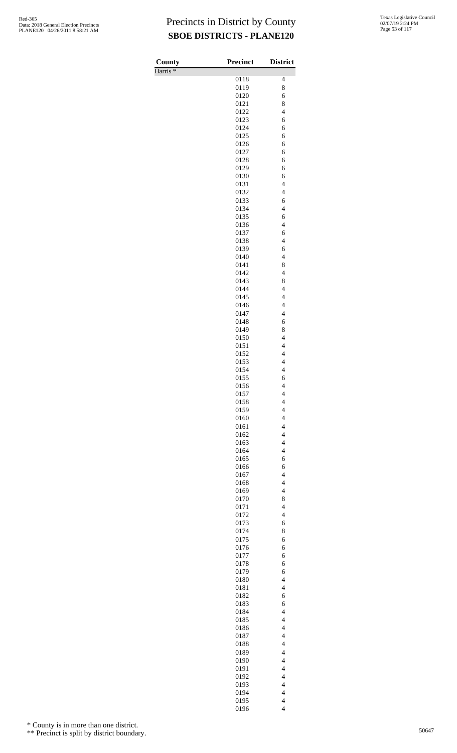# Precincts in District by County
## SBOE DISTRICTS - PLANE120

Red-365
Data: 2018 General Election Precincts
PLANE120 04/26/2011 8:58:21 AM

Texas Legislative Council
02/07/19 2:24 PM

| County | Precinct | District |
|---|---|---|
| Harris * | | |
| | 0118 | 4 |
| | 0119 | 8 |
| | 0120 | 6 |
| | 0121 | 8 |
| | 0122 | 4 |
| | 0123 | 6 |
| | 0124 | 6 |
| | 0125 | 6 |
| | 0126 | 6 |
| | 0127 | 6 |
| | 0128 | 6 |
| | 0129 | 6 |
| | 0130 | 6 |
| | 0131 | 4 |
| | 0132 | 4 |
| | 0133 | 6 |
| | 0134 | 4 |
| | 0135 | 6 |
| | 0136 | 4 |
| | 0137 | 6 |
| | 0138 | 4 |
| | 0139 | 6 |
| | 0140 | 4 |
| | 0141 | 8 |
| | 0142 | 4 |
| | 0143 | 8 |
| | 0144 | 4 |
| | 0145 | 4 |
| | 0146 | 4 |
| | 0147 | 4 |
| | 0148 | 6 |
| | 0149 | 8 |
| | 0150 | 4 |
| | 0151 | 4 |
| | 0152 | 4 |
| | 0153 | 4 |
| | 0154 | 4 |
| | 0155 | 6 |
| | 0156 | 4 |
| | 0157 | 4 |
| | 0158 | 4 |
| | 0159 | 4 |
| | 0160 | 4 |
| | 0161 | 4 |
| | 0162 | 4 |
| | 0163 | 4 |
| | 0164 | 4 |
| | 0165 | 6 |
| | 0166 | 6 |
| | 0167 | 4 |
| | 0168 | 4 |
| | 0169 | 4 |
| | 0170 | 8 |
| | 0171 | 4 |
| | 0172 | 4 |
| | 0173 | 6 |
| | 0174 | 8 |
| | 0175 | 6 |
| | 0176 | 6 |
| | 0177 | 6 |
| | 0178 | 6 |
| | 0179 | 6 |
| | 0180 | 4 |
| | 0181 | 4 |
| | 0182 | 6 |
| | 0183 | 6 |
| | 0184 | 4 |
| | 0185 | 4 |
| | 0186 | 4 |
| | 0187 | 4 |
| | 0188 | 4 |
| | 0189 | 4 |
| | 0190 | 4 |
| | 0191 | 4 |
| | 0192 | 4 |
| | 0193 | 4 |
| | 0194 | 4 |
| | 0195 | 4 |
| | 0196 | 4 |

\* County is in more than one district.

\*\* Precinct is split by district boundary.

50647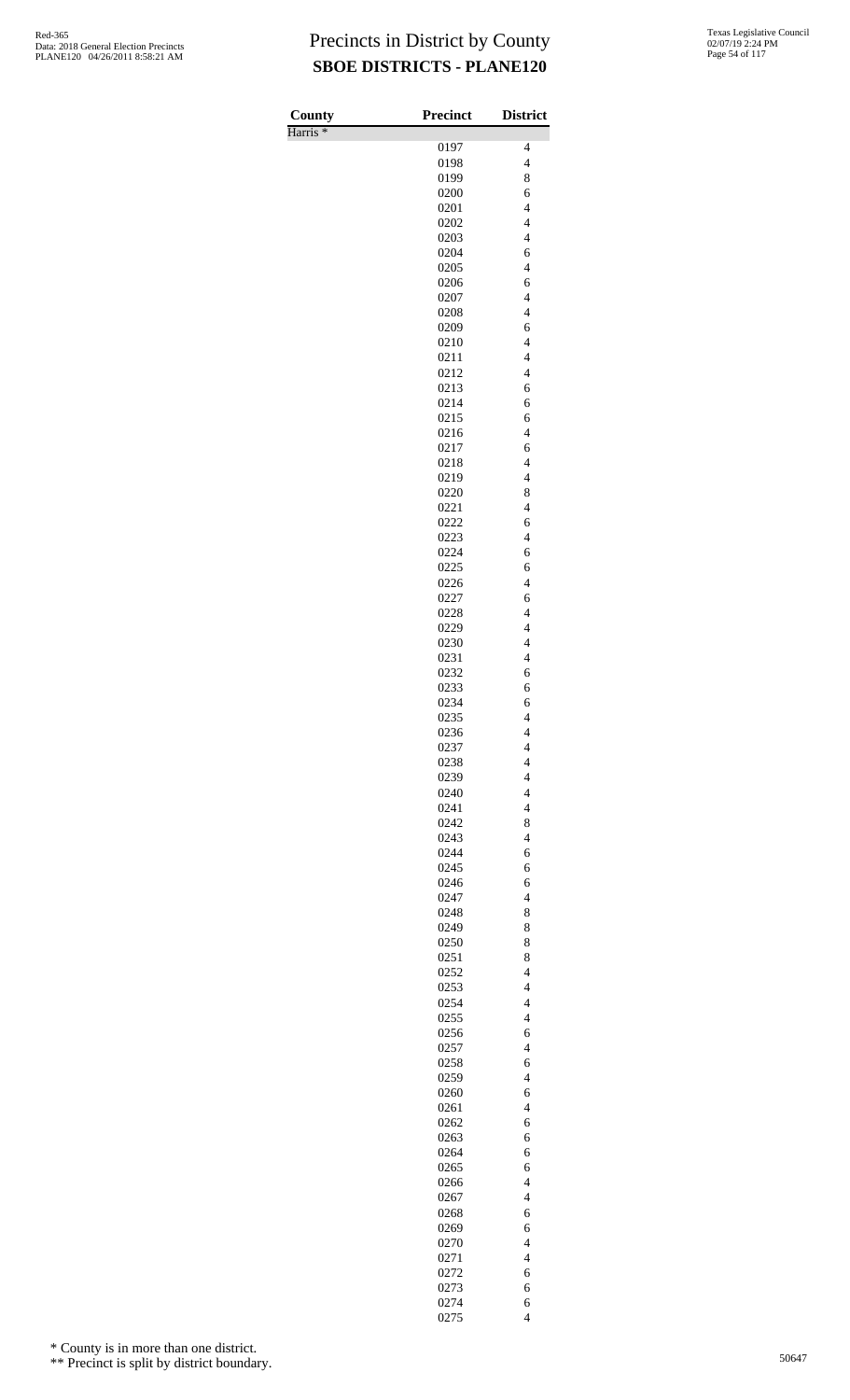# Precincts in District by County
## SBOE DISTRICTS - PLANE120

Red-365
Data: 2018 General Election Precincts
PLANE120 04/26/2011 8:58:21 AM

Texas Legislative Council
02/07/19 2:24 PM

| County | Precinct | District |
|---|---|---|
| Harris * | | |
| | 0197 | 4 |
| | 0198 | 4 |
| | 0199 | 8 |
| | 0200 | 6 |
| | 0201 | 4 |
| | 0202 | 4 |
| | 0203 | 4 |
| | 0204 | 6 |
| | 0205 | 4 |
| | 0206 | 6 |
| | 0207 | 4 |
| | 0208 | 4 |
| | 0209 | 6 |
| | 0210 | 4 |
| | 0211 | 4 |
| | 0212 | 4 |
| | 0213 | 6 |
| | 0214 | 6 |
| | 0215 | 6 |
| | 0216 | 4 |
| | 0217 | 6 |
| | 0218 | 4 |
| | 0219 | 4 |
| | 0220 | 8 |
| | 0221 | 4 |
| | 0222 | 6 |
| | 0223 | 4 |
| | 0224 | 6 |
| | 0225 | 6 |
| | 0226 | 4 |
| | 0227 | 6 |
| | 0228 | 4 |
| | 0229 | 4 |
| | 0230 | 4 |
| | 0231 | 4 |
| | 0232 | 6 |
| | 0233 | 6 |
| | 0234 | 6 |
| | 0235 | 4 |
| | 0236 | 4 |
| | 0237 | 4 |
| | 0238 | 4 |
| | 0239 | 4 |
| | 0240 | 4 |
| | 0241 | 4 |
| | 0242 | 8 |
| | 0243 | 4 |
| | 0244 | 6 |
| | 0245 | 6 |
| | 0246 | 6 |
| | 0247 | 4 |
| | 0248 | 8 |
| | 0249 | 8 |
| | 0250 | 8 |
| | 0251 | 8 |
| | 0252 | 4 |
| | 0253 | 4 |
| | 0254 | 4 |
| | 0255 | 4 |
| | 0256 | 6 |
| | 0257 | 4 |
| | 0258 | 6 |
| | 0259 | 4 |
| | 0260 | 6 |
| | 0261 | 4 |
| | 0262 | 6 |
| | 0263 | 6 |
| | 0264 | 6 |
| | 0265 | 6 |
| | 0266 | 4 |
| | 0267 | 4 |
| | 0268 | 6 |
| | 0269 | 6 |
| | 0270 | 4 |
| | 0271 | 4 |
| | 0272 | 6 |
| | 0273 | 6 |
| | 0274 | 6 |
| | 0275 | 4 |

\* County is in more than one district.

\*\* Precinct is split by district boundary.

50647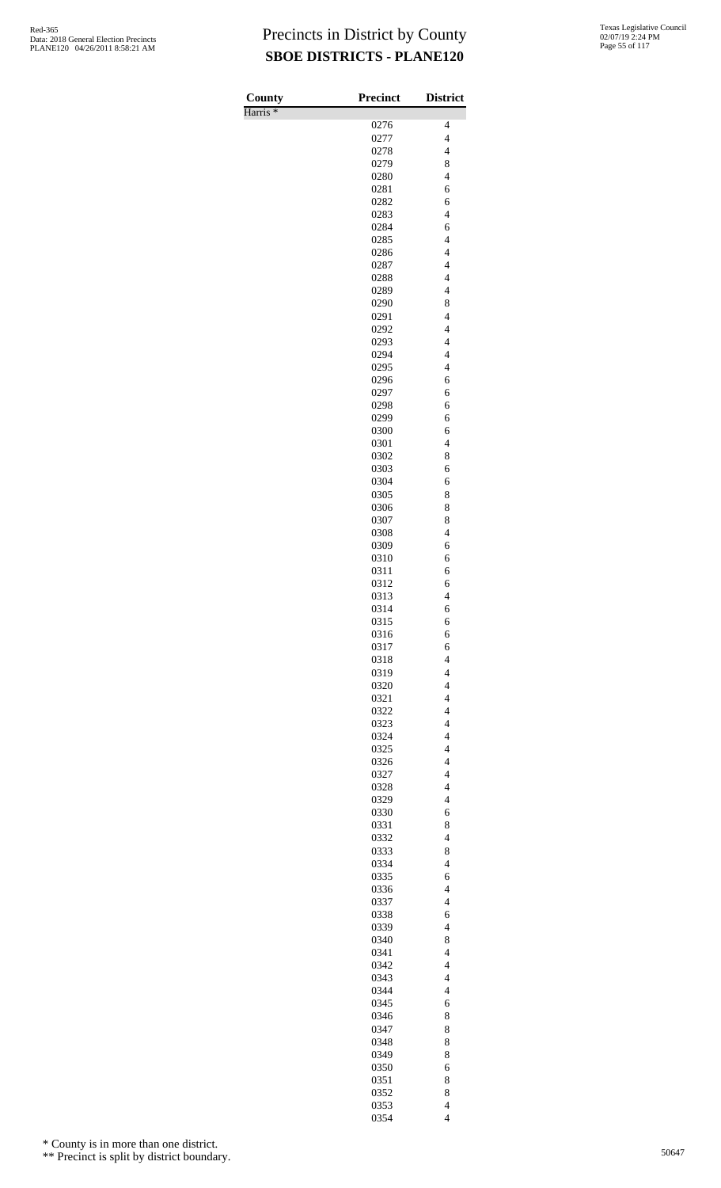# Precincts in District by County
## SBOE DISTRICTS - PLANE120

| County | Precinct | District |
|---|---|---|
| Harris * | | |
| | 0276 | 4 |
| | 0277 | 4 |
| | 0278 | 4 |
| | 0279 | 8 |
| | 0280 | 4 |
| | 0281 | 6 |
| | 0282 | 6 |
| | 0283 | 4 |
| | 0284 | 6 |
| | 0285 | 4 |
| | 0286 | 4 |
| | 0287 | 4 |
| | 0288 | 4 |
| | 0289 | 4 |
| | 0290 | 8 |
| | 0291 | 4 |
| | 0292 | 4 |
| | 0293 | 4 |
| | 0294 | 4 |
| | 0295 | 4 |
| | 0296 | 6 |
| | 0297 | 6 |
| | 0298 | 6 |
| | 0299 | 6 |
| | 0300 | 6 |
| | 0301 | 4 |
| | 0302 | 8 |
| | 0303 | 6 |
| | 0304 | 6 |
| | 0305 | 8 |
| | 0306 | 8 |
| | 0307 | 8 |
| | 0308 | 4 |
| | 0309 | 6 |
| | 0310 | 6 |
| | 0311 | 6 |
| | 0312 | 6 |
| | 0313 | 4 |
| | 0314 | 6 |
| | 0315 | 6 |
| | 0316 | 6 |
| | 0317 | 6 |
| | 0318 | 4 |
| | 0319 | 4 |
| | 0320 | 4 |
| | 0321 | 4 |
| | 0322 | 4 |
| | 0323 | 4 |
| | 0324 | 4 |
| | 0325 | 4 |
| | 0326 | 4 |
| | 0327 | 4 |
| | 0328 | 4 |
| | 0329 | 4 |
| | 0330 | 6 |
| | 0331 | 8 |
| | 0332 | 4 |
| | 0333 | 8 |
| | 0334 | 4 |
| | 0335 | 6 |
| | 0336 | 4 |
| | 0337 | 4 |
| | 0338 | 6 |
| | 0339 | 4 |
| | 0340 | 8 |
| | 0341 | 4 |
| | 0342 | 4 |
| | 0343 | 4 |
| | 0344 | 4 |
| | 0345 | 6 |
| | 0346 | 8 |
| | 0347 | 8 |
| | 0348 | 8 |
| | 0349 | 8 |
| | 0350 | 6 |
| | 0351 | 8 |
| | 0352 | 8 |
| | 0353 | 4 |
| | 0354 | 4 |

\* County is in more than one district.

\*\* Precinct is split by district boundary.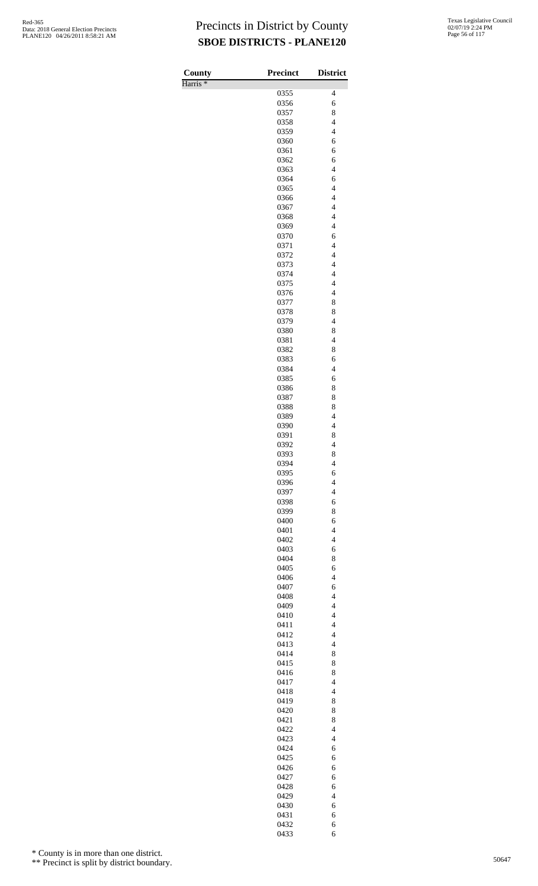# Precincts in District by County

## SBOE DISTRICTS - PLANE120

| County | Precinct | District |
|---|---|---|
| Harris * | | |
| | 0355 | 4 |
| | 0356 | 6 |
| | 0357 | 8 |
| | 0358 | 4 |
| | 0359 | 4 |
| | 0360 | 6 |
| | 0361 | 6 |
| | 0362 | 6 |
| | 0363 | 4 |
| | 0364 | 6 |
| | 0365 | 4 |
| | 0366 | 4 |
| | 0367 | 4 |
| | 0368 | 4 |
| | 0369 | 4 |
| | 0370 | 6 |
| | 0371 | 4 |
| | 0372 | 4 |
| | 0373 | 4 |
| | 0374 | 4 |
| | 0375 | 4 |
| | 0376 | 4 |
| | 0377 | 8 |
| | 0378 | 8 |
| | 0379 | 4 |
| | 0380 | 8 |
| | 0381 | 4 |
| | 0382 | 8 |
| | 0383 | 6 |
| | 0384 | 4 |
| | 0385 | 6 |
| | 0386 | 8 |
| | 0387 | 8 |
| | 0388 | 8 |
| | 0389 | 4 |
| | 0390 | 4 |
| | 0391 | 8 |
| | 0392 | 4 |
| | 0393 | 8 |
| | 0394 | 4 |
| | 0395 | 6 |
| | 0396 | 4 |
| | 0397 | 4 |
| | 0398 | 6 |
| | 0399 | 8 |
| | 0400 | 6 |
| | 0401 | 4 |
| | 0402 | 4 |
| | 0403 | 6 |
| | 0404 | 8 |
| | 0405 | 6 |
| | 0406 | 4 |
| | 0407 | 6 |
| | 0408 | 4 |
| | 0409 | 4 |
| | 0410 | 4 |
| | 0411 | 4 |
| | 0412 | 4 |
| | 0413 | 4 |
| | 0414 | 8 |
| | 0415 | 8 |
| | 0416 | 8 |
| | 0417 | 4 |
| | 0418 | 4 |
| | 0419 | 8 |
| | 0420 | 8 |
| | 0421 | 8 |
| | 0422 | 4 |
| | 0423 | 4 |
| | 0424 | 6 |
| | 0425 | 6 |
| | 0426 | 6 |
| | 0427 | 6 |
| | 0428 | 6 |
| | 0429 | 4 |
| | 0430 | 6 |
| | 0431 | 6 |
| | 0432 | 6 |
| | 0433 | 6 |

\* County is in more than one district.

\*\* Precinct is split by district boundary.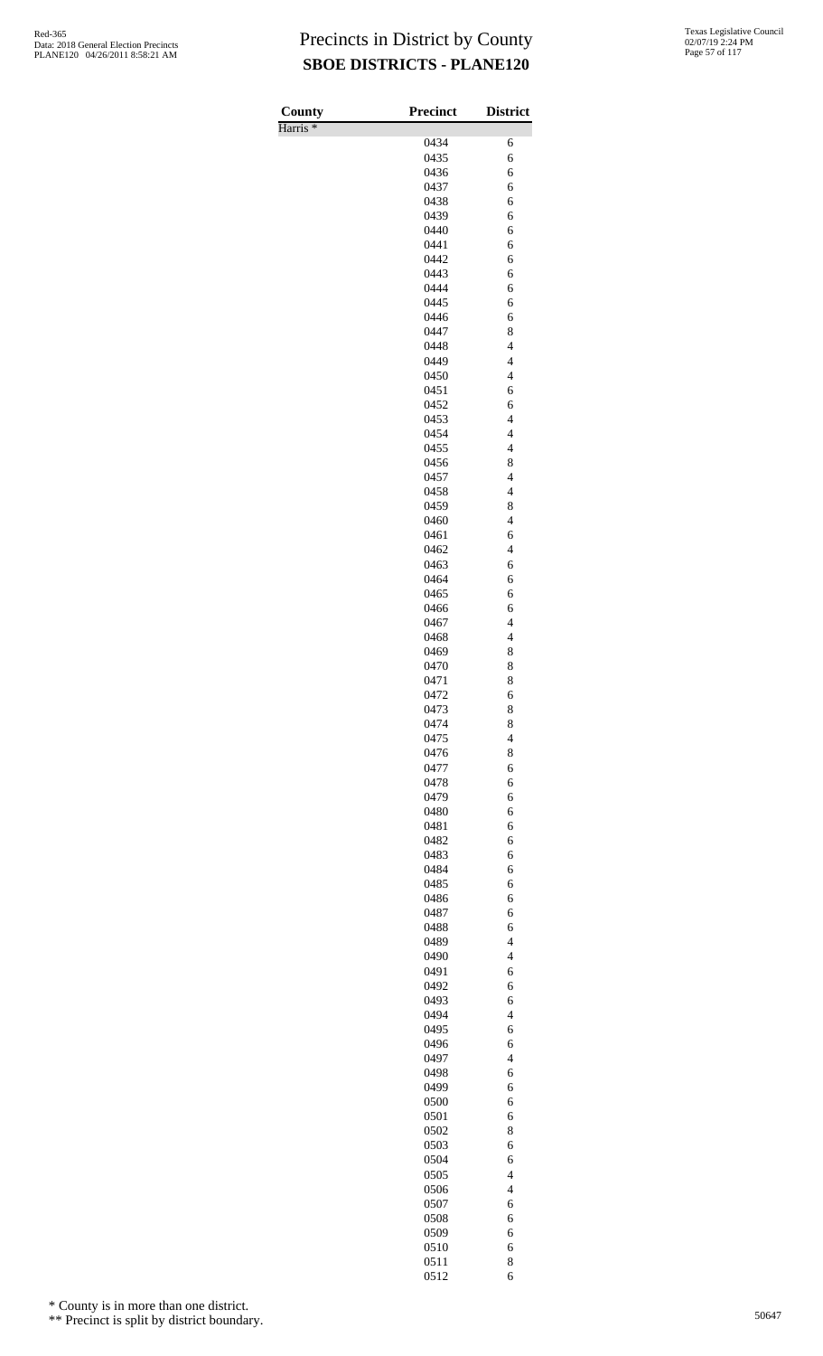# Precincts in District by County

## SBOE DISTRICTS - PLANE120

Red-365
Data: 2018 General Election Precincts
PLANE120 04/26/2011 8:58:21 AM

Texas Legislative Council
02/07/19 2:24 PM

| County | Precinct | District |
|---|---|---|
| Harris * | | |
| | 0434 | 6 |
| | 0435 | 6 |
| | 0436 | 6 |
| | 0437 | 6 |
| | 0438 | 6 |
| | 0439 | 6 |
| | 0440 | 6 |
| | 0441 | 6 |
| | 0442 | 6 |
| | 0443 | 6 |
| | 0444 | 6 |
| | 0445 | 6 |
| | 0446 | 6 |
| | 0447 | 8 |
| | 0448 | 4 |
| | 0449 | 4 |
| | 0450 | 4 |
| | 0451 | 6 |
| | 0452 | 6 |
| | 0453 | 4 |
| | 0454 | 4 |
| | 0455 | 4 |
| | 0456 | 8 |
| | 0457 | 4 |
| | 0458 | 4 |
| | 0459 | 8 |
| | 0460 | 4 |
| | 0461 | 6 |
| | 0462 | 4 |
| | 0463 | 6 |
| | 0464 | 6 |
| | 0465 | 6 |
| | 0466 | 6 |
| | 0467 | 4 |
| | 0468 | 4 |
| | 0469 | 8 |
| | 0470 | 8 |
| | 0471 | 8 |
| | 0472 | 6 |
| | 0473 | 8 |
| | 0474 | 8 |
| | 0475 | 4 |
| | 0476 | 8 |
| | 0477 | 6 |
| | 0478 | 6 |
| | 0479 | 6 |
| | 0480 | 6 |
| | 0481 | 6 |
| | 0482 | 6 |
| | 0483 | 6 |
| | 0484 | 6 |
| | 0485 | 6 |
| | 0486 | 6 |
| | 0487 | 6 |
| | 0488 | 6 |
| | 0489 | 4 |
| | 0490 | 4 |
| | 0491 | 6 |
| | 0492 | 6 |
| | 0493 | 6 |
| | 0494 | 4 |
| | 0495 | 6 |
| | 0496 | 6 |
| | 0497 | 4 |
| | 0498 | 6 |
| | 0499 | 6 |
| | 0500 | 6 |
| | 0501 | 6 |
| | 0502 | 8 |
| | 0503 | 6 |
| | 0504 | 6 |
| | 0505 | 4 |
| | 0506 | 4 |
| | 0507 | 6 |
| | 0508 | 6 |
| | 0509 | 6 |
| | 0510 | 6 |
| | 0511 | 8 |
| | 0512 | 6 |

\* County is in more than one district.

\*\* Precinct is split by district boundary.

50647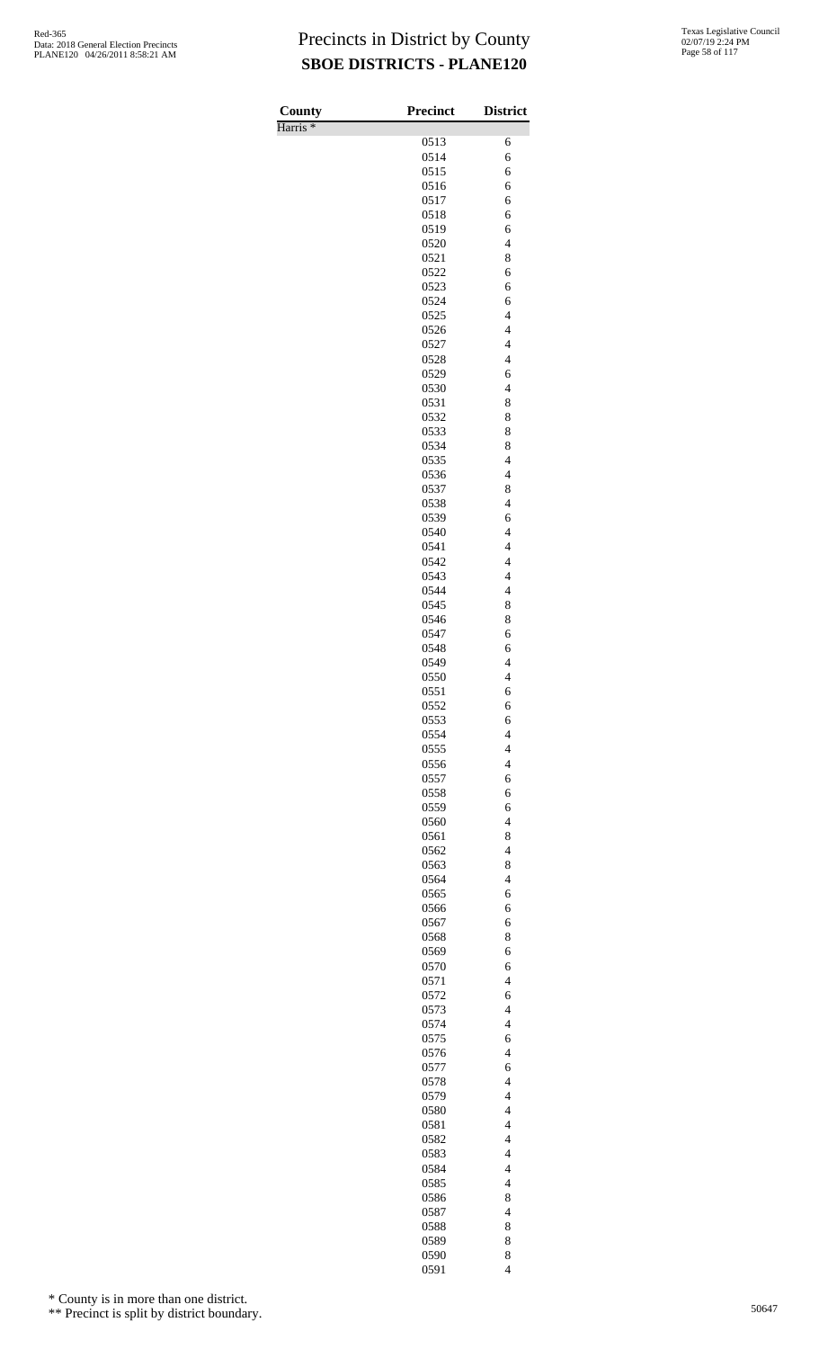# Precincts in District by County

## SBOE DISTRICTS - PLANE120

| County | Precinct | District |
|---|---|---|
| Harris * | | |
| | 0513 | 6 |
| | 0514 | 6 |
| | 0515 | 6 |
| | 0516 | 6 |
| | 0517 | 6 |
| | 0518 | 6 |
| | 0519 | 6 |
| | 0520 | 4 |
| | 0521 | 8 |
| | 0522 | 6 |
| | 0523 | 6 |
| | 0524 | 6 |
| | 0525 | 4 |
| | 0526 | 4 |
| | 0527 | 4 |
| | 0528 | 4 |
| | 0529 | 6 |
| | 0530 | 4 |
| | 0531 | 8 |
| | 0532 | 8 |
| | 0533 | 8 |
| | 0534 | 8 |
| | 0535 | 4 |
| | 0536 | 4 |
| | 0537 | 8 |
| | 0538 | 4 |
| | 0539 | 6 |
| | 0540 | 4 |
| | 0541 | 4 |
| | 0542 | 4 |
| | 0543 | 4 |
| | 0544 | 4 |
| | 0545 | 8 |
| | 0546 | 8 |
| | 0547 | 6 |
| | 0548 | 6 |
| | 0549 | 4 |
| | 0550 | 4 |
| | 0551 | 6 |
| | 0552 | 6 |
| | 0553 | 6 |
| | 0554 | 4 |
| | 0555 | 4 |
| | 0556 | 4 |
| | 0557 | 6 |
| | 0558 | 6 |
| | 0559 | 6 |
| | 0560 | 4 |
| | 0561 | 8 |
| | 0562 | 4 |
| | 0563 | 8 |
| | 0564 | 4 |
| | 0565 | 6 |
| | 0566 | 6 |
| | 0567 | 6 |
| | 0568 | 8 |
| | 0569 | 6 |
| | 0570 | 6 |
| | 0571 | 4 |
| | 0572 | 6 |
| | 0573 | 4 |
| | 0574 | 4 |
| | 0575 | 6 |
| | 0576 | 4 |
| | 0577 | 6 |
| | 0578 | 4 |
| | 0579 | 4 |
| | 0580 | 4 |
| | 0581 | 4 |
| | 0582 | 4 |
| | 0583 | 4 |
| | 0584 | 4 |
| | 0585 | 4 |
| | 0586 | 8 |
| | 0587 | 4 |
| | 0588 | 8 |
| | 0589 | 8 |
| | 0590 | 8 |
| | 0591 | 4 |

\* County is in more than one district.

\*\* Precinct is split by district boundary.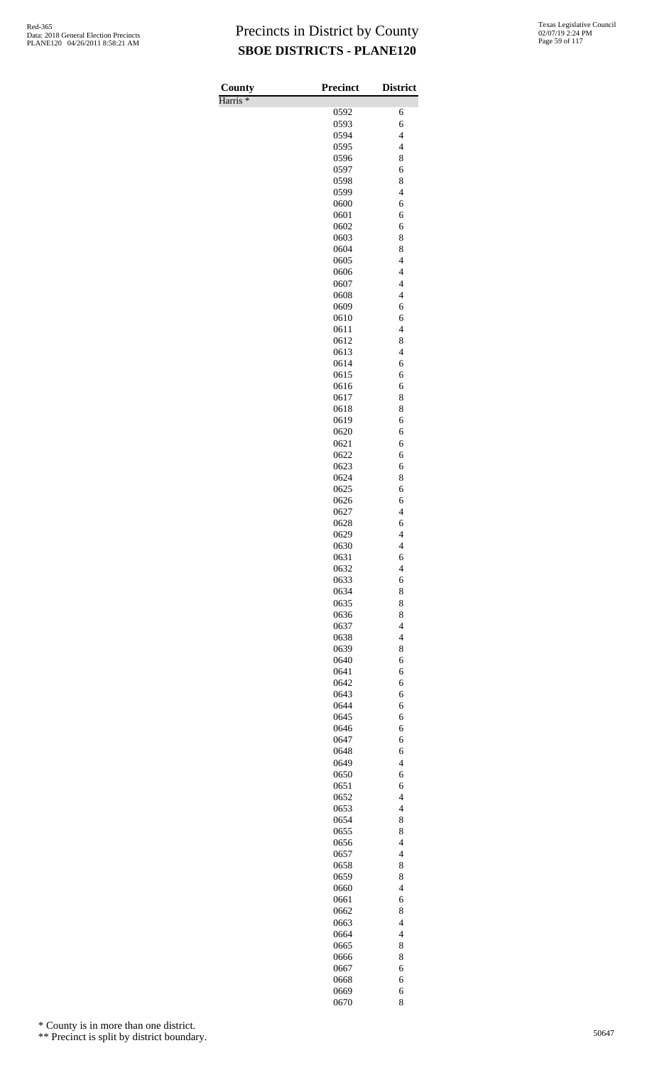# Precincts in District by County

## SBOE DISTRICTS - PLANE120

| County | Precinct | District |
|---|---|---|
| Harris * | | |
| | 0592 | 6 |
| | 0593 | 6 |
| | 0594 | 4 |
| | 0595 | 4 |
| | 0596 | 8 |
| | 0597 | 6 |
| | 0598 | 8 |
| | 0599 | 4 |
| | 0600 | 6 |
| | 0601 | 6 |
| | 0602 | 6 |
| | 0603 | 8 |
| | 0604 | 8 |
| | 0605 | 4 |
| | 0606 | 4 |
| | 0607 | 4 |
| | 0608 | 4 |
| | 0609 | 6 |
| | 0610 | 6 |
| | 0611 | 4 |
| | 0612 | 8 |
| | 0613 | 4 |
| | 0614 | 6 |
| | 0615 | 6 |
| | 0616 | 6 |
| | 0617 | 8 |
| | 0618 | 8 |
| | 0619 | 6 |
| | 0620 | 6 |
| | 0621 | 6 |
| | 0622 | 6 |
| | 0623 | 6 |
| | 0624 | 8 |
| | 0625 | 6 |
| | 0626 | 6 |
| | 0627 | 4 |
| | 0628 | 6 |
| | 0629 | 4 |
| | 0630 | 4 |
| | 0631 | 6 |
| | 0632 | 4 |
| | 0633 | 6 |
| | 0634 | 8 |
| | 0635 | 8 |
| | 0636 | 8 |
| | 0637 | 4 |
| | 0638 | 4 |
| | 0639 | 8 |
| | 0640 | 6 |
| | 0641 | 6 |
| | 0642 | 6 |
| | 0643 | 6 |
| | 0644 | 6 |
| | 0645 | 6 |
| | 0646 | 6 |
| | 0647 | 6 |
| | 0648 | 6 |
| | 0649 | 4 |
| | 0650 | 6 |
| | 0651 | 6 |
| | 0652 | 4 |
| | 0653 | 4 |
| | 0654 | 8 |
| | 0655 | 8 |
| | 0656 | 4 |
| | 0657 | 4 |
| | 0658 | 8 |
| | 0659 | 8 |
| | 0660 | 4 |
| | 0661 | 6 |
| | 0662 | 8 |
| | 0663 | 4 |
| | 0664 | 4 |
| | 0665 | 8 |
| | 0666 | 8 |
| | 0667 | 6 |
| | 0668 | 6 |
| | 0669 | 6 |
| | 0670 | 8 |

\* County is in more than one district.

\*\* Precinct is split by district boundary.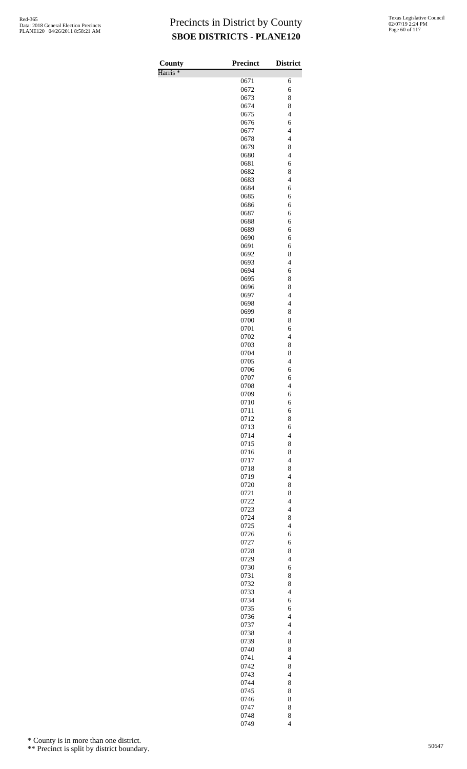# Precincts in District by County

## SBOE DISTRICTS - PLANE120

| County | Precinct | District |
|---|---|---|
| Harris * | | |
| | 0671 | 6 |
| | 0672 | 6 |
| | 0673 | 8 |
| | 0674 | 8 |
| | 0675 | 4 |
| | 0676 | 6 |
| | 0677 | 4 |
| | 0678 | 4 |
| | 0679 | 8 |
| | 0680 | 4 |
| | 0681 | 6 |
| | 0682 | 8 |
| | 0683 | 4 |
| | 0684 | 6 |
| | 0685 | 6 |
| | 0686 | 6 |
| | 0687 | 6 |
| | 0688 | 6 |
| | 0689 | 6 |
| | 0690 | 6 |
| | 0691 | 6 |
| | 0692 | 8 |
| | 0693 | 4 |
| | 0694 | 6 |
| | 0695 | 8 |
| | 0696 | 8 |
| | 0697 | 4 |
| | 0698 | 4 |
| | 0699 | 8 |
| | 0700 | 8 |
| | 0701 | 6 |
| | 0702 | 4 |
| | 0703 | 8 |
| | 0704 | 8 |
| | 0705 | 4 |
| | 0706 | 6 |
| | 0707 | 6 |
| | 0708 | 4 |
| | 0709 | 6 |
| | 0710 | 6 |
| | 0711 | 6 |
| | 0712 | 8 |
| | 0713 | 6 |
| | 0714 | 4 |
| | 0715 | 8 |
| | 0716 | 8 |
| | 0717 | 4 |
| | 0718 | 8 |
| | 0719 | 4 |
| | 0720 | 8 |
| | 0721 | 8 |
| | 0722 | 4 |
| | 0723 | 4 |
| | 0724 | 8 |
| | 0725 | 4 |
| | 0726 | 6 |
| | 0727 | 6 |
| | 0728 | 8 |
| | 0729 | 4 |
| | 0730 | 6 |
| | 0731 | 8 |
| | 0732 | 8 |
| | 0733 | 4 |
| | 0734 | 6 |
| | 0735 | 6 |
| | 0736 | 4 |
| | 0737 | 4 |
| | 0738 | 4 |
| | 0739 | 8 |
| | 0740 | 8 |
| | 0741 | 4 |
| | 0742 | 8 |
| | 0743 | 4 |
| | 0744 | 8 |
| | 0745 | 8 |
| | 0746 | 8 |
| | 0747 | 8 |
| | 0748 | 8 |
| | 0749 | 4 |

\* County is in more than one district.

\*\* Precinct is split by district boundary.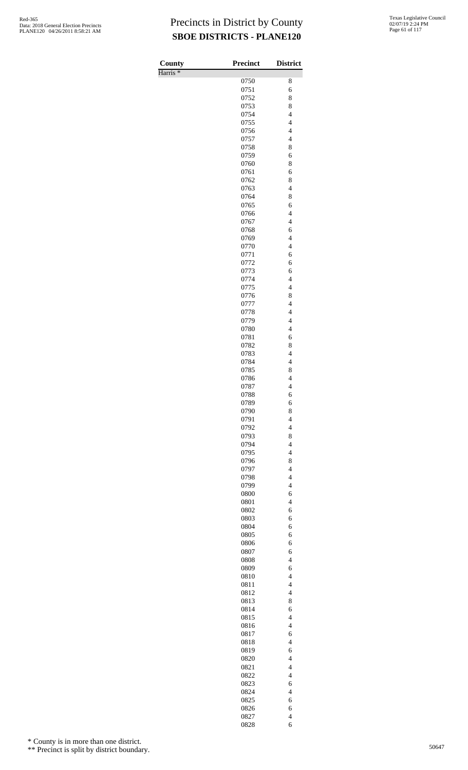# Precincts in District by County

## SBOE DISTRICTS - PLANE120

| County | Precinct | District |
|---|---|---|
| Harris * | | |
| | 0750 | 8 |
| | 0751 | 6 |
| | 0752 | 8 |
| | 0753 | 8 |
| | 0754 | 4 |
| | 0755 | 4 |
| | 0756 | 4 |
| | 0757 | 4 |
| | 0758 | 8 |
| | 0759 | 6 |
| | 0760 | 8 |
| | 0761 | 6 |
| | 0762 | 8 |
| | 0763 | 4 |
| | 0764 | 8 |
| | 0765 | 6 |
| | 0766 | 4 |
| | 0767 | 4 |
| | 0768 | 6 |
| | 0769 | 4 |
| | 0770 | 4 |
| | 0771 | 6 |
| | 0772 | 6 |
| | 0773 | 6 |
| | 0774 | 4 |
| | 0775 | 4 |
| | 0776 | 8 |
| | 0777 | 4 |
| | 0778 | 4 |
| | 0779 | 4 |
| | 0780 | 4 |
| | 0781 | 6 |
| | 0782 | 8 |
| | 0783 | 4 |
| | 0784 | 4 |
| | 0785 | 8 |
| | 0786 | 4 |
| | 0787 | 4 |
| | 0788 | 6 |
| | 0789 | 6 |
| | 0790 | 8 |
| | 0791 | 4 |
| | 0792 | 4 |
| | 0793 | 8 |
| | 0794 | 4 |
| | 0795 | 4 |
| | 0796 | 8 |
| | 0797 | 4 |
| | 0798 | 4 |
| | 0799 | 4 |
| | 0800 | 6 |
| | 0801 | 4 |
| | 0802 | 6 |
| | 0803 | 6 |
| | 0804 | 6 |
| | 0805 | 6 |
| | 0806 | 6 |
| | 0807 | 6 |
| | 0808 | 4 |
| | 0809 | 6 |
| | 0810 | 4 |
| | 0811 | 4 |
| | 0812 | 4 |
| | 0813 | 8 |
| | 0814 | 6 |
| | 0815 | 4 |
| | 0816 | 4 |
| | 0817 | 6 |
| | 0818 | 4 |
| | 0819 | 6 |
| | 0820 | 4 |
| | 0821 | 4 |
| | 0822 | 4 |
| | 0823 | 6 |
| | 0824 | 4 |
| | 0825 | 6 |
| | 0826 | 6 |
| | 0827 | 4 |
| | 0828 | 6 |

\* County is in more than one district.

\*\* Precinct is split by district boundary.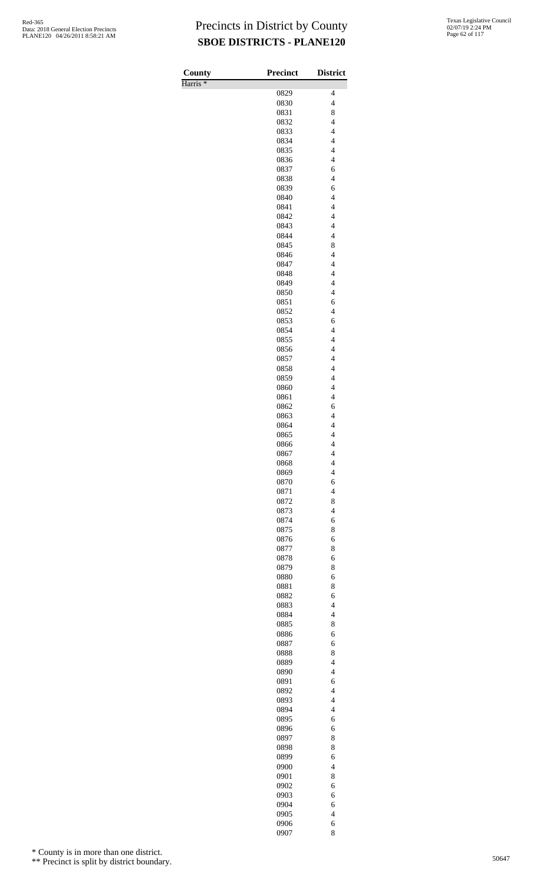# Precincts in District by County

## SBOE DISTRICTS - PLANE120

| County | Precinct | District |
|---|---|---|
| Harris * | | |
| | 0829 | 4 |
| | 0830 | 4 |
| | 0831 | 8 |
| | 0832 | 4 |
| | 0833 | 4 |
| | 0834 | 4 |
| | 0835 | 4 |
| | 0836 | 4 |
| | 0837 | 6 |
| | 0838 | 4 |
| | 0839 | 6 |
| | 0840 | 4 |
| | 0841 | 4 |
| | 0842 | 4 |
| | 0843 | 4 |
| | 0844 | 4 |
| | 0845 | 8 |
| | 0846 | 4 |
| | 0847 | 4 |
| | 0848 | 4 |
| | 0849 | 4 |
| | 0850 | 4 |
| | 0851 | 6 |
| | 0852 | 4 |
| | 0853 | 6 |
| | 0854 | 4 |
| | 0855 | 4 |
| | 0856 | 4 |
| | 0857 | 4 |
| | 0858 | 4 |
| | 0859 | 4 |
| | 0860 | 4 |
| | 0861 | 4 |
| | 0862 | 6 |
| | 0863 | 4 |
| | 0864 | 4 |
| | 0865 | 4 |
| | 0866 | 4 |
| | 0867 | 4 |
| | 0868 | 4 |
| | 0869 | 4 |
| | 0870 | 6 |
| | 0871 | 4 |
| | 0872 | 8 |
| | 0873 | 4 |
| | 0874 | 6 |
| | 0875 | 8 |
| | 0876 | 6 |
| | 0877 | 8 |
| | 0878 | 6 |
| | 0879 | 8 |
| | 0880 | 6 |
| | 0881 | 8 |
| | 0882 | 6 |
| | 0883 | 4 |
| | 0884 | 4 |
| | 0885 | 8 |
| | 0886 | 6 |
| | 0887 | 6 |
| | 0888 | 8 |
| | 0889 | 4 |
| | 0890 | 4 |
| | 0891 | 6 |
| | 0892 | 4 |
| | 0893 | 4 |
| | 0894 | 4 |
| | 0895 | 6 |
| | 0896 | 6 |
| | 0897 | 8 |
| | 0898 | 8 |
| | 0899 | 6 |
| | 0900 | 4 |
| | 0901 | 8 |
| | 0902 | 6 |
| | 0903 | 6 |
| | 0904 | 6 |
| | 0905 | 4 |
| | 0906 | 6 |
| | 0907 | 8 |

\* County is in more than one district.

\*\* Precinct is split by district boundary.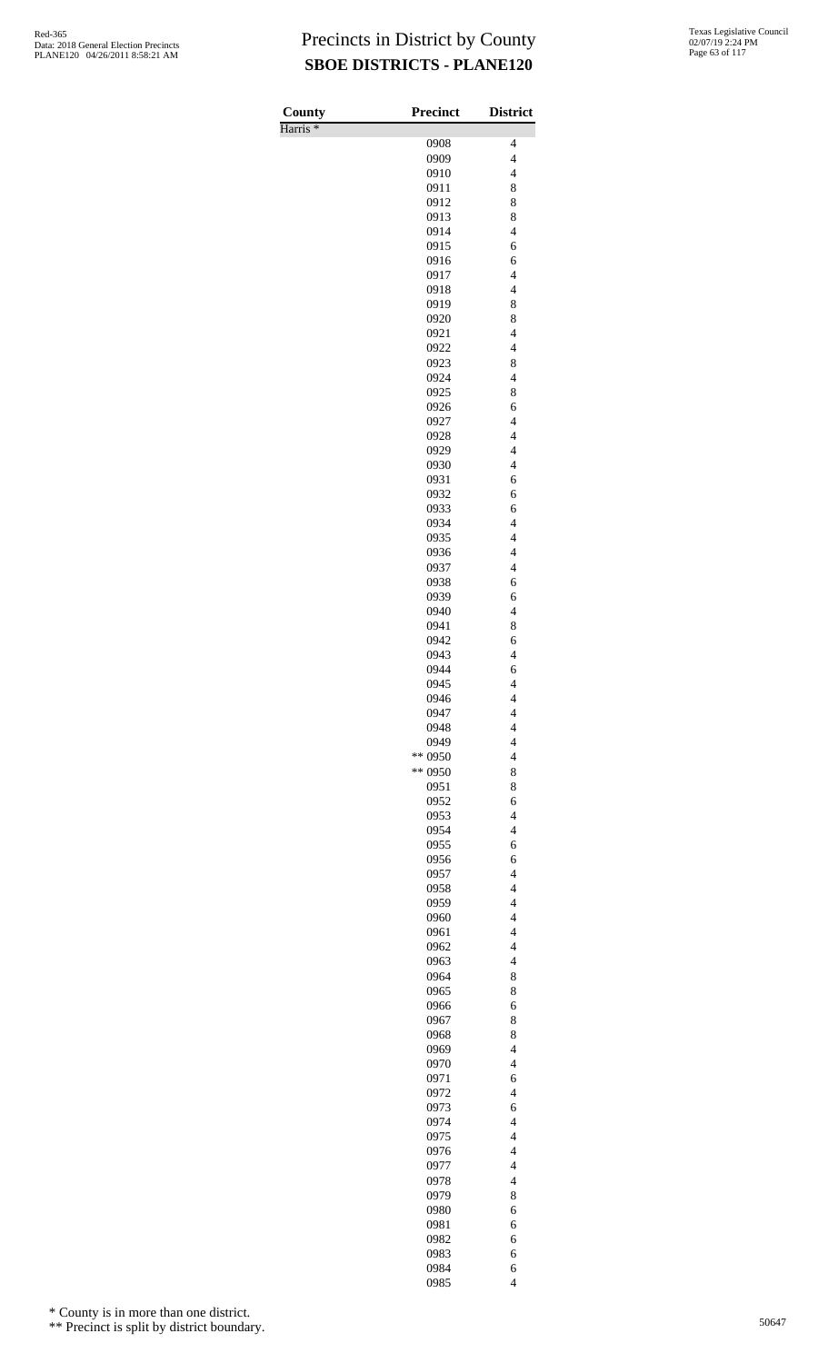# Precincts in District by County
## SBOE DISTRICTS - PLANE120

| County | Precinct | District |
|---|---|---|
| Harris * | | |
| | 0908 | 4 |
| | 0909 | 4 |
| | 0910 | 4 |
| | 0911 | 8 |
| | 0912 | 8 |
| | 0913 | 8 |
| | 0914 | 4 |
| | 0915 | 6 |
| | 0916 | 6 |
| | 0917 | 4 |
| | 0918 | 4 |
| | 0919 | 8 |
| | 0920 | 8 |
| | 0921 | 4 |
| | 0922 | 4 |
| | 0923 | 8 |
| | 0924 | 4 |
| | 0925 | 8 |
| | 0926 | 6 |
| | 0927 | 4 |
| | 0928 | 4 |
| | 0929 | 4 |
| | 0930 | 4 |
| | 0931 | 6 |
| | 0932 | 6 |
| | 0933 | 6 |
| | 0934 | 4 |
| | 0935 | 4 |
| | 0936 | 4 |
| | 0937 | 4 |
| | 0938 | 6 |
| | 0939 | 6 |
| | 0940 | 4 |
| | 0941 | 8 |
| | 0942 | 6 |
| | 0943 | 4 |
| | 0944 | 6 |
| | 0945 | 4 |
| | 0946 | 4 |
| | 0947 | 4 |
| | 0948 | 4 |
| | 0949 | 4 |
| | ** 0950 | 4 |
| | ** 0950 | 8 |
| | 0951 | 8 |
| | 0952 | 6 |
| | 0953 | 4 |
| | 0954 | 4 |
| | 0955 | 6 |
| | 0956 | 6 |
| | 0957 | 4 |
| | 0958 | 4 |
| | 0959 | 4 |
| | 0960 | 4 |
| | 0961 | 4 |
| | 0962 | 4 |
| | 0963 | 4 |
| | 0964 | 8 |
| | 0965 | 8 |
| | 0966 | 6 |
| | 0967 | 8 |
| | 0968 | 8 |
| | 0969 | 4 |
| | 0970 | 4 |
| | 0971 | 6 |
| | 0972 | 4 |
| | 0973 | 6 |
| | 0974 | 4 |
| | 0975 | 4 |
| | 0976 | 4 |
| | 0977 | 4 |
| | 0978 | 4 |
| | 0979 | 8 |
| | 0980 | 6 |
| | 0981 | 6 |
| | 0982 | 6 |
| | 0983 | 6 |
| | 0984 | 6 |
| | 0985 | 4 |

* County is in more than one district.

** Precinct is split by district boundary.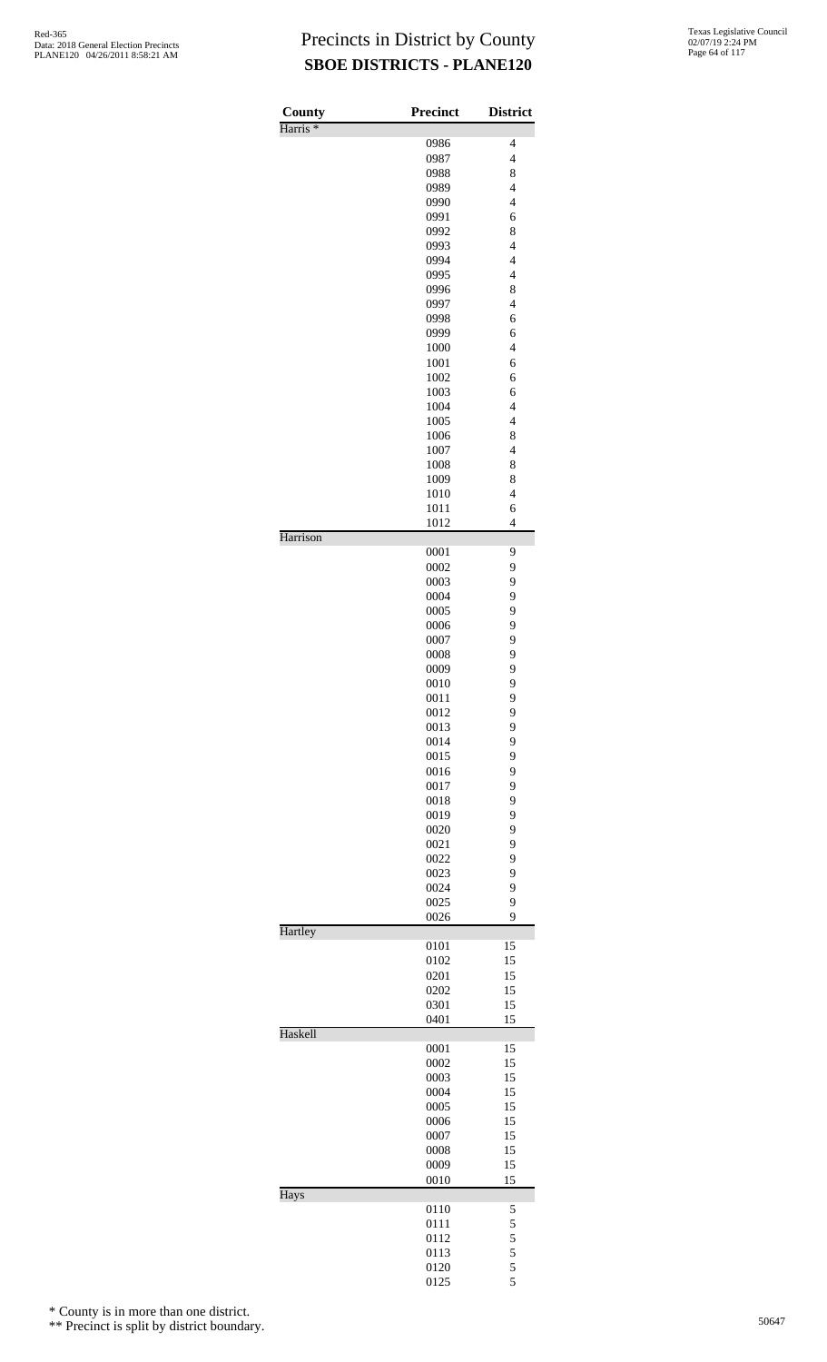# Precincts in District by County

## SBOE DISTRICTS - PLANE120

Red-365
Data: 2018 General Election Precincts
PLANE120 04/26/2011 8:58:21 AM

Texas Legislative Council
02/07/19 2:24 PM

| County | Precinct | District |
|---|---|---|
| Harris * | | |
| | 0986 | 4 |
| | 0987 | 4 |
| | 0988 | 8 |
| | 0989 | 4 |
| | 0990 | 4 |
| | 0991 | 6 |
| | 0992 | 8 |
| | 0993 | 4 |
| | 0994 | 4 |
| | 0995 | 4 |
| | 0996 | 8 |
| | 0997 | 4 |
| | 0998 | 6 |
| | 0999 | 6 |
| | 1000 | 4 |
| | 1001 | 6 |
| | 1002 | 6 |
| | 1003 | 6 |
| | 1004 | 4 |
| | 1005 | 4 |
| | 1006 | 8 |
| | 1007 | 4 |
| | 1008 | 8 |
| | 1009 | 8 |
| | 1010 | 4 |
| | 1011 | 6 |
| | 1012 | 4 |
| Harrison | | |
| | 0001 | 9 |
| | 0002 | 9 |
| | 0003 | 9 |
| | 0004 | 9 |
| | 0005 | 9 |
| | 0006 | 9 |
| | 0007 | 9 |
| | 0008 | 9 |
| | 0009 | 9 |
| | 0010 | 9 |
| | 0011 | 9 |
| | 0012 | 9 |
| | 0013 | 9 |
| | 0014 | 9 |
| | 0015 | 9 |
| | 0016 | 9 |
| | 0017 | 9 |
| | 0018 | 9 |
| | 0019 | 9 |
| | 0020 | 9 |
| | 0021 | 9 |
| | 0022 | 9 |
| | 0023 | 9 |
| | 0024 | 9 |
| | 0025 | 9 |
| | 0026 | 9 |
| Hartley | | |
| | 0101 | 15 |
| | 0102 | 15 |
| | 0201 | 15 |
| | 0202 | 15 |
| | 0301 | 15 |
| | 0401 | 15 |
| Haskell | | |
| | 0001 | 15 |
| | 0002 | 15 |
| | 0003 | 15 |
| | 0004 | 15 |
| | 0005 | 15 |
| | 0006 | 15 |
| | 0007 | 15 |
| | 0008 | 15 |
| | 0009 | 15 |
| | 0010 | 15 |
| Hays | | |
| | 0110 | 5 |
| | 0111 | 5 |
| | 0112 | 5 |
| | 0113 | 5 |
| | 0120 | 5 |
| | 0125 | 5 |

\* County is in more than one district.

\** Precinct is split by district boundary.

50647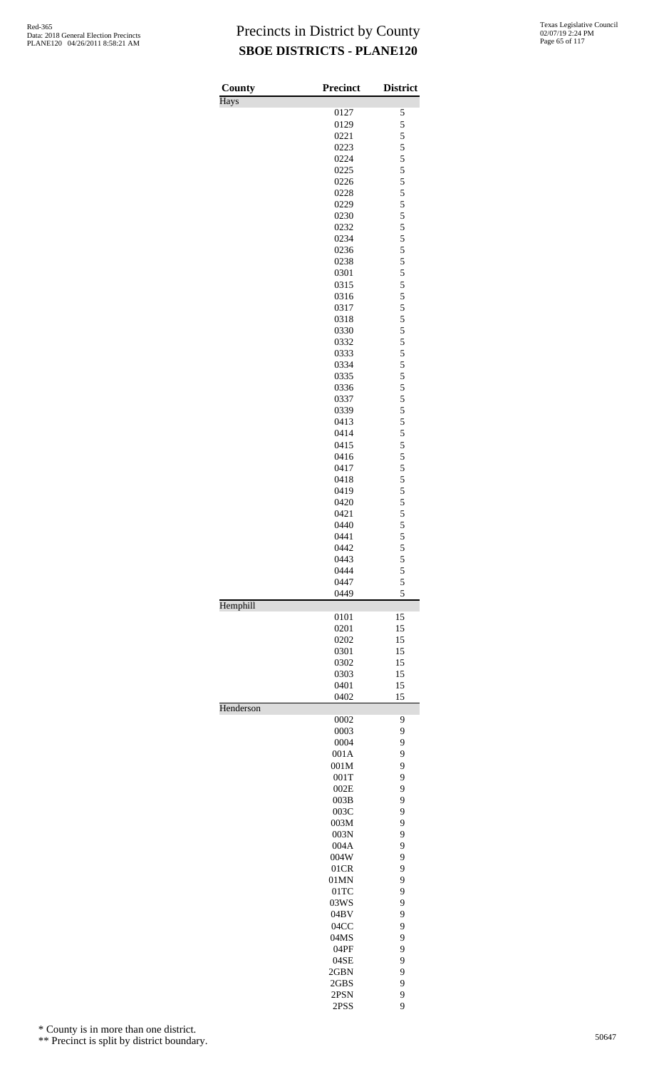# Precincts in District by County

## SBOE DISTRICTS - PLANE120

Red-365
Data: 2018 General Election Precincts
PLANE120 04/26/2011 8:58:21 AM

Texas Legislative Council
02/07/19 2:24 PM

| County | Precinct | District |
|---|---|---|
| Hays | | |
| | 0127 | 5 |
| | 0129 | 5 |
| | 0221 | 5 |
| | 0223 | 5 |
| | 0224 | 5 |
| | 0225 | 5 |
| | 0226 | 5 |
| | 0228 | 5 |
| | 0229 | 5 |
| | 0230 | 5 |
| | 0232 | 5 |
| | 0234 | 5 |
| | 0236 | 5 |
| | 0238 | 5 |
| | 0301 | 5 |
| | 0315 | 5 |
| | 0316 | 5 |
| | 0317 | 5 |
| | 0318 | 5 |
| | 0330 | 5 |
| | 0332 | 5 |
| | 0333 | 5 |
| | 0334 | 5 |
| | 0335 | 5 |
| | 0336 | 5 |
| | 0337 | 5 |
| | 0339 | 5 |
| | 0413 | 5 |
| | 0414 | 5 |
| | 0415 | 5 |
| | 0416 | 5 |
| | 0417 | 5 |
| | 0418 | 5 |
| | 0419 | 5 |
| | 0420 | 5 |
| | 0421 | 5 |
| | 0440 | 5 |
| | 0441 | 5 |
| | 0442 | 5 |
| | 0443 | 5 |
| | 0444 | 5 |
| | 0447 | 5 |
| | 0449 | 5 |
| Hemphill | | |
| | 0101 | 15 |
| | 0201 | 15 |
| | 0202 | 15 |
| | 0301 | 15 |
| | 0302 | 15 |
| | 0303 | 15 |
| | 0401 | 15 |
| | 0402 | 15 |
| Henderson | | |
| | 0002 | 9 |
| | 0003 | 9 |
| | 0004 | 9 |
| | 001A | 9 |
| | 001M | 9 |
| | 001T | 9 |
| | 002E | 9 |
| | 003B | 9 |
| | 003C | 9 |
| | 003M | 9 |
| | 003N | 9 |
| | 004A | 9 |
| | 004W | 9 |
| | 01CR | 9 |
| | 01MN | 9 |
| | 01TC | 9 |
| | 03WS | 9 |
| | 04BV | 9 |
| | 04CC | 9 |
| | 04MS | 9 |
| | 04PF | 9 |
| | 04SE | 9 |
| | 2GBN | 9 |
| | 2GBS | 9 |
| | 2PSN | 9 |
| | 2PSS | 9 |

\* County is in more than one district.

\*\* Precinct is split by district boundary.

50647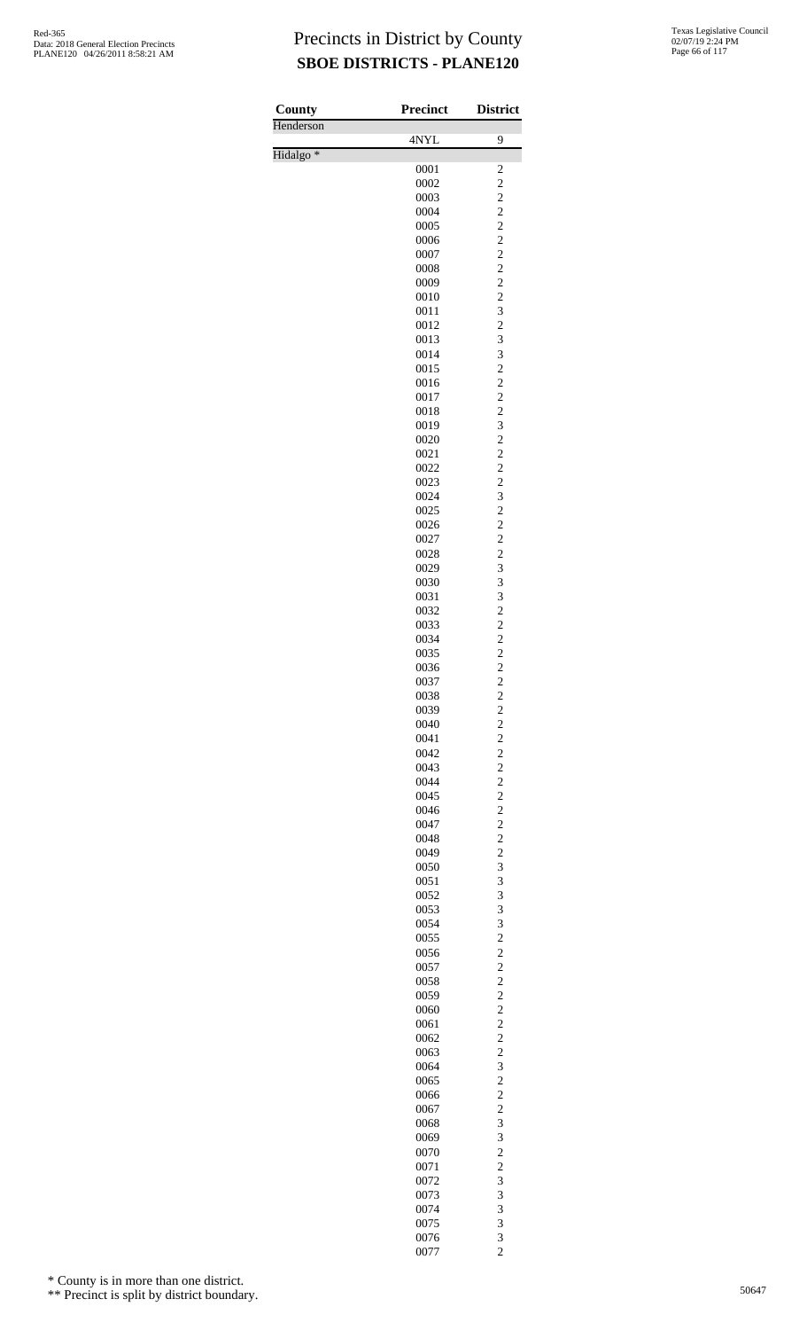# Precincts in District by County
## SBOE DISTRICTS - PLANE120

| County | Precinct | District |
|---|---|---|
| Henderson | | |
| | 4NYL | 9 |
| Hidalgo * | | |
| | 0001 | 2 |
| | 0002 | 2 |
| | 0003 | 2 |
| | 0004 | 2 |
| | 0005 | 2 |
| | 0006 | 2 |
| | 0007 | 2 |
| | 0008 | 2 |
| | 0009 | 2 |
| | 0010 | 2 |
| | 0011 | 3 |
| | 0012 | 2 |
| | 0013 | 3 |
| | 0014 | 3 |
| | 0015 | 2 |
| | 0016 | 2 |
| | 0017 | 2 |
| | 0018 | 2 |
| | 0019 | 3 |
| | 0020 | 2 |
| | 0021 | 2 |
| | 0022 | 2 |
| | 0023 | 2 |
| | 0024 | 3 |
| | 0025 | 2 |
| | 0026 | 2 |
| | 0027 | 2 |
| | 0028 | 2 |
| | 0029 | 3 |
| | 0030 | 3 |
| | 0031 | 3 |
| | 0032 | 2 |
| | 0033 | 2 |
| | 0034 | 2 |
| | 0035 | 2 |
| | 0036 | 2 |
| | 0037 | 2 |
| | 0038 | 2 |
| | 0039 | 2 |
| | 0040 | 2 |
| | 0041 | 2 |
| | 0042 | 2 |
| | 0043 | 2 |
| | 0044 | 2 |
| | 0045 | 2 |
| | 0046 | 2 |
| | 0047 | 2 |
| | 0048 | 2 |
| | 0049 | 2 |
| | 0050 | 3 |
| | 0051 | 3 |
| | 0052 | 3 |
| | 0053 | 3 |
| | 0054 | 3 |
| | 0055 | 2 |
| | 0056 | 2 |
| | 0057 | 2 |
| | 0058 | 2 |
| | 0059 | 2 |
| | 0060 | 2 |
| | 0061 | 2 |
| | 0062 | 2 |
| | 0063 | 2 |
| | 0064 | 3 |
| | 0065 | 2 |
| | 0066 | 2 |
| | 0067 | 2 |
| | 0068 | 3 |
| | 0069 | 3 |
| | 0070 | 2 |
| | 0071 | 2 |
| | 0072 | 3 |
| | 0073 | 3 |
| | 0074 | 3 |
| | 0075 | 3 |
| | 0076 | 3 |
| | 0077 | 2 |

\* County is in more than one district.

\*\* Precinct is split by district boundary.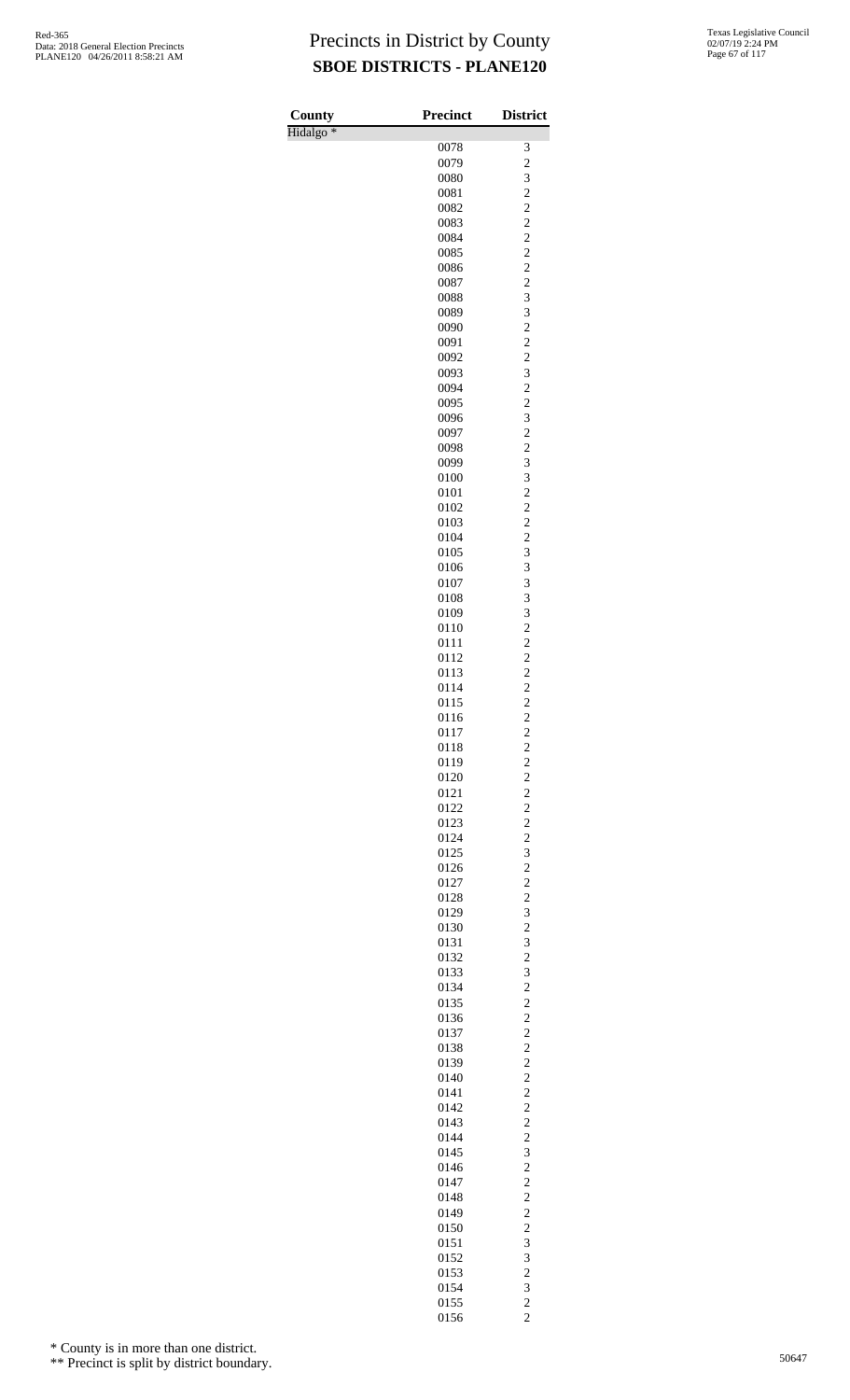# Precincts in District by County

## SBOE DISTRICTS - PLANE120

Red-365
Data: 2018 General Election Precincts
PLANE120 04/26/2011 8:58:21 AM

Texas Legislative Council
02/07/19 2:24 PM

| County | Precinct | District |
|---|---|---|
| Hidalgo * | | |
| | 0078 | 3 |
| | 0079 | 2 |
| | 0080 | 3 |
| | 0081 | 2 |
| | 0082 | 2 |
| | 0083 | 2 |
| | 0084 | 2 |
| | 0085 | 2 |
| | 0086 | 2 |
| | 0087 | 2 |
| | 0088 | 3 |
| | 0089 | 3 |
| | 0090 | 2 |
| | 0091 | 2 |
| | 0092 | 2 |
| | 0093 | 3 |
| | 0094 | 2 |
| | 0095 | 2 |
| | 0096 | 3 |
| | 0097 | 2 |
| | 0098 | 2 |
| | 0099 | 3 |
| | 0100 | 3 |
| | 0101 | 2 |
| | 0102 | 2 |
| | 0103 | 2 |
| | 0104 | 2 |
| | 0105 | 3 |
| | 0106 | 3 |
| | 0107 | 3 |
| | 0108 | 3 |
| | 0109 | 3 |
| | 0110 | 2 |
| | 0111 | 2 |
| | 0112 | 2 |
| | 0113 | 2 |
| | 0114 | 2 |
| | 0115 | 2 |
| | 0116 | 2 |
| | 0117 | 2 |
| | 0118 | 2 |
| | 0119 | 2 |
| | 0120 | 2 |
| | 0121 | 2 |
| | 0122 | 2 |
| | 0123 | 2 |
| | 0124 | 2 |
| | 0125 | 3 |
| | 0126 | 2 |
| | 0127 | 2 |
| | 0128 | 2 |
| | 0129 | 3 |
| | 0130 | 2 |
| | 0131 | 3 |
| | 0132 | 2 |
| | 0133 | 3 |
| | 0134 | 2 |
| | 0135 | 2 |
| | 0136 | 2 |
| | 0137 | 2 |
| | 0138 | 2 |
| | 0139 | 2 |
| | 0140 | 2 |
| | 0141 | 2 |
| | 0142 | 2 |
| | 0143 | 2 |
| | 0144 | 2 |
| | 0145 | 3 |
| | 0146 | 2 |
| | 0147 | 2 |
| | 0148 | 2 |
| | 0149 | 2 |
| | 0150 | 2 |
| | 0151 | 3 |
| | 0152 | 3 |
| | 0153 | 2 |
| | 0154 | 3 |
| | 0155 | 2 |
| | 0156 | 2 |

\* County is in more than one district.

\*\* Precinct is split by district boundary.

50647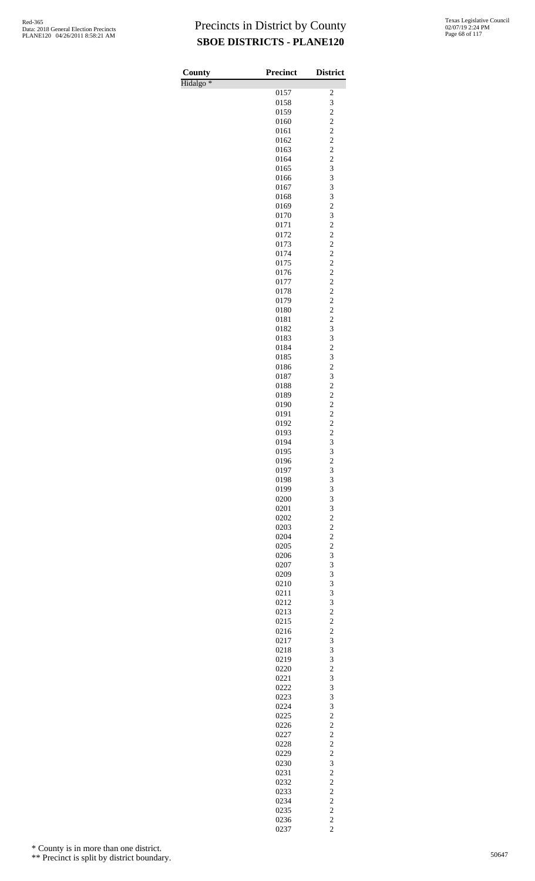| County | Precinct | District |
|---|---|---|
| Hidalgo * | | |
| | 0157 | 2 |
| | 0158 | 3 |
| | 0159 | 2 |
| | 0160 | 2 |
| | 0161 | 2 |
| | 0162 | 2 |
| | 0163 | 2 |
| | 0164 | 2 |
| | 0165 | 3 |
| | 0166 | 3 |
| | 0167 | 3 |
| | 0168 | 3 |
| | 0169 | 2 |
| | 0170 | 3 |
| | 0171 | 2 |
| | 0172 | 2 |
| | 0173 | 2 |
| | 0174 | 2 |
| | 0175 | 2 |
| | 0176 | 2 |
| | 0177 | 2 |
| | 0178 | 2 |
| | 0179 | 2 |
| | 0180 | 2 |
| | 0181 | 2 |
| | 0182 | 3 |
| | 0183 | 3 |
| | 0184 | 2 |
| | 0185 | 3 |
| | 0186 | 2 |
| | 0187 | 3 |
| | 0188 | 2 |
| | 0189 | 2 |
| | 0190 | 2 |
| | 0191 | 2 |
| | 0192 | 2 |
| | 0193 | 2 |
| | 0194 | 3 |
| | 0195 | 3 |
| | 0196 | 2 |
| | 0197 | 3 |
| | 0198 | 3 |
| | 0199 | 3 |
| | 0200 | 3 |
| | 0201 | 3 |
| | 0202 | 2 |
| | 0203 | 2 |
| | 0204 | 2 |
| | 0205 | 2 |
| | 0206 | 3 |
| | 0207 | 3 |
| | 0209 | 3 |
| | 0210 | 3 |
| | 0211 | 3 |
| | 0212 | 3 |
| | 0213 | 2 |
| | 0215 | 2 |
| | 0216 | 2 |
| | 0217 | 3 |
| | 0218 | 3 |
| | 0219 | 3 |
| | 0220 | 2 |
| | 0221 | 3 |
| | 0222 | 3 |
| | 0223 | 3 |
| | 0224 | 3 |
| | 0225 | 2 |
| | 0226 | 2 |
| | 0227 | 2 |
| | 0228 | 2 |
| | 0229 | 2 |
| | 0230 | 3 |
| | 0231 | 2 |
| | 0232 | 2 |
| | 0233 | 2 |
| | 0234 | 2 |
| | 0235 | 2 |
| | 0236 | 2 |
| | 0237 | 2 |

\* County is in more than one district.

\*\* Precinct is split by district boundary.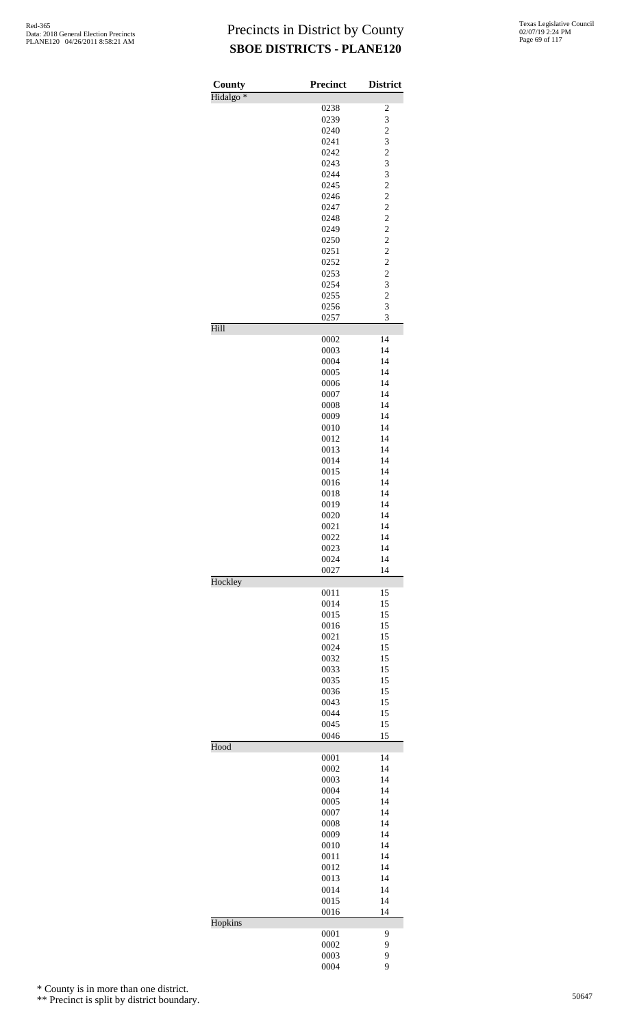# Precincts in District by County

## SBOE DISTRICTS - PLANE120

| County | Precinct | District |
|---|---|---|
| Hidalgo * | | |
| | 0238 | 2 |
| | 0239 | 3 |
| | 0240 | 2 |
| | 0241 | 3 |
| | 0242 | 2 |
| | 0243 | 3 |
| | 0244 | 3 |
| | 0245 | 2 |
| | 0246 | 2 |
| | 0247 | 2 |
| | 0248 | 2 |
| | 0249 | 2 |
| | 0250 | 2 |
| | 0251 | 2 |
| | 0252 | 2 |
| | 0253 | 2 |
| | 0254 | 3 |
| | 0255 | 2 |
| | 0256 | 3 |
| | 0257 | 3 |
| Hill | | |
| | 0002 | 14 |
| | 0003 | 14 |
| | 0004 | 14 |
| | 0005 | 14 |
| | 0006 | 14 |
| | 0007 | 14 |
| | 0008 | 14 |
| | 0009 | 14 |
| | 0010 | 14 |
| | 0012 | 14 |
| | 0013 | 14 |
| | 0014 | 14 |
| | 0015 | 14 |
| | 0016 | 14 |
| | 0018 | 14 |
| | 0019 | 14 |
| | 0020 | 14 |
| | 0021 | 14 |
| | 0022 | 14 |
| | 0023 | 14 |
| | 0024 | 14 |
| | 0027 | 14 |
| Hockley | | |
| | 0011 | 15 |
| | 0014 | 15 |
| | 0015 | 15 |
| | 0016 | 15 |
| | 0021 | 15 |
| | 0024 | 15 |
| | 0032 | 15 |
| | 0033 | 15 |
| | 0035 | 15 |
| | 0036 | 15 |
| | 0043 | 15 |
| | 0044 | 15 |
| | 0045 | 15 |
| | 0046 | 15 |
| Hood | | |
| | 0001 | 14 |
| | 0002 | 14 |
| | 0003 | 14 |
| | 0004 | 14 |
| | 0005 | 14 |
| | 0007 | 14 |
| | 0008 | 14 |
| | 0009 | 14 |
| | 0010 | 14 |
| | 0011 | 14 |
| | 0012 | 14 |
| | 0013 | 14 |
| | 0014 | 14 |
| | 0015 | 14 |
| | 0016 | 14 |
| Hopkins | | |
| | 0001 | 9 |
| | 0002 | 9 |
| | 0003 | 9 |
| | 0004 | 9 |

\* County is in more than one district.

\*\* Precinct is split by district boundary.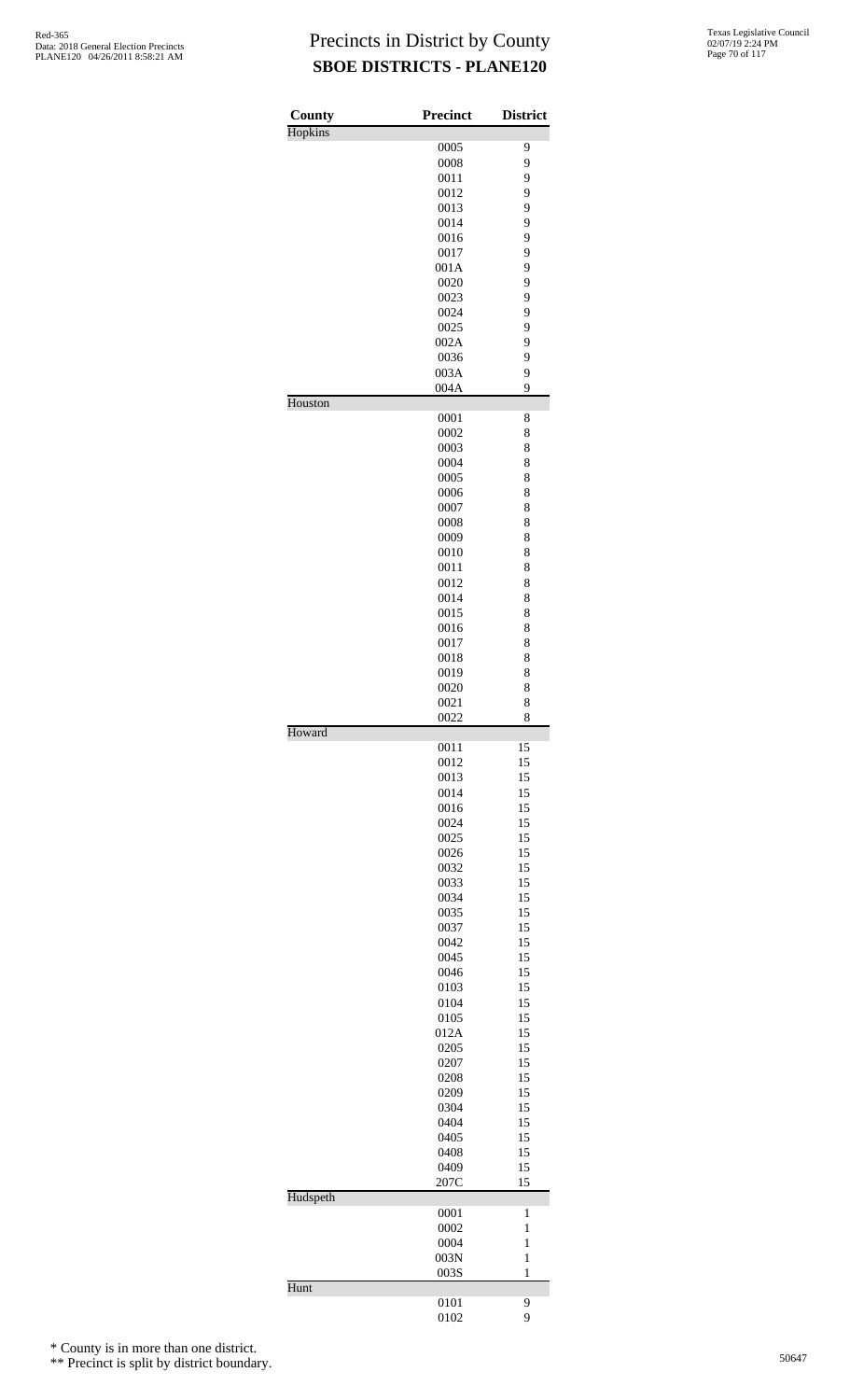# Precincts in District by County
## SBOE DISTRICTS - PLANE120

| County | Precinct | District |
|---|---|---|
| Hopkins | | |
| | 0005 | 9 |
| | 0008 | 9 |
| | 0011 | 9 |
| | 0012 | 9 |
| | 0013 | 9 |
| | 0014 | 9 |
| | 0016 | 9 |
| | 0017 | 9 |
| | 001A | 9 |
| | 0020 | 9 |
| | 0023 | 9 |
| | 0024 | 9 |
| | 0025 | 9 |
| | 002A | 9 |
| | 0036 | 9 |
| | 003A | 9 |
| | 004A | 9 |
| Houston | | |
| | 0001 | 8 |
| | 0002 | 8 |
| | 0003 | 8 |
| | 0004 | 8 |
| | 0005 | 8 |
| | 0006 | 8 |
| | 0007 | 8 |
| | 0008 | 8 |
| | 0009 | 8 |
| | 0010 | 8 |
| | 0011 | 8 |
| | 0012 | 8 |
| | 0014 | 8 |
| | 0015 | 8 |
| | 0016 | 8 |
| | 0017 | 8 |
| | 0018 | 8 |
| | 0019 | 8 |
| | 0020 | 8 |
| | 0021 | 8 |
| | 0022 | 8 |
| Howard | | |
| | 0011 | 15 |
| | 0012 | 15 |
| | 0013 | 15 |
| | 0014 | 15 |
| | 0016 | 15 |
| | 0024 | 15 |
| | 0025 | 15 |
| | 0026 | 15 |
| | 0032 | 15 |
| | 0033 | 15 |
| | 0034 | 15 |
| | 0035 | 15 |
| | 0037 | 15 |
| | 0042 | 15 |
| | 0045 | 15 |
| | 0046 | 15 |
| | 0103 | 15 |
| | 0104 | 15 |
| | 0105 | 15 |
| | 012A | 15 |
| | 0205 | 15 |
| | 0207 | 15 |
| | 0208 | 15 |
| | 0209 | 15 |
| | 0304 | 15 |
| | 0404 | 15 |
| | 0405 | 15 |
| | 0408 | 15 |
| | 0409 | 15 |
| | 207C | 15 |
| Hudspeth | | |
| | 0001 | 1 |
| | 0002 | 1 |
| | 0004 | 1 |
| | 003N | 1 |
| | 003S | 1 |
| Hunt | | |
| | 0101 | 9 |
| | 0102 | 9 |

\* County is in more than one district.

\*\* Precinct is split by district boundary.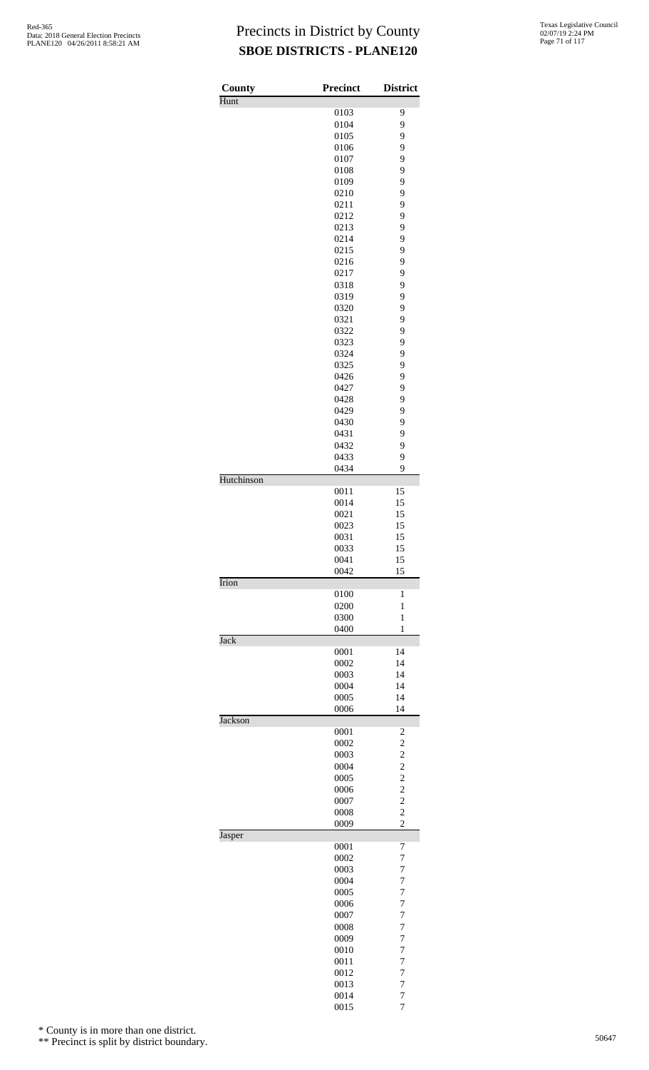# Precincts in District by County
## SBOE DISTRICTS - PLANE120

| County | Precinct | District |
|---|---|---|
| Hunt | | |
| | 0103 | 9 |
| | 0104 | 9 |
| | 0105 | 9 |
| | 0106 | 9 |
| | 0107 | 9 |
| | 0108 | 9 |
| | 0109 | 9 |
| | 0210 | 9 |
| | 0211 | 9 |
| | 0212 | 9 |
| | 0213 | 9 |
| | 0214 | 9 |
| | 0215 | 9 |
| | 0216 | 9 |
| | 0217 | 9 |
| | 0318 | 9 |
| | 0319 | 9 |
| | 0320 | 9 |
| | 0321 | 9 |
| | 0322 | 9 |
| | 0323 | 9 |
| | 0324 | 9 |
| | 0325 | 9 |
| | 0426 | 9 |
| | 0427 | 9 |
| | 0428 | 9 |
| | 0429 | 9 |
| | 0430 | 9 |
| | 0431 | 9 |
| | 0432 | 9 |
| | 0433 | 9 |
| | 0434 | 9 |
| Hutchinson | | |
| | 0011 | 15 |
| | 0014 | 15 |
| | 0021 | 15 |
| | 0023 | 15 |
| | 0031 | 15 |
| | 0033 | 15 |
| | 0041 | 15 |
| | 0042 | 15 |
| Irion | | |
| | 0100 | 1 |
| | 0200 | 1 |
| | 0300 | 1 |
| | 0400 | 1 |
| Jack | | |
| | 0001 | 14 |
| | 0002 | 14 |
| | 0003 | 14 |
| | 0004 | 14 |
| | 0005 | 14 |
| | 0006 | 14 |
| Jackson | | |
| | 0001 | 2 |
| | 0002 | 2 |
| | 0003 | 2 |
| | 0004 | 2 |
| | 0005 | 2 |
| | 0006 | 2 |
| | 0007 | 2 |
| | 0008 | 2 |
| | 0009 | 2 |
| Jasper | | |
| | 0001 | 7 |
| | 0002 | 7 |
| | 0003 | 7 |
| | 0004 | 7 |
| | 0005 | 7 |
| | 0006 | 7 |
| | 0007 | 7 |
| | 0008 | 7 |
| | 0009 | 7 |
| | 0010 | 7 |
| | 0011 | 7 |
| | 0012 | 7 |
| | 0013 | 7 |
| | 0014 | 7 |
| | 0015 | 7 |

\* County is in more than one district.

\*\* Precinct is split by district boundary.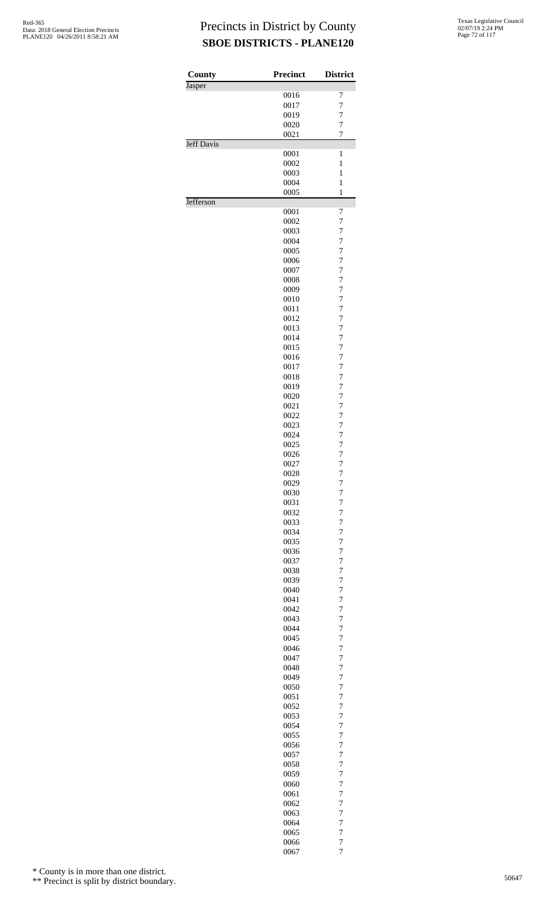# Precincts in District by County
## SBOE DISTRICTS - PLANE120

| County | Precinct | District |
|---|---|---|
| Jasper | | |
| | 0016 | 7 |
| | 0017 | 7 |
| | 0019 | 7 |
| | 0020 | 7 |
| | 0021 | 7 |
| Jeff Davis | | |
| | 0001 | 1 |
| | 0002 | 1 |
| | 0003 | 1 |
| | 0004 | 1 |
| | 0005 | 1 |
| Jefferson | | |
| | 0001 | 7 |
| | 0002 | 7 |
| | 0003 | 7 |
| | 0004 | 7 |
| | 0005 | 7 |
| | 0006 | 7 |
| | 0007 | 7 |
| | 0008 | 7 |
| | 0009 | 7 |
| | 0010 | 7 |
| | 0011 | 7 |
| | 0012 | 7 |
| | 0013 | 7 |
| | 0014 | 7 |
| | 0015 | 7 |
| | 0016 | 7 |
| | 0017 | 7 |
| | 0018 | 7 |
| | 0019 | 7 |
| | 0020 | 7 |
| | 0021 | 7 |
| | 0022 | 7 |
| | 0023 | 7 |
| | 0024 | 7 |
| | 0025 | 7 |
| | 0026 | 7 |
| | 0027 | 7 |
| | 0028 | 7 |
| | 0029 | 7 |
| | 0030 | 7 |
| | 0031 | 7 |
| | 0032 | 7 |
| | 0033 | 7 |
| | 0034 | 7 |
| | 0035 | 7 |
| | 0036 | 7 |
| | 0037 | 7 |
| | 0038 | 7 |
| | 0039 | 7 |
| | 0040 | 7 |
| | 0041 | 7 |
| | 0042 | 7 |
| | 0043 | 7 |
| | 0044 | 7 |
| | 0045 | 7 |
| | 0046 | 7 |
| | 0047 | 7 |
| | 0048 | 7 |
| | 0049 | 7 |
| | 0050 | 7 |
| | 0051 | 7 |
| | 0052 | 7 |
| | 0053 | 7 |
| | 0054 | 7 |
| | 0055 | 7 |
| | 0056 | 7 |
| | 0057 | 7 |
| | 0058 | 7 |
| | 0059 | 7 |
| | 0060 | 7 |
| | 0061 | 7 |
| | 0062 | 7 |
| | 0063 | 7 |
| | 0064 | 7 |
| | 0065 | 7 |
| | 0066 | 7 |
| | 0067 | 7 |

\* County is in more than one district.

\*\* Precinct is split by district boundary.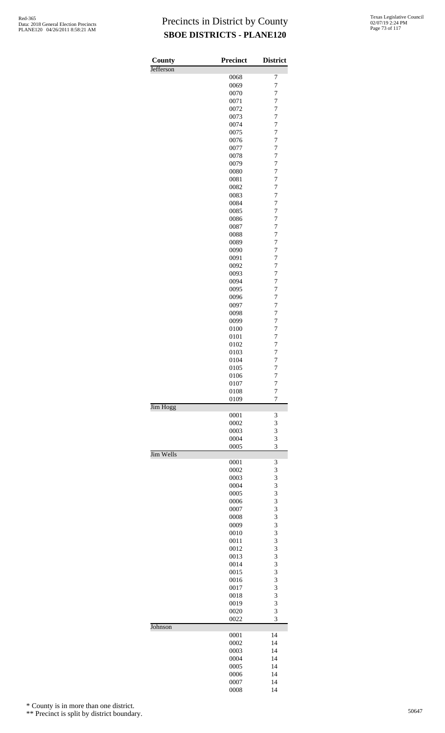# Precincts in District by County

## SBOE DISTRICTS - PLANE120

Red-365
Data: 2018 General Election Precincts
PLANE120 04/26/2011 8:58:21 AM

Texas Legislative Council
02/07/19 2:24 PM

| County | Precinct | District |
|---|---|---|
| Jefferson | | |
| | 0068 | 7 |
| | 0069 | 7 |
| | 0070 | 7 |
| | 0071 | 7 |
| | 0072 | 7 |
| | 0073 | 7 |
| | 0074 | 7 |
| | 0075 | 7 |
| | 0076 | 7 |
| | 0077 | 7 |
| | 0078 | 7 |
| | 0079 | 7 |
| | 0080 | 7 |
| | 0081 | 7 |
| | 0082 | 7 |
| | 0083 | 7 |
| | 0084 | 7 |
| | 0085 | 7 |
| | 0086 | 7 |
| | 0087 | 7 |
| | 0088 | 7 |
| | 0089 | 7 |
| | 0090 | 7 |
| | 0091 | 7 |
| | 0092 | 7 |
| | 0093 | 7 |
| | 0094 | 7 |
| | 0095 | 7 |
| | 0096 | 7 |
| | 0097 | 7 |
| | 0098 | 7 |
| | 0099 | 7 |
| | 0100 | 7 |
| | 0101 | 7 |
| | 0102 | 7 |
| | 0103 | 7 |
| | 0104 | 7 |
| | 0105 | 7 |
| | 0106 | 7 |
| | 0107 | 7 |
| | 0108 | 7 |
| | 0109 | 7 |
| Jim Hogg | | |
| | 0001 | 3 |
| | 0002 | 3 |
| | 0003 | 3 |
| | 0004 | 3 |
| | 0005 | 3 |
| Jim Wells | | |
| | 0001 | 3 |
| | 0002 | 3 |
| | 0003 | 3 |
| | 0004 | 3 |
| | 0005 | 3 |
| | 0006 | 3 |
| | 0007 | 3 |
| | 0008 | 3 |
| | 0009 | 3 |
| | 0010 | 3 |
| | 0011 | 3 |
| | 0012 | 3 |
| | 0013 | 3 |
| | 0014 | 3 |
| | 0015 | 3 |
| | 0016 | 3 |
| | 0017 | 3 |
| | 0018 | 3 |
| | 0019 | 3 |
| | 0020 | 3 |
| | 0022 | 3 |
| Johnson | | |
| | 0001 | 14 |
| | 0002 | 14 |
| | 0003 | 14 |
| | 0004 | 14 |
| | 0005 | 14 |
| | 0006 | 14 |
| | 0007 | 14 |
| | 0008 | 14 |

\* County is in more than one district.

\*\* Precinct is split by district boundary.

50647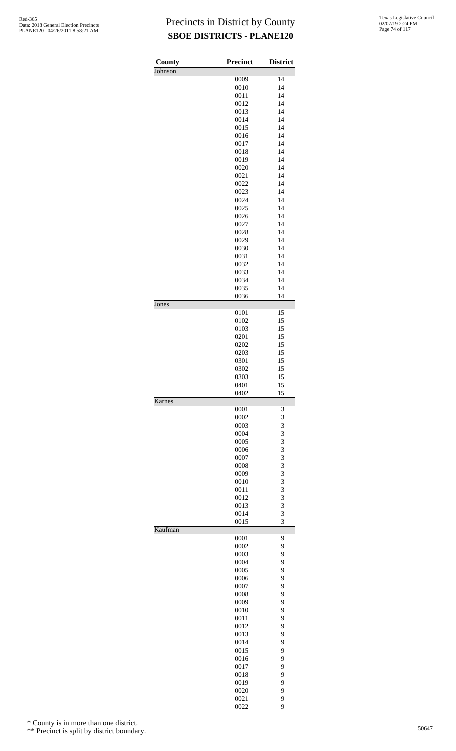# Precincts in District by County
## SBOE DISTRICTS - PLANE120

Red-365
Data: 2018 General Election Precincts
PLANE120 04/26/2011 8:58:21 AM

Texas Legislative Council
02/07/19 2:24 PM

| County | Precinct | District |
|---|---|---|
| Johnson | | |
| | 0009 | 14 |
| | 0010 | 14 |
| | 0011 | 14 |
| | 0012 | 14 |
| | 0013 | 14 |
| | 0014 | 14 |
| | 0015 | 14 |
| | 0016 | 14 |
| | 0017 | 14 |
| | 0018 | 14 |
| | 0019 | 14 |
| | 0020 | 14 |
| | 0021 | 14 |
| | 0022 | 14 |
| | 0023 | 14 |
| | 0024 | 14 |
| | 0025 | 14 |
| | 0026 | 14 |
| | 0027 | 14 |
| | 0028 | 14 |
| | 0029 | 14 |
| | 0030 | 14 |
| | 0031 | 14 |
| | 0032 | 14 |
| | 0033 | 14 |
| | 0034 | 14 |
| | 0035 | 14 |
| | 0036 | 14 |
| Jones | | |
| | 0101 | 15 |
| | 0102 | 15 |
| | 0103 | 15 |
| | 0201 | 15 |
| | 0202 | 15 |
| | 0203 | 15 |
| | 0301 | 15 |
| | 0302 | 15 |
| | 0303 | 15 |
| | 0401 | 15 |
| | 0402 | 15 |
| Karnes | | |
| | 0001 | 3 |
| | 0002 | 3 |
| | 0003 | 3 |
| | 0004 | 3 |
| | 0005 | 3 |
| | 0006 | 3 |
| | 0007 | 3 |
| | 0008 | 3 |
| | 0009 | 3 |
| | 0010 | 3 |
| | 0011 | 3 |
| | 0012 | 3 |
| | 0013 | 3 |
| | 0014 | 3 |
| | 0015 | 3 |
| Kaufman | | |
| | 0001 | 9 |
| | 0002 | 9 |
| | 0003 | 9 |
| | 0004 | 9 |
| | 0005 | 9 |
| | 0006 | 9 |
| | 0007 | 9 |
| | 0008 | 9 |
| | 0009 | 9 |
| | 0010 | 9 |
| | 0011 | 9 |
| | 0012 | 9 |
| | 0013 | 9 |
| | 0014 | 9 |
| | 0015 | 9 |
| | 0016 | 9 |
| | 0017 | 9 |
| | 0018 | 9 |
| | 0019 | 9 |
| | 0020 | 9 |
| | 0021 | 9 |
| | 0022 | 9 |

\* County is in more than one district.

\*\* Precinct is split by district boundary.

50647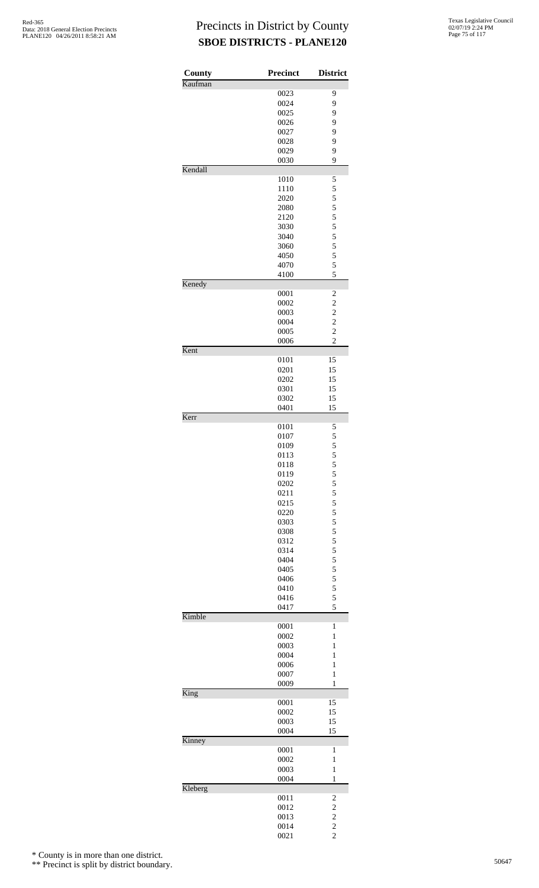# Precincts in District by County
## SBOE DISTRICTS - PLANE120

Red-365
Data: 2018 General Election Precincts
PLANE120 04/26/2011 8:58:21 AM

Texas Legislative Council
02/07/19 2:24 PM

| County | Precinct | District |
|---|---|---|
| Kaufman | | |
| | 0023 | 9 |
| | 0024 | 9 |
| | 0025 | 9 |
| | 0026 | 9 |
| | 0027 | 9 |
| | 0028 | 9 |
| | 0029 | 9 |
| | 0030 | 9 |
| Kendall | | |
| | 1010 | 5 |
| | 1110 | 5 |
| | 2020 | 5 |
| | 2080 | 5 |
| | 2120 | 5 |
| | 3030 | 5 |
| | 3040 | 5 |
| | 3060 | 5 |
| | 4050 | 5 |
| | 4070 | 5 |
| | 4100 | 5 |
| Kenedy | | |
| | 0001 | 2 |
| | 0002 | 2 |
| | 0003 | 2 |
| | 0004 | 2 |
| | 0005 | 2 |
| | 0006 | 2 |
| Kent | | |
| | 0101 | 15 |
| | 0201 | 15 |
| | 0202 | 15 |
| | 0301 | 15 |
| | 0302 | 15 |
| | 0401 | 15 |
| Kerr | | |
| | 0101 | 5 |
| | 0107 | 5 |
| | 0109 | 5 |
| | 0113 | 5 |
| | 0118 | 5 |
| | 0119 | 5 |
| | 0202 | 5 |
| | 0211 | 5 |
| | 0215 | 5 |
| | 0220 | 5 |
| | 0303 | 5 |
| | 0308 | 5 |
| | 0312 | 5 |
| | 0314 | 5 |
| | 0404 | 5 |
| | 0405 | 5 |
| | 0406 | 5 |
| | 0410 | 5 |
| | 0416 | 5 |
| | 0417 | 5 |
| Kimble | | |
| | 0001 | 1 |
| | 0002 | 1 |
| | 0003 | 1 |
| | 0004 | 1 |
| | 0006 | 1 |
| | 0007 | 1 |
| | 0009 | 1 |
| King | | |
| | 0001 | 15 |
| | 0002 | 15 |
| | 0003 | 15 |
| | 0004 | 15 |
| Kinney | | |
| | 0001 | 1 |
| | 0002 | 1 |
| | 0003 | 1 |
| | 0004 | 1 |
| Kleberg | | |
| | 0011 | 2 |
| | 0012 | 2 |
| | 0013 | 2 |
| | 0014 | 2 |
| | 0021 | 2 |

\* County is in more than one district.

\*\* Precinct is split by district boundary.

50647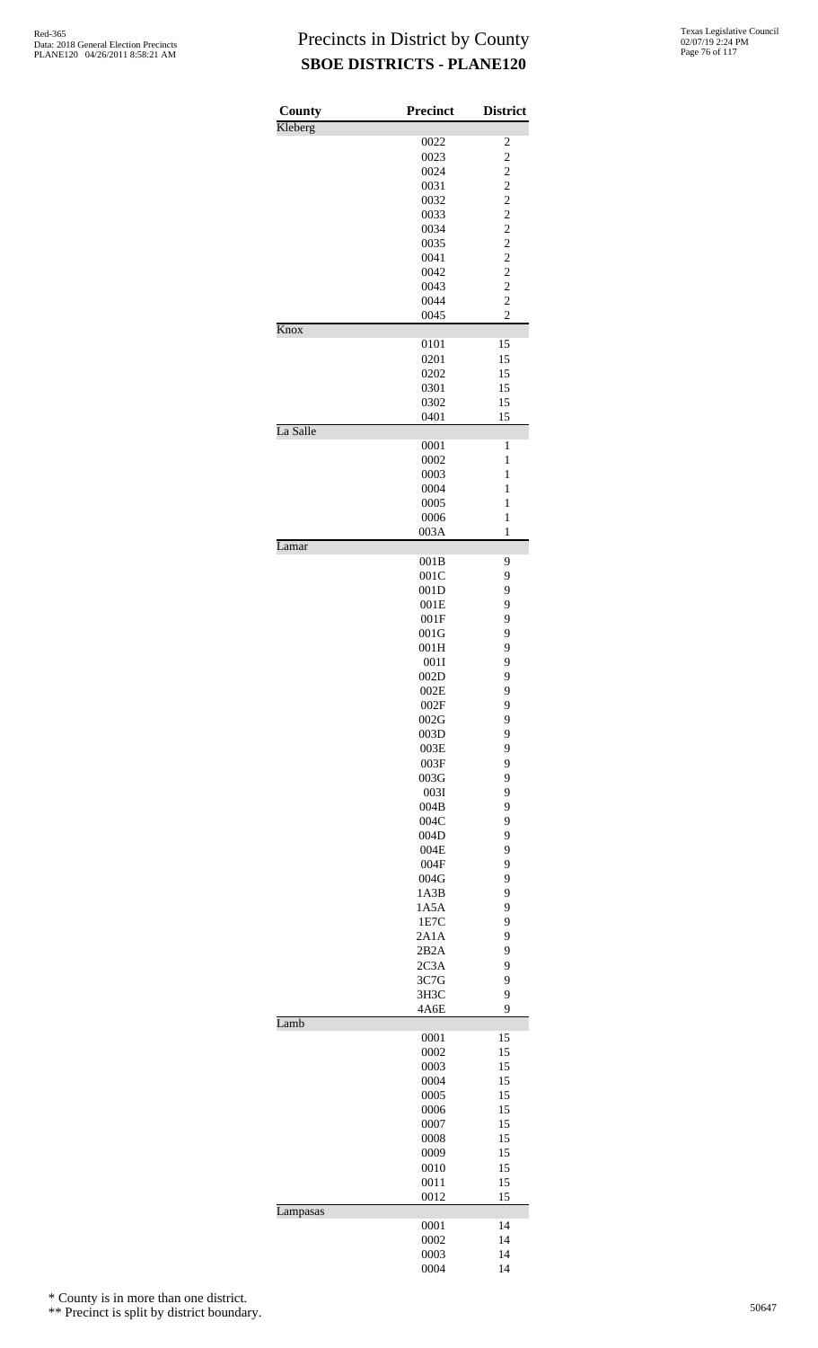# Precincts in District by County
## SBOE DISTRICTS - PLANE120

| County | Precinct | District |
|---|---|---|
| Kleberg | | |
| | 0022 | 2 |
| | 0023 | 2 |
| | 0024 | 2 |
| | 0031 | 2 |
| | 0032 | 2 |
| | 0033 | 2 |
| | 0034 | 2 |
| | 0035 | 2 |
| | 0041 | 2 |
| | 0042 | 2 |
| | 0043 | 2 |
| | 0044 | 2 |
| | 0045 | 2 |
| Knox | | |
| | 0101 | 15 |
| | 0201 | 15 |
| | 0202 | 15 |
| | 0301 | 15 |
| | 0302 | 15 |
| | 0401 | 15 |
| La Salle | | |
| | 0001 | 1 |
| | 0002 | 1 |
| | 0003 | 1 |
| | 0004 | 1 |
| | 0005 | 1 |
| | 0006 | 1 |
| | 003A | 1 |
| Lamar | | |
| | 001B | 9 |
| | 001C | 9 |
| | 001D | 9 |
| | 001E | 9 |
| | 001F | 9 |
| | 001G | 9 |
| | 001H | 9 |
| | 001I | 9 |
| | 002D | 9 |
| | 002E | 9 |
| | 002F | 9 |
| | 002G | 9 |
| | 003D | 9 |
| | 003E | 9 |
| | 003F | 9 |
| | 003G | 9 |
| | 003I | 9 |
| | 004B | 9 |
| | 004C | 9 |
| | 004D | 9 |
| | 004E | 9 |
| | 004F | 9 |
| | 004G | 9 |
| | 1A3B | 9 |
| | 1A5A | 9 |
| | 1E7C | 9 |
| | 2A1A | 9 |
| | 2B2A | 9 |
| | 2C3A | 9 |
| | 3C7G | 9 |
| | 3H3C | 9 |
| | 4A6E | 9 |
| Lamb | | |
| | 0001 | 15 |
| | 0002 | 15 |
| | 0003 | 15 |
| | 0004 | 15 |
| | 0005 | 15 |
| | 0006 | 15 |
| | 0007 | 15 |
| | 0008 | 15 |
| | 0009 | 15 |
| | 0010 | 15 |
| | 0011 | 15 |
| | 0012 | 15 |
| Lampasas | | |
| | 0001 | 14 |
| | 0002 | 14 |
| | 0003 | 14 |
| | 0004 | 14 |

\* County is in more than one district.

\*\* Precinct is split by district boundary.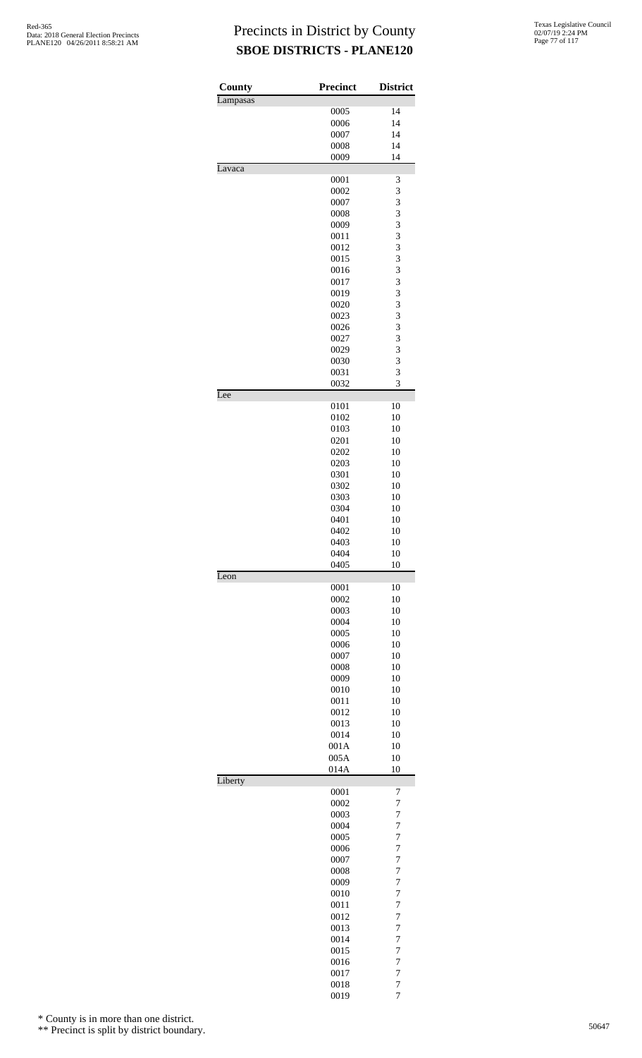# Precincts in District by County
## SBOE DISTRICTS - PLANE120

| County | Precinct | District |
|---|---|---|
| Lampasas | | |
| | 0005 | 14 |
| | 0006 | 14 |
| | 0007 | 14 |
| | 0008 | 14 |
| | 0009 | 14 |
| Lavaca | | |
| | 0001 | 3 |
| | 0002 | 3 |
| | 0007 | 3 |
| | 0008 | 3 |
| | 0009 | 3 |
| | 0011 | 3 |
| | 0012 | 3 |
| | 0015 | 3 |
| | 0016 | 3 |
| | 0017 | 3 |
| | 0019 | 3 |
| | 0020 | 3 |
| | 0023 | 3 |
| | 0026 | 3 |
| | 0027 | 3 |
| | 0029 | 3 |
| | 0030 | 3 |
| | 0031 | 3 |
| | 0032 | 3 |
| Lee | | |
| | 0101 | 10 |
| | 0102 | 10 |
| | 0103 | 10 |
| | 0201 | 10 |
| | 0202 | 10 |
| | 0203 | 10 |
| | 0301 | 10 |
| | 0302 | 10 |
| | 0303 | 10 |
| | 0304 | 10 |
| | 0401 | 10 |
| | 0402 | 10 |
| | 0403 | 10 |
| | 0404 | 10 |
| | 0405 | 10 |
| Leon | | |
| | 0001 | 10 |
| | 0002 | 10 |
| | 0003 | 10 |
| | 0004 | 10 |
| | 0005 | 10 |
| | 0006 | 10 |
| | 0007 | 10 |
| | 0008 | 10 |
| | 0009 | 10 |
| | 0010 | 10 |
| | 0011 | 10 |
| | 0012 | 10 |
| | 0013 | 10 |
| | 0014 | 10 |
| | 001A | 10 |
| | 005A | 10 |
| | 014A | 10 |
| Liberty | | |
| | 0001 | 7 |
| | 0002 | 7 |
| | 0003 | 7 |
| | 0004 | 7 |
| | 0005 | 7 |
| | 0006 | 7 |
| | 0007 | 7 |
| | 0008 | 7 |
| | 0009 | 7 |
| | 0010 | 7 |
| | 0011 | 7 |
| | 0012 | 7 |
| | 0013 | 7 |
| | 0014 | 7 |
| | 0015 | 7 |
| | 0016 | 7 |
| | 0017 | 7 |
| | 0018 | 7 |
| | 0019 | 7 |

\* County is in more than one district.

\*\* Precinct is split by district boundary.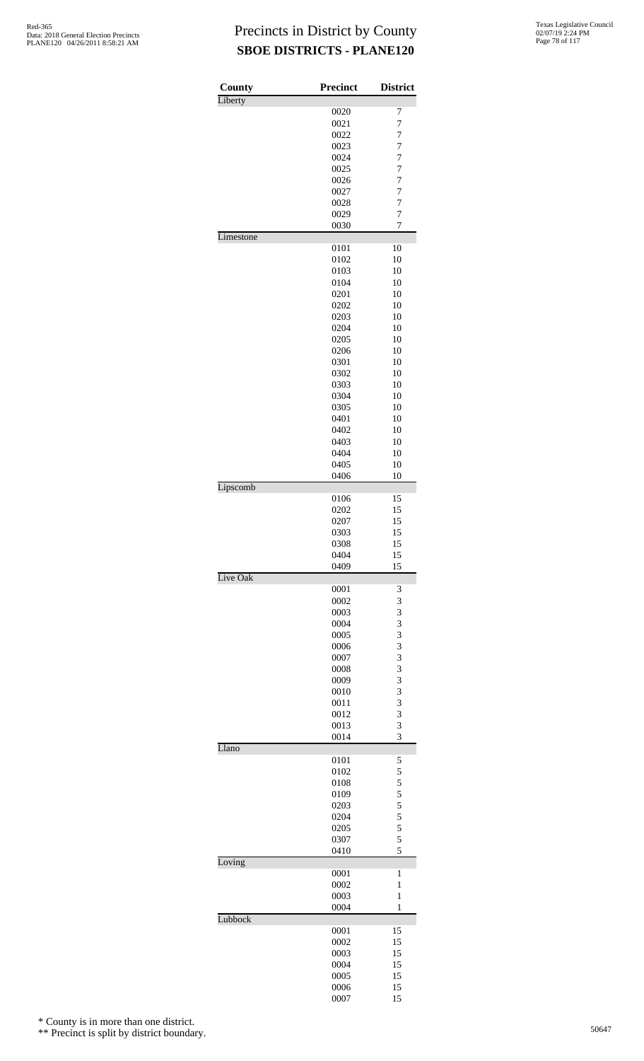# Precincts in District by County

## SBOE DISTRICTS - PLANE120

| County | Precinct | District |
|---|---|---|
| Liberty | | |
| | 0020 | 7 |
| | 0021 | 7 |
| | 0022 | 7 |
| | 0023 | 7 |
| | 0024 | 7 |
| | 0025 | 7 |
| | 0026 | 7 |
| | 0027 | 7 |
| | 0028 | 7 |
| | 0029 | 7 |
| | 0030 | 7 |
| Limestone | | |
| | 0101 | 10 |
| | 0102 | 10 |
| | 0103 | 10 |
| | 0104 | 10 |
| | 0201 | 10 |
| | 0202 | 10 |
| | 0203 | 10 |
| | 0204 | 10 |
| | 0205 | 10 |
| | 0206 | 10 |
| | 0301 | 10 |
| | 0302 | 10 |
| | 0303 | 10 |
| | 0304 | 10 |
| | 0305 | 10 |
| | 0401 | 10 |
| | 0402 | 10 |
| | 0403 | 10 |
| | 0404 | 10 |
| | 0405 | 10 |
| | 0406 | 10 |
| Lipscomb | | |
| | 0106 | 15 |
| | 0202 | 15 |
| | 0207 | 15 |
| | 0303 | 15 |
| | 0308 | 15 |
| | 0404 | 15 |
| | 0409 | 15 |
| Live Oak | | |
| | 0001 | 3 |
| | 0002 | 3 |
| | 0003 | 3 |
| | 0004 | 3 |
| | 0005 | 3 |
| | 0006 | 3 |
| | 0007 | 3 |
| | 0008 | 3 |
| | 0009 | 3 |
| | 0010 | 3 |
| | 0011 | 3 |
| | 0012 | 3 |
| | 0013 | 3 |
| | 0014 | 3 |
| Llano | | |
| | 0101 | 5 |
| | 0102 | 5 |
| | 0108 | 5 |
| | 0109 | 5 |
| | 0203 | 5 |
| | 0204 | 5 |
| | 0205 | 5 |
| | 0307 | 5 |
| | 0410 | 5 |
| Loving | | |
| | 0001 | 1 |
| | 0002 | 1 |
| | 0003 | 1 |
| | 0004 | 1 |
| Lubbock | | |
| | 0001 | 15 |
| | 0002 | 15 |
| | 0003 | 15 |
| | 0004 | 15 |
| | 0005 | 15 |
| | 0006 | 15 |
| | 0007 | 15 |

\* County is in more than one district.

\*\* Precinct is split by district boundary.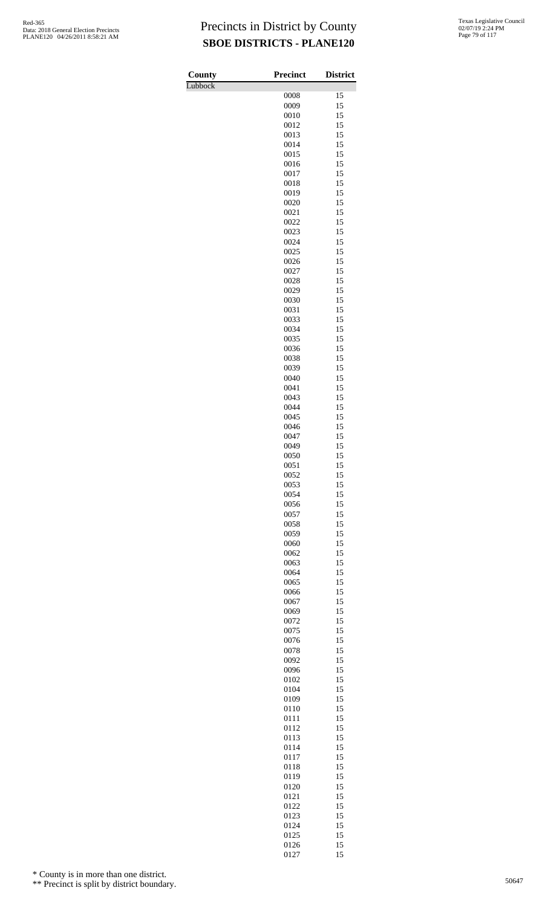# Precincts in District by County
## SBOE DISTRICTS - PLANE120

| County | Precinct | District |
|---|---|---|
| Lubbock | | |
| | 0008 | 15 |
| | 0009 | 15 |
| | 0010 | 15 |
| | 0012 | 15 |
| | 0013 | 15 |
| | 0014 | 15 |
| | 0015 | 15 |
| | 0016 | 15 |
| | 0017 | 15 |
| | 0018 | 15 |
| | 0019 | 15 |
| | 0020 | 15 |
| | 0021 | 15 |
| | 0022 | 15 |
| | 0023 | 15 |
| | 0024 | 15 |
| | 0025 | 15 |
| | 0026 | 15 |
| | 0027 | 15 |
| | 0028 | 15 |
| | 0029 | 15 |
| | 0030 | 15 |
| | 0031 | 15 |
| | 0033 | 15 |
| | 0034 | 15 |
| | 0035 | 15 |
| | 0036 | 15 |
| | 0038 | 15 |
| | 0039 | 15 |
| | 0040 | 15 |
| | 0041 | 15 |
| | 0043 | 15 |
| | 0044 | 15 |
| | 0045 | 15 |
| | 0046 | 15 |
| | 0047 | 15 |
| | 0049 | 15 |
| | 0050 | 15 |
| | 0051 | 15 |
| | 0052 | 15 |
| | 0053 | 15 |
| | 0054 | 15 |
| | 0056 | 15 |
| | 0057 | 15 |
| | 0058 | 15 |
| | 0059 | 15 |
| | 0060 | 15 |
| | 0062 | 15 |
| | 0063 | 15 |
| | 0064 | 15 |
| | 0065 | 15 |
| | 0066 | 15 |
| | 0067 | 15 |
| | 0069 | 15 |
| | 0072 | 15 |
| | 0075 | 15 |
| | 0076 | 15 |
| | 0078 | 15 |
| | 0092 | 15 |
| | 0096 | 15 |
| | 0102 | 15 |
| | 0104 | 15 |
| | 0109 | 15 |
| | 0110 | 15 |
| | 0111 | 15 |
| | 0112 | 15 |
| | 0113 | 15 |
| | 0114 | 15 |
| | 0117 | 15 |
| | 0118 | 15 |
| | 0119 | 15 |
| | 0120 | 15 |
| | 0121 | 15 |
| | 0122 | 15 |
| | 0123 | 15 |
| | 0124 | 15 |
| | 0125 | 15 |
| | 0126 | 15 |
| | 0127 | 15 |

\* County is in more than one district.

\*\* Precinct is split by district boundary.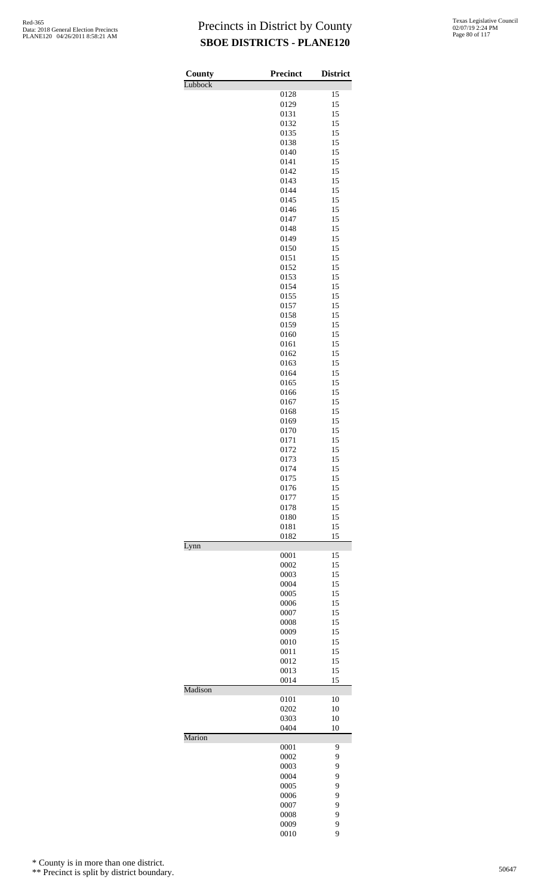# Precincts in District by County

## SBOE DISTRICTS - PLANE120

| County | Precinct | District |
| --- | --- | --- |
| Lubbock | | |
| | 0128 | 15 |
| | 0129 | 15 |
| | 0131 | 15 |
| | 0132 | 15 |
| | 0135 | 15 |
| | 0138 | 15 |
| | 0140 | 15 |
| | 0141 | 15 |
| | 0142 | 15 |
| | 0143 | 15 |
| | 0144 | 15 |
| | 0145 | 15 |
| | 0146 | 15 |
| | 0147 | 15 |
| | 0148 | 15 |
| | 0149 | 15 |
| | 0150 | 15 |
| | 0151 | 15 |
| | 0152 | 15 |
| | 0153 | 15 |
| | 0154 | 15 |
| | 0155 | 15 |
| | 0157 | 15 |
| | 0158 | 15 |
| | 0159 | 15 |
| | 0160 | 15 |
| | 0161 | 15 |
| | 0162 | 15 |
| | 0163 | 15 |
| | 0164 | 15 |
| | 0165 | 15 |
| | 0166 | 15 |
| | 0167 | 15 |
| | 0168 | 15 |
| | 0169 | 15 |
| | 0170 | 15 |
| | 0171 | 15 |
| | 0172 | 15 |
| | 0173 | 15 |
| | 0174 | 15 |
| | 0175 | 15 |
| | 0176 | 15 |
| | 0177 | 15 |
| | 0178 | 15 |
| | 0180 | 15 |
| | 0181 | 15 |
| | 0182 | 15 |
| Lynn | | |
| | 0001 | 15 |
| | 0002 | 15 |
| | 0003 | 15 |
| | 0004 | 15 |
| | 0005 | 15 |
| | 0006 | 15 |
| | 0007 | 15 |
| | 0008 | 15 |
| | 0009 | 15 |
| | 0010 | 15 |
| | 0011 | 15 |
| | 0012 | 15 |
| | 0013 | 15 |
| | 0014 | 15 |
| Madison | | |
| | 0101 | 10 |
| | 0202 | 10 |
| | 0303 | 10 |
| | 0404 | 10 |
| Marion | | |
| | 0001 | 9 |
| | 0002 | 9 |
| | 0003 | 9 |
| | 0004 | 9 |
| | 0005 | 9 |
| | 0006 | 9 |
| | 0007 | 9 |
| | 0008 | 9 |
| | 0009 | 9 |
| | 0010 | 9 |

\* County is in more than one district.

\*\* Precinct is split by district boundary.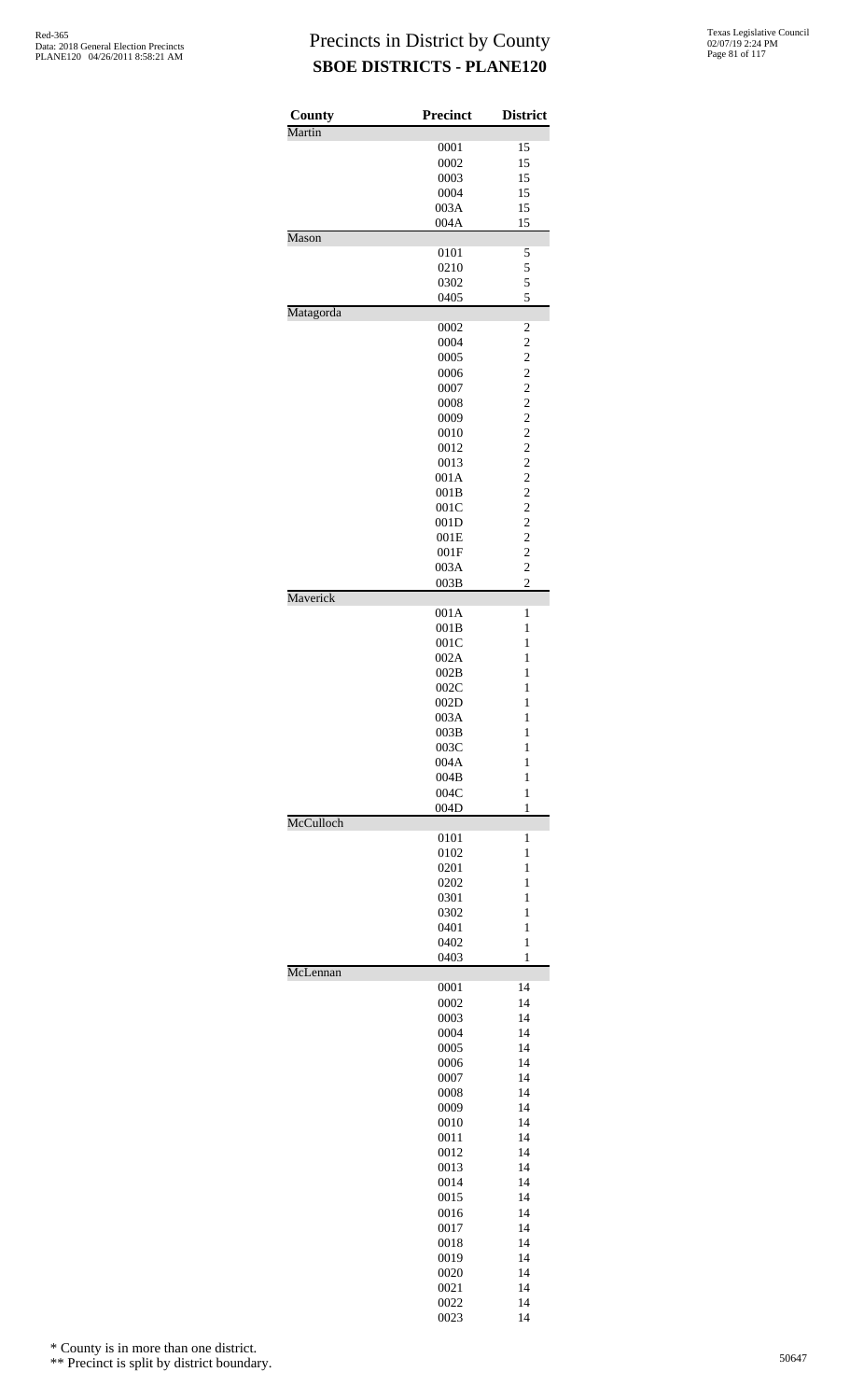# Precincts in District by County
## SBOE DISTRICTS - PLANE120

| County | Precinct | District |
|---|---|---|
| Martin | | |
| | 0001 | 15 |
| | 0002 | 15 |
| | 0003 | 15 |
| | 0004 | 15 |
| | 003A | 15 |
| | 004A | 15 |
| Mason | | |
| | 0101 | 5 |
| | 0210 | 5 |
| | 0302 | 5 |
| | 0405 | 5 |
| Matagorda | | |
| | 0002 | 2 |
| | 0004 | 2 |
| | 0005 | 2 |
| | 0006 | 2 |
| | 0007 | 2 |
| | 0008 | 2 |
| | 0009 | 2 |
| | 0010 | 2 |
| | 0012 | 2 |
| | 0013 | 2 |
| | 001A | 2 |
| | 001B | 2 |
| | 001C | 2 |
| | 001D | 2 |
| | 001E | 2 |
| | 001F | 2 |
| | 003A | 2 |
| | 003B | 2 |
| Maverick | | |
| | 001A | 1 |
| | 001B | 1 |
| | 001C | 1 |
| | 002A | 1 |
| | 002B | 1 |
| | 002C | 1 |
| | 002D | 1 |
| | 003A | 1 |
| | 003B | 1 |
| | 003C | 1 |
| | 004A | 1 |
| | 004B | 1 |
| | 004C | 1 |
| | 004D | 1 |
| McCulloch | | |
| | 0101 | 1 |
| | 0102 | 1 |
| | 0201 | 1 |
| | 0202 | 1 |
| | 0301 | 1 |
| | 0302 | 1 |
| | 0401 | 1 |
| | 0402 | 1 |
| | 0403 | 1 |
| McLennan | | |
| | 0001 | 14 |
| | 0002 | 14 |
| | 0003 | 14 |
| | 0004 | 14 |
| | 0005 | 14 |
| | 0006 | 14 |
| | 0007 | 14 |
| | 0008 | 14 |
| | 0009 | 14 |
| | 0010 | 14 |
| | 0011 | 14 |
| | 0012 | 14 |
| | 0013 | 14 |
| | 0014 | 14 |
| | 0015 | 14 |
| | 0016 | 14 |
| | 0017 | 14 |
| | 0018 | 14 |
| | 0019 | 14 |
| | 0020 | 14 |
| | 0021 | 14 |
| | 0022 | 14 |
| | 0023 | 14 |

\* County is in more than one district.

\*\* Precinct is split by district boundary.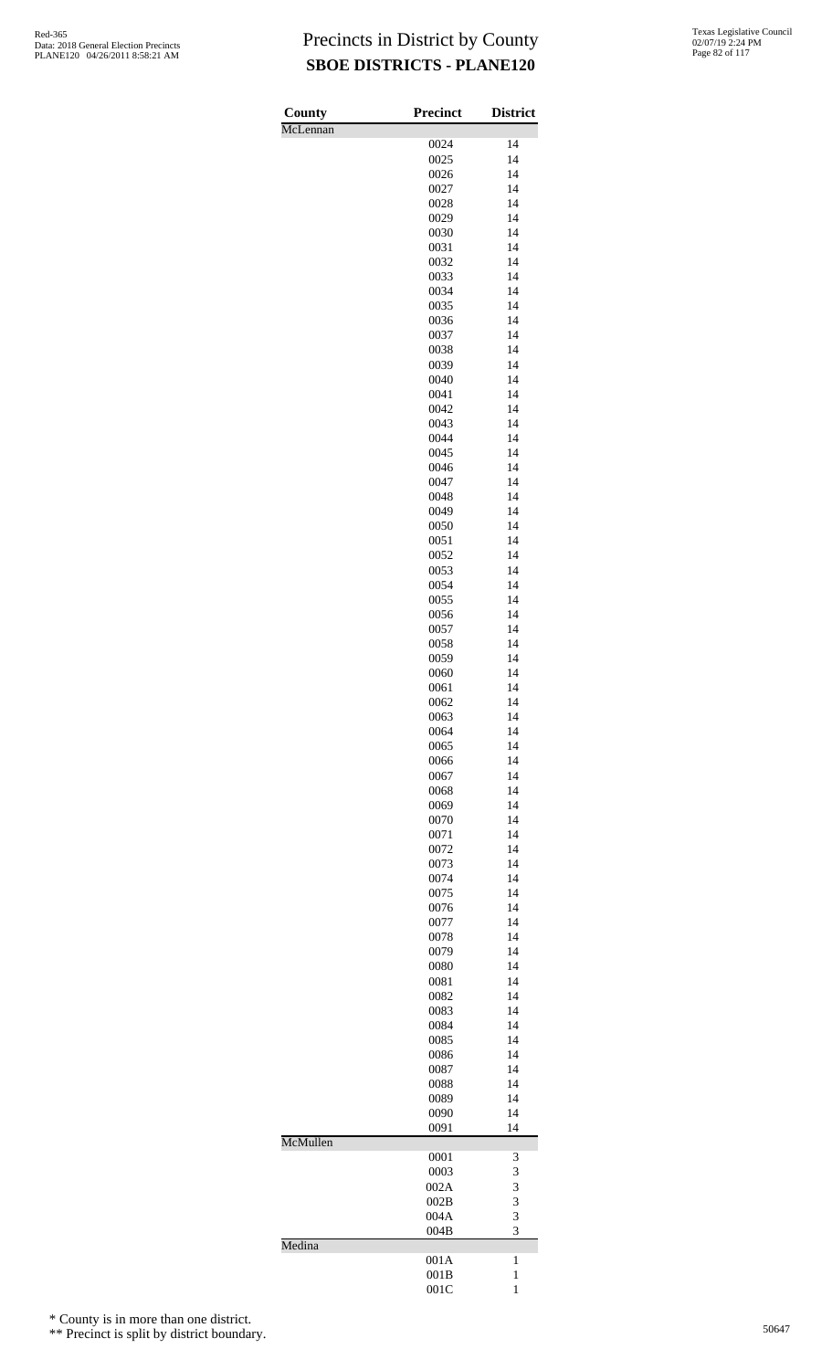# Precincts in District by County
## SBOE DISTRICTS - PLANE120

| County | Precinct | District |
|---|---|---|
| McLennan | | |
| | 0024 | 14 |
| | 0025 | 14 |
| | 0026 | 14 |
| | 0027 | 14 |
| | 0028 | 14 |
| | 0029 | 14 |
| | 0030 | 14 |
| | 0031 | 14 |
| | 0032 | 14 |
| | 0033 | 14 |
| | 0034 | 14 |
| | 0035 | 14 |
| | 0036 | 14 |
| | 0037 | 14 |
| | 0038 | 14 |
| | 0039 | 14 |
| | 0040 | 14 |
| | 0041 | 14 |
| | 0042 | 14 |
| | 0043 | 14 |
| | 0044 | 14 |
| | 0045 | 14 |
| | 0046 | 14 |
| | 0047 | 14 |
| | 0048 | 14 |
| | 0049 | 14 |
| | 0050 | 14 |
| | 0051 | 14 |
| | 0052 | 14 |
| | 0053 | 14 |
| | 0054 | 14 |
| | 0055 | 14 |
| | 0056 | 14 |
| | 0057 | 14 |
| | 0058 | 14 |
| | 0059 | 14 |
| | 0060 | 14 |
| | 0061 | 14 |
| | 0062 | 14 |
| | 0063 | 14 |
| | 0064 | 14 |
| | 0065 | 14 |
| | 0066 | 14 |
| | 0067 | 14 |
| | 0068 | 14 |
| | 0069 | 14 |
| | 0070 | 14 |
| | 0071 | 14 |
| | 0072 | 14 |
| | 0073 | 14 |
| | 0074 | 14 |
| | 0075 | 14 |
| | 0076 | 14 |
| | 0077 | 14 |
| | 0078 | 14 |
| | 0079 | 14 |
| | 0080 | 14 |
| | 0081 | 14 |
| | 0082 | 14 |
| | 0083 | 14 |
| | 0084 | 14 |
| | 0085 | 14 |
| | 0086 | 14 |
| | 0087 | 14 |
| | 0088 | 14 |
| | 0089 | 14 |
| | 0090 | 14 |
| | 0091 | 14 |
| McMullen | | |
| | 0001 | 3 |
| | 0003 | 3 |
| | 002A | 3 |
| | 002B | 3 |
| | 004A | 3 |
| | 004B | 3 |
| Medina | | |
| | 001A | 1 |
| | 001B | 1 |
| | 001C | 1 |

\* County is in more than one district.

\*\* Precinct is split by district boundary.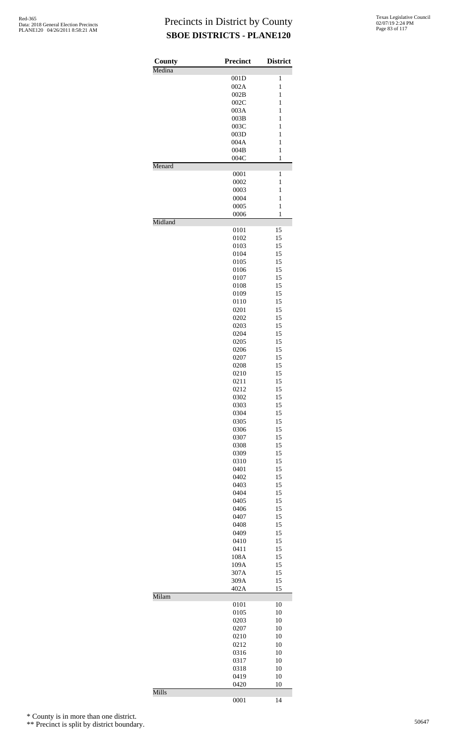# Precincts in District by County
## SBOE DISTRICTS - PLANE120

Red-365
Data: 2018 General Election Precincts
PLANE120 04/26/2011 8:58:21 AM

Texas Legislative Council
02/07/19 2:24 PM

| County | Precinct | District |
|---|---|---|
| Medina | | |
| | 001D | 1 |
| | 002A | 1 |
| | 002B | 1 |
| | 002C | 1 |
| | 003A | 1 |
| | 003B | 1 |
| | 003C | 1 |
| | 003D | 1 |
| | 004A | 1 |
| | 004B | 1 |
| | 004C | 1 |
| Menard | | |
| | 0001 | 1 |
| | 0002 | 1 |
| | 0003 | 1 |
| | 0004 | 1 |
| | 0005 | 1 |
| | 0006 | 1 |
| Midland | | |
| | 0101 | 15 |
| | 0102 | 15 |
| | 0103 | 15 |
| | 0104 | 15 |
| | 0105 | 15 |
| | 0106 | 15 |
| | 0107 | 15 |
| | 0108 | 15 |
| | 0109 | 15 |
| | 0110 | 15 |
| | 0201 | 15 |
| | 0202 | 15 |
| | 0203 | 15 |
| | 0204 | 15 |
| | 0205 | 15 |
| | 0206 | 15 |
| | 0207 | 15 |
| | 0208 | 15 |
| | 0210 | 15 |
| | 0211 | 15 |
| | 0212 | 15 |
| | 0302 | 15 |
| | 0303 | 15 |
| | 0304 | 15 |
| | 0305 | 15 |
| | 0306 | 15 |
| | 0307 | 15 |
| | 0308 | 15 |
| | 0309 | 15 |
| | 0310 | 15 |
| | 0401 | 15 |
| | 0402 | 15 |
| | 0403 | 15 |
| | 0404 | 15 |
| | 0405 | 15 |
| | 0406 | 15 |
| | 0407 | 15 |
| | 0408 | 15 |
| | 0409 | 15 |
| | 0410 | 15 |
| | 0411 | 15 |
| | 108A | 15 |
| | 109A | 15 |
| | 307A | 15 |
| | 309A | 15 |
| | 402A | 15 |
| Milam | | |
| | 0101 | 10 |
| | 0105 | 10 |
| | 0203 | 10 |
| | 0207 | 10 |
| | 0210 | 10 |
| | 0212 | 10 |
| | 0316 | 10 |
| | 0317 | 10 |
| | 0318 | 10 |
| | 0419 | 10 |
| | 0420 | 10 |
| Mills | | |
| | 0001 | 14 |

\* County is in more than one district.

\** Precinct is split by district boundary.

50647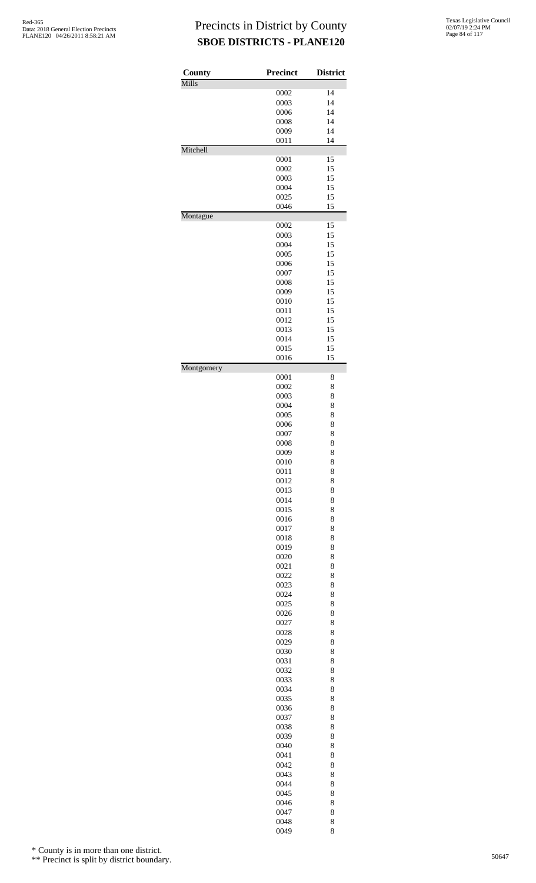# Precincts in District by County

**SBOE DISTRICTS - PLANE120**

| County | Precinct | District |
|---|---|---|
| Mills | | |
| | 0002 | 14 |
| | 0003 | 14 |
| | 0006 | 14 |
| | 0008 | 14 |
| | 0009 | 14 |
| | 0011 | 14 |
| Mitchell | | |
| | 0001 | 15 |
| | 0002 | 15 |
| | 0003 | 15 |
| | 0004 | 15 |
| | 0025 | 15 |
| | 0046 | 15 |
| Montague | | |
| | 0002 | 15 |
| | 0003 | 15 |
| | 0004 | 15 |
| | 0005 | 15 |
| | 0006 | 15 |
| | 0007 | 15 |
| | 0008 | 15 |
| | 0009 | 15 |
| | 0010 | 15 |
| | 0011 | 15 |
| | 0012 | 15 |
| | 0013 | 15 |
| | 0014 | 15 |
| | 0015 | 15 |
| | 0016 | 15 |
| Montgomery | | |
| | 0001 | 8 |
| | 0002 | 8 |
| | 0003 | 8 |
| | 0004 | 8 |
| | 0005 | 8 |
| | 0006 | 8 |
| | 0007 | 8 |
| | 0008 | 8 |
| | 0009 | 8 |
| | 0010 | 8 |
| | 0011 | 8 |
| | 0012 | 8 |
| | 0013 | 8 |
| | 0014 | 8 |
| | 0015 | 8 |
| | 0016 | 8 |
| | 0017 | 8 |
| | 0018 | 8 |
| | 0019 | 8 |
| | 0020 | 8 |
| | 0021 | 8 |
| | 0022 | 8 |
| | 0023 | 8 |
| | 0024 | 8 |
| | 0025 | 8 |
| | 0026 | 8 |
| | 0027 | 8 |
| | 0028 | 8 |
| | 0029 | 8 |
| | 0030 | 8 |
| | 0031 | 8 |
| | 0032 | 8 |
| | 0033 | 8 |
| | 0034 | 8 |
| | 0035 | 8 |
| | 0036 | 8 |
| | 0037 | 8 |
| | 0038 | 8 |
| | 0039 | 8 |
| | 0040 | 8 |
| | 0041 | 8 |
| | 0042 | 8 |
| | 0043 | 8 |
| | 0044 | 8 |
| | 0045 | 8 |
| | 0046 | 8 |
| | 0047 | 8 |
| | 0048 | 8 |
| | 0049 | 8 |

\* County is in more than one district.

\*\* Precinct is split by district boundary.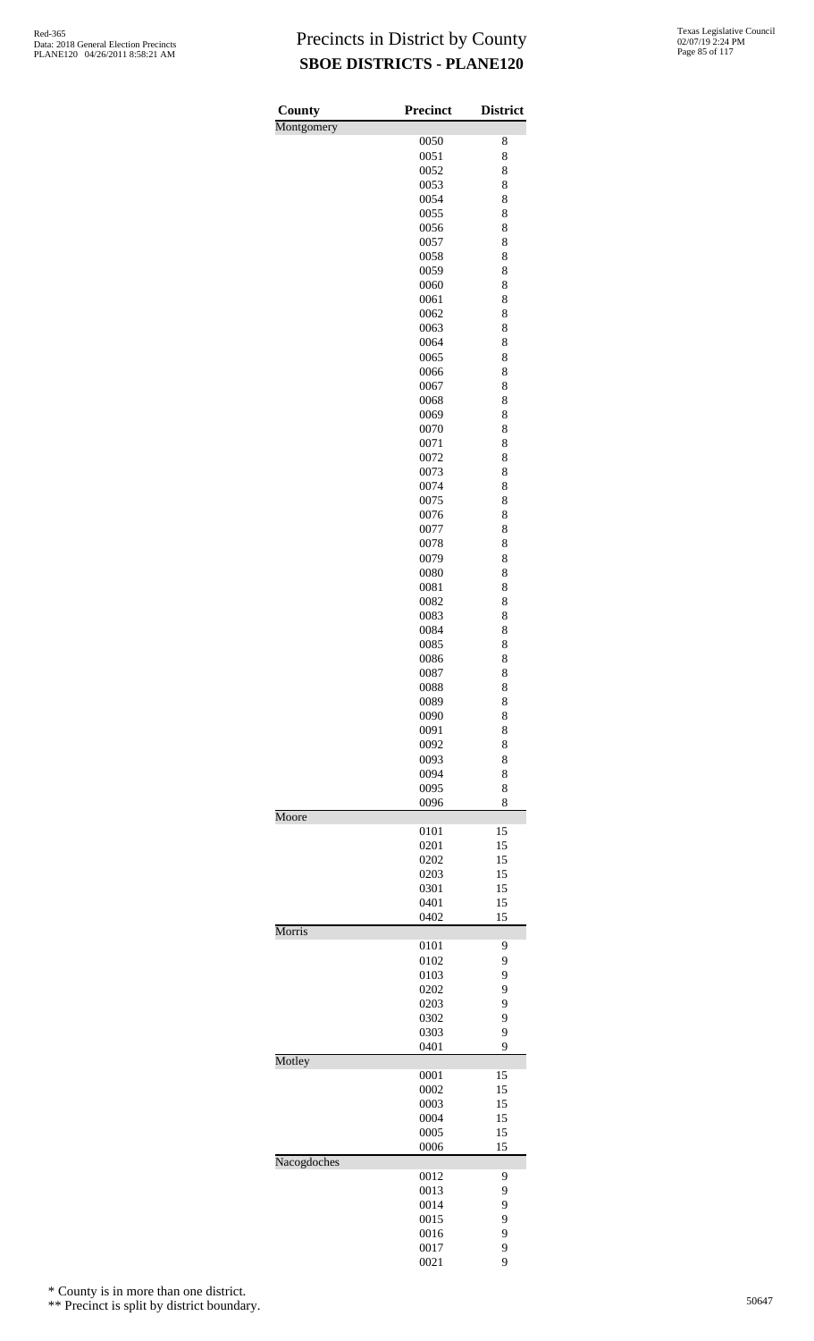# Precincts in District by County
## SBOE DISTRICTS - PLANE120

| County | Precinct | District |
|---|---|---|
| Montgomery | | |
| | 0050 | 8 |
| | 0051 | 8 |
| | 0052 | 8 |
| | 0053 | 8 |
| | 0054 | 8 |
| | 0055 | 8 |
| | 0056 | 8 |
| | 0057 | 8 |
| | 0058 | 8 |
| | 0059 | 8 |
| | 0060 | 8 |
| | 0061 | 8 |
| | 0062 | 8 |
| | 0063 | 8 |
| | 0064 | 8 |
| | 0065 | 8 |
| | 0066 | 8 |
| | 0067 | 8 |
| | 0068 | 8 |
| | 0069 | 8 |
| | 0070 | 8 |
| | 0071 | 8 |
| | 0072 | 8 |
| | 0073 | 8 |
| | 0074 | 8 |
| | 0075 | 8 |
| | 0076 | 8 |
| | 0077 | 8 |
| | 0078 | 8 |
| | 0079 | 8 |
| | 0080 | 8 |
| | 0081 | 8 |
| | 0082 | 8 |
| | 0083 | 8 |
| | 0084 | 8 |
| | 0085 | 8 |
| | 0086 | 8 |
| | 0087 | 8 |
| | 0088 | 8 |
| | 0089 | 8 |
| | 0090 | 8 |
| | 0091 | 8 |
| | 0092 | 8 |
| | 0093 | 8 |
| | 0094 | 8 |
| | 0095 | 8 |
| | 0096 | 8 |
| Moore | | |
| | 0101 | 15 |
| | 0201 | 15 |
| | 0202 | 15 |
| | 0203 | 15 |
| | 0301 | 15 |
| | 0401 | 15 |
| | 0402 | 15 |
| Morris | | |
| | 0101 | 9 |
| | 0102 | 9 |
| | 0103 | 9 |
| | 0202 | 9 |
| | 0203 | 9 |
| | 0302 | 9 |
| | 0303 | 9 |
| | 0401 | 9 |
| Motley | | |
| | 0001 | 15 |
| | 0002 | 15 |
| | 0003 | 15 |
| | 0004 | 15 |
| | 0005 | 15 |
| | 0006 | 15 |
| Nacogdoches | | |
| | 0012 | 9 |
| | 0013 | 9 |
| | 0014 | 9 |
| | 0015 | 9 |
| | 0016 | 9 |
| | 0017 | 9 |
| | 0021 | 9 |

\* County is in more than one district.

\*\* Precinct is split by district boundary.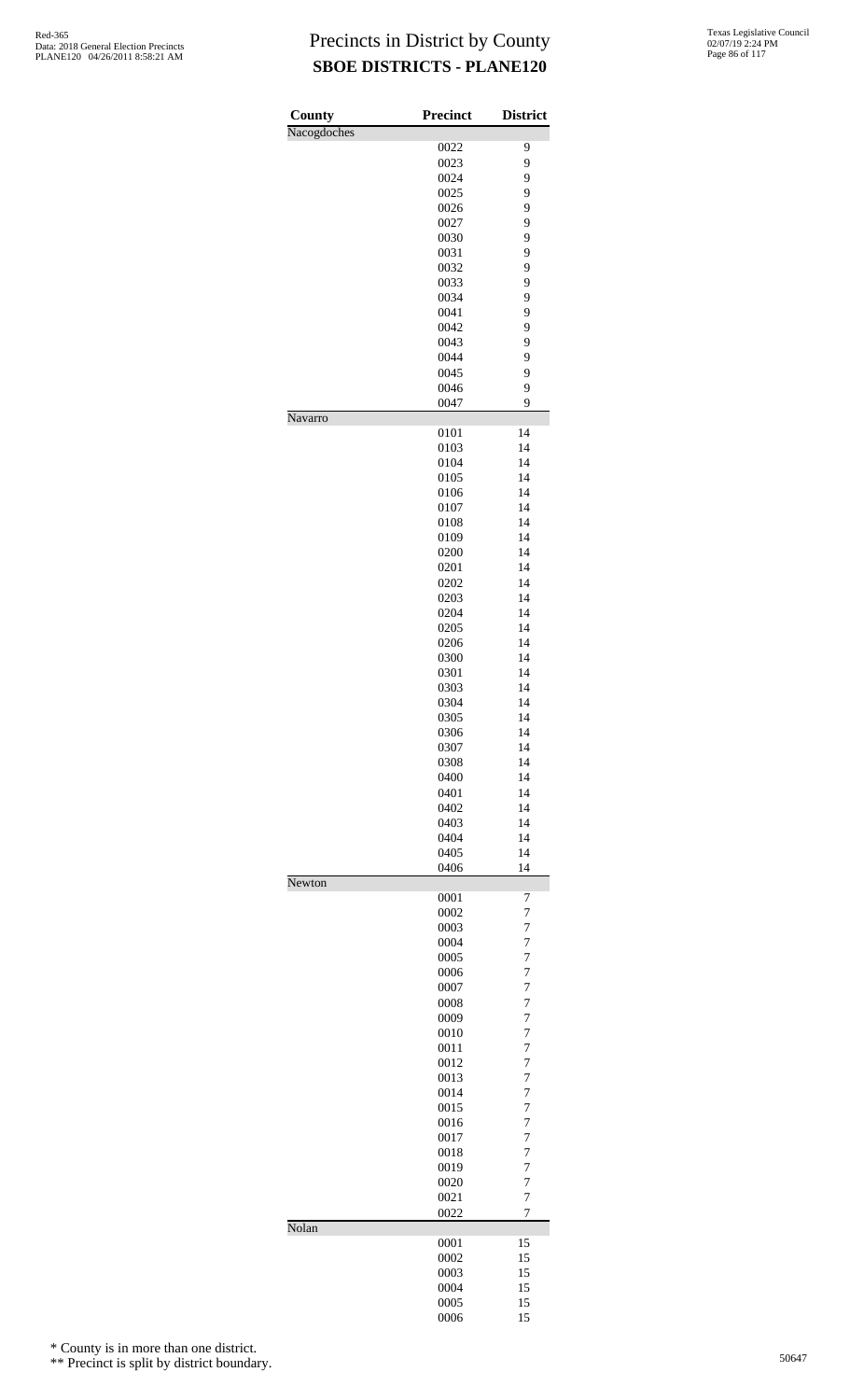# Precincts in District by County
## SBOE DISTRICTS - PLANE120

| County | Precinct | District |
|---|---|---|
| Nacogdoches | | |
| | 0022 | 9 |
| | 0023 | 9 |
| | 0024 | 9 |
| | 0025 | 9 |
| | 0026 | 9 |
| | 0027 | 9 |
| | 0030 | 9 |
| | 0031 | 9 |
| | 0032 | 9 |
| | 0033 | 9 |
| | 0034 | 9 |
| | 0041 | 9 |
| | 0042 | 9 |
| | 0043 | 9 |
| | 0044 | 9 |
| | 0045 | 9 |
| | 0046 | 9 |
| | 0047 | 9 |
| Navarro | | |
| | 0101 | 14 |
| | 0103 | 14 |
| | 0104 | 14 |
| | 0105 | 14 |
| | 0106 | 14 |
| | 0107 | 14 |
| | 0108 | 14 |
| | 0109 | 14 |
| | 0200 | 14 |
| | 0201 | 14 |
| | 0202 | 14 |
| | 0203 | 14 |
| | 0204 | 14 |
| | 0205 | 14 |
| | 0206 | 14 |
| | 0300 | 14 |
| | 0301 | 14 |
| | 0303 | 14 |
| | 0304 | 14 |
| | 0305 | 14 |
| | 0306 | 14 |
| | 0307 | 14 |
| | 0308 | 14 |
| | 0400 | 14 |
| | 0401 | 14 |
| | 0402 | 14 |
| | 0403 | 14 |
| | 0404 | 14 |
| | 0405 | 14 |
| | 0406 | 14 |
| Newton | | |
| | 0001 | 7 |
| | 0002 | 7 |
| | 0003 | 7 |
| | 0004 | 7 |
| | 0005 | 7 |
| | 0006 | 7 |
| | 0007 | 7 |
| | 0008 | 7 |
| | 0009 | 7 |
| | 0010 | 7 |
| | 0011 | 7 |
| | 0012 | 7 |
| | 0013 | 7 |
| | 0014 | 7 |
| | 0015 | 7 |
| | 0016 | 7 |
| | 0017 | 7 |
| | 0018 | 7 |
| | 0019 | 7 |
| | 0020 | 7 |
| | 0021 | 7 |
| | 0022 | 7 |
| Nolan | | |
| | 0001 | 15 |
| | 0002 | 15 |
| | 0003 | 15 |
| | 0004 | 15 |
| | 0005 | 15 |
| | 0006 | 15 |

\* County is in more than one district.

\*\* Precinct is split by district boundary.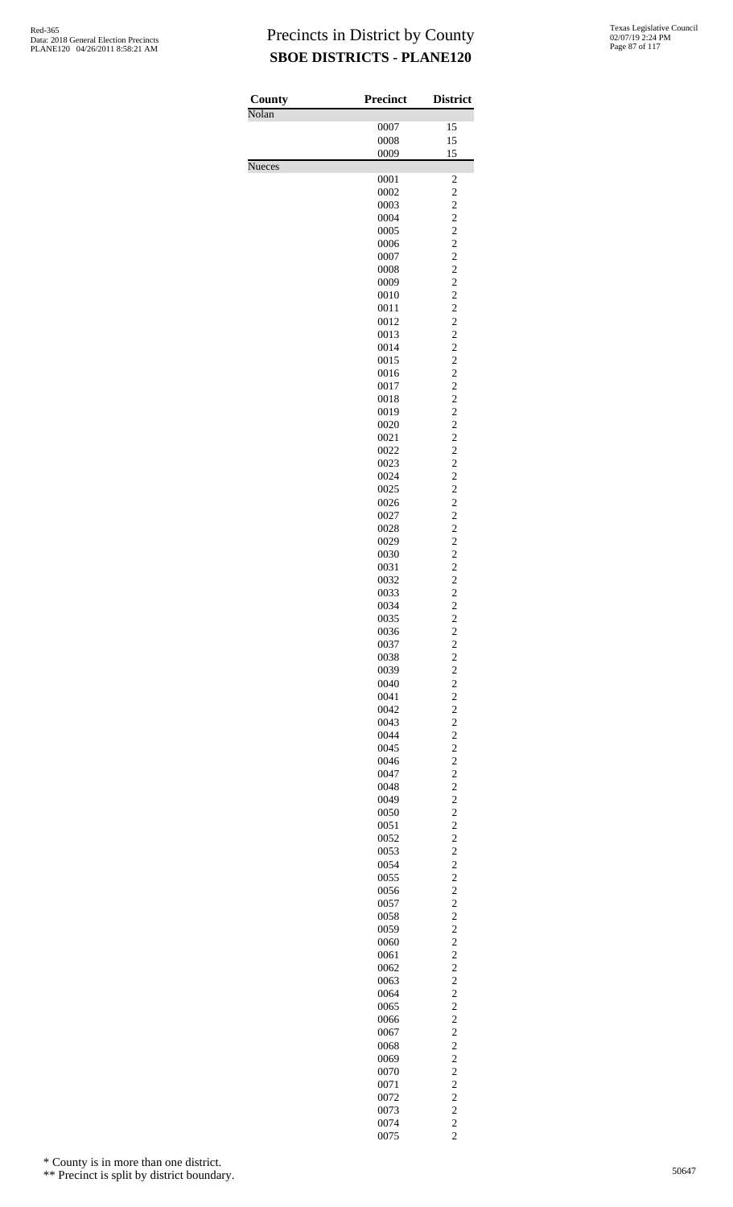# Precincts in District by County

## SBOE DISTRICTS - PLANE120

| County | Precinct | District |
| --- | --- | --- |
| Nolan | | |
| | 0007 | 15 |
| | 0008 | 15 |
| | 0009 | 15 |
| Nueces | | |
| | 0001 | 2 |
| | 0002 | 2 |
| | 0003 | 2 |
| | 0004 | 2 |
| | 0005 | 2 |
| | 0006 | 2 |
| | 0007 | 2 |
| | 0008 | 2 |
| | 0009 | 2 |
| | 0010 | 2 |
| | 0011 | 2 |
| | 0012 | 2 |
| | 0013 | 2 |
| | 0014 | 2 |
| | 0015 | 2 |
| | 0016 | 2 |
| | 0017 | 2 |
| | 0018 | 2 |
| | 0019 | 2 |
| | 0020 | 2 |
| | 0021 | 2 |
| | 0022 | 2 |
| | 0023 | 2 |
| | 0024 | 2 |
| | 0025 | 2 |
| | 0026 | 2 |
| | 0027 | 2 |
| | 0028 | 2 |
| | 0029 | 2 |
| | 0030 | 2 |
| | 0031 | 2 |
| | 0032 | 2 |
| | 0033 | 2 |
| | 0034 | 2 |
| | 0035 | 2 |
| | 0036 | 2 |
| | 0037 | 2 |
| | 0038 | 2 |
| | 0039 | 2 |
| | 0040 | 2 |
| | 0041 | 2 |
| | 0042 | 2 |
| | 0043 | 2 |
| | 0044 | 2 |
| | 0045 | 2 |
| | 0046 | 2 |
| | 0047 | 2 |
| | 0048 | 2 |
| | 0049 | 2 |
| | 0050 | 2 |
| | 0051 | 2 |
| | 0052 | 2 |
| | 0053 | 2 |
| | 0054 | 2 |
| | 0055 | 2 |
| | 0056 | 2 |
| | 0057 | 2 |
| | 0058 | 2 |
| | 0059 | 2 |
| | 0060 | 2 |
| | 0061 | 2 |
| | 0062 | 2 |
| | 0063 | 2 |
| | 0064 | 2 |
| | 0065 | 2 |
| | 0066 | 2 |
| | 0067 | 2 |
| | 0068 | 2 |
| | 0069 | 2 |
| | 0070 | 2 |
| | 0071 | 2 |
| | 0072 | 2 |
| | 0073 | 2 |
| | 0074 | 2 |
| | 0075 | 2 |

\* County is in more than one district.

\*\* Precinct is split by district boundary.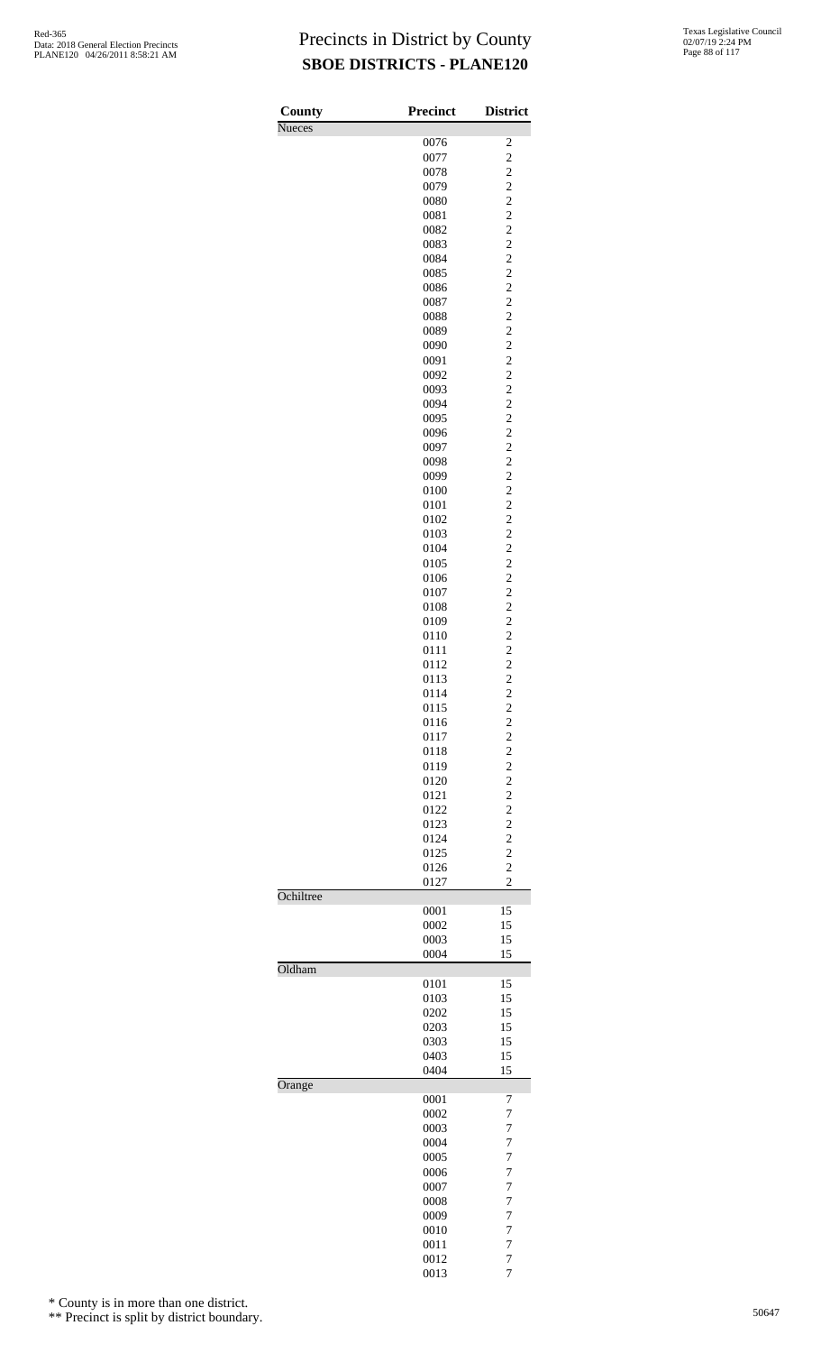# Precincts in District by County

## SBOE DISTRICTS - PLANE120

| County | Precinct | District |
|---|---|---|
| Nueces | | |
| | 0076 | 2 |
| | 0077 | 2 |
| | 0078 | 2 |
| | 0079 | 2 |
| | 0080 | 2 |
| | 0081 | 2 |
| | 0082 | 2 |
| | 0083 | 2 |
| | 0084 | 2 |
| | 0085 | 2 |
| | 0086 | 2 |
| | 0087 | 2 |
| | 0088 | 2 |
| | 0089 | 2 |
| | 0090 | 2 |
| | 0091 | 2 |
| | 0092 | 2 |
| | 0093 | 2 |
| | 0094 | 2 |
| | 0095 | 2 |
| | 0096 | 2 |
| | 0097 | 2 |
| | 0098 | 2 |
| | 0099 | 2 |
| | 0100 | 2 |
| | 0101 | 2 |
| | 0102 | 2 |
| | 0103 | 2 |
| | 0104 | 2 |
| | 0105 | 2 |
| | 0106 | 2 |
| | 0107 | 2 |
| | 0108 | 2 |
| | 0109 | 2 |
| | 0110 | 2 |
| | 0111 | 2 |
| | 0112 | 2 |
| | 0113 | 2 |
| | 0114 | 2 |
| | 0115 | 2 |
| | 0116 | 2 |
| | 0117 | 2 |
| | 0118 | 2 |
| | 0119 | 2 |
| | 0120 | 2 |
| | 0121 | 2 |
| | 0122 | 2 |
| | 0123 | 2 |
| | 0124 | 2 |
| | 0125 | 2 |
| | 0126 | 2 |
| | 0127 | 2 |
| Ochiltree | | |
| | 0001 | 15 |
| | 0002 | 15 |
| | 0003 | 15 |
| | 0004 | 15 |
| Oldham | | |
| | 0101 | 15 |
| | 0103 | 15 |
| | 0202 | 15 |
| | 0203 | 15 |
| | 0303 | 15 |
| | 0403 | 15 |
| | 0404 | 15 |
| Orange | | |
| | 0001 | 7 |
| | 0002 | 7 |
| | 0003 | 7 |
| | 0004 | 7 |
| | 0005 | 7 |
| | 0006 | 7 |
| | 0007 | 7 |
| | 0008 | 7 |
| | 0009 | 7 |
| | 0010 | 7 |
| | 0011 | 7 |
| | 0012 | 7 |
| | 0013 | 7 |

\* County is in more than one district.

\*\* Precinct is split by district boundary.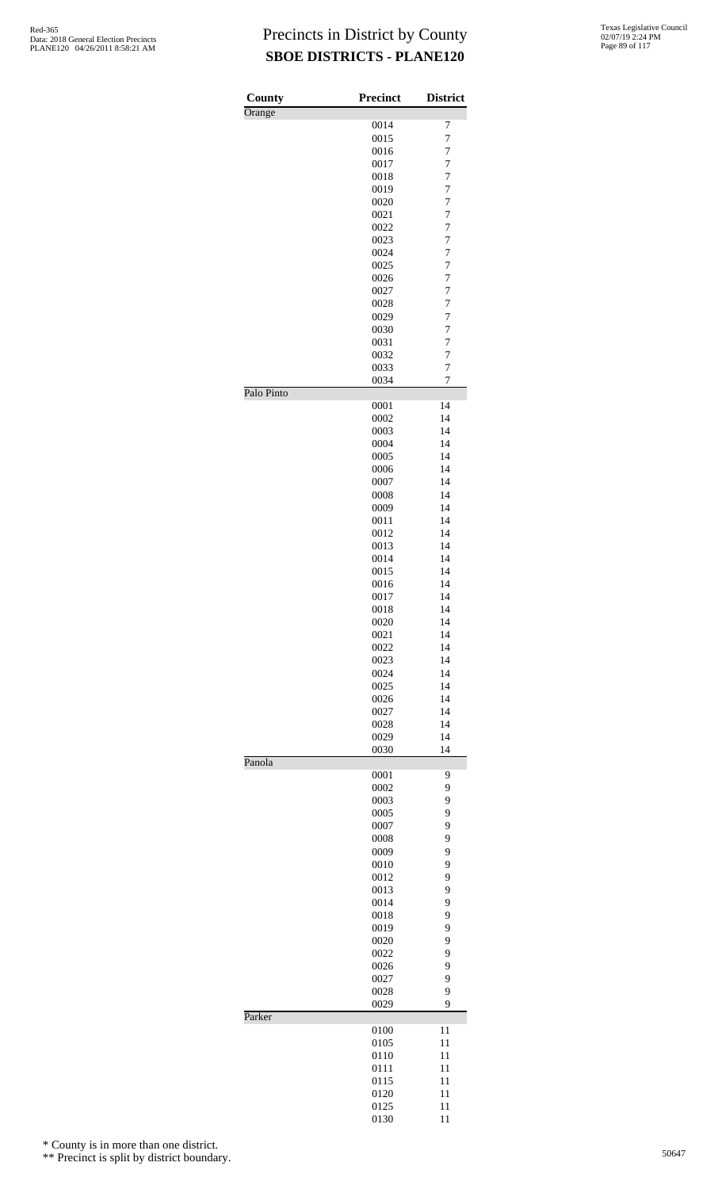# Precincts in District by County
## SBOE DISTRICTS - PLANE120

| County | Precinct | District |
|---|---|---|
| Orange | | |
| | 0014 | 7 |
| | 0015 | 7 |
| | 0016 | 7 |
| | 0017 | 7 |
| | 0018 | 7 |
| | 0019 | 7 |
| | 0020 | 7 |
| | 0021 | 7 |
| | 0022 | 7 |
| | 0023 | 7 |
| | 0024 | 7 |
| | 0025 | 7 |
| | 0026 | 7 |
| | 0027 | 7 |
| | 0028 | 7 |
| | 0029 | 7 |
| | 0030 | 7 |
| | 0031 | 7 |
| | 0032 | 7 |
| | 0033 | 7 |
| | 0034 | 7 |
| Palo Pinto | | |
| | 0001 | 14 |
| | 0002 | 14 |
| | 0003 | 14 |
| | 0004 | 14 |
| | 0005 | 14 |
| | 0006 | 14 |
| | 0007 | 14 |
| | 0008 | 14 |
| | 0009 | 14 |
| | 0011 | 14 |
| | 0012 | 14 |
| | 0013 | 14 |
| | 0014 | 14 |
| | 0015 | 14 |
| | 0016 | 14 |
| | 0017 | 14 |
| | 0018 | 14 |
| | 0020 | 14 |
| | 0021 | 14 |
| | 0022 | 14 |
| | 0023 | 14 |
| | 0024 | 14 |
| | 0025 | 14 |
| | 0026 | 14 |
| | 0027 | 14 |
| | 0028 | 14 |
| | 0029 | 14 |
| | 0030 | 14 |
| Panola | | |
| | 0001 | 9 |
| | 0002 | 9 |
| | 0003 | 9 |
| | 0005 | 9 |
| | 0007 | 9 |
| | 0008 | 9 |
| | 0009 | 9 |
| | 0010 | 9 |
| | 0012 | 9 |
| | 0013 | 9 |
| | 0014 | 9 |
| | 0018 | 9 |
| | 0019 | 9 |
| | 0020 | 9 |
| | 0022 | 9 |
| | 0026 | 9 |
| | 0027 | 9 |
| | 0028 | 9 |
| | 0029 | 9 |
| Parker | | |
| | 0100 | 11 |
| | 0105 | 11 |
| | 0110 | 11 |
| | 0111 | 11 |
| | 0115 | 11 |
| | 0120 | 11 |
| | 0125 | 11 |
| | 0130 | 11 |

\* County is in more than one district.

\*\* Precinct is split by district boundary.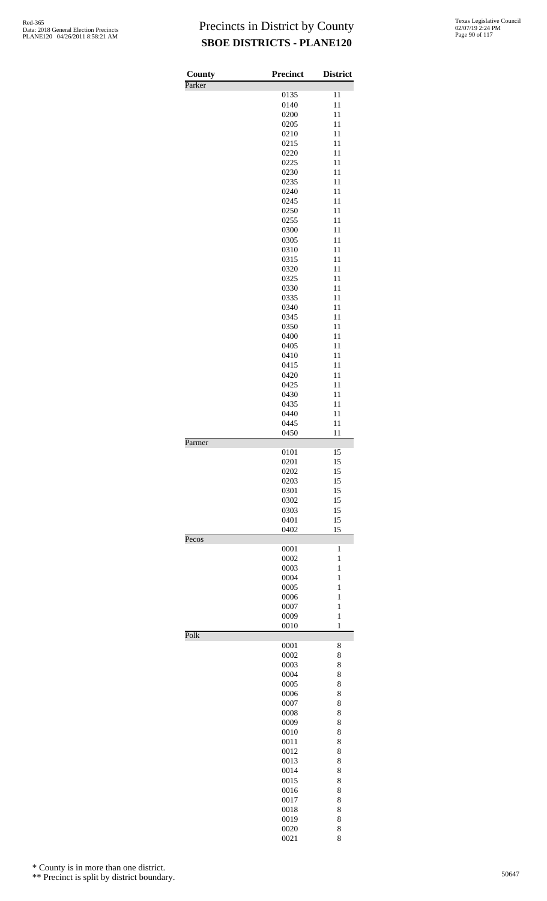# Precincts in District by County
## SBOE DISTRICTS - PLANE120

Red-365
Data: 2018 General Election Precincts
PLANE120 04/26/2011 8:58:21 AM

Texas Legislative Council
02/07/19 2:24 PM

| County | Precinct | District |
|---|---|---|
| Parker | | |
| | 0135 | 11 |
| | 0140 | 11 |
| | 0200 | 11 |
| | 0205 | 11 |
| | 0210 | 11 |
| | 0215 | 11 |
| | 0220 | 11 |
| | 0225 | 11 |
| | 0230 | 11 |
| | 0235 | 11 |
| | 0240 | 11 |
| | 0245 | 11 |
| | 0250 | 11 |
| | 0255 | 11 |
| | 0300 | 11 |
| | 0305 | 11 |
| | 0310 | 11 |
| | 0315 | 11 |
| | 0320 | 11 |
| | 0325 | 11 |
| | 0330 | 11 |
| | 0335 | 11 |
| | 0340 | 11 |
| | 0345 | 11 |
| | 0350 | 11 |
| | 0400 | 11 |
| | 0405 | 11 |
| | 0410 | 11 |
| | 0415 | 11 |
| | 0420 | 11 |
| | 0425 | 11 |
| | 0430 | 11 |
| | 0435 | 11 |
| | 0440 | 11 |
| | 0445 | 11 |
| | 0450 | 11 |
| Parmer | | |
| | 0101 | 15 |
| | 0201 | 15 |
| | 0202 | 15 |
| | 0203 | 15 |
| | 0301 | 15 |
| | 0302 | 15 |
| | 0303 | 15 |
| | 0401 | 15 |
| | 0402 | 15 |
| Pecos | | |
| | 0001 | 1 |
| | 0002 | 1 |
| | 0003 | 1 |
| | 0004 | 1 |
| | 0005 | 1 |
| | 0006 | 1 |
| | 0007 | 1 |
| | 0009 | 1 |
| | 0010 | 1 |
| Polk | | |
| | 0001 | 8 |
| | 0002 | 8 |
| | 0003 | 8 |
| | 0004 | 8 |
| | 0005 | 8 |
| | 0006 | 8 |
| | 0007 | 8 |
| | 0008 | 8 |
| | 0009 | 8 |
| | 0010 | 8 |
| | 0011 | 8 |
| | 0012 | 8 |
| | 0013 | 8 |
| | 0014 | 8 |
| | 0015 | 8 |
| | 0016 | 8 |
| | 0017 | 8 |
| | 0018 | 8 |
| | 0019 | 8 |
| | 0020 | 8 |
| | 0021 | 8 |

\* County is in more than one district.

\*\* Precinct is split by district boundary.

50647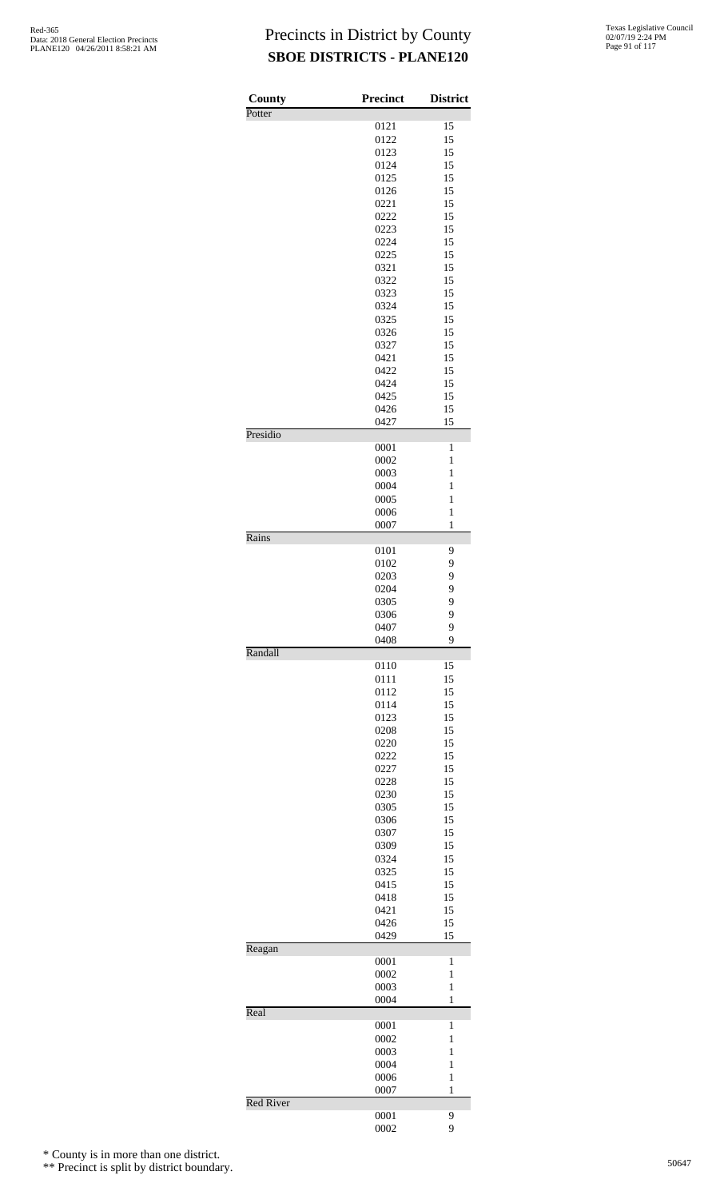# Precincts in District by County

## SBOE DISTRICTS - PLANE120

| County | Precinct | District |
| --- | --- | --- |
| Potter | | |
| | 0121 | 15 |
| | 0122 | 15 |
| | 0123 | 15 |
| | 0124 | 15 |
| | 0125 | 15 |
| | 0126 | 15 |
| | 0221 | 15 |
| | 0222 | 15 |
| | 0223 | 15 |
| | 0224 | 15 |
| | 0225 | 15 |
| | 0321 | 15 |
| | 0322 | 15 |
| | 0323 | 15 |
| | 0324 | 15 |
| | 0325 | 15 |
| | 0326 | 15 |
| | 0327 | 15 |
| | 0421 | 15 |
| | 0422 | 15 |
| | 0424 | 15 |
| | 0425 | 15 |
| | 0426 | 15 |
| | 0427 | 15 |
| Presidio | | |
| | 0001 | 1 |
| | 0002 | 1 |
| | 0003 | 1 |
| | 0004 | 1 |
| | 0005 | 1 |
| | 0006 | 1 |
| | 0007 | 1 |
| Rains | | |
| | 0101 | 9 |
| | 0102 | 9 |
| | 0203 | 9 |
| | 0204 | 9 |
| | 0305 | 9 |
| | 0306 | 9 |
| | 0407 | 9 |
| | 0408 | 9 |
| Randall | | |
| | 0110 | 15 |
| | 0111 | 15 |
| | 0112 | 15 |
| | 0114 | 15 |
| | 0123 | 15 |
| | 0208 | 15 |
| | 0220 | 15 |
| | 0222 | 15 |
| | 0227 | 15 |
| | 0228 | 15 |
| | 0230 | 15 |
| | 0305 | 15 |
| | 0306 | 15 |
| | 0307 | 15 |
| | 0309 | 15 |
| | 0324 | 15 |
| | 0325 | 15 |
| | 0415 | 15 |
| | 0418 | 15 |
| | 0421 | 15 |
| | 0426 | 15 |
| | 0429 | 15 |
| Reagan | | |
| | 0001 | 1 |
| | 0002 | 1 |
| | 0003 | 1 |
| | 0004 | 1 |
| Real | | |
| | 0001 | 1 |
| | 0002 | 1 |
| | 0003 | 1 |
| | 0004 | 1 |
| | 0006 | 1 |
| | 0007 | 1 |
| Red River | | |
| | 0001 | 9 |
| | 0002 | 9 |

\* County is in more than one district.

\*\* Precinct is split by district boundary.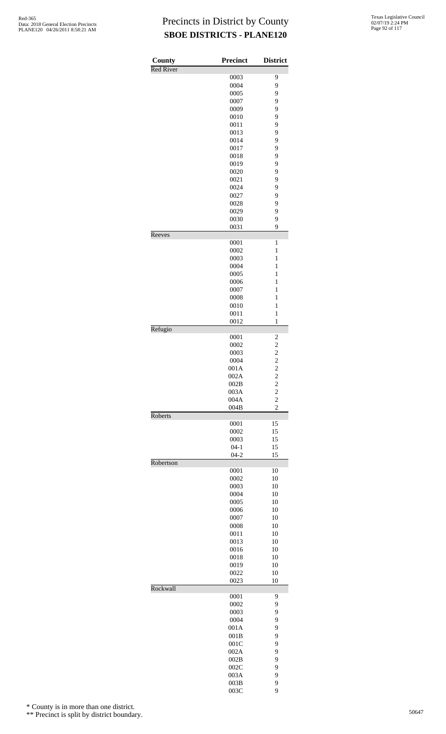# Precincts in District by County
## SBOE DISTRICTS - PLANE120

| County | Precinct | District |
|---|---|---|
| Red River | | |
| | 0003 | 9 |
| | 0004 | 9 |
| | 0005 | 9 |
| | 0007 | 9 |
| | 0009 | 9 |
| | 0010 | 9 |
| | 0011 | 9 |
| | 0013 | 9 |
| | 0014 | 9 |
| | 0017 | 9 |
| | 0018 | 9 |
| | 0019 | 9 |
| | 0020 | 9 |
| | 0021 | 9 |
| | 0024 | 9 |
| | 0027 | 9 |
| | 0028 | 9 |
| | 0029 | 9 |
| | 0030 | 9 |
| | 0031 | 9 |
| Reeves | | |
| | 0001 | 1 |
| | 0002 | 1 |
| | 0003 | 1 |
| | 0004 | 1 |
| | 0005 | 1 |
| | 0006 | 1 |
| | 0007 | 1 |
| | 0008 | 1 |
| | 0010 | 1 |
| | 0011 | 1 |
| | 0012 | 1 |
| Refugio | | |
| | 0001 | 2 |
| | 0002 | 2 |
| | 0003 | 2 |
| | 0004 | 2 |
| | 001A | 2 |
| | 002A | 2 |
| | 002B | 2 |
| | 003A | 2 |
| | 004A | 2 |
| | 004B | 2 |
| Roberts | | |
| | 0001 | 15 |
| | 0002 | 15 |
| | 0003 | 15 |
| | 04-1 | 15 |
| | 04-2 | 15 |
| Robertson | | |
| | 0001 | 10 |
| | 0002 | 10 |
| | 0003 | 10 |
| | 0004 | 10 |
| | 0005 | 10 |
| | 0006 | 10 |
| | 0007 | 10 |
| | 0008 | 10 |
| | 0011 | 10 |
| | 0013 | 10 |
| | 0016 | 10 |
| | 0018 | 10 |
| | 0019 | 10 |
| | 0022 | 10 |
| | 0023 | 10 |
| Rockwall | | |
| | 0001 | 9 |
| | 0002 | 9 |
| | 0003 | 9 |
| | 0004 | 9 |
| | 001A | 9 |
| | 001B | 9 |
| | 001C | 9 |
| | 002A | 9 |
| | 002B | 9 |
| | 002C | 9 |
| | 003A | 9 |
| | 003B | 9 |
| | 003C | 9 |

\* County is in more than one district.

\*\* Precinct is split by district boundary.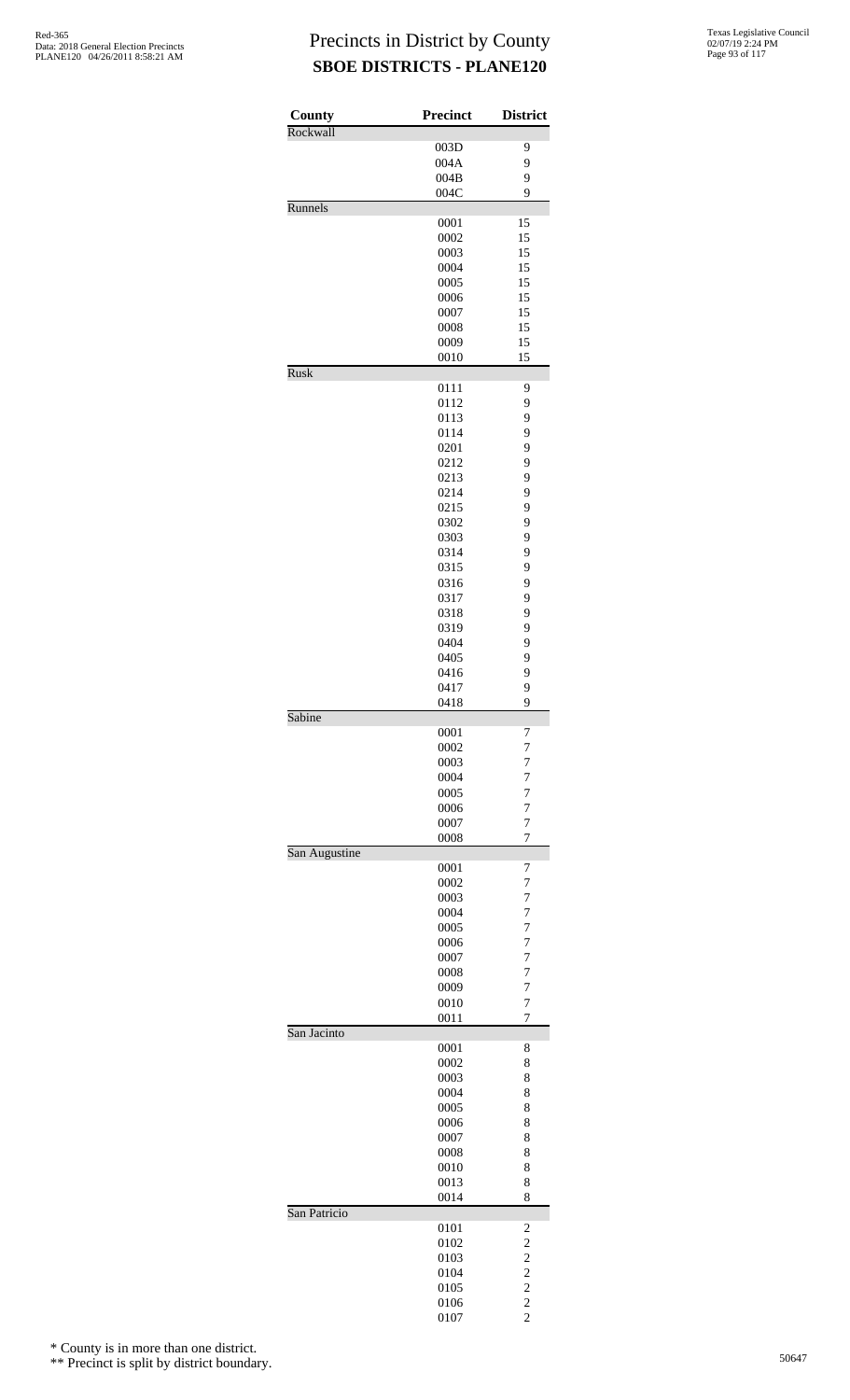# Precincts in District by County

**SBOE DISTRICTS - PLANE120**

| County | Precinct | District |
|---|---|---|
| Rockwall | | |
| | 003D | 9 |
| | 004A | 9 |
| | 004B | 9 |
| | 004C | 9 |
| Runnels | | |
| | 0001 | 15 |
| | 0002 | 15 |
| | 0003 | 15 |
| | 0004 | 15 |
| | 0005 | 15 |
| | 0006 | 15 |
| | 0007 | 15 |
| | 0008 | 15 |
| | 0009 | 15 |
| | 0010 | 15 |
| Rusk | | |
| | 0111 | 9 |
| | 0112 | 9 |
| | 0113 | 9 |
| | 0114 | 9 |
| | 0201 | 9 |
| | 0212 | 9 |
| | 0213 | 9 |
| | 0214 | 9 |
| | 0215 | 9 |
| | 0302 | 9 |
| | 0303 | 9 |
| | 0314 | 9 |
| | 0315 | 9 |
| | 0316 | 9 |
| | 0317 | 9 |
| | 0318 | 9 |
| | 0319 | 9 |
| | 0404 | 9 |
| | 0405 | 9 |
| | 0416 | 9 |
| | 0417 | 9 |
| | 0418 | 9 |
| Sabine | | |
| | 0001 | 7 |
| | 0002 | 7 |
| | 0003 | 7 |
| | 0004 | 7 |
| | 0005 | 7 |
| | 0006 | 7 |
| | 0007 | 7 |
| | 0008 | 7 |
| San Augustine | | |
| | 0001 | 7 |
| | 0002 | 7 |
| | 0003 | 7 |
| | 0004 | 7 |
| | 0005 | 7 |
| | 0006 | 7 |
| | 0007 | 7 |
| | 0008 | 7 |
| | 0009 | 7 |
| | 0010 | 7 |
| | 0011 | 7 |
| San Jacinto | | |
| | 0001 | 8 |
| | 0002 | 8 |
| | 0003 | 8 |
| | 0004 | 8 |
| | 0005 | 8 |
| | 0006 | 8 |
| | 0007 | 8 |
| | 0008 | 8 |
| | 0010 | 8 |
| | 0013 | 8 |
| | 0014 | 8 |
| San Patricio | | |
| | 0101 | 2 |
| | 0102 | 2 |
| | 0103 | 2 |
| | 0104 | 2 |
| | 0105 | 2 |
| | 0106 | 2 |
| | 0107 | 2 |

\* County is in more than one district.

\*\* Precinct is split by district boundary.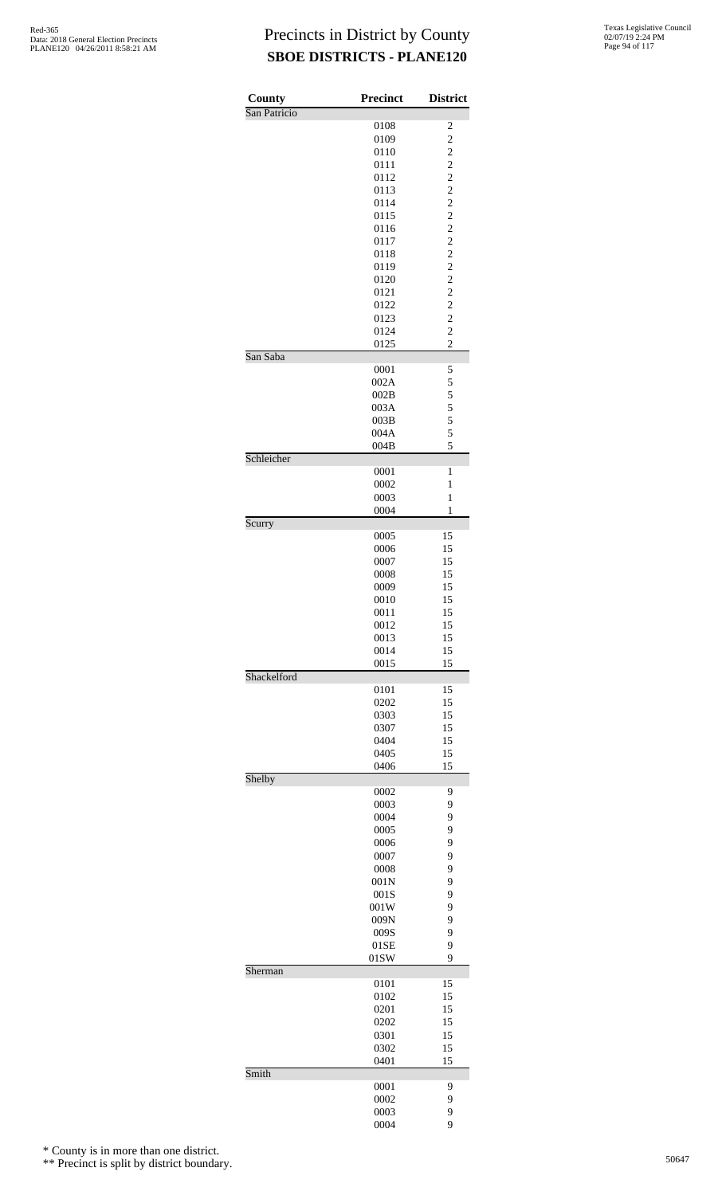# Precincts in District by County
## SBOE DISTRICTS - PLANE120

| County | Precinct | District |
|---|---|---|
| San Patricio | | |
| | 0108 | 2 |
| | 0109 | 2 |
| | 0110 | 2 |
| | 0111 | 2 |
| | 0112 | 2 |
| | 0113 | 2 |
| | 0114 | 2 |
| | 0115 | 2 |
| | 0116 | 2 |
| | 0117 | 2 |
| | 0118 | 2 |
| | 0119 | 2 |
| | 0120 | 2 |
| | 0121 | 2 |
| | 0122 | 2 |
| | 0123 | 2 |
| | 0124 | 2 |
| | 0125 | 2 |
| San Saba | | |
| | 0001 | 5 |
| | 002A | 5 |
| | 002B | 5 |
| | 003A | 5 |
| | 003B | 5 |
| | 004A | 5 |
| | 004B | 5 |
| Schleicher | | |
| | 0001 | 1 |
| | 0002 | 1 |
| | 0003 | 1 |
| | 0004 | 1 |
| Scurry | | |
| | 0005 | 15 |
| | 0006 | 15 |
| | 0007 | 15 |
| | 0008 | 15 |
| | 0009 | 15 |
| | 0010 | 15 |
| | 0011 | 15 |
| | 0012 | 15 |
| | 0013 | 15 |
| | 0014 | 15 |
| | 0015 | 15 |
| Shackelford | | |
| | 0101 | 15 |
| | 0202 | 15 |
| | 0303 | 15 |
| | 0307 | 15 |
| | 0404 | 15 |
| | 0405 | 15 |
| | 0406 | 15 |
| Shelby | | |
| | 0002 | 9 |
| | 0003 | 9 |
| | 0004 | 9 |
| | 0005 | 9 |
| | 0006 | 9 |
| | 0007 | 9 |
| | 0008 | 9 |
| | 001N | 9 |
| | 001S | 9 |
| | 001W | 9 |
| | 009N | 9 |
| | 009S | 9 |
| | 01SE | 9 |
| | 01SW | 9 |
| Sherman | | |
| | 0101 | 15 |
| | 0102 | 15 |
| | 0201 | 15 |
| | 0202 | 15 |
| | 0301 | 15 |
| | 0302 | 15 |
| | 0401 | 15 |
| Smith | | |
| | 0001 | 9 |
| | 0002 | 9 |
| | 0003 | 9 |
| | 0004 | 9 |

\* County is in more than one district.

\*\* Precinct is split by district boundary.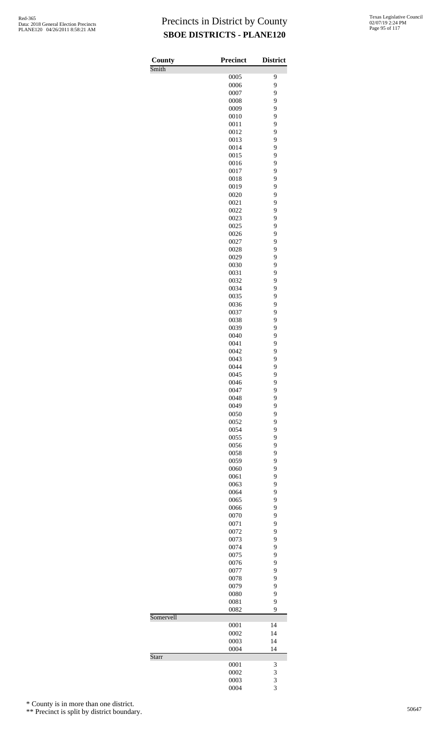# Precincts in District by County

## SBOE DISTRICTS - PLANE120

| County | Precinct | District |
|---|---|---|
| Smith | | |
| | 0005 | 9 |
| | 0006 | 9 |
| | 0007 | 9 |
| | 0008 | 9 |
| | 0009 | 9 |
| | 0010 | 9 |
| | 0011 | 9 |
| | 0012 | 9 |
| | 0013 | 9 |
| | 0014 | 9 |
| | 0015 | 9 |
| | 0016 | 9 |
| | 0017 | 9 |
| | 0018 | 9 |
| | 0019 | 9 |
| | 0020 | 9 |
| | 0021 | 9 |
| | 0022 | 9 |
| | 0023 | 9 |
| | 0025 | 9 |
| | 0026 | 9 |
| | 0027 | 9 |
| | 0028 | 9 |
| | 0029 | 9 |
| | 0030 | 9 |
| | 0031 | 9 |
| | 0032 | 9 |
| | 0034 | 9 |
| | 0035 | 9 |
| | 0036 | 9 |
| | 0037 | 9 |
| | 0038 | 9 |
| | 0039 | 9 |
| | 0040 | 9 |
| | 0041 | 9 |
| | 0042 | 9 |
| | 0043 | 9 |
| | 0044 | 9 |
| | 0045 | 9 |
| | 0046 | 9 |
| | 0047 | 9 |
| | 0048 | 9 |
| | 0049 | 9 |
| | 0050 | 9 |
| | 0052 | 9 |
| | 0054 | 9 |
| | 0055 | 9 |
| | 0056 | 9 |
| | 0058 | 9 |
| | 0059 | 9 |
| | 0060 | 9 |
| | 0061 | 9 |
| | 0063 | 9 |
| | 0064 | 9 |
| | 0065 | 9 |
| | 0066 | 9 |
| | 0070 | 9 |
| | 0071 | 9 |
| | 0072 | 9 |
| | 0073 | 9 |
| | 0074 | 9 |
| | 0075 | 9 |
| | 0076 | 9 |
| | 0077 | 9 |
| | 0078 | 9 |
| | 0079 | 9 |
| | 0080 | 9 |
| | 0081 | 9 |
| | 0082 | 9 |
| Somervell | | |
| | 0001 | 14 |
| | 0002 | 14 |
| | 0003 | 14 |
| | 0004 | 14 |
| Starr | | |
| | 0001 | 3 |
| | 0002 | 3 |
| | 0003 | 3 |
| | 0004 | 3 |

\* County is in more than one district.

\*\* Precinct is split by district boundary.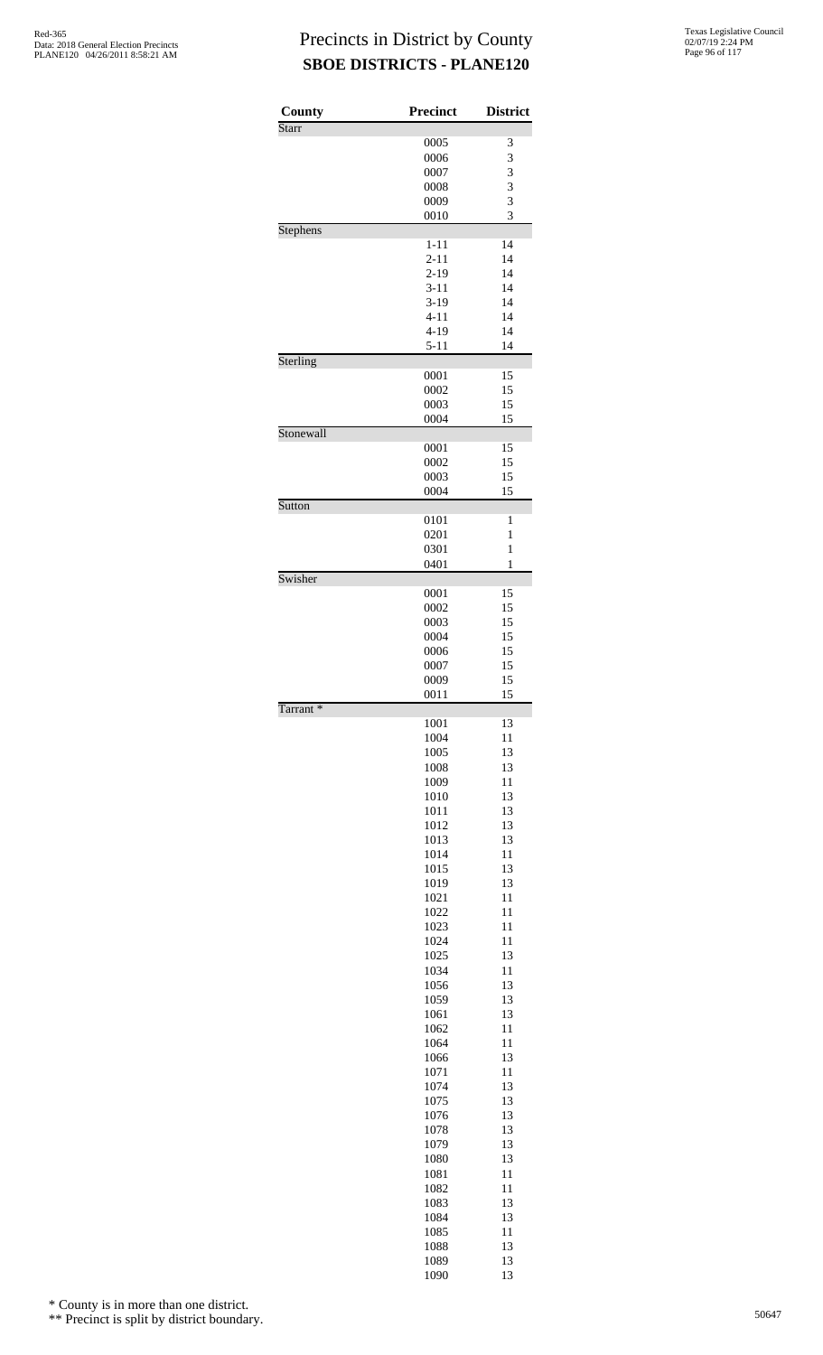# Precincts in District by County

## SBOE DISTRICTS - PLANE120

| County | Precinct | District |
|---|---|---|
| Starr | | |
| | 0005 | 3 |
| | 0006 | 3 |
| | 0007 | 3 |
| | 0008 | 3 |
| | 0009 | 3 |
| | 0010 | 3 |
| Stephens | | |
| | 1-11 | 14 |
| | 2-11 | 14 |
| | 2-19 | 14 |
| | 3-11 | 14 |
| | 3-19 | 14 |
| | 4-11 | 14 |
| | 4-19 | 14 |
| | 5-11 | 14 |
| Sterling | | |
| | 0001 | 15 |
| | 0002 | 15 |
| | 0003 | 15 |
| | 0004 | 15 |
| Stonewall | | |
| | 0001 | 15 |
| | 0002 | 15 |
| | 0003 | 15 |
| | 0004 | 15 |
| Sutton | | |
| | 0101 | 1 |
| | 0201 | 1 |
| | 0301 | 1 |
| | 0401 | 1 |
| Swisher | | |
| | 0001 | 15 |
| | 0002 | 15 |
| | 0003 | 15 |
| | 0004 | 15 |
| | 0006 | 15 |
| | 0007 | 15 |
| | 0009 | 15 |
| | 0011 | 15 |
| Tarrant * | | |
| | 1001 | 13 |
| | 1004 | 11 |
| | 1005 | 13 |
| | 1008 | 13 |
| | 1009 | 11 |
| | 1010 | 13 |
| | 1011 | 13 |
| | 1012 | 13 |
| | 1013 | 13 |
| | 1014 | 11 |
| | 1015 | 13 |
| | 1019 | 13 |
| | 1021 | 11 |
| | 1022 | 11 |
| | 1023 | 11 |
| | 1024 | 11 |
| | 1025 | 13 |
| | 1034 | 11 |
| | 1056 | 13 |
| | 1059 | 13 |
| | 1061 | 13 |
| | 1062 | 11 |
| | 1064 | 11 |
| | 1066 | 13 |
| | 1071 | 11 |
| | 1074 | 13 |
| | 1075 | 13 |
| | 1076 | 13 |
| | 1078 | 13 |
| | 1079 | 13 |
| | 1080 | 13 |
| | 1081 | 11 |
| | 1082 | 11 |
| | 1083 | 13 |
| | 1084 | 13 |
| | 1085 | 11 |
| | 1088 | 13 |
| | 1089 | 13 |
| | 1090 | 13 |

\* County is in more than one district.

\*\* Precinct is split by district boundary.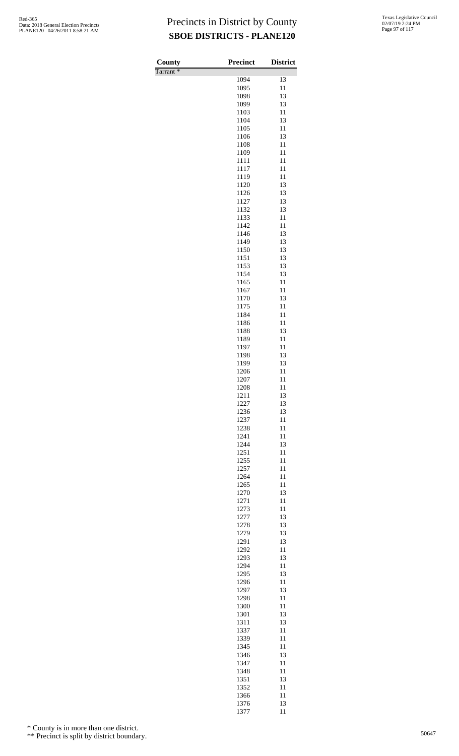# Precincts in District by County

## SBOE DISTRICTS - PLANE120

Red-365
Data: 2018 General Election Precincts
PLANE120 04/26/2011 8:58:21 AM

Texas Legislative Council
02/07/19 2:24 PM

| County | Precinct | District |
|---|---|---|
| Tarrant * | | |
| | 1094 | 13 |
| | 1095 | 11 |
| | 1098 | 13 |
| | 1099 | 13 |
| | 1103 | 11 |
| | 1104 | 13 |
| | 1105 | 11 |
| | 1106 | 13 |
| | 1108 | 11 |
| | 1109 | 11 |
| | 1111 | 11 |
| | 1117 | 11 |
| | 1119 | 11 |
| | 1120 | 13 |
| | 1126 | 13 |
| | 1127 | 13 |
| | 1132 | 13 |
| | 1133 | 11 |
| | 1142 | 11 |
| | 1146 | 13 |
| | 1149 | 13 |
| | 1150 | 13 |
| | 1151 | 13 |
| | 1153 | 13 |
| | 1154 | 13 |
| | 1165 | 11 |
| | 1167 | 11 |
| | 1170 | 13 |
| | 1175 | 11 |
| | 1184 | 11 |
| | 1186 | 11 |
| | 1188 | 13 |
| | 1189 | 11 |
| | 1197 | 11 |
| | 1198 | 13 |
| | 1199 | 13 |
| | 1206 | 11 |
| | 1207 | 11 |
| | 1208 | 11 |
| | 1211 | 13 |
| | 1227 | 13 |
| | 1236 | 13 |
| | 1237 | 11 |
| | 1238 | 11 |
| | 1241 | 11 |
| | 1244 | 13 |
| | 1251 | 11 |
| | 1255 | 11 |
| | 1257 | 11 |
| | 1264 | 11 |
| | 1265 | 11 |
| | 1270 | 13 |
| | 1271 | 11 |
| | 1273 | 11 |
| | 1277 | 13 |
| | 1278 | 13 |
| | 1279 | 13 |
| | 1291 | 13 |
| | 1292 | 11 |
| | 1293 | 13 |
| | 1294 | 11 |
| | 1295 | 13 |
| | 1296 | 11 |
| | 1297 | 13 |
| | 1298 | 11 |
| | 1300 | 11 |
| | 1301 | 13 |
| | 1311 | 13 |
| | 1337 | 11 |
| | 1339 | 11 |
| | 1345 | 11 |
| | 1346 | 13 |
| | 1347 | 11 |
| | 1348 | 11 |
| | 1351 | 13 |
| | 1352 | 11 |
| | 1366 | 11 |
| | 1376 | 13 |
| | 1377 | 11 |

\* County is in more than one district.

\*\* Precinct is split by district boundary.

50647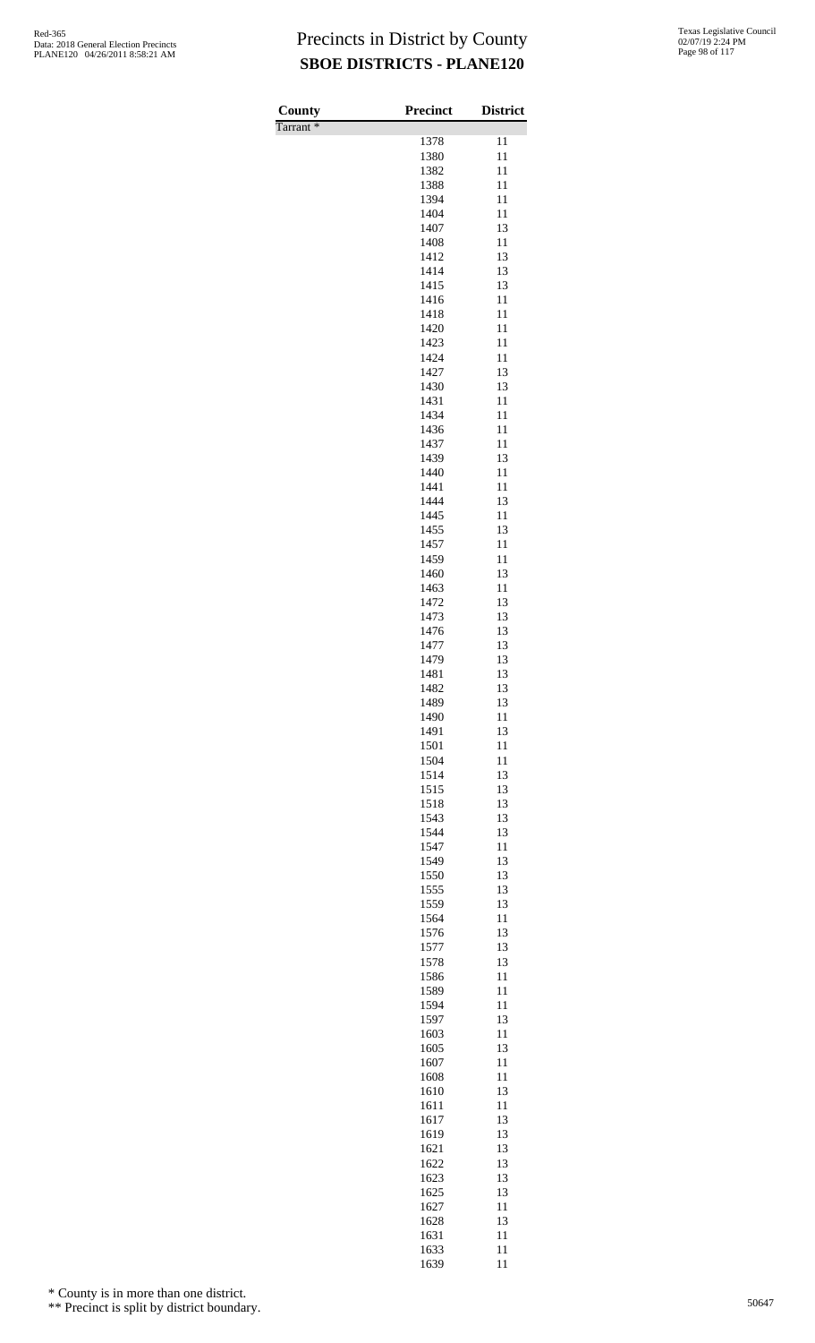# Precincts in District by County

## SBOE DISTRICTS - PLANE120

| County | Precinct | District |
|---|---|---|
| Tarrant * | | |
| | 1378 | 11 |
| | 1380 | 11 |
| | 1382 | 11 |
| | 1388 | 11 |
| | 1394 | 11 |
| | 1404 | 11 |
| | 1407 | 13 |
| | 1408 | 11 |
| | 1412 | 13 |
| | 1414 | 13 |
| | 1415 | 13 |
| | 1416 | 11 |
| | 1418 | 11 |
| | 1420 | 11 |
| | 1423 | 11 |
| | 1424 | 11 |
| | 1427 | 13 |
| | 1430 | 13 |
| | 1431 | 11 |
| | 1434 | 11 |
| | 1436 | 11 |
| | 1437 | 11 |
| | 1439 | 13 |
| | 1440 | 11 |
| | 1441 | 11 |
| | 1444 | 13 |
| | 1445 | 11 |
| | 1455 | 13 |
| | 1457 | 11 |
| | 1459 | 11 |
| | 1460 | 13 |
| | 1463 | 11 |
| | 1472 | 13 |
| | 1473 | 13 |
| | 1476 | 13 |
| | 1477 | 13 |
| | 1479 | 13 |
| | 1481 | 13 |
| | 1482 | 13 |
| | 1489 | 13 |
| | 1490 | 11 |
| | 1491 | 13 |
| | 1501 | 11 |
| | 1504 | 11 |
| | 1514 | 13 |
| | 1515 | 13 |
| | 1518 | 13 |
| | 1543 | 13 |
| | 1544 | 13 |
| | 1547 | 11 |
| | 1549 | 13 |
| | 1550 | 13 |
| | 1555 | 13 |
| | 1559 | 13 |
| | 1564 | 11 |
| | 1576 | 13 |
| | 1577 | 13 |
| | 1578 | 13 |
| | 1586 | 11 |
| | 1589 | 11 |
| | 1594 | 11 |
| | 1597 | 13 |
| | 1603 | 11 |
| | 1605 | 13 |
| | 1607 | 11 |
| | 1608 | 11 |
| | 1610 | 13 |
| | 1611 | 11 |
| | 1617 | 13 |
| | 1619 | 13 |
| | 1621 | 13 |
| | 1622 | 13 |
| | 1623 | 13 |
| | 1625 | 13 |
| | 1627 | 11 |
| | 1628 | 13 |
| | 1631 | 11 |
| | 1633 | 11 |
| | 1639 | 11 |

\* County is in more than one district.

\*\* Precinct is split by district boundary.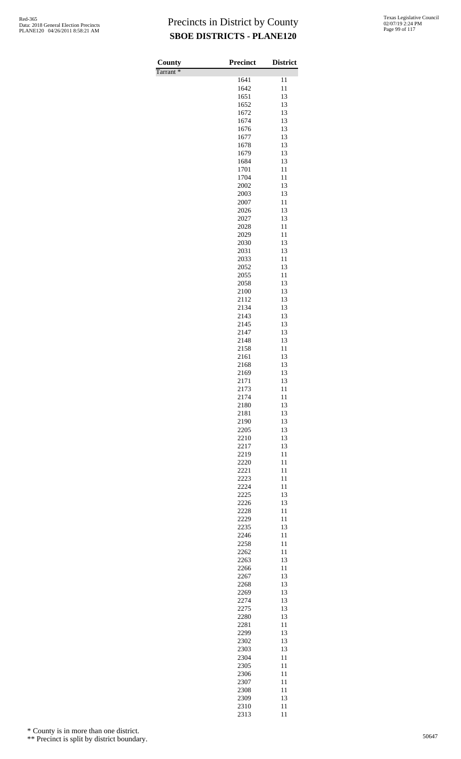# Precincts in District by County

## SBOE DISTRICTS - PLANE120

| County | Precinct | District |
|---|---|---|
| Tarrant * | | |
| | 1641 | 11 |
| | 1642 | 11 |
| | 1651 | 13 |
| | 1652 | 13 |
| | 1672 | 13 |
| | 1674 | 13 |
| | 1676 | 13 |
| | 1677 | 13 |
| | 1678 | 13 |
| | 1679 | 13 |
| | 1684 | 13 |
| | 1701 | 11 |
| | 1704 | 11 |
| | 2002 | 13 |
| | 2003 | 13 |
| | 2007 | 11 |
| | 2026 | 13 |
| | 2027 | 13 |
| | 2028 | 11 |
| | 2029 | 11 |
| | 2030 | 13 |
| | 2031 | 13 |
| | 2033 | 11 |
| | 2052 | 13 |
| | 2055 | 11 |
| | 2058 | 13 |
| | 2100 | 13 |
| | 2112 | 13 |
| | 2134 | 13 |
| | 2143 | 13 |
| | 2145 | 13 |
| | 2147 | 13 |
| | 2148 | 13 |
| | 2158 | 11 |
| | 2161 | 13 |
| | 2168 | 13 |
| | 2169 | 13 |
| | 2171 | 13 |
| | 2173 | 11 |
| | 2174 | 11 |
| | 2180 | 13 |
| | 2181 | 13 |
| | 2190 | 13 |
| | 2205 | 13 |
| | 2210 | 13 |
| | 2217 | 13 |
| | 2219 | 11 |
| | 2220 | 11 |
| | 2221 | 11 |
| | 2223 | 11 |
| | 2224 | 11 |
| | 2225 | 13 |
| | 2226 | 13 |
| | 2228 | 11 |
| | 2229 | 11 |
| | 2235 | 13 |
| | 2246 | 11 |
| | 2258 | 11 |
| | 2262 | 11 |
| | 2263 | 13 |
| | 2266 | 11 |
| | 2267 | 13 |
| | 2268 | 13 |
| | 2269 | 13 |
| | 2274 | 13 |
| | 2275 | 13 |
| | 2280 | 13 |
| | 2281 | 11 |
| | 2299 | 13 |
| | 2302 | 13 |
| | 2303 | 13 |
| | 2304 | 11 |
| | 2305 | 11 |
| | 2306 | 11 |
| | 2307 | 11 |
| | 2308 | 11 |
| | 2309 | 13 |
| | 2310 | 11 |
| | 2313 | 11 |

\* County is in more than one district.

\** Precinct is split by district boundary.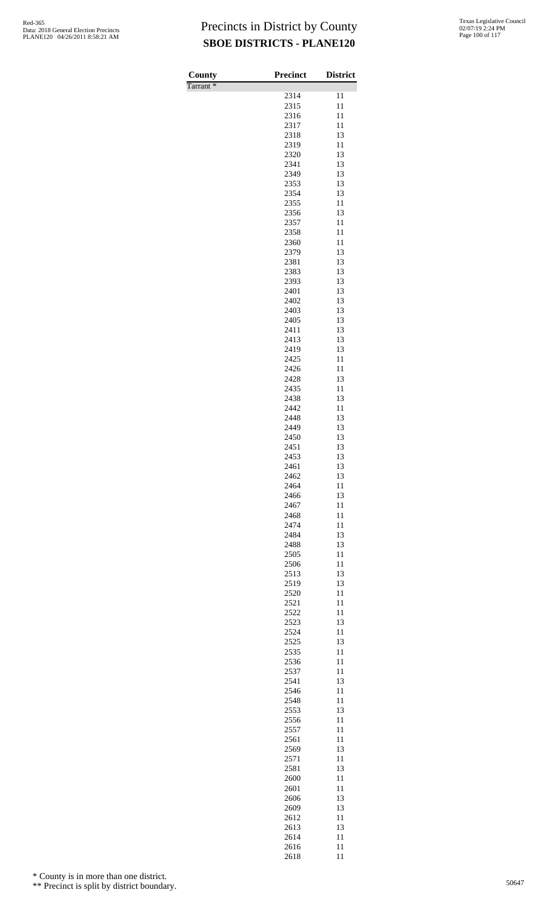# Precincts in District by County
## SBOE DISTRICTS - PLANE120

| County | Precinct | District |
|---|---|---|
| Tarrant * | | |
| | 2314 | 11 |
| | 2315 | 11 |
| | 2316 | 11 |
| | 2317 | 11 |
| | 2318 | 13 |
| | 2319 | 11 |
| | 2320 | 13 |
| | 2341 | 13 |
| | 2349 | 13 |
| | 2353 | 13 |
| | 2354 | 13 |
| | 2355 | 11 |
| | 2356 | 13 |
| | 2357 | 11 |
| | 2358 | 11 |
| | 2360 | 11 |
| | 2379 | 13 |
| | 2381 | 13 |
| | 2383 | 13 |
| | 2393 | 13 |
| | 2401 | 13 |
| | 2402 | 13 |
| | 2403 | 13 |
| | 2405 | 13 |
| | 2411 | 13 |
| | 2413 | 13 |
| | 2419 | 13 |
| | 2425 | 11 |
| | 2426 | 11 |
| | 2428 | 13 |
| | 2435 | 11 |
| | 2438 | 13 |
| | 2442 | 11 |
| | 2448 | 13 |
| | 2449 | 13 |
| | 2450 | 13 |
| | 2451 | 13 |
| | 2453 | 13 |
| | 2461 | 13 |
| | 2462 | 13 |
| | 2464 | 11 |
| | 2466 | 13 |
| | 2467 | 11 |
| | 2468 | 11 |
| | 2474 | 11 |
| | 2484 | 13 |
| | 2488 | 13 |
| | 2505 | 11 |
| | 2506 | 11 |
| | 2513 | 13 |
| | 2519 | 13 |
| | 2520 | 11 |
| | 2521 | 11 |
| | 2522 | 11 |
| | 2523 | 13 |
| | 2524 | 11 |
| | 2525 | 13 |
| | 2535 | 11 |
| | 2536 | 11 |
| | 2537 | 11 |
| | 2541 | 13 |
| | 2546 | 11 |
| | 2548 | 11 |
| | 2553 | 13 |
| | 2556 | 11 |
| | 2557 | 11 |
| | 2561 | 11 |
| | 2569 | 13 |
| | 2571 | 11 |
| | 2581 | 13 |
| | 2600 | 11 |
| | 2601 | 11 |
| | 2606 | 13 |
| | 2609 | 13 |
| | 2612 | 11 |
| | 2613 | 13 |
| | 2614 | 11 |
| | 2616 | 11 |
| | 2618 | 11 |

\* County is in more than one district.

\*\* Precinct is split by district boundary.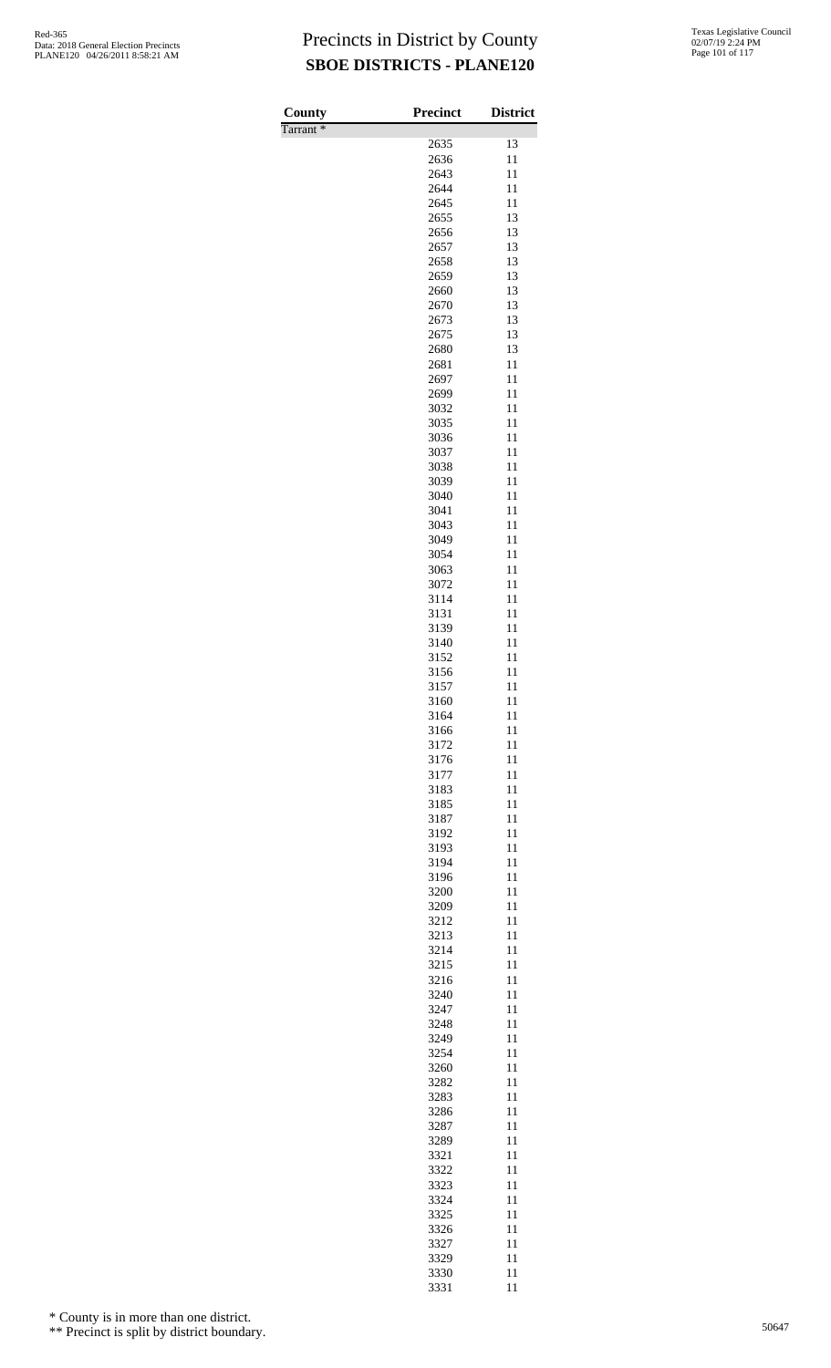# Precincts in District by County
## SBOE DISTRICTS - PLANE120

| County | Precinct | District |
|---|---|---|
| Tarrant * | | |
| | 2635 | 13 |
| | 2636 | 11 |
| | 2643 | 11 |
| | 2644 | 11 |
| | 2645 | 11 |
| | 2655 | 13 |
| | 2656 | 13 |
| | 2657 | 13 |
| | 2658 | 13 |
| | 2659 | 13 |
| | 2660 | 13 |
| | 2670 | 13 |
| | 2673 | 13 |
| | 2675 | 13 |
| | 2680 | 13 |
| | 2681 | 11 |
| | 2697 | 11 |
| | 2699 | 11 |
| | 3032 | 11 |
| | 3035 | 11 |
| | 3036 | 11 |
| | 3037 | 11 |
| | 3038 | 11 |
| | 3039 | 11 |
| | 3040 | 11 |
| | 3041 | 11 |
| | 3043 | 11 |
| | 3049 | 11 |
| | 3054 | 11 |
| | 3063 | 11 |
| | 3072 | 11 |
| | 3114 | 11 |
| | 3131 | 11 |
| | 3139 | 11 |
| | 3140 | 11 |
| | 3152 | 11 |
| | 3156 | 11 |
| | 3157 | 11 |
| | 3160 | 11 |
| | 3164 | 11 |
| | 3166 | 11 |
| | 3172 | 11 |
| | 3176 | 11 |
| | 3177 | 11 |
| | 3183 | 11 |
| | 3185 | 11 |
| | 3187 | 11 |
| | 3192 | 11 |
| | 3193 | 11 |
| | 3194 | 11 |
| | 3196 | 11 |
| | 3200 | 11 |
| | 3209 | 11 |
| | 3212 | 11 |
| | 3213 | 11 |
| | 3214 | 11 |
| | 3215 | 11 |
| | 3216 | 11 |
| | 3240 | 11 |
| | 3247 | 11 |
| | 3248 | 11 |
| | 3249 | 11 |
| | 3254 | 11 |
| | 3260 | 11 |
| | 3282 | 11 |
| | 3283 | 11 |
| | 3286 | 11 |
| | 3287 | 11 |
| | 3289 | 11 |
| | 3321 | 11 |
| | 3322 | 11 |
| | 3323 | 11 |
| | 3324 | 11 |
| | 3325 | 11 |
| | 3326 | 11 |
| | 3327 | 11 |
| | 3329 | 11 |
| | 3330 | 11 |
| | 3331 | 11 |

\* County is in more than one district.

** Precinct is split by district boundary.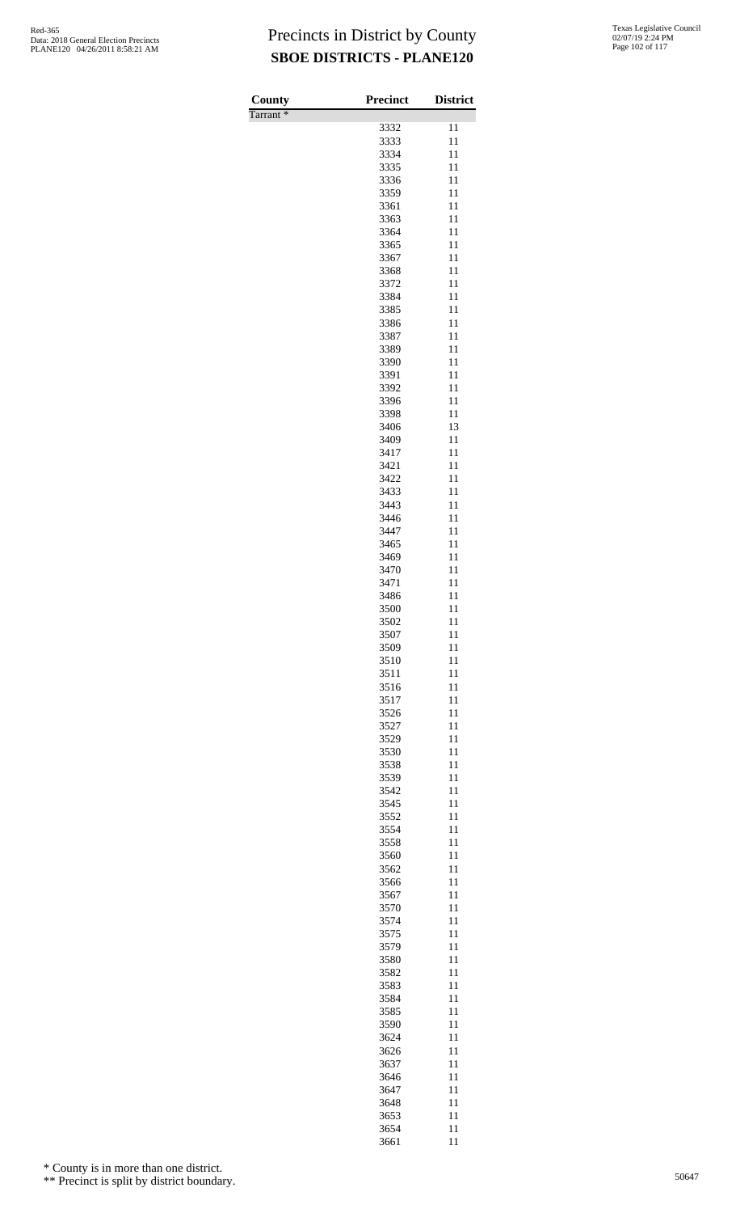# Precincts in District by County
## SBOE DISTRICTS - PLANE120

| County | Precinct | District |
|---|---|---|
| Tarrant * | | |
| | 3332 | 11 |
| | 3333 | 11 |
| | 3334 | 11 |
| | 3335 | 11 |
| | 3336 | 11 |
| | 3359 | 11 |
| | 3361 | 11 |
| | 3363 | 11 |
| | 3364 | 11 |
| | 3365 | 11 |
| | 3367 | 11 |
| | 3368 | 11 |
| | 3372 | 11 |
| | 3384 | 11 |
| | 3385 | 11 |
| | 3386 | 11 |
| | 3387 | 11 |
| | 3389 | 11 |
| | 3390 | 11 |
| | 3391 | 11 |
| | 3392 | 11 |
| | 3396 | 11 |
| | 3398 | 11 |
| | 3406 | 13 |
| | 3409 | 11 |
| | 3417 | 11 |
| | 3421 | 11 |
| | 3422 | 11 |
| | 3433 | 11 |
| | 3443 | 11 |
| | 3446 | 11 |
| | 3447 | 11 |
| | 3465 | 11 |
| | 3469 | 11 |
| | 3470 | 11 |
| | 3471 | 11 |
| | 3486 | 11 |
| | 3500 | 11 |
| | 3502 | 11 |
| | 3507 | 11 |
| | 3509 | 11 |
| | 3510 | 11 |
| | 3511 | 11 |
| | 3516 | 11 |
| | 3517 | 11 |
| | 3526 | 11 |
| | 3527 | 11 |
| | 3529 | 11 |
| | 3530 | 11 |
| | 3538 | 11 |
| | 3539 | 11 |
| | 3542 | 11 |
| | 3545 | 11 |
| | 3552 | 11 |
| | 3554 | 11 |
| | 3558 | 11 |
| | 3560 | 11 |
| | 3562 | 11 |
| | 3566 | 11 |
| | 3567 | 11 |
| | 3570 | 11 |
| | 3574 | 11 |
| | 3575 | 11 |
| | 3579 | 11 |
| | 3580 | 11 |
| | 3582 | 11 |
| | 3583 | 11 |
| | 3584 | 11 |
| | 3585 | 11 |
| | 3590 | 11 |
| | 3624 | 11 |
| | 3626 | 11 |
| | 3637 | 11 |
| | 3646 | 11 |
| | 3647 | 11 |
| | 3648 | 11 |
| | 3653 | 11 |
| | 3654 | 11 |
| | 3661 | 11 |

\* County is in more than one district.

\*\* Precinct is split by district boundary.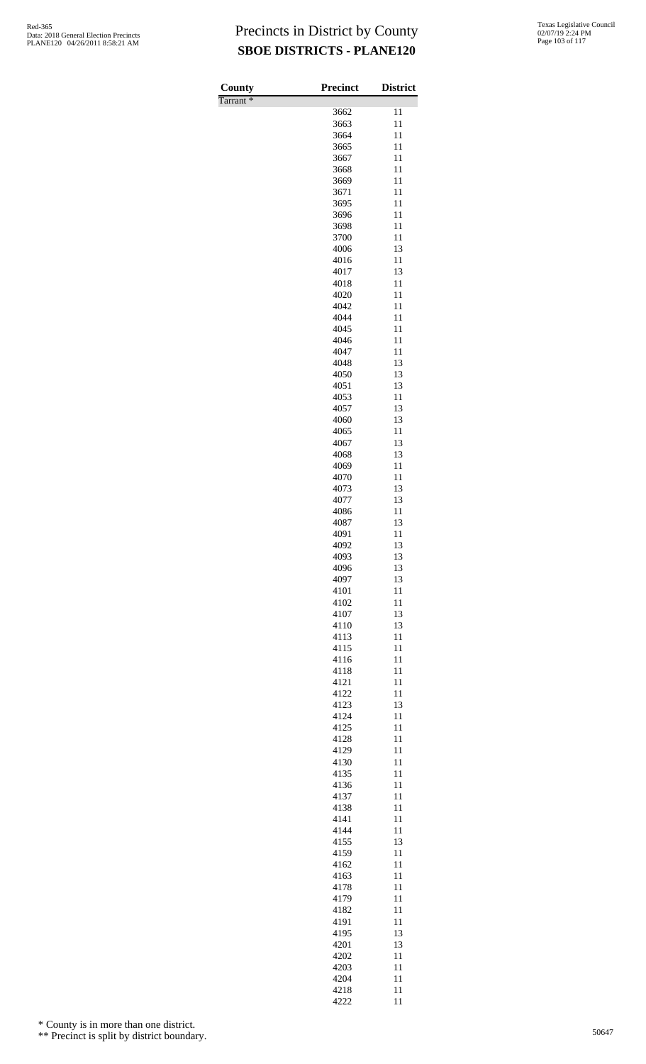# Precincts in District by County

## SBOE DISTRICTS - PLANE120

| County | Precinct | District |
|---|---|---|
| Tarrant * | | |
| | 3662 | 11 |
| | 3663 | 11 |
| | 3664 | 11 |
| | 3665 | 11 |
| | 3667 | 11 |
| | 3668 | 11 |
| | 3669 | 11 |
| | 3671 | 11 |
| | 3695 | 11 |
| | 3696 | 11 |
| | 3698 | 11 |
| | 3700 | 11 |
| | 4006 | 13 |
| | 4016 | 11 |
| | 4017 | 13 |
| | 4018 | 11 |
| | 4020 | 11 |
| | 4042 | 11 |
| | 4044 | 11 |
| | 4045 | 11 |
| | 4046 | 11 |
| | 4047 | 11 |
| | 4048 | 13 |
| | 4050 | 13 |
| | 4051 | 13 |
| | 4053 | 11 |
| | 4057 | 13 |
| | 4060 | 13 |
| | 4065 | 11 |
| | 4067 | 13 |
| | 4068 | 13 |
| | 4069 | 11 |
| | 4070 | 11 |
| | 4073 | 13 |
| | 4077 | 13 |
| | 4086 | 11 |
| | 4087 | 13 |
| | 4091 | 11 |
| | 4092 | 13 |
| | 4093 | 13 |
| | 4096 | 13 |
| | 4097 | 13 |
| | 4101 | 11 |
| | 4102 | 11 |
| | 4107 | 13 |
| | 4110 | 13 |
| | 4113 | 11 |
| | 4115 | 11 |
| | 4116 | 11 |
| | 4118 | 11 |
| | 4121 | 11 |
| | 4122 | 11 |
| | 4123 | 13 |
| | 4124 | 11 |
| | 4125 | 11 |
| | 4128 | 11 |
| | 4129 | 11 |
| | 4130 | 11 |
| | 4135 | 11 |
| | 4136 | 11 |
| | 4137 | 11 |
| | 4138 | 11 |
| | 4141 | 11 |
| | 4144 | 11 |
| | 4155 | 13 |
| | 4159 | 11 |
| | 4162 | 11 |
| | 4163 | 11 |
| | 4178 | 11 |
| | 4179 | 11 |
| | 4182 | 11 |
| | 4191 | 11 |
| | 4195 | 13 |
| | 4201 | 13 |
| | 4202 | 11 |
| | 4203 | 11 |
| | 4204 | 11 |
| | 4218 | 11 |
| | 4222 | 11 |

\* County is in more than one district.

\*\* Precinct is split by district boundary.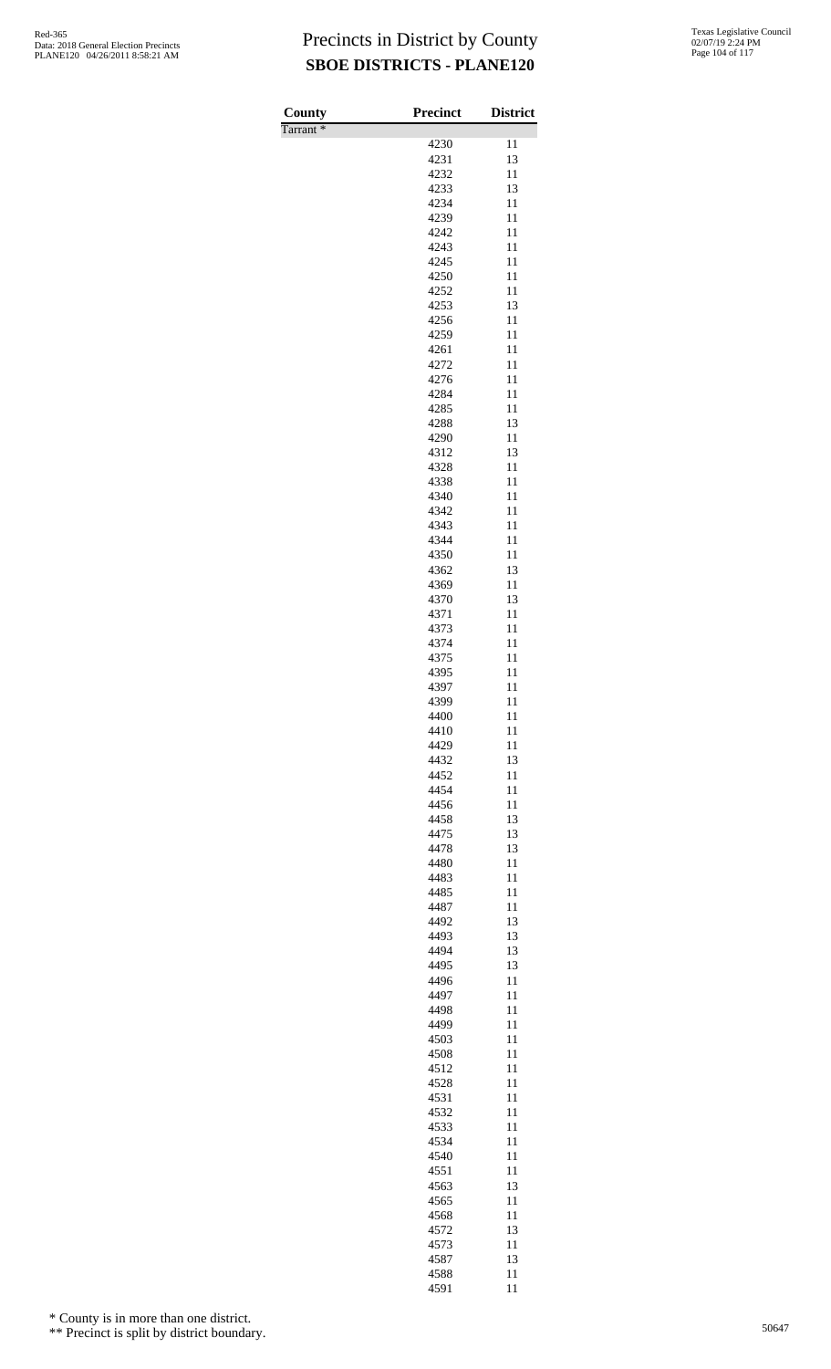# Precincts in District by County
## SBOE DISTRICTS - PLANE120

| County | Precinct | District |
|---|---|---|
| Tarrant * | | |
| | 4230 | 11 |
| | 4231 | 13 |
| | 4232 | 11 |
| | 4233 | 13 |
| | 4234 | 11 |
| | 4239 | 11 |
| | 4242 | 11 |
| | 4243 | 11 |
| | 4245 | 11 |
| | 4250 | 11 |
| | 4252 | 11 |
| | 4253 | 13 |
| | 4256 | 11 |
| | 4259 | 11 |
| | 4261 | 11 |
| | 4272 | 11 |
| | 4276 | 11 |
| | 4284 | 11 |
| | 4285 | 11 |
| | 4288 | 13 |
| | 4290 | 11 |
| | 4312 | 13 |
| | 4328 | 11 |
| | 4338 | 11 |
| | 4340 | 11 |
| | 4342 | 11 |
| | 4343 | 11 |
| | 4344 | 11 |
| | 4350 | 11 |
| | 4362 | 13 |
| | 4369 | 11 |
| | 4370 | 13 |
| | 4371 | 11 |
| | 4373 | 11 |
| | 4374 | 11 |
| | 4375 | 11 |
| | 4395 | 11 |
| | 4397 | 11 |
| | 4399 | 11 |
| | 4400 | 11 |
| | 4410 | 11 |
| | 4429 | 11 |
| | 4432 | 13 |
| | 4452 | 11 |
| | 4454 | 11 |
| | 4456 | 11 |
| | 4458 | 13 |
| | 4475 | 13 |
| | 4478 | 13 |
| | 4480 | 11 |
| | 4483 | 11 |
| | 4485 | 11 |
| | 4487 | 11 |
| | 4492 | 13 |
| | 4493 | 13 |
| | 4494 | 13 |
| | 4495 | 13 |
| | 4496 | 11 |
| | 4497 | 11 |
| | 4498 | 11 |
| | 4499 | 11 |
| | 4503 | 11 |
| | 4508 | 11 |
| | 4512 | 11 |
| | 4528 | 11 |
| | 4531 | 11 |
| | 4532 | 11 |
| | 4533 | 11 |
| | 4534 | 11 |
| | 4540 | 11 |
| | 4551 | 11 |
| | 4563 | 13 |
| | 4565 | 11 |
| | 4568 | 11 |
| | 4572 | 13 |
| | 4573 | 11 |
| | 4587 | 13 |
| | 4588 | 11 |
| | 4591 | 11 |

\* County is in more than one district.

\** Precinct is split by district boundary.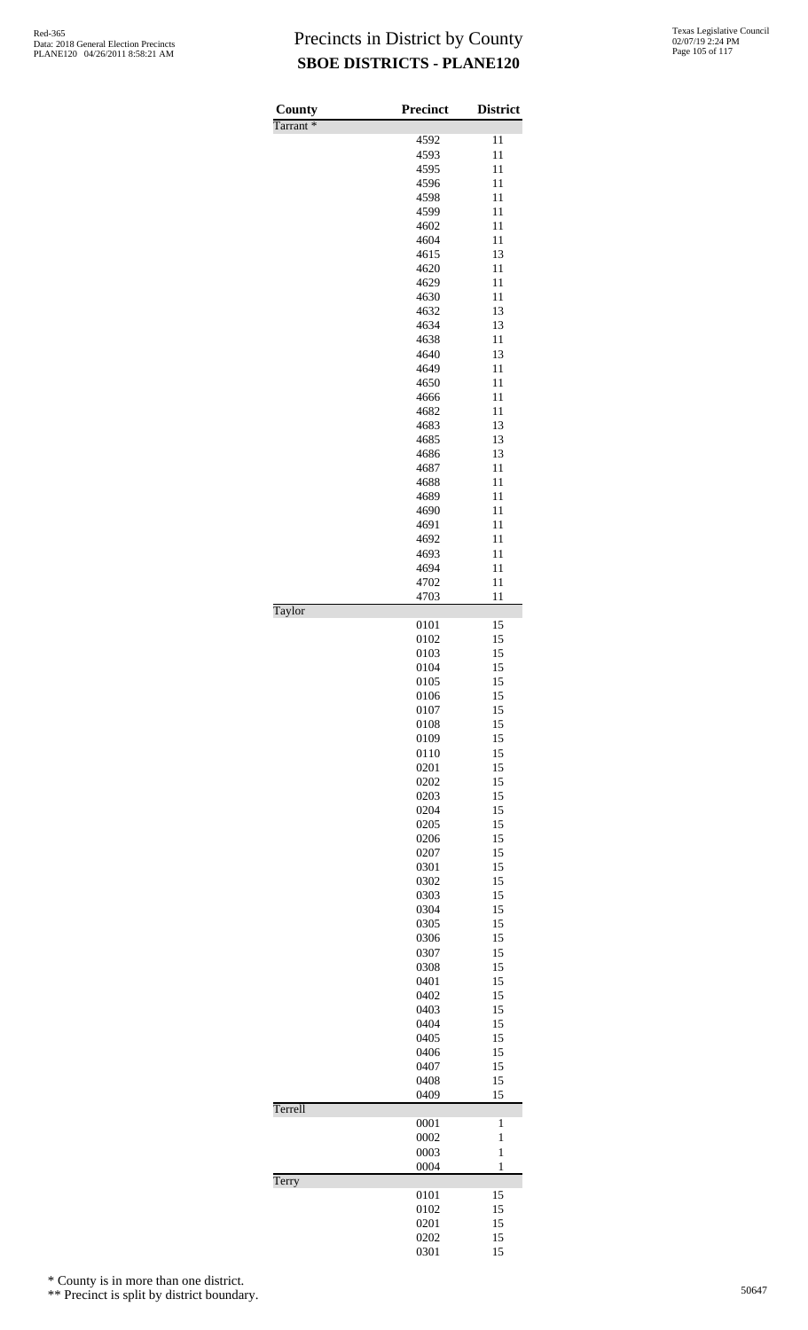# Precincts in District by County
## SBOE DISTRICTS - PLANE120

| County | Precinct | District |
|---|---|---|
| Tarrant * | | |
| | 4592 | 11 |
| | 4593 | 11 |
| | 4595 | 11 |
| | 4596 | 11 |
| | 4598 | 11 |
| | 4599 | 11 |
| | 4602 | 11 |
| | 4604 | 11 |
| | 4615 | 13 |
| | 4620 | 11 |
| | 4629 | 11 |
| | 4630 | 11 |
| | 4632 | 13 |
| | 4634 | 13 |
| | 4638 | 11 |
| | 4640 | 13 |
| | 4649 | 11 |
| | 4650 | 11 |
| | 4666 | 11 |
| | 4682 | 11 |
| | 4683 | 13 |
| | 4685 | 13 |
| | 4686 | 13 |
| | 4687 | 11 |
| | 4688 | 11 |
| | 4689 | 11 |
| | 4690 | 11 |
| | 4691 | 11 |
| | 4692 | 11 |
| | 4693 | 11 |
| | 4694 | 11 |
| | 4702 | 11 |
| | 4703 | 11 |
| Taylor | | |
| | 0101 | 15 |
| | 0102 | 15 |
| | 0103 | 15 |
| | 0104 | 15 |
| | 0105 | 15 |
| | 0106 | 15 |
| | 0107 | 15 |
| | 0108 | 15 |
| | 0109 | 15 |
| | 0110 | 15 |
| | 0201 | 15 |
| | 0202 | 15 |
| | 0203 | 15 |
| | 0204 | 15 |
| | 0205 | 15 |
| | 0206 | 15 |
| | 0207 | 15 |
| | 0301 | 15 |
| | 0302 | 15 |
| | 0303 | 15 |
| | 0304 | 15 |
| | 0305 | 15 |
| | 0306 | 15 |
| | 0307 | 15 |
| | 0308 | 15 |
| | 0401 | 15 |
| | 0402 | 15 |
| | 0403 | 15 |
| | 0404 | 15 |
| | 0405 | 15 |
| | 0406 | 15 |
| | 0407 | 15 |
| | 0408 | 15 |
| | 0409 | 15 |
| Terrell | | |
| | 0001 | 1 |
| | 0002 | 1 |
| | 0003 | 1 |
| | 0004 | 1 |
| Terry | | |
| | 0101 | 15 |
| | 0102 | 15 |
| | 0201 | 15 |
| | 0202 | 15 |
| | 0301 | 15 |

\* County is in more than one district.

\** Precinct is split by district boundary.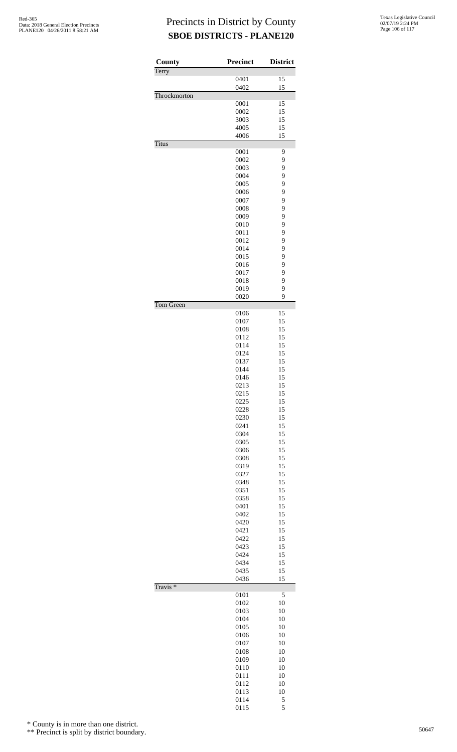# Precincts in District by County
## SBOE DISTRICTS - PLANE120

| County | Precinct | District |
|---|---|---|
| Terry | | |
| | 0401 | 15 |
| | 0402 | 15 |
| Throckmorton | | |
| | 0001 | 15 |
| | 0002 | 15 |
| | 3003 | 15 |
| | 4005 | 15 |
| | 4006 | 15 |
| Titus | | |
| | 0001 | 9 |
| | 0002 | 9 |
| | 0003 | 9 |
| | 0004 | 9 |
| | 0005 | 9 |
| | 0006 | 9 |
| | 0007 | 9 |
| | 0008 | 9 |
| | 0009 | 9 |
| | 0010 | 9 |
| | 0011 | 9 |
| | 0012 | 9 |
| | 0014 | 9 |
| | 0015 | 9 |
| | 0016 | 9 |
| | 0017 | 9 |
| | 0018 | 9 |
| | 0019 | 9 |
| | 0020 | 9 |
| Tom Green | | |
| | 0106 | 15 |
| | 0107 | 15 |
| | 0108 | 15 |
| | 0112 | 15 |
| | 0114 | 15 |
| | 0124 | 15 |
| | 0137 | 15 |
| | 0144 | 15 |
| | 0146 | 15 |
| | 0213 | 15 |
| | 0215 | 15 |
| | 0225 | 15 |
| | 0228 | 15 |
| | 0230 | 15 |
| | 0241 | 15 |
| | 0304 | 15 |
| | 0305 | 15 |
| | 0306 | 15 |
| | 0308 | 15 |
| | 0319 | 15 |
| | 0327 | 15 |
| | 0348 | 15 |
| | 0351 | 15 |
| | 0358 | 15 |
| | 0401 | 15 |
| | 0402 | 15 |
| | 0420 | 15 |
| | 0421 | 15 |
| | 0422 | 15 |
| | 0423 | 15 |
| | 0424 | 15 |
| | 0434 | 15 |
| | 0435 | 15 |
| | 0436 | 15 |
| Travis * | | |
| | 0101 | 5 |
| | 0102 | 10 |
| | 0103 | 10 |
| | 0104 | 10 |
| | 0105 | 10 |
| | 0106 | 10 |
| | 0107 | 10 |
| | 0108 | 10 |
| | 0109 | 10 |
| | 0110 | 10 |
| | 0111 | 10 |
| | 0112 | 10 |
| | 0113 | 10 |
| | 0114 | 5 |
| | 0115 | 5 |

\* County is in more than one district.

** Precinct is split by district boundary.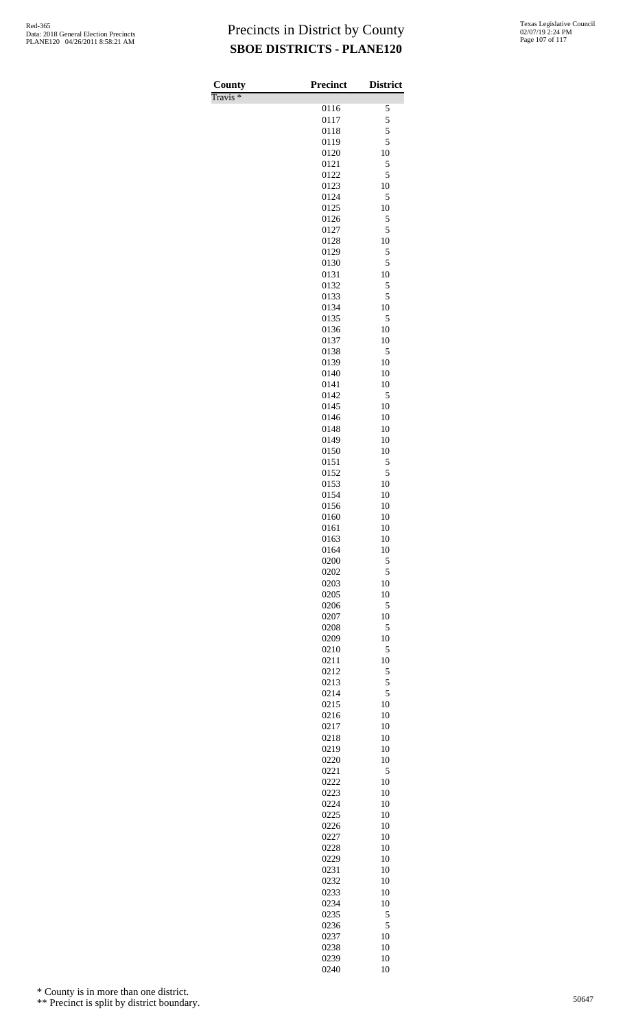# Precincts in District by County
## SBOE DISTRICTS - PLANE120

| County | Precinct | District |
|---|---|---|
| Travis * | | |
| | 0116 | 5 |
| | 0117 | 5 |
| | 0118 | 5 |
| | 0119 | 5 |
| | 0120 | 10 |
| | 0121 | 5 |
| | 0122 | 5 |
| | 0123 | 10 |
| | 0124 | 5 |
| | 0125 | 10 |
| | 0126 | 5 |
| | 0127 | 5 |
| | 0128 | 10 |
| | 0129 | 5 |
| | 0130 | 5 |
| | 0131 | 10 |
| | 0132 | 5 |
| | 0133 | 5 |
| | 0134 | 10 |
| | 0135 | 5 |
| | 0136 | 10 |
| | 0137 | 10 |
| | 0138 | 5 |
| | 0139 | 10 |
| | 0140 | 10 |
| | 0141 | 10 |
| | 0142 | 5 |
| | 0145 | 10 |
| | 0146 | 10 |
| | 0148 | 10 |
| | 0149 | 10 |
| | 0150 | 10 |
| | 0151 | 5 |
| | 0152 | 5 |
| | 0153 | 10 |
| | 0154 | 10 |
| | 0156 | 10 |
| | 0160 | 10 |
| | 0161 | 10 |
| | 0163 | 10 |
| | 0164 | 10 |
| | 0200 | 5 |
| | 0202 | 5 |
| | 0203 | 10 |
| | 0205 | 10 |
| | 0206 | 5 |
| | 0207 | 10 |
| | 0208 | 5 |
| | 0209 | 10 |
| | 0210 | 5 |
| | 0211 | 10 |
| | 0212 | 5 |
| | 0213 | 5 |
| | 0214 | 5 |
| | 0215 | 10 |
| | 0216 | 10 |
| | 0217 | 10 |
| | 0218 | 10 |
| | 0219 | 10 |
| | 0220 | 10 |
| | 0221 | 5 |
| | 0222 | 10 |
| | 0223 | 10 |
| | 0224 | 10 |
| | 0225 | 10 |
| | 0226 | 10 |
| | 0227 | 10 |
| | 0228 | 10 |
| | 0229 | 10 |
| | 0231 | 10 |
| | 0232 | 10 |
| | 0233 | 10 |
| | 0234 | 10 |
| | 0235 | 5 |
| | 0236 | 5 |
| | 0237 | 10 |
| | 0238 | 10 |
| | 0239 | 10 |
| | 0240 | 10 |

\* County is in more than one district.

\*\* Precinct is split by district boundary.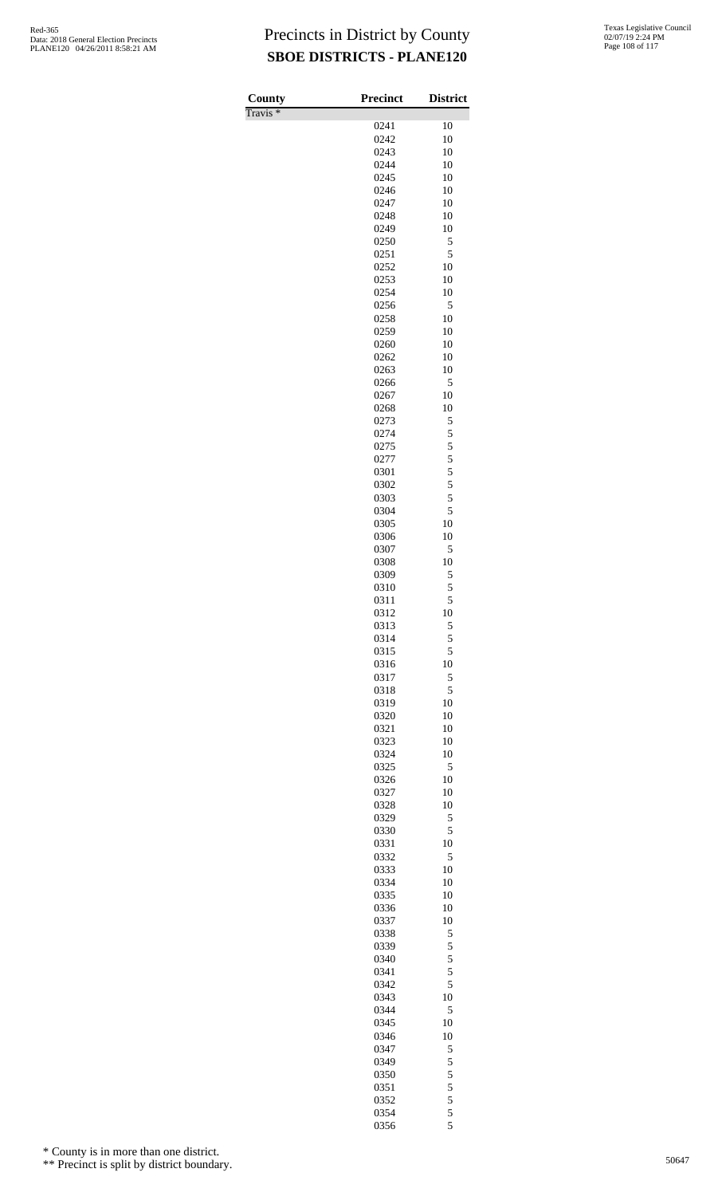# Precincts in District by County

## SBOE DISTRICTS - PLANE120

| County | Precinct | District |
|---|---|---|
| Travis * | | |
| | 0241 | 10 |
| | 0242 | 10 |
| | 0243 | 10 |
| | 0244 | 10 |
| | 0245 | 10 |
| | 0246 | 10 |
| | 0247 | 10 |
| | 0248 | 10 |
| | 0249 | 10 |
| | 0250 | 5 |
| | 0251 | 5 |
| | 0252 | 10 |
| | 0253 | 10 |
| | 0254 | 10 |
| | 0256 | 5 |
| | 0258 | 10 |
| | 0259 | 10 |
| | 0260 | 10 |
| | 0262 | 10 |
| | 0263 | 10 |
| | 0266 | 5 |
| | 0267 | 10 |
| | 0268 | 10 |
| | 0273 | 5 |
| | 0274 | 5 |
| | 0275 | 5 |
| | 0277 | 5 |
| | 0301 | 5 |
| | 0302 | 5 |
| | 0303 | 5 |
| | 0304 | 5 |
| | 0305 | 10 |
| | 0306 | 10 |
| | 0307 | 5 |
| | 0308 | 10 |
| | 0309 | 5 |
| | 0310 | 5 |
| | 0311 | 5 |
| | 0312 | 10 |
| | 0313 | 5 |
| | 0314 | 5 |
| | 0315 | 5 |
| | 0316 | 10 |
| | 0317 | 5 |
| | 0318 | 5 |
| | 0319 | 10 |
| | 0320 | 10 |
| | 0321 | 10 |
| | 0323 | 10 |
| | 0324 | 10 |
| | 0325 | 5 |
| | 0326 | 10 |
| | 0327 | 10 |
| | 0328 | 10 |
| | 0329 | 5 |
| | 0330 | 5 |
| | 0331 | 10 |
| | 0332 | 5 |
| | 0333 | 10 |
| | 0334 | 10 |
| | 0335 | 10 |
| | 0336 | 10 |
| | 0337 | 10 |
| | 0338 | 5 |
| | 0339 | 5 |
| | 0340 | 5 |
| | 0341 | 5 |
| | 0342 | 5 |
| | 0343 | 10 |
| | 0344 | 5 |
| | 0345 | 10 |
| | 0346 | 10 |
| | 0347 | 5 |
| | 0349 | 5 |
| | 0350 | 5 |
| | 0351 | 5 |
| | 0352 | 5 |
| | 0354 | 5 |
| | 0356 | 5 |

\* County is in more than one district.

\*\* Precinct is split by district boundary.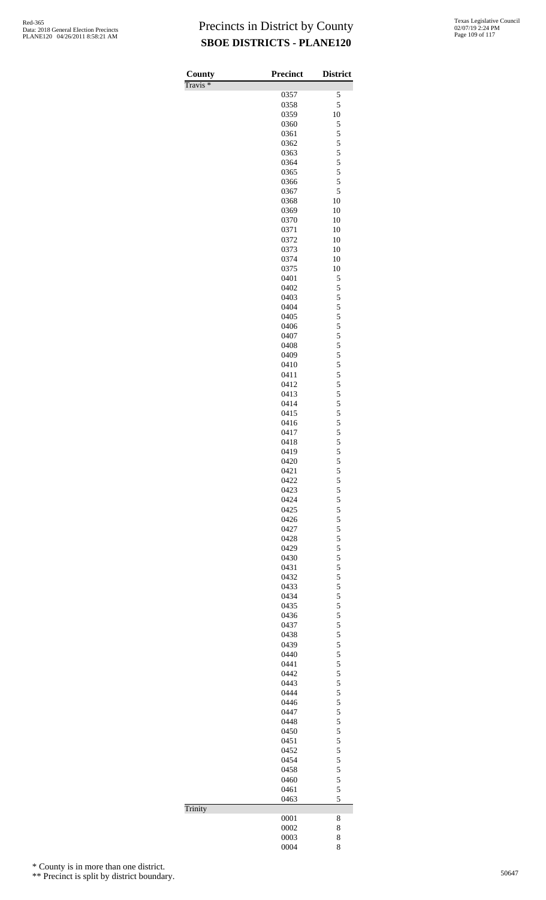# Precincts in District by County

## SBOE DISTRICTS - PLANE120

| County | Precinct | District |
|---|---|---|
| Travis * | | |
| | 0357 | 5 |
| | 0358 | 5 |
| | 0359 | 10 |
| | 0360 | 5 |
| | 0361 | 5 |
| | 0362 | 5 |
| | 0363 | 5 |
| | 0364 | 5 |
| | 0365 | 5 |
| | 0366 | 5 |
| | 0367 | 5 |
| | 0368 | 10 |
| | 0369 | 10 |
| | 0370 | 10 |
| | 0371 | 10 |
| | 0372 | 10 |
| | 0373 | 10 |
| | 0374 | 10 |
| | 0375 | 10 |
| | 0401 | 5 |
| | 0402 | 5 |
| | 0403 | 5 |
| | 0404 | 5 |
| | 0405 | 5 |
| | 0406 | 5 |
| | 0407 | 5 |
| | 0408 | 5 |
| | 0409 | 5 |
| | 0410 | 5 |
| | 0411 | 5 |
| | 0412 | 5 |
| | 0413 | 5 |
| | 0414 | 5 |
| | 0415 | 5 |
| | 0416 | 5 |
| | 0417 | 5 |
| | 0418 | 5 |
| | 0419 | 5 |
| | 0420 | 5 |
| | 0421 | 5 |
| | 0422 | 5 |
| | 0423 | 5 |
| | 0424 | 5 |
| | 0425 | 5 |
| | 0426 | 5 |
| | 0427 | 5 |
| | 0428 | 5 |
| | 0429 | 5 |
| | 0430 | 5 |
| | 0431 | 5 |
| | 0432 | 5 |
| | 0433 | 5 |
| | 0434 | 5 |
| | 0435 | 5 |
| | 0436 | 5 |
| | 0437 | 5 |
| | 0438 | 5 |
| | 0439 | 5 |
| | 0440 | 5 |
| | 0441 | 5 |
| | 0442 | 5 |
| | 0443 | 5 |
| | 0444 | 5 |
| | 0446 | 5 |
| | 0447 | 5 |
| | 0448 | 5 |
| | 0450 | 5 |
| | 0451 | 5 |
| | 0452 | 5 |
| | 0454 | 5 |
| | 0458 | 5 |
| | 0460 | 5 |
| | 0461 | 5 |
| | 0463 | 5 |
| Trinity | | |
| | 0001 | 8 |
| | 0002 | 8 |
| | 0003 | 8 |
| | 0004 | 8 |

\* County is in more than one district.

\*\* Precinct is split by district boundary.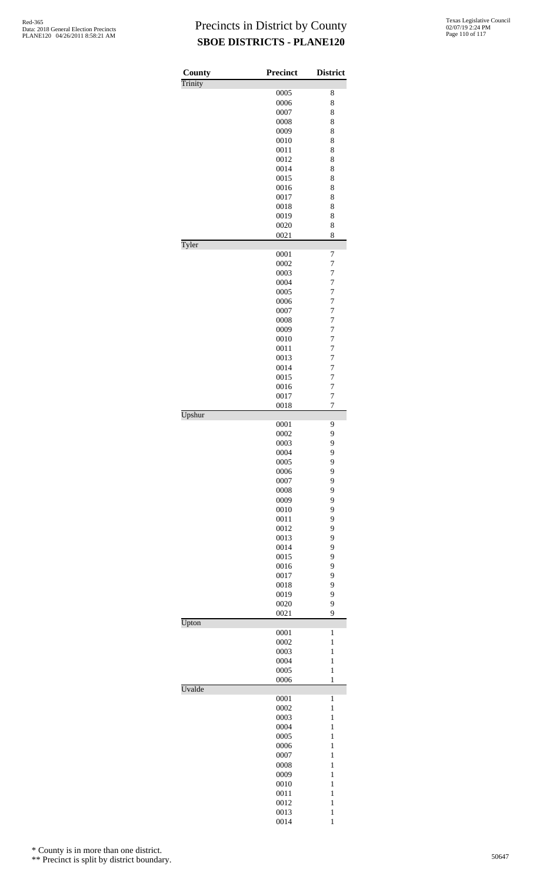# Precincts in District by County
## SBOE DISTRICTS - PLANE120

| County | Precinct | District |
|---|---|---|
| Trinity | | |
| | 0005 | 8 |
| | 0006 | 8 |
| | 0007 | 8 |
| | 0008 | 8 |
| | 0009 | 8 |
| | 0010 | 8 |
| | 0011 | 8 |
| | 0012 | 8 |
| | 0014 | 8 |
| | 0015 | 8 |
| | 0016 | 8 |
| | 0017 | 8 |
| | 0018 | 8 |
| | 0019 | 8 |
| | 0020 | 8 |
| | 0021 | 8 |
| Tyler | | |
| | 0001 | 7 |
| | 0002 | 7 |
| | 0003 | 7 |
| | 0004 | 7 |
| | 0005 | 7 |
| | 0006 | 7 |
| | 0007 | 7 |
| | 0008 | 7 |
| | 0009 | 7 |
| | 0010 | 7 |
| | 0011 | 7 |
| | 0013 | 7 |
| | 0014 | 7 |
| | 0015 | 7 |
| | 0016 | 7 |
| | 0017 | 7 |
| | 0018 | 7 |
| Upshur | | |
| | 0001 | 9 |
| | 0002 | 9 |
| | 0003 | 9 |
| | 0004 | 9 |
| | 0005 | 9 |
| | 0006 | 9 |
| | 0007 | 9 |
| | 0008 | 9 |
| | 0009 | 9 |
| | 0010 | 9 |
| | 0011 | 9 |
| | 0012 | 9 |
| | 0013 | 9 |
| | 0014 | 9 |
| | 0015 | 9 |
| | 0016 | 9 |
| | 0017 | 9 |
| | 0018 | 9 |
| | 0019 | 9 |
| | 0020 | 9 |
| | 0021 | 9 |
| Upton | | |
| | 0001 | 1 |
| | 0002 | 1 |
| | 0003 | 1 |
| | 0004 | 1 |
| | 0005 | 1 |
| | 0006 | 1 |
| Uvalde | | |
| | 0001 | 1 |
| | 0002 | 1 |
| | 0003 | 1 |
| | 0004 | 1 |
| | 0005 | 1 |
| | 0006 | 1 |
| | 0007 | 1 |
| | 0008 | 1 |
| | 0009 | 1 |
| | 0010 | 1 |
| | 0011 | 1 |
| | 0012 | 1 |
| | 0013 | 1 |
| | 0014 | 1 |

\* County is in more than one district.

\*\* Precinct is split by district boundary.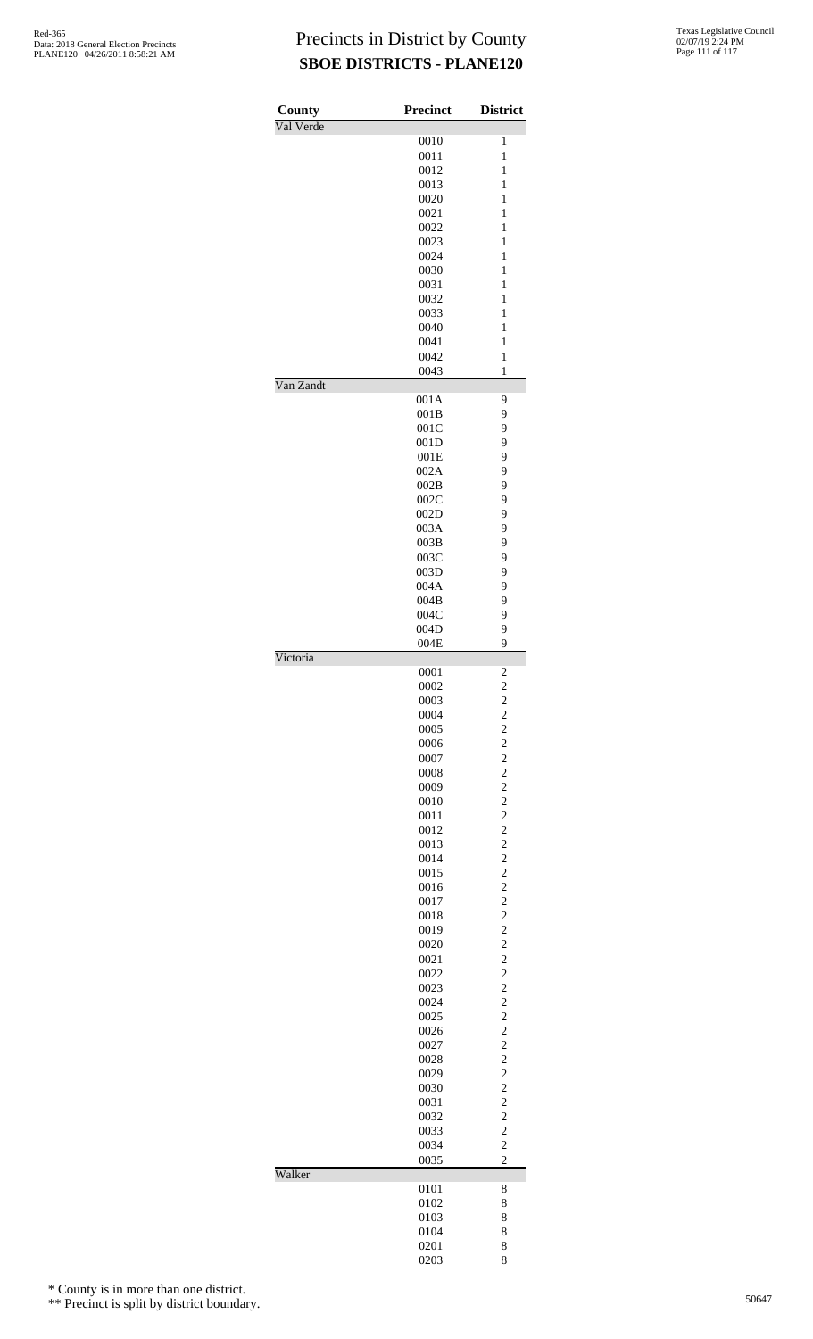# Precincts in District by County

## SBOE DISTRICTS - PLANE120

| County | Precinct | District |
|---|---|---|
| Val Verde | | |
| | 0010 | 1 |
| | 0011 | 1 |
| | 0012 | 1 |
| | 0013 | 1 |
| | 0020 | 1 |
| | 0021 | 1 |
| | 0022 | 1 |
| | 0023 | 1 |
| | 0024 | 1 |
| | 0030 | 1 |
| | 0031 | 1 |
| | 0032 | 1 |
| | 0033 | 1 |
| | 0040 | 1 |
| | 0041 | 1 |
| | 0042 | 1 |
| | 0043 | 1 |
| Van Zandt | | |
| | 001A | 9 |
| | 001B | 9 |
| | 001C | 9 |
| | 001D | 9 |
| | 001E | 9 |
| | 002A | 9 |
| | 002B | 9 |
| | 002C | 9 |
| | 002D | 9 |
| | 003A | 9 |
| | 003B | 9 |
| | 003C | 9 |
| | 003D | 9 |
| | 004A | 9 |
| | 004B | 9 |
| | 004C | 9 |
| | 004D | 9 |
| | 004E | 9 |
| Victoria | | |
| | 0001 | 2 |
| | 0002 | 2 |
| | 0003 | 2 |
| | 0004 | 2 |
| | 0005 | 2 |
| | 0006 | 2 |
| | 0007 | 2 |
| | 0008 | 2 |
| | 0009 | 2 |
| | 0010 | 2 |
| | 0011 | 2 |
| | 0012 | 2 |
| | 0013 | 2 |
| | 0014 | 2 |
| | 0015 | 2 |
| | 0016 | 2 |
| | 0017 | 2 |
| | 0018 | 2 |
| | 0019 | 2 |
| | 0020 | 2 |
| | 0021 | 2 |
| | 0022 | 2 |
| | 0023 | 2 |
| | 0024 | 2 |
| | 0025 | 2 |
| | 0026 | 2 |
| | 0027 | 2 |
| | 0028 | 2 |
| | 0029 | 2 |
| | 0030 | 2 |
| | 0031 | 2 |
| | 0032 | 2 |
| | 0033 | 2 |
| | 0034 | 2 |
| | 0035 | 2 |
| Walker | | |
| | 0101 | 8 |
| | 0102 | 8 |
| | 0103 | 8 |
| | 0104 | 8 |
| | 0201 | 8 |
| | 0203 | 8 |

\* County is in more than one district.

\*\* Precinct is split by district boundary.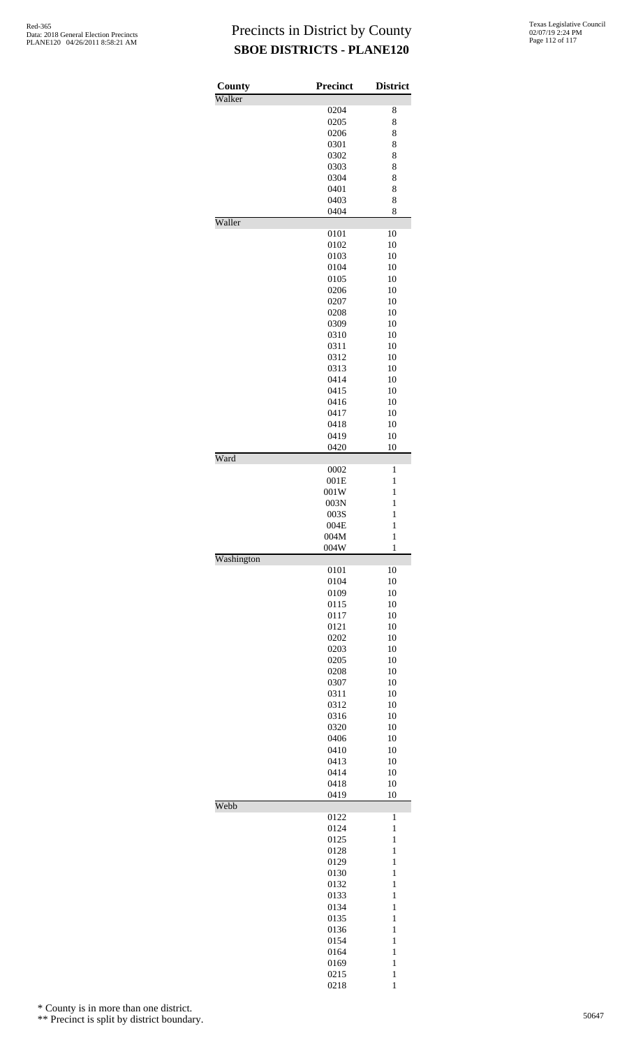# Precincts in District by County
## SBOE DISTRICTS - PLANE120

| County | Precinct | District |
|---|---|---|
| Walker | | |
| | 0204 | 8 |
| | 0205 | 8 |
| | 0206 | 8 |
| | 0301 | 8 |
| | 0302 | 8 |
| | 0303 | 8 |
| | 0304 | 8 |
| | 0401 | 8 |
| | 0403 | 8 |
| | 0404 | 8 |
| Waller | | |
| | 0101 | 10 |
| | 0102 | 10 |
| | 0103 | 10 |
| | 0104 | 10 |
| | 0105 | 10 |
| | 0206 | 10 |
| | 0207 | 10 |
| | 0208 | 10 |
| | 0309 | 10 |
| | 0310 | 10 |
| | 0311 | 10 |
| | 0312 | 10 |
| | 0313 | 10 |
| | 0414 | 10 |
| | 0415 | 10 |
| | 0416 | 10 |
| | 0417 | 10 |
| | 0418 | 10 |
| | 0419 | 10 |
| | 0420 | 10 |
| Ward | | |
| | 0002 | 1 |
| | 001E | 1 |
| | 001W | 1 |
| | 003N | 1 |
| | 003S | 1 |
| | 004E | 1 |
| | 004M | 1 |
| | 004W | 1 |
| Washington | | |
| | 0101 | 10 |
| | 0104 | 10 |
| | 0109 | 10 |
| | 0115 | 10 |
| | 0117 | 10 |
| | 0121 | 10 |
| | 0202 | 10 |
| | 0203 | 10 |
| | 0205 | 10 |
| | 0208 | 10 |
| | 0307 | 10 |
| | 0311 | 10 |
| | 0312 | 10 |
| | 0316 | 10 |
| | 0320 | 10 |
| | 0406 | 10 |
| | 0410 | 10 |
| | 0413 | 10 |
| | 0414 | 10 |
| | 0418 | 10 |
| | 0419 | 10 |
| Webb | | |
| | 0122 | 1 |
| | 0124 | 1 |
| | 0125 | 1 |
| | 0128 | 1 |
| | 0129 | 1 |
| | 0130 | 1 |
| | 0132 | 1 |
| | 0133 | 1 |
| | 0134 | 1 |
| | 0135 | 1 |
| | 0136 | 1 |
| | 0154 | 1 |
| | 0164 | 1 |
| | 0169 | 1 |
| | 0215 | 1 |
| | 0218 | 1 |

\* County is in more than one district.

\*\* Precinct is split by district boundary.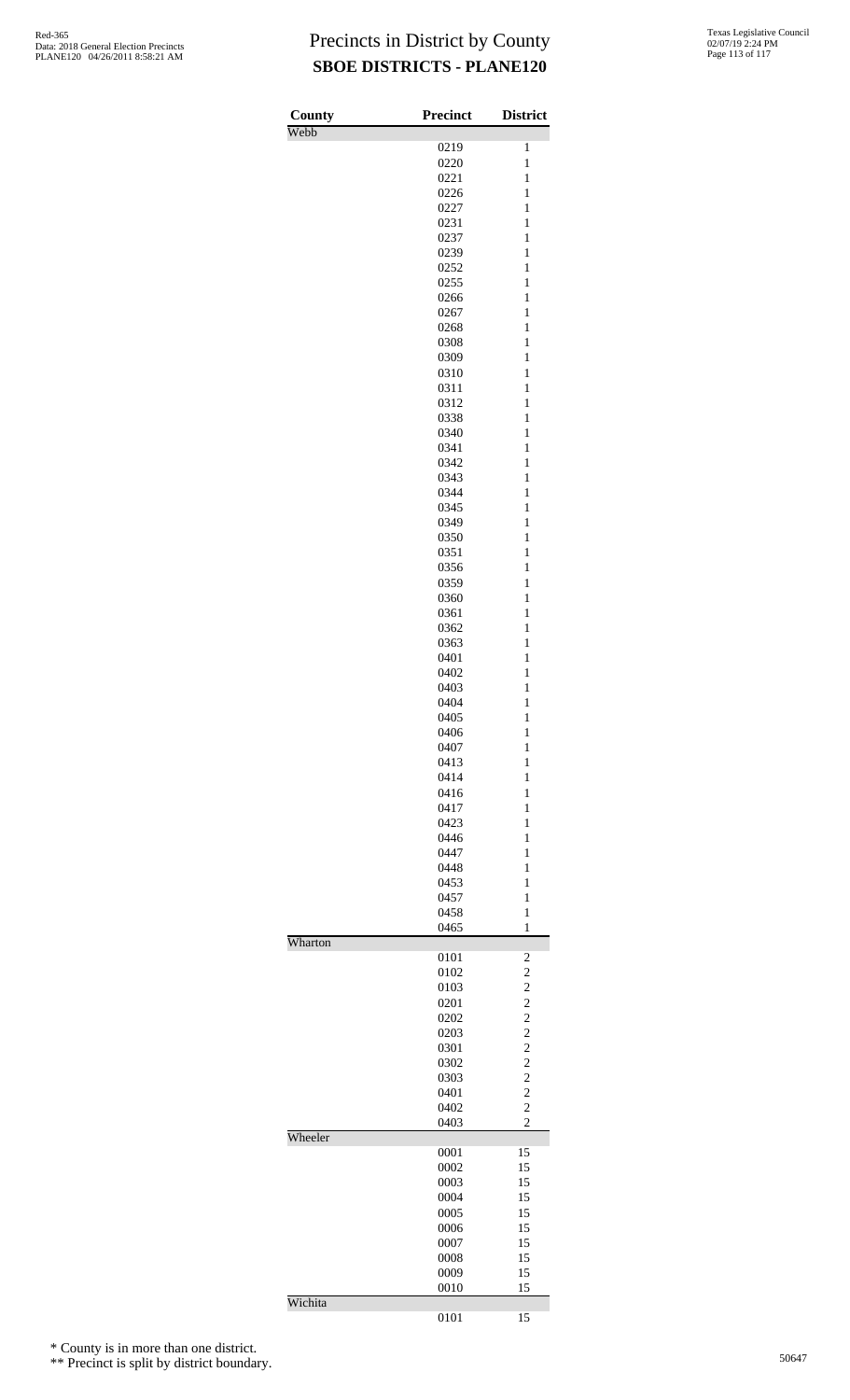# Precincts in District by County
## SBOE DISTRICTS - PLANE120

| County | Precinct | District |
|---|---|---|
| Webb | | |
| | 0219 | 1 |
| | 0220 | 1 |
| | 0221 | 1 |
| | 0226 | 1 |
| | 0227 | 1 |
| | 0231 | 1 |
| | 0237 | 1 |
| | 0239 | 1 |
| | 0252 | 1 |
| | 0255 | 1 |
| | 0266 | 1 |
| | 0267 | 1 |
| | 0268 | 1 |
| | 0308 | 1 |
| | 0309 | 1 |
| | 0310 | 1 |
| | 0311 | 1 |
| | 0312 | 1 |
| | 0338 | 1 |
| | 0340 | 1 |
| | 0341 | 1 |
| | 0342 | 1 |
| | 0343 | 1 |
| | 0344 | 1 |
| | 0345 | 1 |
| | 0349 | 1 |
| | 0350 | 1 |
| | 0351 | 1 |
| | 0356 | 1 |
| | 0359 | 1 |
| | 0360 | 1 |
| | 0361 | 1 |
| | 0362 | 1 |
| | 0363 | 1 |
| | 0401 | 1 |
| | 0402 | 1 |
| | 0403 | 1 |
| | 0404 | 1 |
| | 0405 | 1 |
| | 0406 | 1 |
| | 0407 | 1 |
| | 0413 | 1 |
| | 0414 | 1 |
| | 0416 | 1 |
| | 0417 | 1 |
| | 0423 | 1 |
| | 0446 | 1 |
| | 0447 | 1 |
| | 0448 | 1 |
| | 0453 | 1 |
| | 0457 | 1 |
| | 0458 | 1 |
| | 0465 | 1 |
| Wharton | | |
| | 0101 | 2 |
| | 0102 | 2 |
| | 0103 | 2 |
| | 0201 | 2 |
| | 0202 | 2 |
| | 0203 | 2 |
| | 0301 | 2 |
| | 0302 | 2 |
| | 0303 | 2 |
| | 0401 | 2 |
| | 0402 | 2 |
| | 0403 | 2 |
| Wheeler | | |
| | 0001 | 15 |
| | 0002 | 15 |
| | 0003 | 15 |
| | 0004 | 15 |
| | 0005 | 15 |
| | 0006 | 15 |
| | 0007 | 15 |
| | 0008 | 15 |
| | 0009 | 15 |
| | 0010 | 15 |
| Wichita | | |
| | 0101 | 15 |

\* County is in more than one district.

\*\* Precinct is split by district boundary.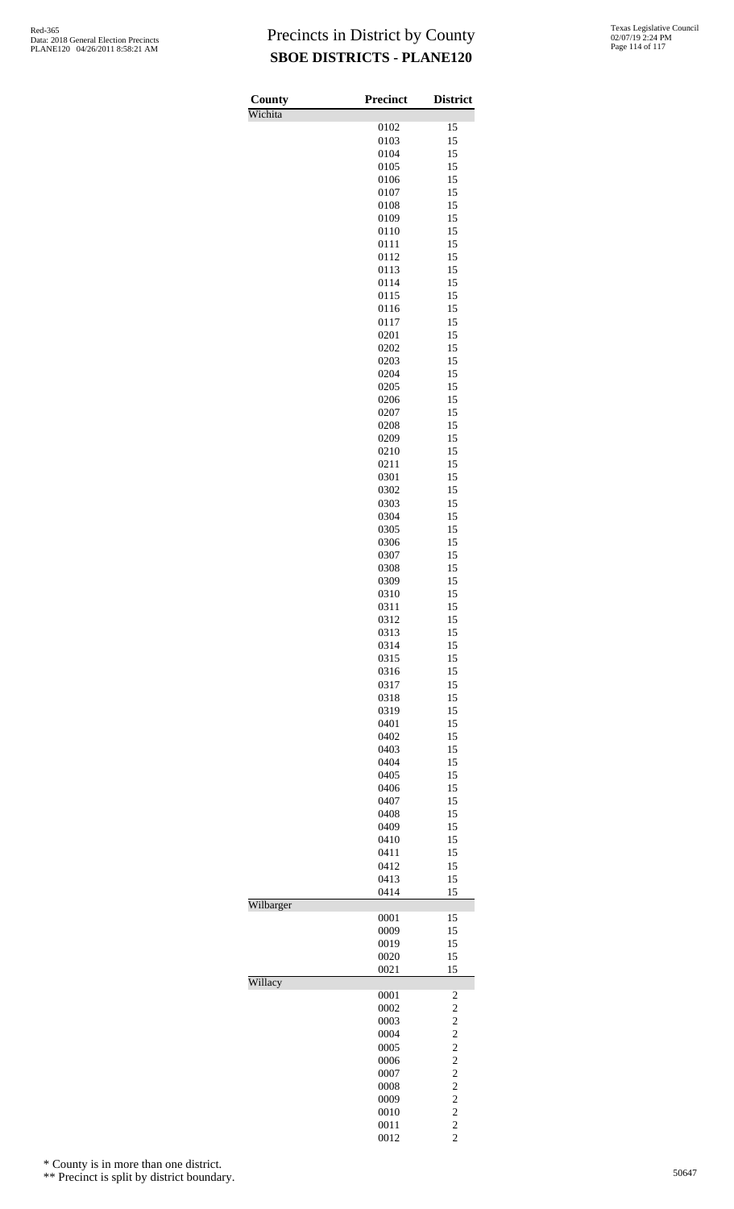# Precincts in District by County
## SBOE DISTRICTS - PLANE120

Red-365
Data: 2018 General Election Precincts
PLANE120 04/26/2011 8:58:21 AM

Texas Legislative Council
02/07/19 2:24 PM

| County | Precinct | District |
|---|---|---|
| Wichita | | |
| | 0102 | 15 |
| | 0103 | 15 |
| | 0104 | 15 |
| | 0105 | 15 |
| | 0106 | 15 |
| | 0107 | 15 |
| | 0108 | 15 |
| | 0109 | 15 |
| | 0110 | 15 |
| | 0111 | 15 |
| | 0112 | 15 |
| | 0113 | 15 |
| | 0114 | 15 |
| | 0115 | 15 |
| | 0116 | 15 |
| | 0117 | 15 |
| | 0201 | 15 |
| | 0202 | 15 |
| | 0203 | 15 |
| | 0204 | 15 |
| | 0205 | 15 |
| | 0206 | 15 |
| | 0207 | 15 |
| | 0208 | 15 |
| | 0209 | 15 |
| | 0210 | 15 |
| | 0211 | 15 |
| | 0301 | 15 |
| | 0302 | 15 |
| | 0303 | 15 |
| | 0304 | 15 |
| | 0305 | 15 |
| | 0306 | 15 |
| | 0307 | 15 |
| | 0308 | 15 |
| | 0309 | 15 |
| | 0310 | 15 |
| | 0311 | 15 |
| | 0312 | 15 |
| | 0313 | 15 |
| | 0314 | 15 |
| | 0315 | 15 |
| | 0316 | 15 |
| | 0317 | 15 |
| | 0318 | 15 |
| | 0319 | 15 |
| | 0401 | 15 |
| | 0402 | 15 |
| | 0403 | 15 |
| | 0404 | 15 |
| | 0405 | 15 |
| | 0406 | 15 |
| | 0407 | 15 |
| | 0408 | 15 |
| | 0409 | 15 |
| | 0410 | 15 |
| | 0411 | 15 |
| | 0412 | 15 |
| | 0413 | 15 |
| | 0414 | 15 |
| Wilbarger | | |
| | 0001 | 15 |
| | 0009 | 15 |
| | 0019 | 15 |
| | 0020 | 15 |
| | 0021 | 15 |
| Willacy | | |
| | 0001 | 2 |
| | 0002 | 2 |
| | 0003 | 2 |
| | 0004 | 2 |
| | 0005 | 2 |
| | 0006 | 2 |
| | 0007 | 2 |
| | 0008 | 2 |
| | 0009 | 2 |
| | 0010 | 2 |
| | 0011 | 2 |
| | 0012 | 2 |

\* County is in more than one district.

\*\* Precinct is split by district boundary.

50647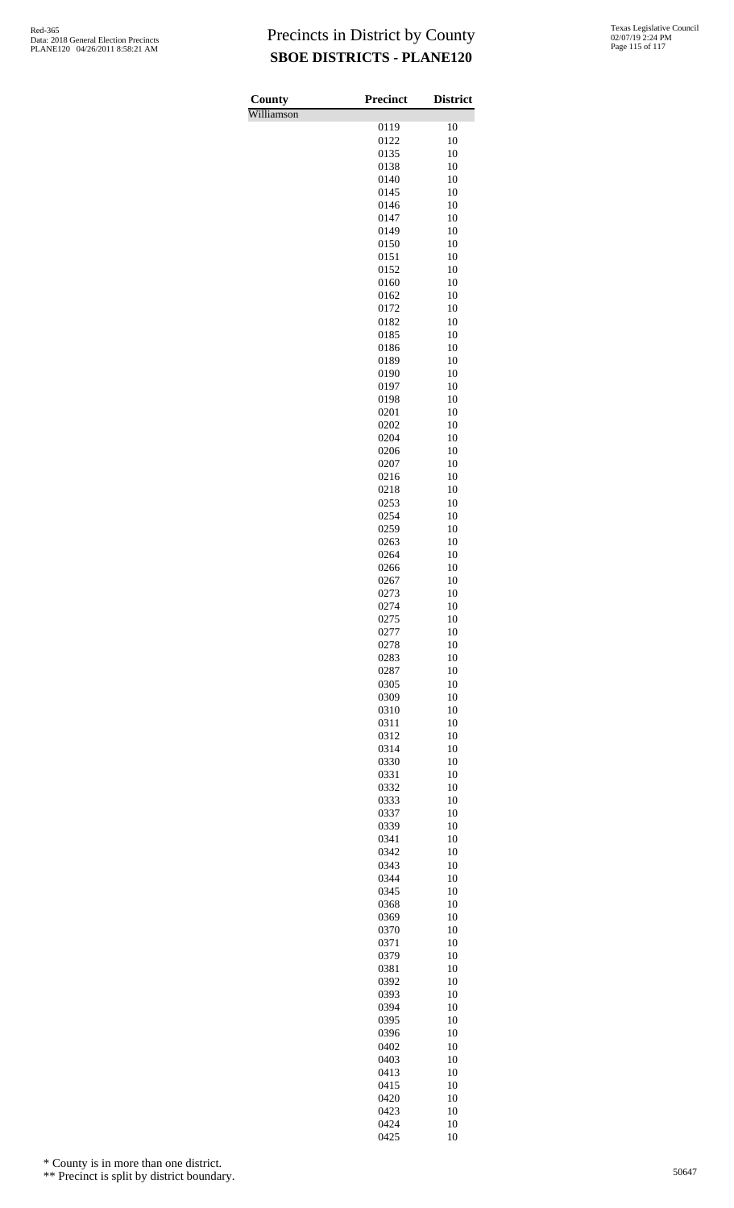# Precincts in District by County

## SBOE DISTRICTS - PLANE120

Red-365
Data: 2018 General Election Precincts
PLANE120 04/26/2011 8:58:21 AM

Texas Legislative Council
02/07/19 2:24 PM

| County | Precinct | District |
|---|---|---|
| Williamson | | |
| | 0119 | 10 |
| | 0122 | 10 |
| | 0135 | 10 |
| | 0138 | 10 |
| | 0140 | 10 |
| | 0145 | 10 |
| | 0146 | 10 |
| | 0147 | 10 |
| | 0149 | 10 |
| | 0150 | 10 |
| | 0151 | 10 |
| | 0152 | 10 |
| | 0160 | 10 |
| | 0162 | 10 |
| | 0172 | 10 |
| | 0182 | 10 |
| | 0185 | 10 |
| | 0186 | 10 |
| | 0189 | 10 |
| | 0190 | 10 |
| | 0197 | 10 |
| | 0198 | 10 |
| | 0201 | 10 |
| | 0202 | 10 |
| | 0204 | 10 |
| | 0206 | 10 |
| | 0207 | 10 |
| | 0216 | 10 |
| | 0218 | 10 |
| | 0253 | 10 |
| | 0254 | 10 |
| | 0259 | 10 |
| | 0263 | 10 |
| | 0264 | 10 |
| | 0266 | 10 |
| | 0267 | 10 |
| | 0273 | 10 |
| | 0274 | 10 |
| | 0275 | 10 |
| | 0277 | 10 |
| | 0278 | 10 |
| | 0283 | 10 |
| | 0287 | 10 |
| | 0305 | 10 |
| | 0309 | 10 |
| | 0310 | 10 |
| | 0311 | 10 |
| | 0312 | 10 |
| | 0314 | 10 |
| | 0330 | 10 |
| | 0331 | 10 |
| | 0332 | 10 |
| | 0333 | 10 |
| | 0337 | 10 |
| | 0339 | 10 |
| | 0341 | 10 |
| | 0342 | 10 |
| | 0343 | 10 |
| | 0344 | 10 |
| | 0345 | 10 |
| | 0368 | 10 |
| | 0369 | 10 |
| | 0370 | 10 |
| | 0371 | 10 |
| | 0379 | 10 |
| | 0381 | 10 |
| | 0392 | 10 |
| | 0393 | 10 |
| | 0394 | 10 |
| | 0395 | 10 |
| | 0396 | 10 |
| | 0402 | 10 |
| | 0403 | 10 |
| | 0413 | 10 |
| | 0415 | 10 |
| | 0420 | 10 |
| | 0423 | 10 |
| | 0424 | 10 |
| | 0425 | 10 |

\* County is in more than one district.

\*\* Precinct is split by district boundary.

50647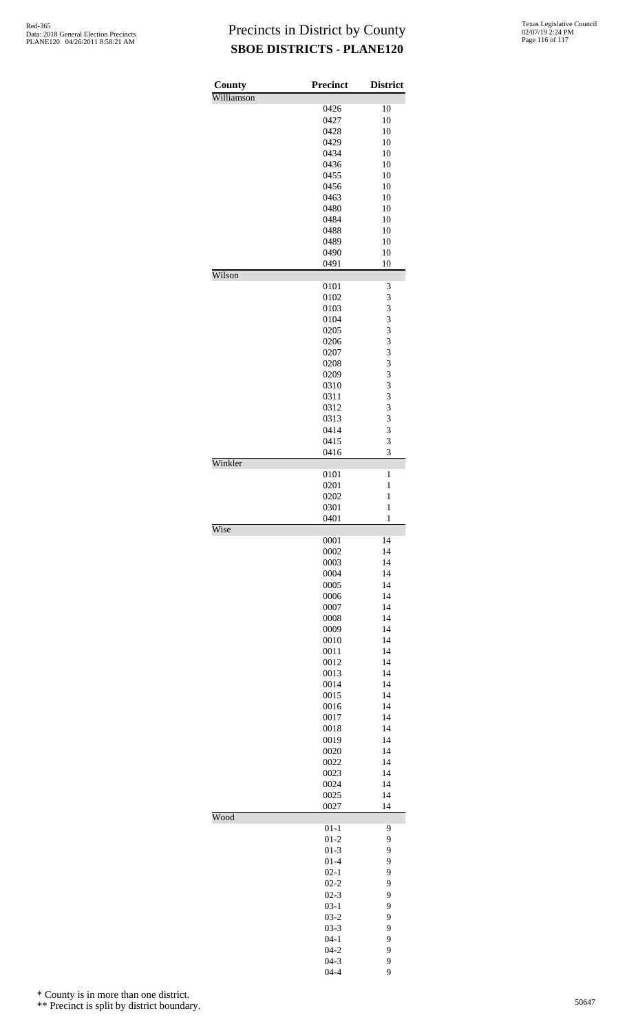# Precincts in District by County
## SBOE DISTRICTS - PLANE120

| County | Precinct | District |
|---|---|---|
| Williamson | | |
| | 0426 | 10 |
| | 0427 | 10 |
| | 0428 | 10 |
| | 0429 | 10 |
| | 0434 | 10 |
| | 0436 | 10 |
| | 0455 | 10 |
| | 0456 | 10 |
| | 0463 | 10 |
| | 0480 | 10 |
| | 0484 | 10 |
| | 0488 | 10 |
| | 0489 | 10 |
| | 0490 | 10 |
| | 0491 | 10 |
| Wilson | | |
| | 0101 | 3 |
| | 0102 | 3 |
| | 0103 | 3 |
| | 0104 | 3 |
| | 0205 | 3 |
| | 0206 | 3 |
| | 0207 | 3 |
| | 0208 | 3 |
| | 0209 | 3 |
| | 0310 | 3 |
| | 0311 | 3 |
| | 0312 | 3 |
| | 0313 | 3 |
| | 0414 | 3 |
| | 0415 | 3 |
| | 0416 | 3 |
| Winkler | | |
| | 0101 | 1 |
| | 0201 | 1 |
| | 0202 | 1 |
| | 0301 | 1 |
| | 0401 | 1 |
| Wise | | |
| | 0001 | 14 |
| | 0002 | 14 |
| | 0003 | 14 |
| | 0004 | 14 |
| | 0005 | 14 |
| | 0006 | 14 |
| | 0007 | 14 |
| | 0008 | 14 |
| | 0009 | 14 |
| | 0010 | 14 |
| | 0011 | 14 |
| | 0012 | 14 |
| | 0013 | 14 |
| | 0014 | 14 |
| | 0015 | 14 |
| | 0016 | 14 |
| | 0017 | 14 |
| | 0018 | 14 |
| | 0019 | 14 |
| | 0020 | 14 |
| | 0022 | 14 |
| | 0023 | 14 |
| | 0024 | 14 |
| | 0025 | 14 |
| | 0027 | 14 |
| Wood | | |
| | 01-1 | 9 |
| | 01-2 | 9 |
| | 01-3 | 9 |
| | 01-4 | 9 |
| | 02-1 | 9 |
| | 02-2 | 9 |
| | 02-3 | 9 |
| | 03-1 | 9 |
| | 03-2 | 9 |
| | 03-3 | 9 |
| | 04-1 | 9 |
| | 04-2 | 9 |
| | 04-3 | 9 |
| | 04-4 | 9 |

\* County is in more than one district.

\*\* Precinct is split by district boundary.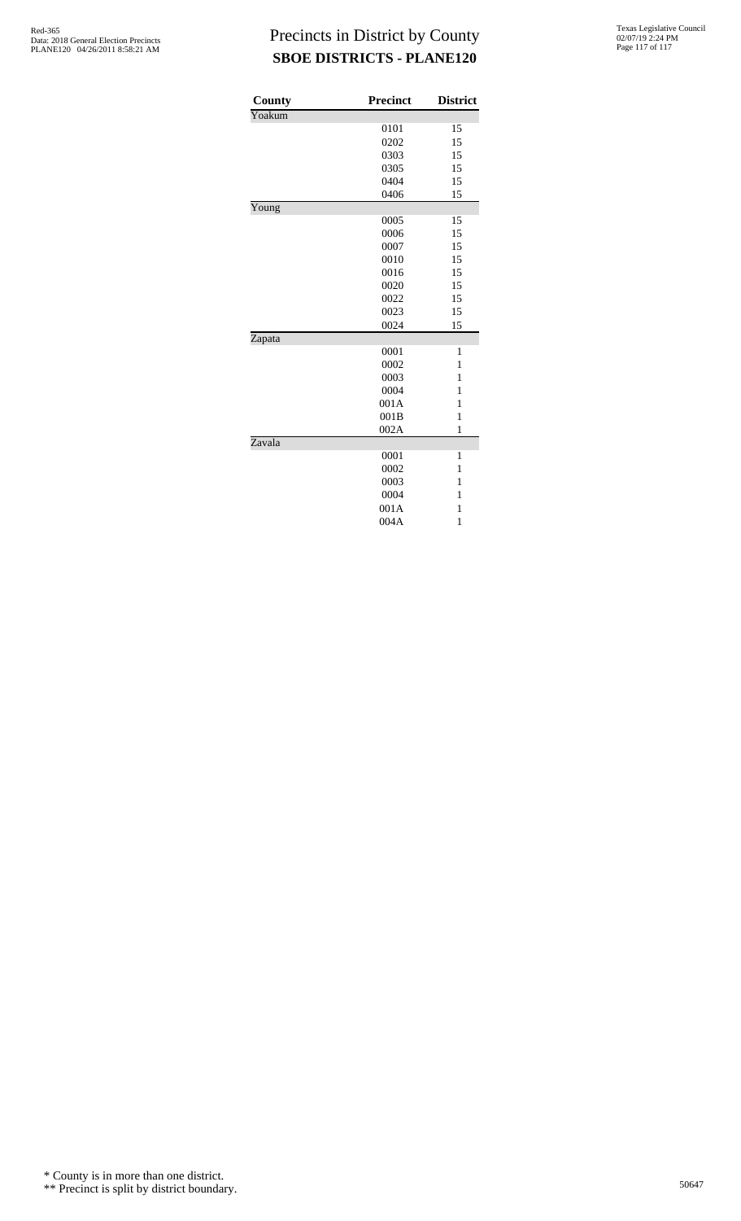# Precincts in District by County
## SBOE DISTRICTS - PLANE120

| County | Precinct | District |
|---|---|---|
| Yoakum | | |
| | 0101 | 15 |
| | 0202 | 15 |
| | 0303 | 15 |
| | 0305 | 15 |
| | 0404 | 15 |
| | 0406 | 15 |
| Young | | |
| | 0005 | 15 |
| | 0006 | 15 |
| | 0007 | 15 |
| | 0010 | 15 |
| | 0016 | 15 |
| | 0020 | 15 |
| | 0022 | 15 |
| | 0023 | 15 |
| | 0024 | 15 |
| Zapata | | |
| | 0001 | 1 |
| | 0002 | 1 |
| | 0003 | 1 |
| | 0004 | 1 |
| | 001A | 1 |
| | 001B | 1 |
| | 002A | 1 |
| Zavala | | |
| | 0001 | 1 |
| | 0002 | 1 |
| | 0003 | 1 |
| | 0004 | 1 |
| | 001A | 1 |
| | 004A | 1 |

* County is in more than one district.

** Precinct is split by district boundary.